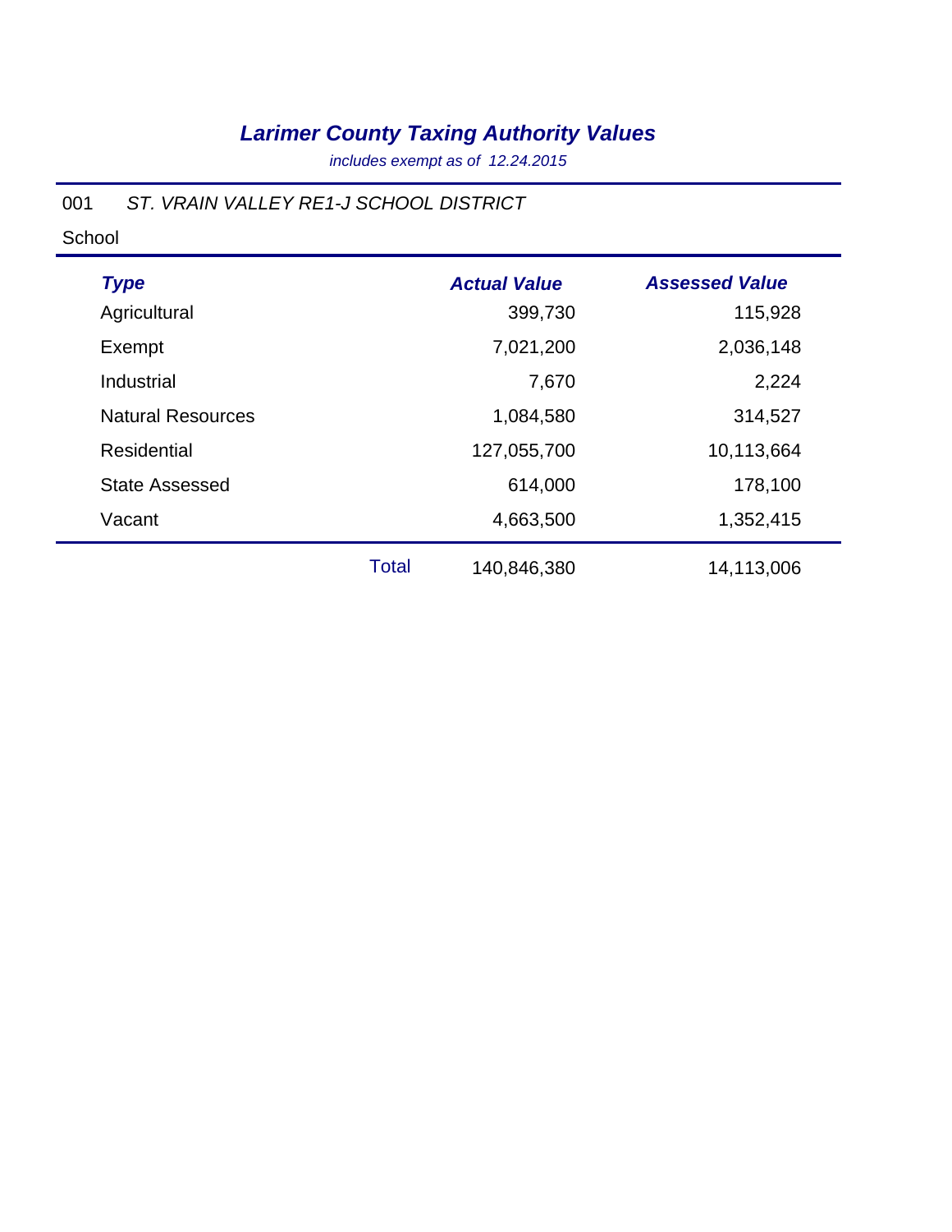# *Larimer County Taxing Authority Values*

*includes exempt as of 12.24.2015*

001 *ST. VRAIN VALLEY RE1-J SCHOOL DISTRICT*

School

| *Type* | | *Actual Value* | *Assessed Value* |
|---|---|---|---|
| Agricultural | | 399,730 | 115,928 |
| Exempt | | 7,021,200 | 2,036,148 |
| Industrial | | 7,670 | 2,224 |
| Natural Resources | | 1,084,580 | 314,527 |
| Residential | | 127,055,700 | 10,113,664 |
| State Assessed | | 614,000 | 178,100 |
| Vacant | | 4,663,500 | 1,352,415 |
| | Total | 140,846,380 | 14,113,006 |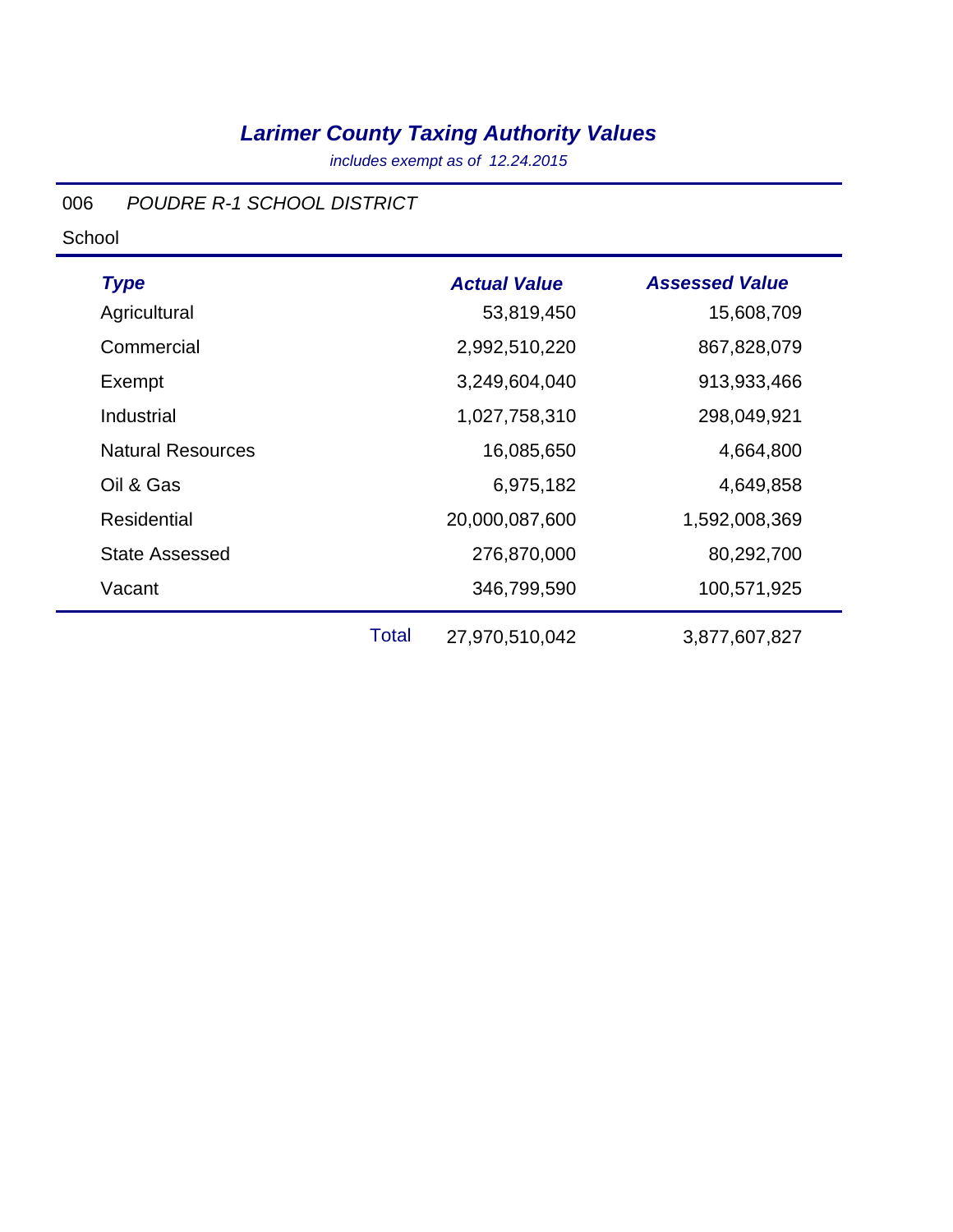# *Larimer County Taxing Authority Values*

*includes exempt as of 12.24.2015*

006 *POUDRE R-1 SCHOOL DISTRICT*

School

| *Type* | | *Actual Value* | *Assessed Value* |
|---|---|---|---|
| Agricultural | | 53,819,450 | 15,608,709 |
| Commercial | | 2,992,510,220 | 867,828,079 |
| Exempt | | 3,249,604,040 | 913,933,466 |
| Industrial | | 1,027,758,310 | 298,049,921 |
| Natural Resources | | 16,085,650 | 4,664,800 |
| Oil & Gas | | 6,975,182 | 4,649,858 |
| Residential | | 20,000,087,600 | 1,592,008,369 |
| State Assessed | | 276,870,000 | 80,292,700 |
| Vacant | | 346,799,590 | 100,571,925 |
| | Total | 27,970,510,042 | 3,877,607,827 |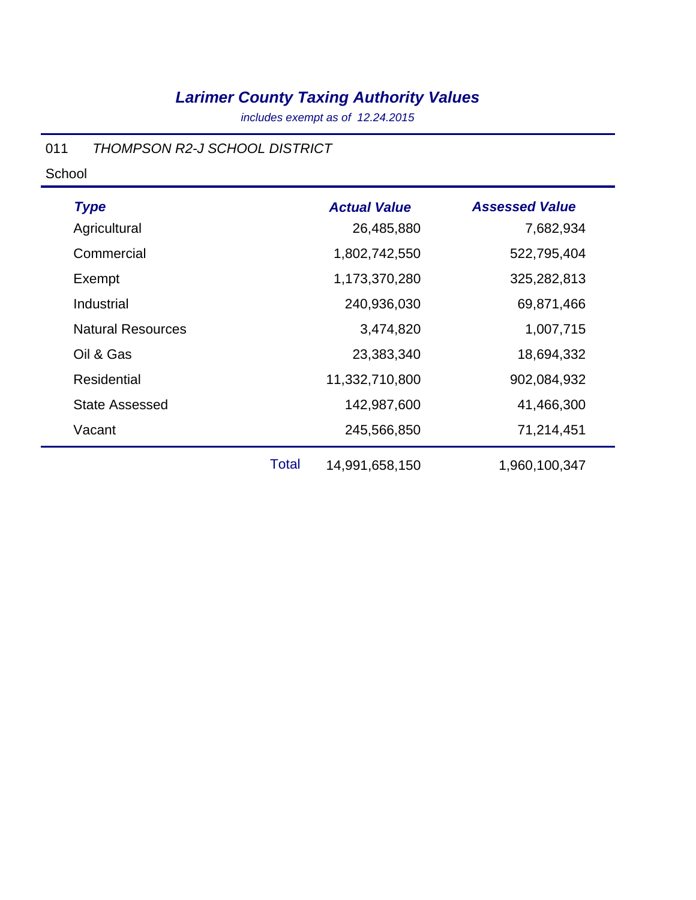# *Larimer County Taxing Authority Values*

*includes exempt as of 12.24.2015*

011 *THOMPSON R2-J SCHOOL DISTRICT*

School

| *Type* | | *Actual Value* | *Assessed Value* |
|---|---|---|---|
| Agricultural | | 26,485,880 | 7,682,934 |
| Commercial | | 1,802,742,550 | 522,795,404 |
| Exempt | | 1,173,370,280 | 325,282,813 |
| Industrial | | 240,936,030 | 69,871,466 |
| Natural Resources | | 3,474,820 | 1,007,715 |
| Oil & Gas | | 23,383,340 | 18,694,332 |
| Residential | | 11,332,710,800 | 902,084,932 |
| State Assessed | | 142,987,600 | 41,466,300 |
| Vacant | | 245,566,850 | 71,214,451 |
| | Total | 14,991,658,150 | 1,960,100,347 |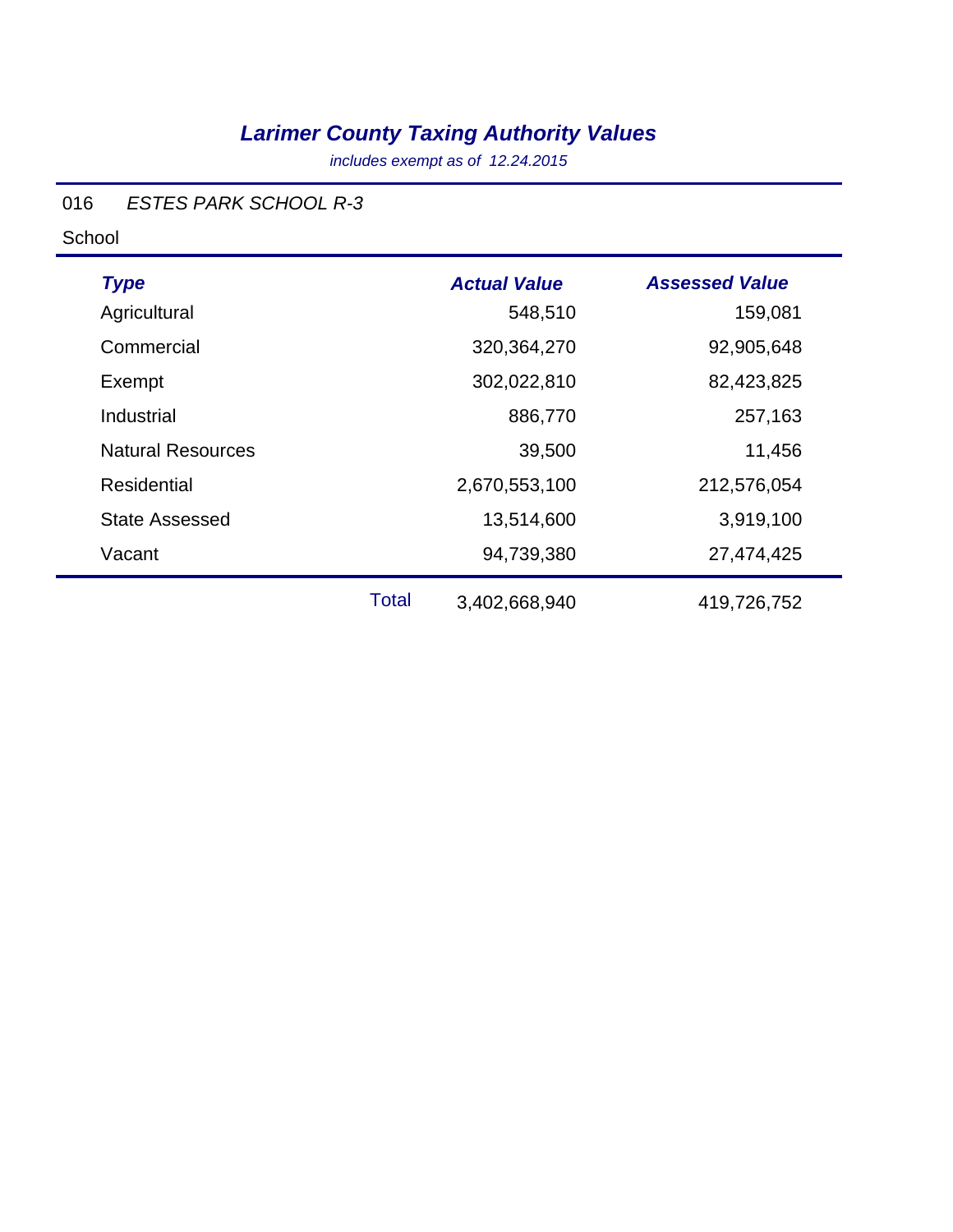# *Larimer County Taxing Authority Values*

*includes exempt as of 12.24.2015*

016 *ESTES PARK SCHOOL R-3*

School

| *Type* | | *Actual Value* | *Assessed Value* |
|---|---|---|---|
| Agricultural | | 548,510 | 159,081 |
| Commercial | | 320,364,270 | 92,905,648 |
| Exempt | | 302,022,810 | 82,423,825 |
| Industrial | | 886,770 | 257,163 |
| Natural Resources | | 39,500 | 11,456 |
| Residential | | 2,670,553,100 | 212,576,054 |
| State Assessed | | 13,514,600 | 3,919,100 |
| Vacant | | 94,739,380 | 27,474,425 |
| | Total | 3,402,668,940 | 419,726,752 |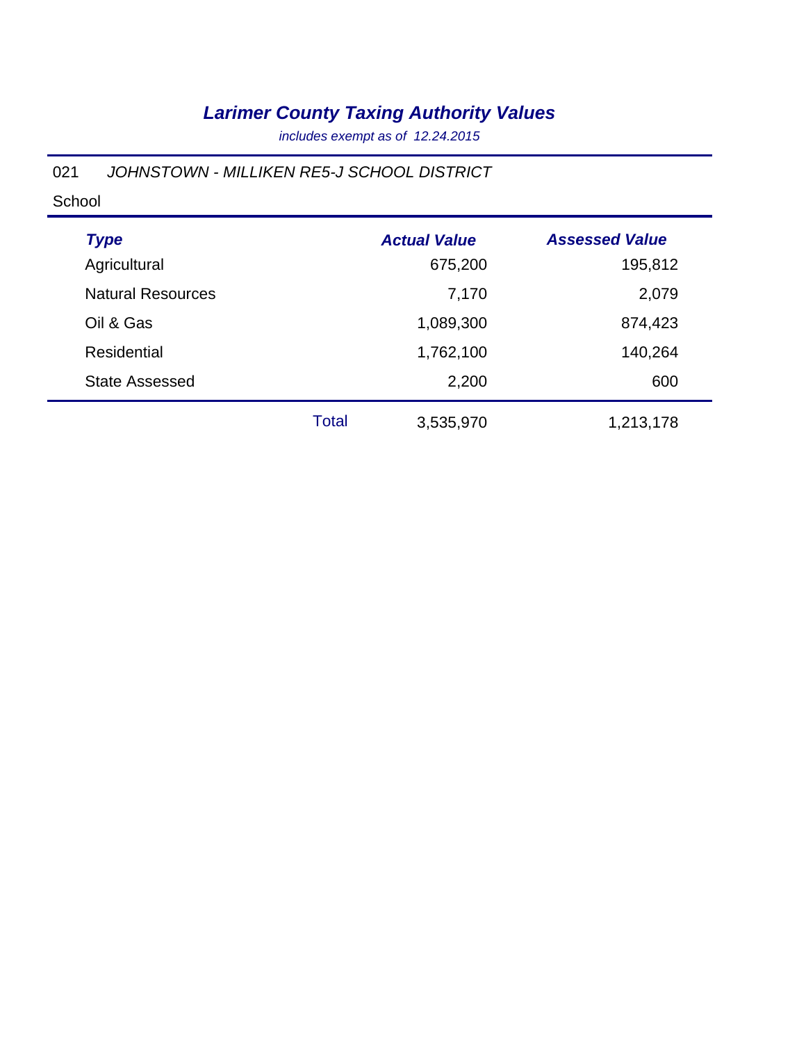# *Larimer County Taxing Authority Values*

*includes exempt as of 12.24.2015*

021 *JOHNSTOWN - MILLIKEN RE5-J SCHOOL DISTRICT*

School

| *Type* | | *Actual Value* | *Assessed Value* |
|---|---|---|---|
| Agricultural | | 675,200 | 195,812 |
| Natural Resources | | 7,170 | 2,079 |
| Oil & Gas | | 1,089,300 | 874,423 |
| Residential | | 1,762,100 | 140,264 |
| State Assessed | | 2,200 | 600 |
| | Total | 3,535,970 | 1,213,178 |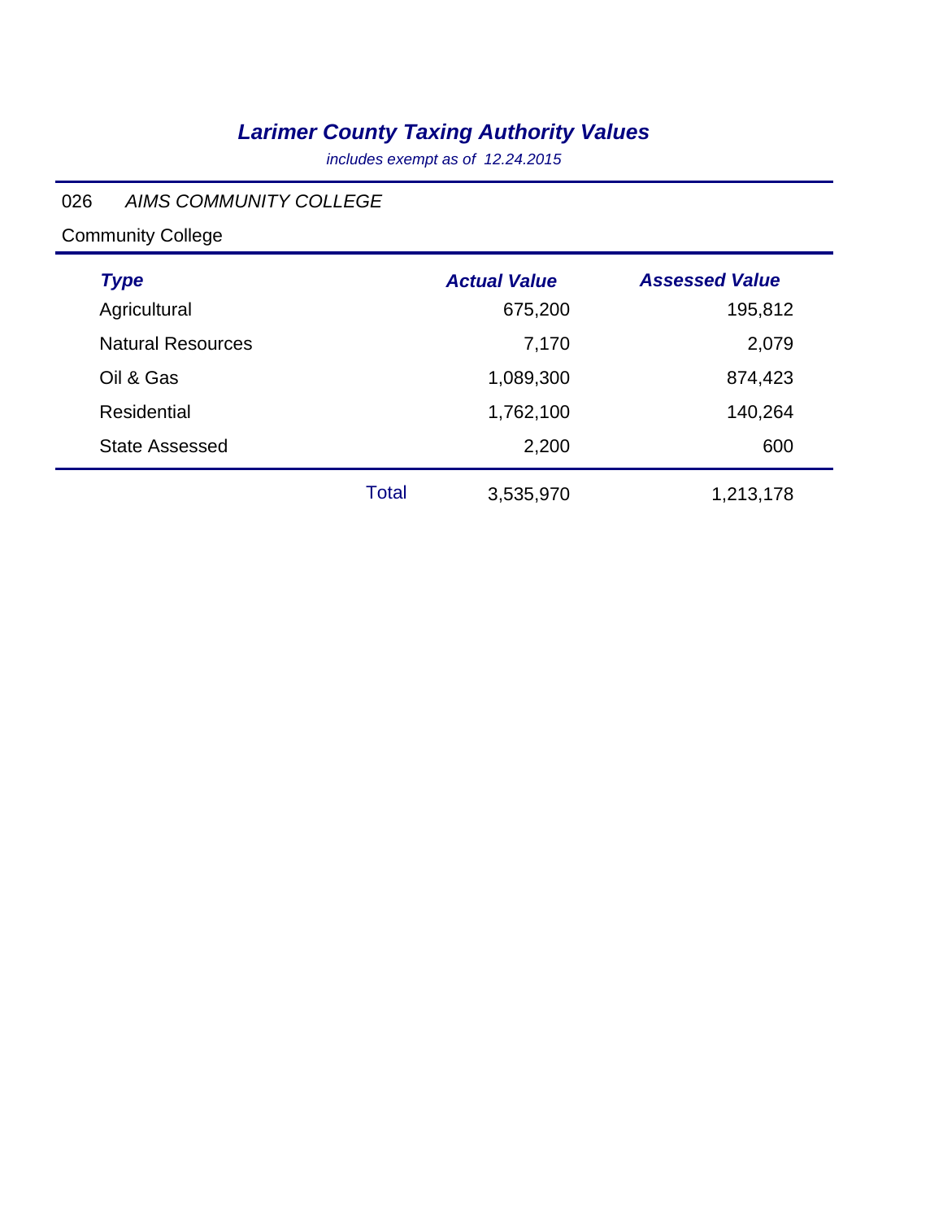# *Larimer County Taxing Authority Values*

*includes exempt as of 12.24.2015*

026 *AIMS COMMUNITY COLLEGE*

Community College

| Type | | Actual Value | Assessed Value |
|---|---|---|---|
| Agricultural | | 675,200 | 195,812 |
| Natural Resources | | 7,170 | 2,079 |
| Oil & Gas | | 1,089,300 | 874,423 |
| Residential | | 1,762,100 | 140,264 |
| State Assessed | | 2,200 | 600 |
| | Total | 3,535,970 | 1,213,178 |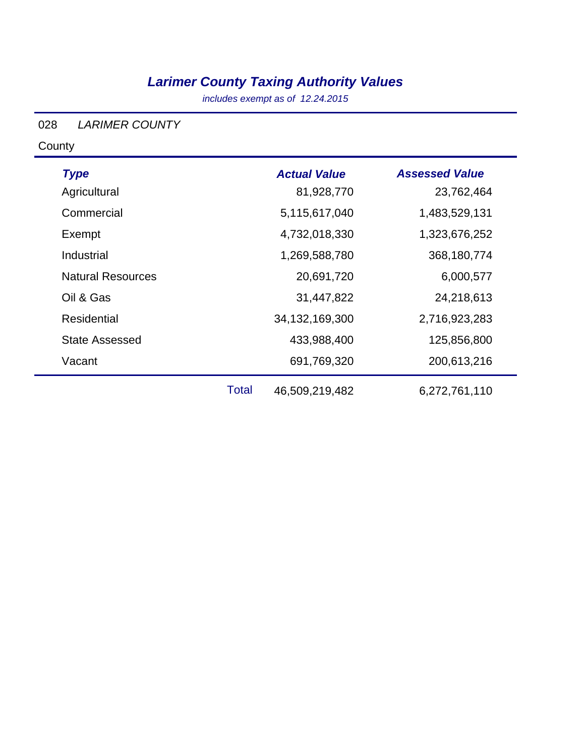# *Larimer County Taxing Authority Values*

*includes exempt as of 12.24.2015*

028 *LARIMER COUNTY*

County

| *Type* | *Actual Value* | *Assessed Value* |
|---|---|---|
| Agricultural | 81,928,770 | 23,762,464 |
| Commercial | 5,115,617,040 | 1,483,529,131 |
| Exempt | 4,732,018,330 | 1,323,676,252 |
| Industrial | 1,269,588,780 | 368,180,774 |
| Natural Resources | 20,691,720 | 6,000,577 |
| Oil & Gas | 31,447,822 | 24,218,613 |
| Residential | 34,132,169,300 | 2,716,923,283 |
| State Assessed | 433,988,400 | 125,856,800 |
| Vacant | 691,769,320 | 200,613,216 |
| Total | 46,509,219,482 | 6,272,761,110 |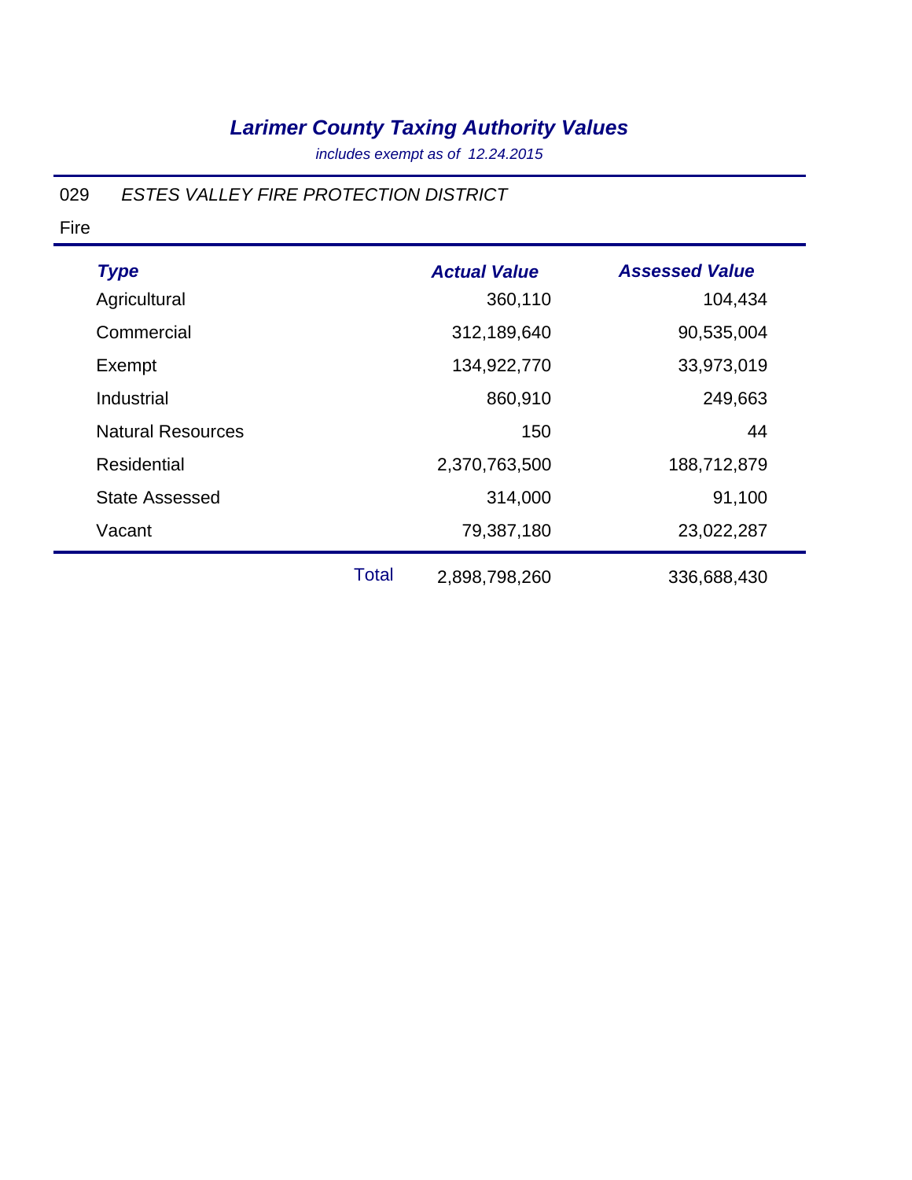# *Larimer County Taxing Authority Values*

*includes exempt as of 12.24.2015*

029 *ESTES VALLEY FIRE PROTECTION DISTRICT*

Fire

| *Type* | *Actual Value* | *Assessed Value* |
|---|---|---|
| Agricultural | 360,110 | 104,434 |
| Commercial | 312,189,640 | 90,535,004 |
| Exempt | 134,922,770 | 33,973,019 |
| Industrial | 860,910 | 249,663 |
| Natural Resources | 150 | 44 |
| Residential | 2,370,763,500 | 188,712,879 |
| State Assessed | 314,000 | 91,100 |
| Vacant | 79,387,180 | 23,022,287 |
| Total | 2,898,798,260 | 336,688,430 |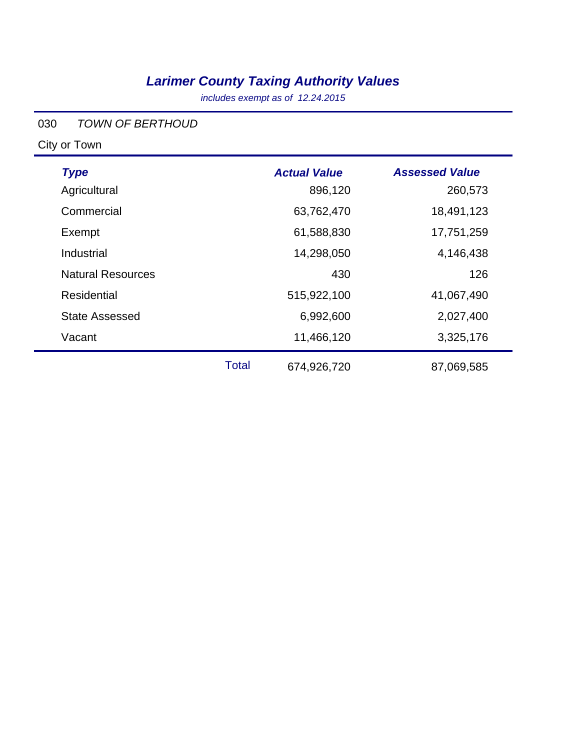# *Larimer County Taxing Authority Values*

*includes exempt as of 12.24.2015*

030 *TOWN OF BERTHOUD*

City or Town

| Type | Actual Value | Assessed Value |
|---|---|---|
| Agricultural | 896,120 | 260,573 |
| Commercial | 63,762,470 | 18,491,123 |
| Exempt | 61,588,830 | 17,751,259 |
| Industrial | 14,298,050 | 4,146,438 |
| Natural Resources | 430 | 126 |
| Residential | 515,922,100 | 41,067,490 |
| State Assessed | 6,992,600 | 2,027,400 |
| Vacant | 11,466,120 | 3,325,176 |
| Total | 674,926,720 | 87,069,585 |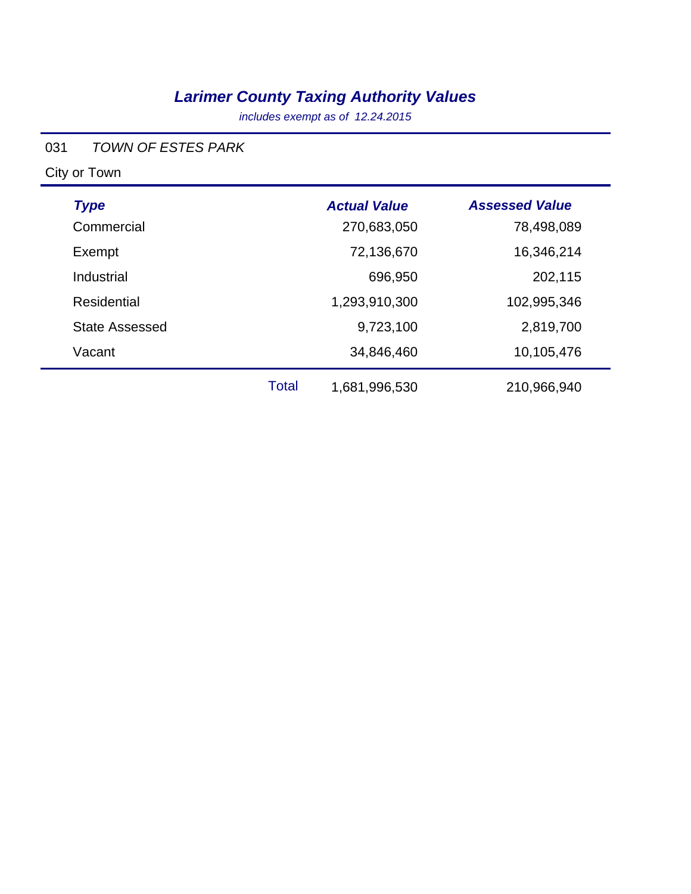# *Larimer County Taxing Authority Values*

*includes exempt as of 12.24.2015*

031 *TOWN OF ESTES PARK*

City or Town

| *Type* | | *Actual Value* | *Assessed Value* |
|---|---|---|---|
| Commercial | | 270,683,050 | 78,498,089 |
| Exempt | | 72,136,670 | 16,346,214 |
| Industrial | | 696,950 | 202,115 |
| Residential | | 1,293,910,300 | 102,995,346 |
| State Assessed | | 9,723,100 | 2,819,700 |
| Vacant | | 34,846,460 | 10,105,476 |
| | Total | 1,681,996,530 | 210,966,940 |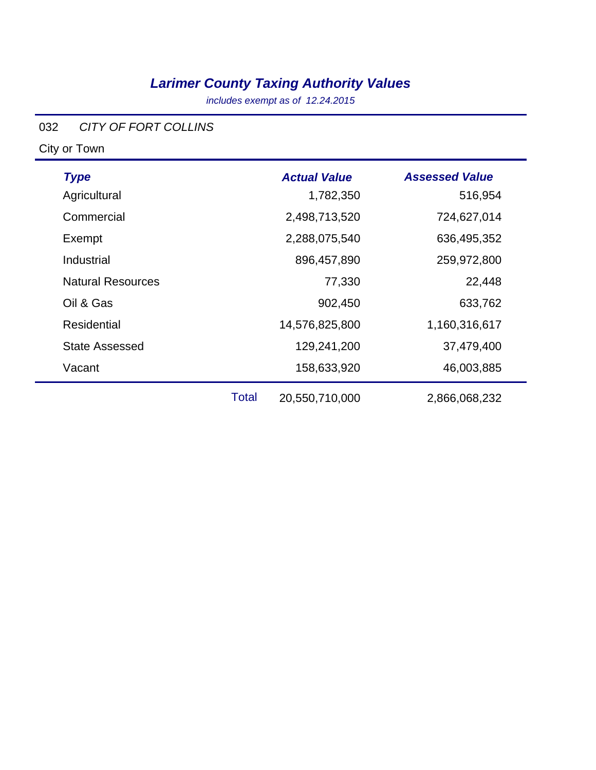# *Larimer County Taxing Authority Values*

*includes exempt as of 12.24.2015*

032 *CITY OF FORT COLLINS*

City or Town

| *Type* | | *Actual Value* | *Assessed Value* |
|---|---|---|---|
| Agricultural | | 1,782,350 | 516,954 |
| Commercial | | 2,498,713,520 | 724,627,014 |
| Exempt | | 2,288,075,540 | 636,495,352 |
| Industrial | | 896,457,890 | 259,972,800 |
| Natural Resources | | 77,330 | 22,448 |
| Oil & Gas | | 902,450 | 633,762 |
| Residential | | 14,576,825,800 | 1,160,316,617 |
| State Assessed | | 129,241,200 | 37,479,400 |
| Vacant | | 158,633,920 | 46,003,885 |
| | Total | 20,550,710,000 | 2,866,068,232 |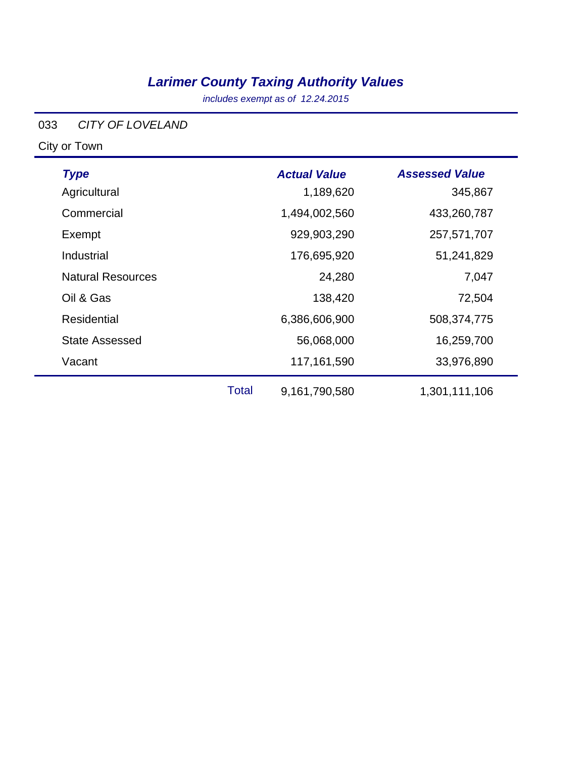# *Larimer County Taxing Authority Values*

*includes exempt as of 12.24.2015*

033 *CITY OF LOVELAND*

City or Town

| *Type* | | *Actual Value* | *Assessed Value* |
|---|---|---|---|
| Agricultural | | 1,189,620 | 345,867 |
| Commercial | | 1,494,002,560 | 433,260,787 |
| Exempt | | 929,903,290 | 257,571,707 |
| Industrial | | 176,695,920 | 51,241,829 |
| Natural Resources | | 24,280 | 7,047 |
| Oil & Gas | | 138,420 | 72,504 |
| Residential | | 6,386,606,900 | 508,374,775 |
| State Assessed | | 56,068,000 | 16,259,700 |
| Vacant | | 117,161,590 | 33,976,890 |
| | Total | 9,161,790,580 | 1,301,111,106 |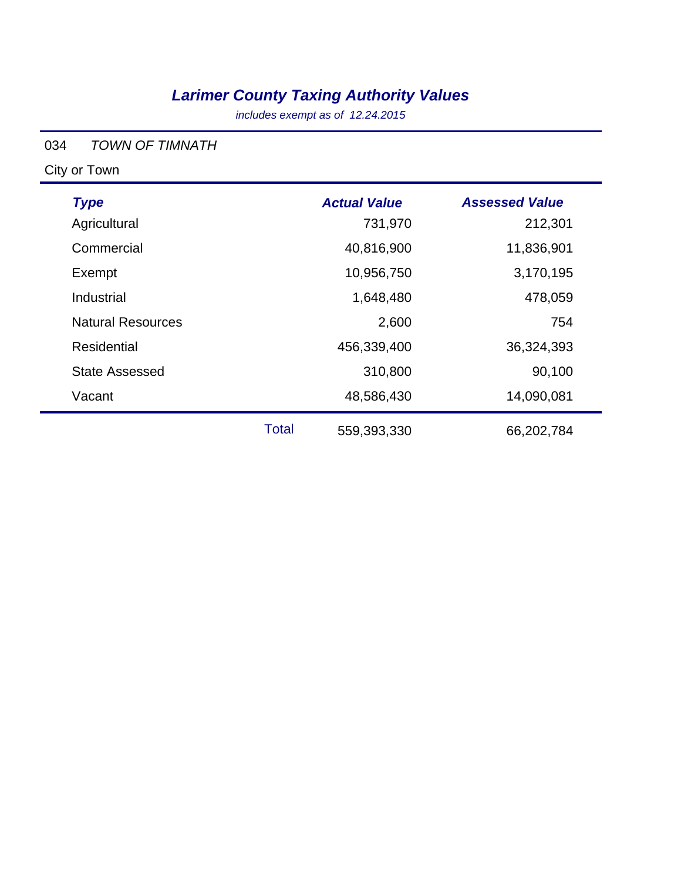# *Larimer County Taxing Authority Values*

*includes exempt as of 12.24.2015*

034 *TOWN OF TIMNATH*

City or Town

| *Type* | | *Actual Value* | *Assessed Value* |
|---|---|---|---|
| Agricultural | | 731,970 | 212,301 |
| Commercial | | 40,816,900 | 11,836,901 |
| Exempt | | 10,956,750 | 3,170,195 |
| Industrial | | 1,648,480 | 478,059 |
| Natural Resources | | 2,600 | 754 |
| Residential | | 456,339,400 | 36,324,393 |
| State Assessed | | 310,800 | 90,100 |
| Vacant | | 48,586,430 | 14,090,081 |
| | Total | 559,393,330 | 66,202,784 |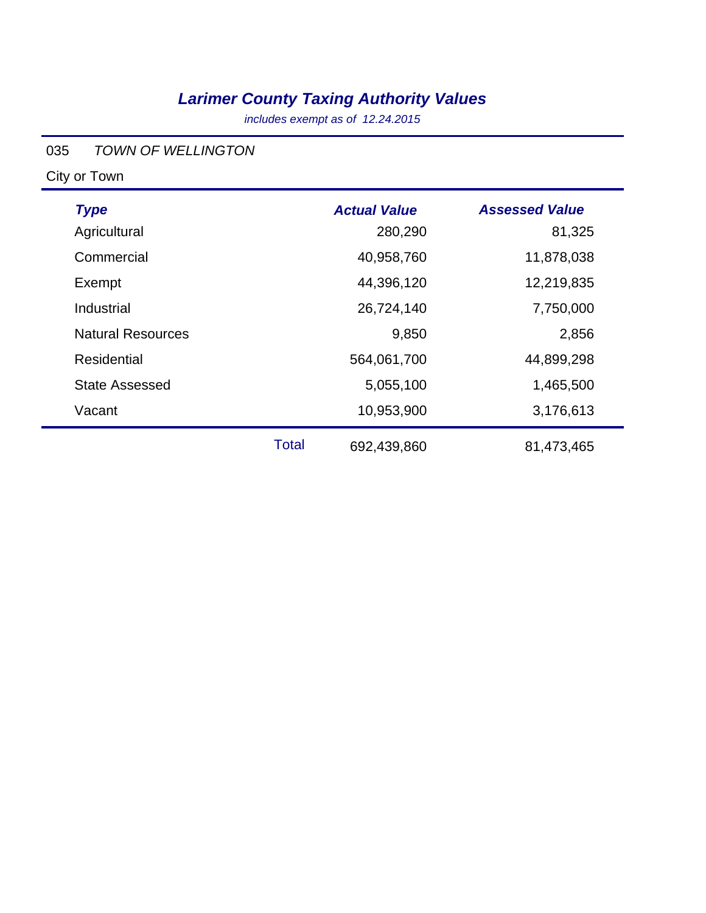# *Larimer County Taxing Authority Values*

*includes exempt as of 12.24.2015*

035 *TOWN OF WELLINGTON*

City or Town

| *Type* | | *Actual Value* | *Assessed Value* |
|---|---|---|---|
| Agricultural | | 280,290 | 81,325 |
| Commercial | | 40,958,760 | 11,878,038 |
| Exempt | | 44,396,120 | 12,219,835 |
| Industrial | | 26,724,140 | 7,750,000 |
| Natural Resources | | 9,850 | 2,856 |
| Residential | | 564,061,700 | 44,899,298 |
| State Assessed | | 5,055,100 | 1,465,500 |
| Vacant | | 10,953,900 | 3,176,613 |
| | Total | 692,439,860 | 81,473,465 |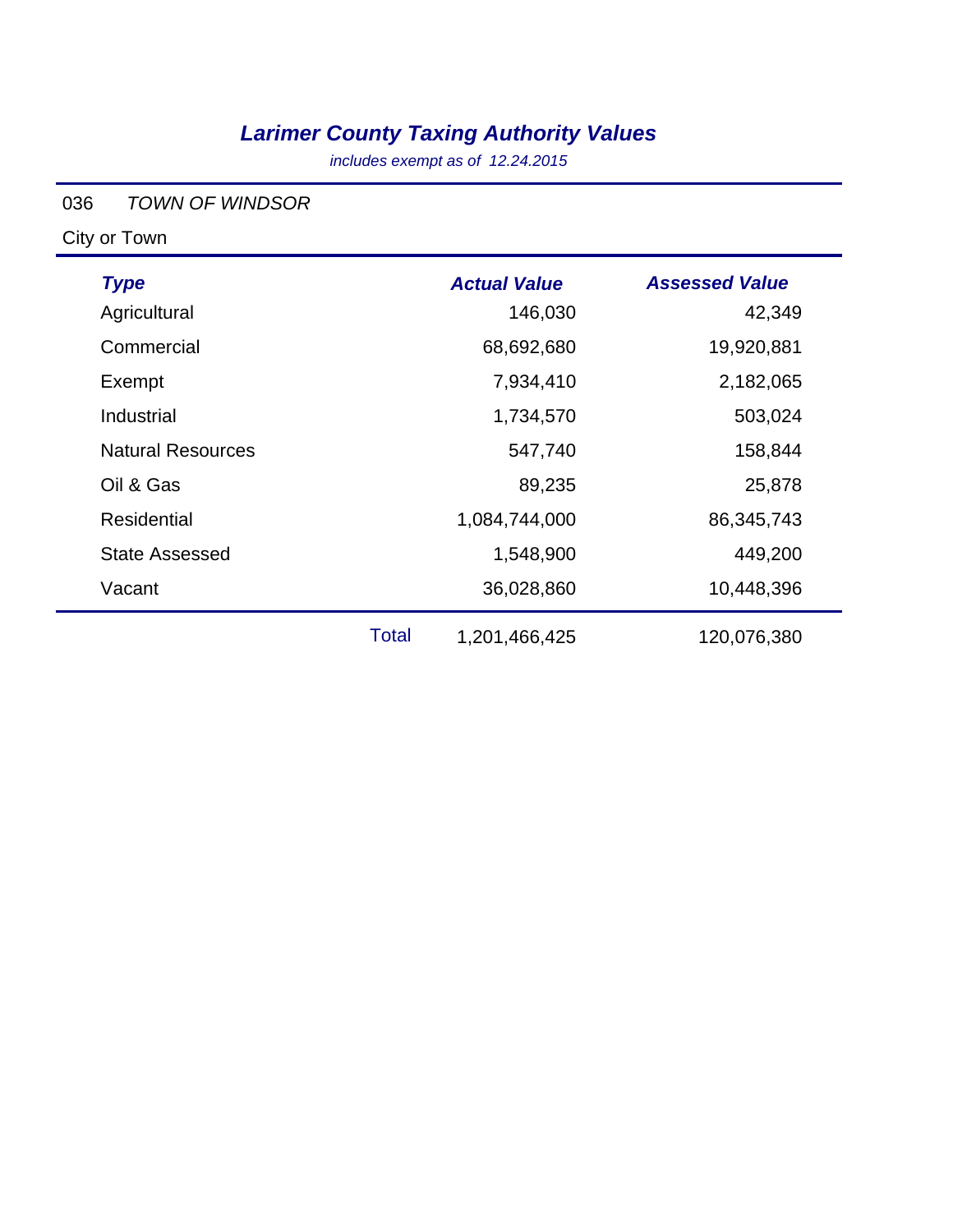# *Larimer County Taxing Authority Values*

*includes exempt as of 12.24.2015*

036 *TOWN OF WINDSOR*

City or Town

| ***Type*** | | ***Actual Value*** | ***Assessed Value*** |
|---|---|---|---|
| Agricultural | | 146,030 | 42,349 |
| Commercial | | 68,692,680 | 19,920,881 |
| Exempt | | 7,934,410 | 2,182,065 |
| Industrial | | 1,734,570 | 503,024 |
| Natural Resources | | 547,740 | 158,844 |
| Oil & Gas | | 89,235 | 25,878 |
| Residential | | 1,084,744,000 | 86,345,743 |
| State Assessed | | 1,548,900 | 449,200 |
| Vacant | | 36,028,860 | 10,448,396 |
| | Total | 1,201,466,425 | 120,076,380 |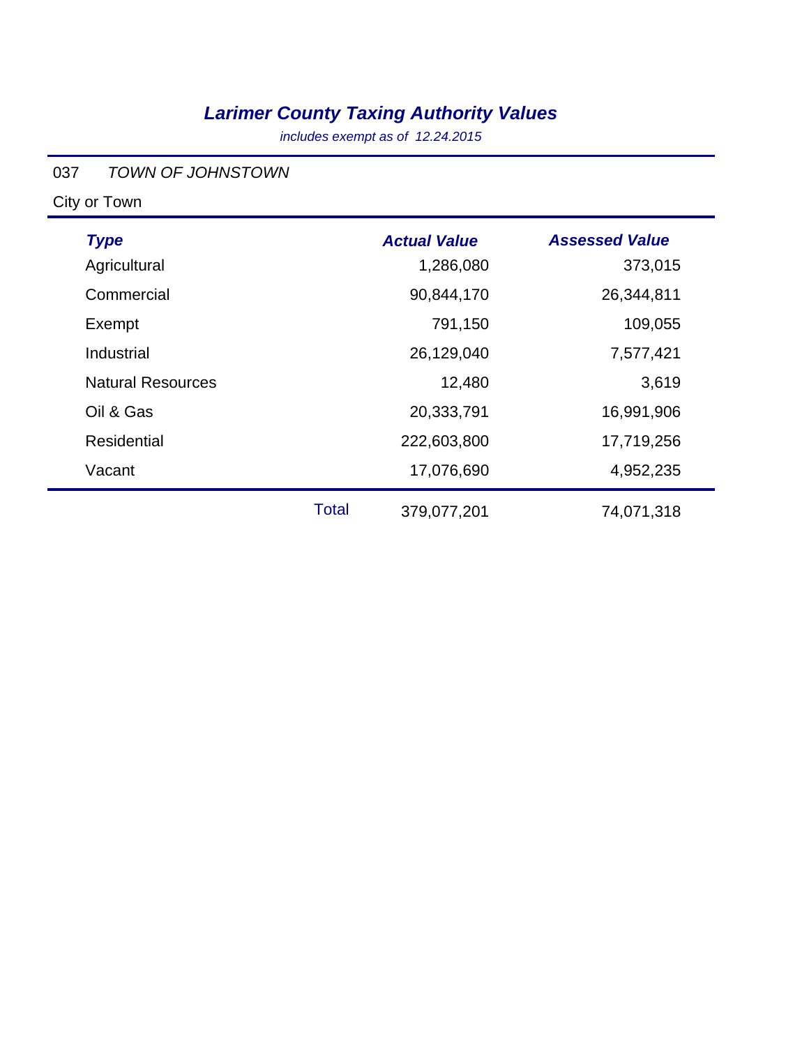# *Larimer County Taxing Authority Values*

*includes exempt as of 12.24.2015*

037 *TOWN OF JOHNSTOWN*

City or Town

| *Type* | | *Actual Value* | *Assessed Value* |
|---|---|---|---|
| Agricultural | | 1,286,080 | 373,015 |
| Commercial | | 90,844,170 | 26,344,811 |
| Exempt | | 791,150 | 109,055 |
| Industrial | | 26,129,040 | 7,577,421 |
| Natural Resources | | 12,480 | 3,619 |
| Oil & Gas | | 20,333,791 | 16,991,906 |
| Residential | | 222,603,800 | 17,719,256 |
| Vacant | | 17,076,690 | 4,952,235 |
| | Total | 379,077,201 | 74,071,318 |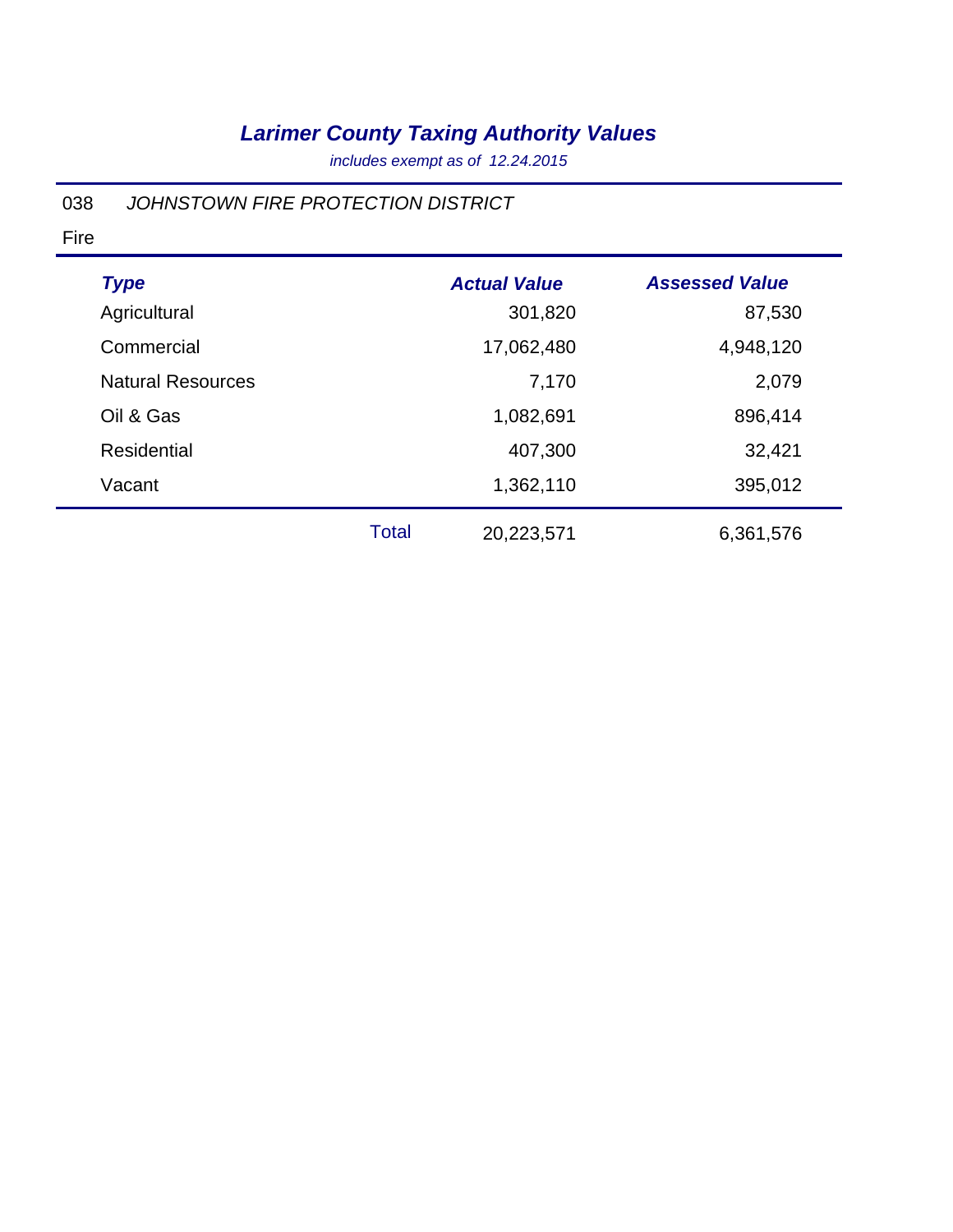# *Larimer County Taxing Authority Values*

*includes exempt as of 12.24.2015*

038 *JOHNSTOWN FIRE PROTECTION DISTRICT*

Fire

| *Type* | | *Actual Value* | *Assessed Value* |
|---|---|---|---|
| Agricultural | | 301,820 | 87,530 |
| Commercial | | 17,062,480 | 4,948,120 |
| Natural Resources | | 7,170 | 2,079 |
| Oil & Gas | | 1,082,691 | 896,414 |
| Residential | | 407,300 | 32,421 |
| Vacant | | 1,362,110 | 395,012 |
| | Total | 20,223,571 | 6,361,576 |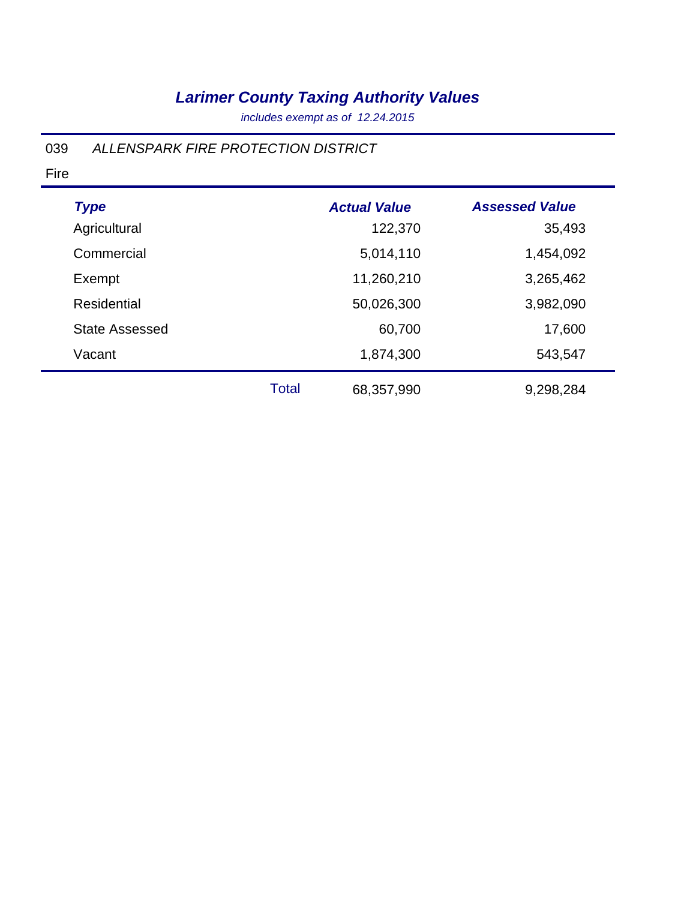# *Larimer County Taxing Authority Values*

*includes exempt as of 12.24.2015*

039 *ALLENSPARK FIRE PROTECTION DISTRICT*

Fire

| *Type* | | *Actual Value* | *Assessed Value* |
|---|---|---|---|
| Agricultural | | 122,370 | 35,493 |
| Commercial | | 5,014,110 | 1,454,092 |
| Exempt | | 11,260,210 | 3,265,462 |
| Residential | | 50,026,300 | 3,982,090 |
| State Assessed | | 60,700 | 17,600 |
| Vacant | | 1,874,300 | 543,547 |
| | Total | 68,357,990 | 9,298,284 |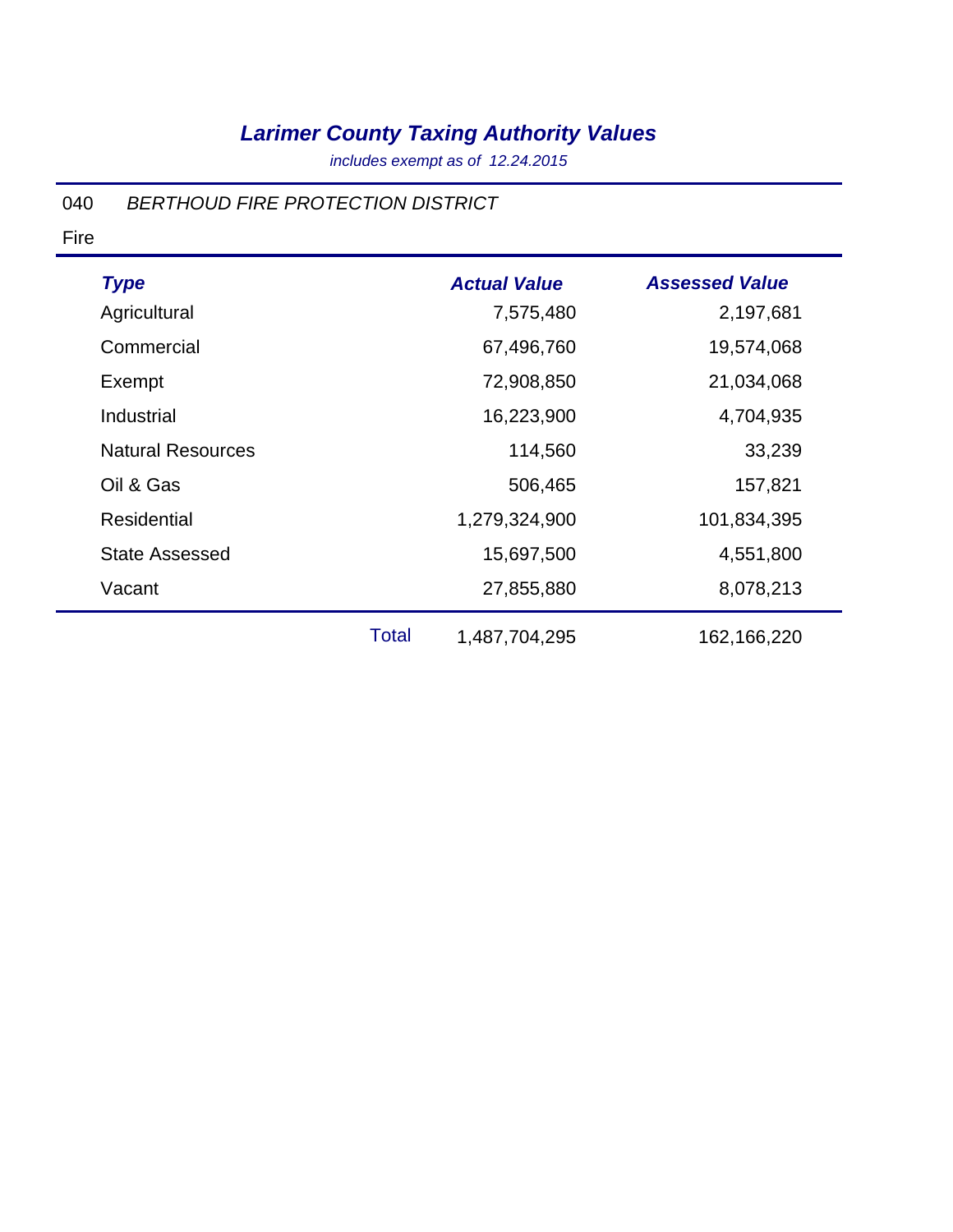# *Larimer County Taxing Authority Values*

*includes exempt as of 12.24.2015*

040 *BERTHOUD FIRE PROTECTION DISTRICT*

Fire

| ***Type*** | | ***Actual Value*** | ***Assessed Value*** |
|---|---|---|---|
| Agricultural | | 7,575,480 | 2,197,681 |
| Commercial | | 67,496,760 | 19,574,068 |
| Exempt | | 72,908,850 | 21,034,068 |
| Industrial | | 16,223,900 | 4,704,935 |
| Natural Resources | | 114,560 | 33,239 |
| Oil & Gas | | 506,465 | 157,821 |
| Residential | | 1,279,324,900 | 101,834,395 |
| State Assessed | | 15,697,500 | 4,551,800 |
| Vacant | | 27,855,880 | 8,078,213 |
| | Total | 1,487,704,295 | 162,166,220 |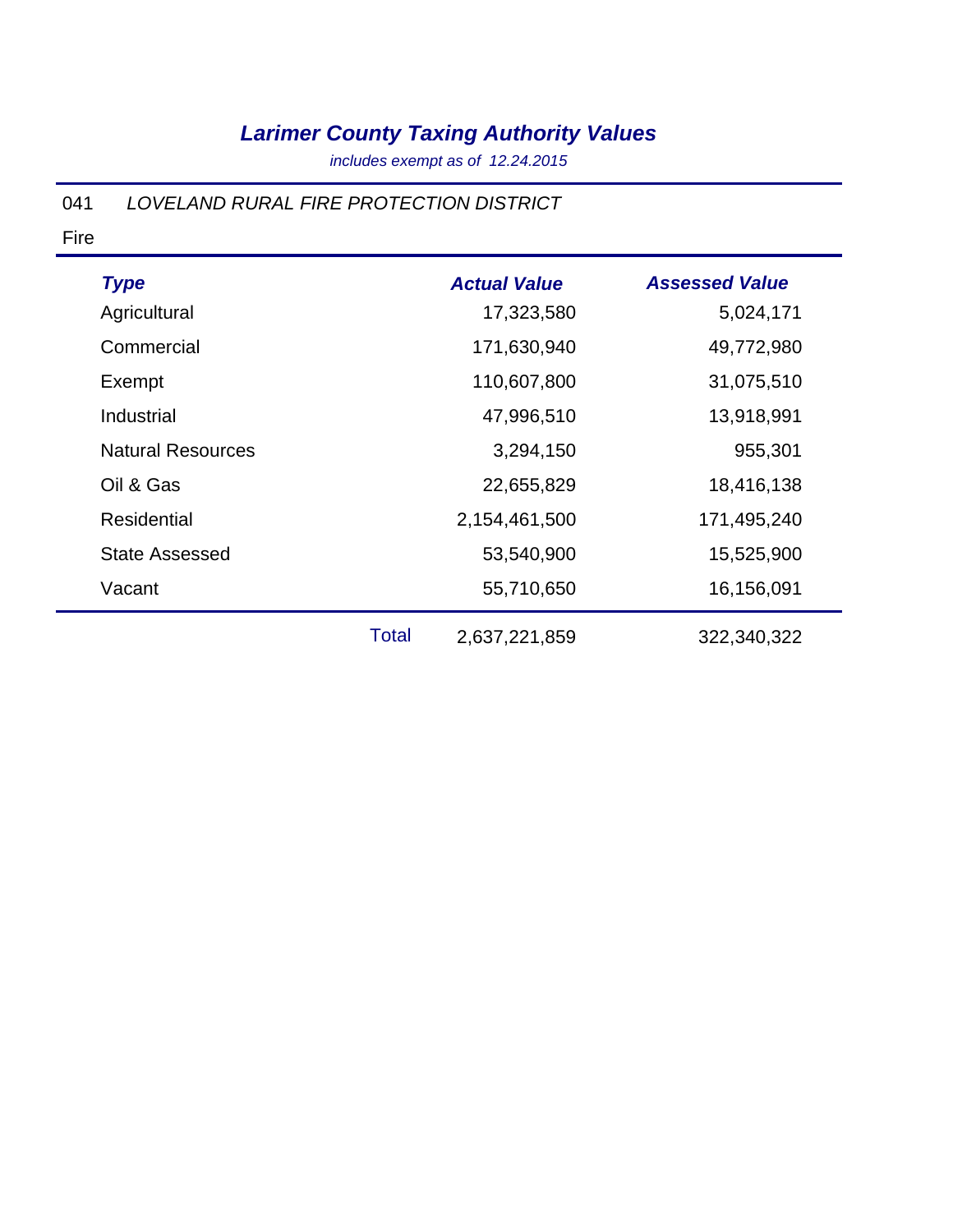# *Larimer County Taxing Authority Values*

*includes exempt as of 12.24.2015*

041 *LOVELAND RURAL FIRE PROTECTION DISTRICT*

Fire

| Type | | Actual Value | Assessed Value |
|---|---|---|---|
| Agricultural | | 17,323,580 | 5,024,171 |
| Commercial | | 171,630,940 | 49,772,980 |
| Exempt | | 110,607,800 | 31,075,510 |
| Industrial | | 47,996,510 | 13,918,991 |
| Natural Resources | | 3,294,150 | 955,301 |
| Oil & Gas | | 22,655,829 | 18,416,138 |
| Residential | | 2,154,461,500 | 171,495,240 |
| State Assessed | | 53,540,900 | 15,525,900 |
| Vacant | | 55,710,650 | 16,156,091 |
| | Total | 2,637,221,859 | 322,340,322 |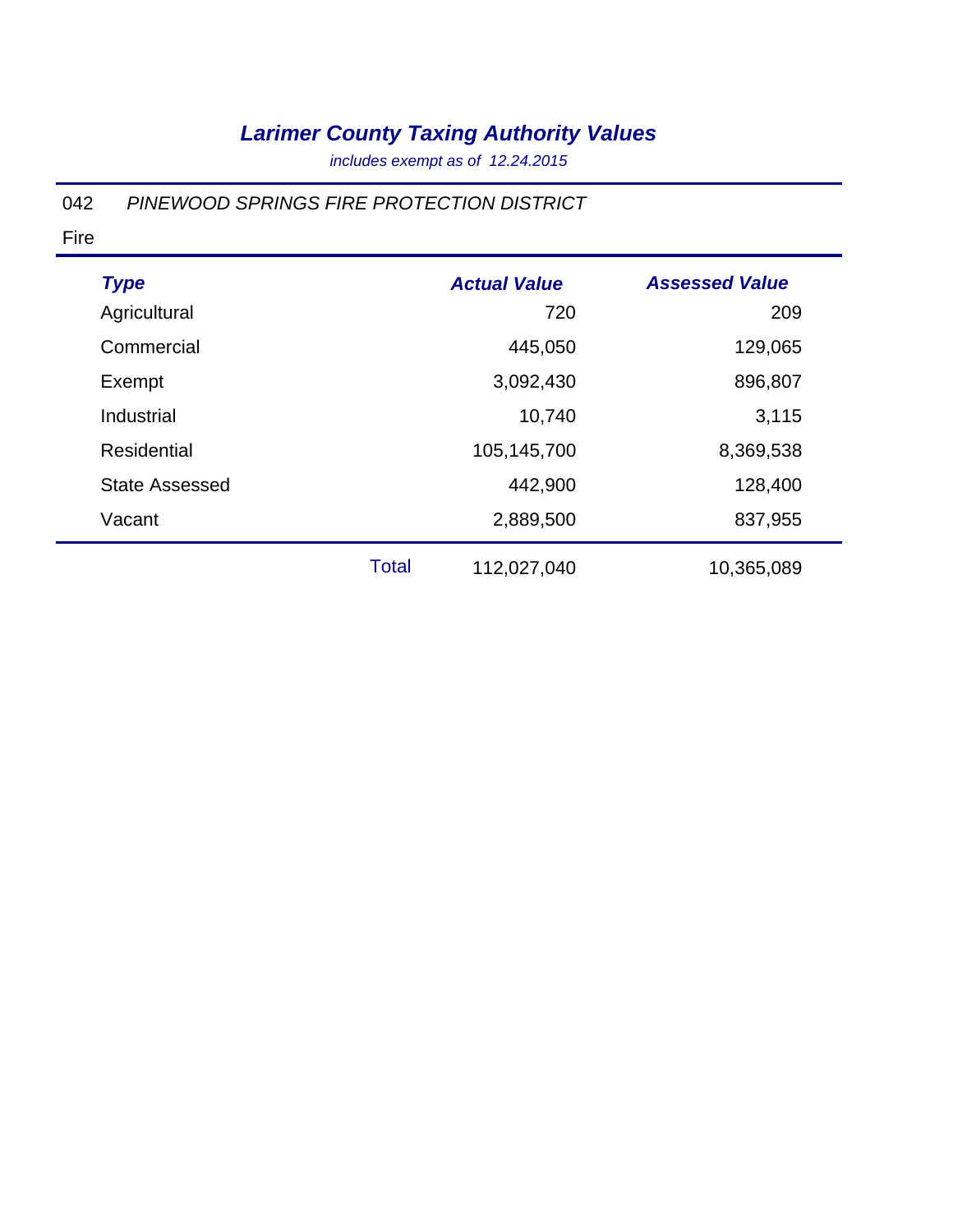# *Larimer County Taxing Authority Values*

*includes exempt as of 12.24.2015*

042 *PINEWOOD SPRINGS FIRE PROTECTION DISTRICT*

Fire

| *Type* | | *Actual Value* | *Assessed Value* |
|---|---|---|---|
| Agricultural | | 720 | 209 |
| Commercial | | 445,050 | 129,065 |
| Exempt | | 3,092,430 | 896,807 |
| Industrial | | 10,740 | 3,115 |
| Residential | | 105,145,700 | 8,369,538 |
| State Assessed | | 442,900 | 128,400 |
| Vacant | | 2,889,500 | 837,955 |
| | Total | 112,027,040 | 10,365,089 |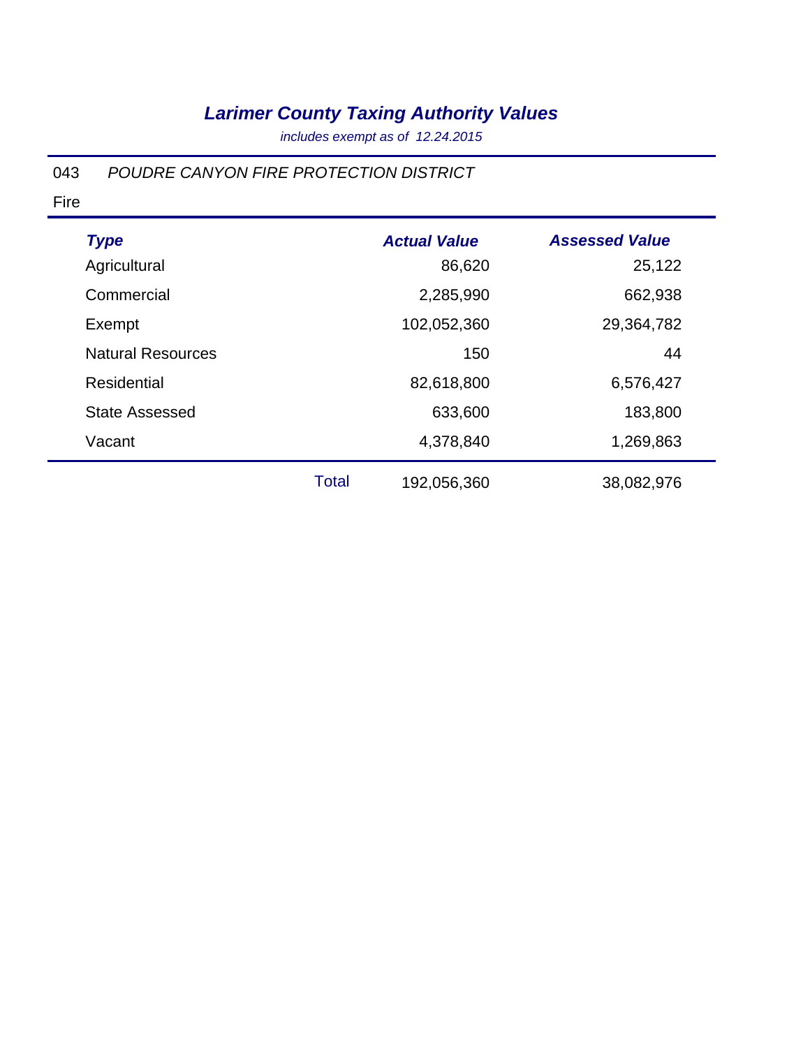# *Larimer County Taxing Authority Values*

*includes exempt as of 12.24.2015*

043 *POUDRE CANYON FIRE PROTECTION DISTRICT*

Fire

| *Type* | | *Actual Value* | *Assessed Value* |
|---|---|---|---|
| Agricultural | | 86,620 | 25,122 |
| Commercial | | 2,285,990 | 662,938 |
| Exempt | | 102,052,360 | 29,364,782 |
| Natural Resources | | 150 | 44 |
| Residential | | 82,618,800 | 6,576,427 |
| State Assessed | | 633,600 | 183,800 |
| Vacant | | 4,378,840 | 1,269,863 |
| | Total | 192,056,360 | 38,082,976 |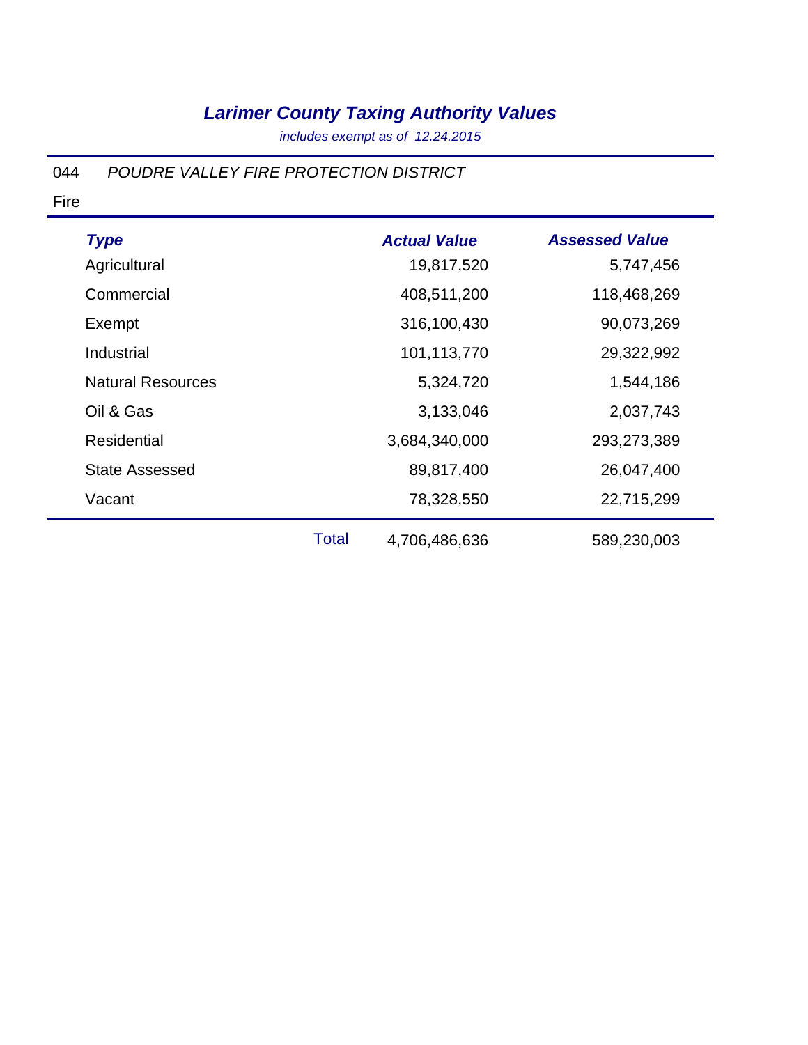# *Larimer County Taxing Authority Values*

*includes exempt as of 12.24.2015*

044 *POUDRE VALLEY FIRE PROTECTION DISTRICT*

Fire

| ***Type*** | | ***Actual Value*** | ***Assessed Value*** |
|---|---|---|---|
| Agricultural | | 19,817,520 | 5,747,456 |
| Commercial | | 408,511,200 | 118,468,269 |
| Exempt | | 316,100,430 | 90,073,269 |
| Industrial | | 101,113,770 | 29,322,992 |
| Natural Resources | | 5,324,720 | 1,544,186 |
| Oil & Gas | | 3,133,046 | 2,037,743 |
| Residential | | 3,684,340,000 | 293,273,389 |
| State Assessed | | 89,817,400 | 26,047,400 |
| Vacant | | 78,328,550 | 22,715,299 |
| | Total | 4,706,486,636 | 589,230,003 |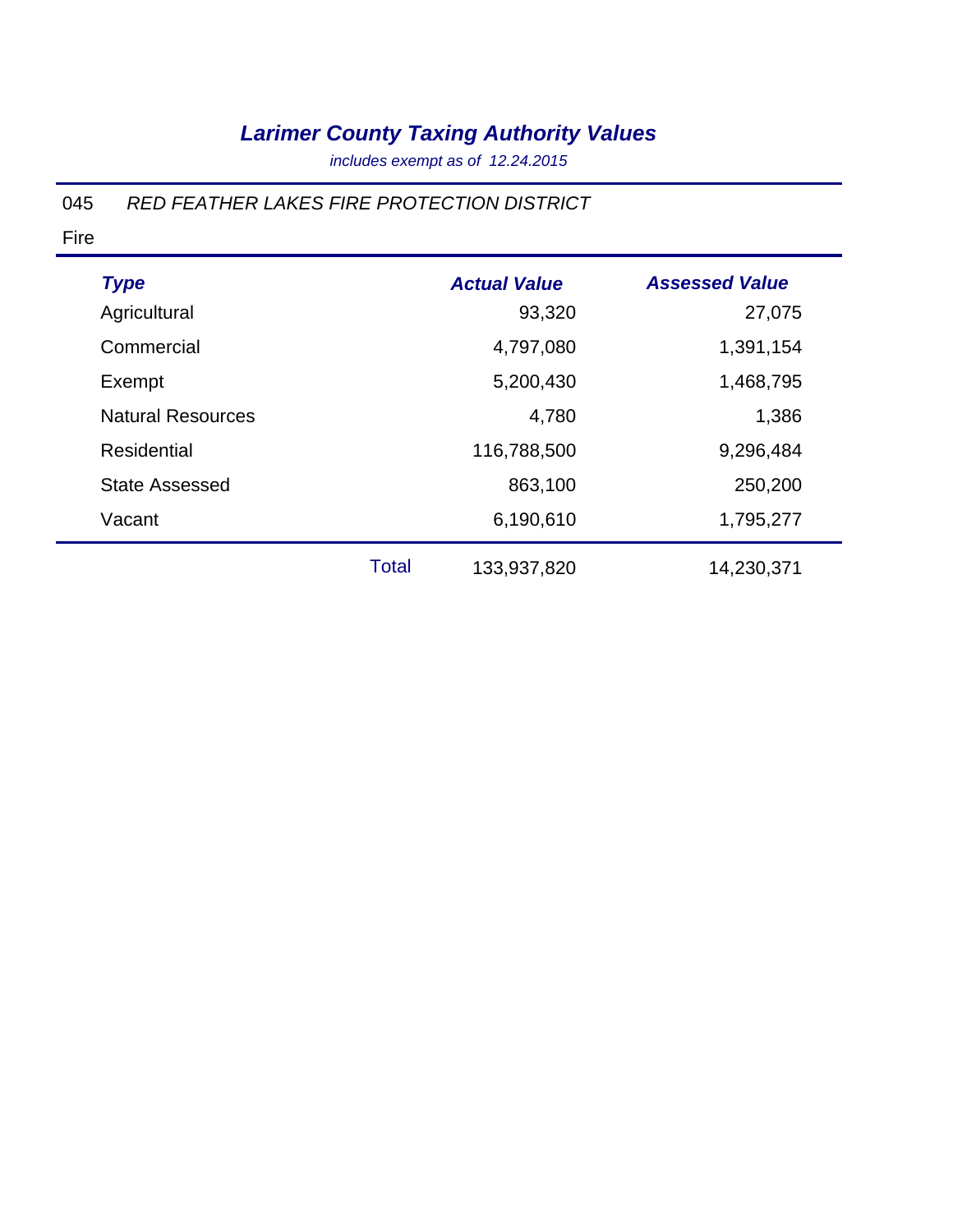# *Larimer County Taxing Authority Values*

*includes exempt as of 12.24.2015*

045 *RED FEATHER LAKES FIRE PROTECTION DISTRICT*

Fire

| *Type* | | *Actual Value* | *Assessed Value* |
|---|---|---|---|
| Agricultural | | 93,320 | 27,075 |
| Commercial | | 4,797,080 | 1,391,154 |
| Exempt | | 5,200,430 | 1,468,795 |
| Natural Resources | | 4,780 | 1,386 |
| Residential | | 116,788,500 | 9,296,484 |
| State Assessed | | 863,100 | 250,200 |
| Vacant | | 6,190,610 | 1,795,277 |
| | Total | 133,937,820 | 14,230,371 |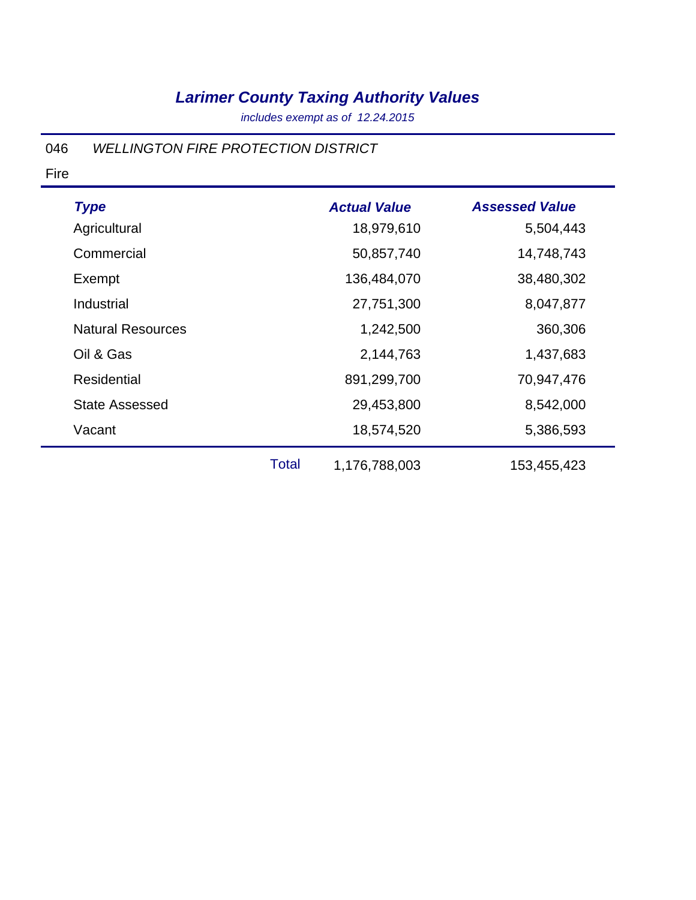# *Larimer County Taxing Authority Values*

*includes exempt as of 12.24.2015*

046 *WELLINGTON FIRE PROTECTION DISTRICT*

Fire

| *Type* | | *Actual Value* | *Assessed Value* |
|---|---|---|---|
| Agricultural | | 18,979,610 | 5,504,443 |
| Commercial | | 50,857,740 | 14,748,743 |
| Exempt | | 136,484,070 | 38,480,302 |
| Industrial | | 27,751,300 | 8,047,877 |
| Natural Resources | | 1,242,500 | 360,306 |
| Oil & Gas | | 2,144,763 | 1,437,683 |
| Residential | | 891,299,700 | 70,947,476 |
| State Assessed | | 29,453,800 | 8,542,000 |
| Vacant | | 18,574,520 | 5,386,593 |
| | Total | 1,176,788,003 | 153,455,423 |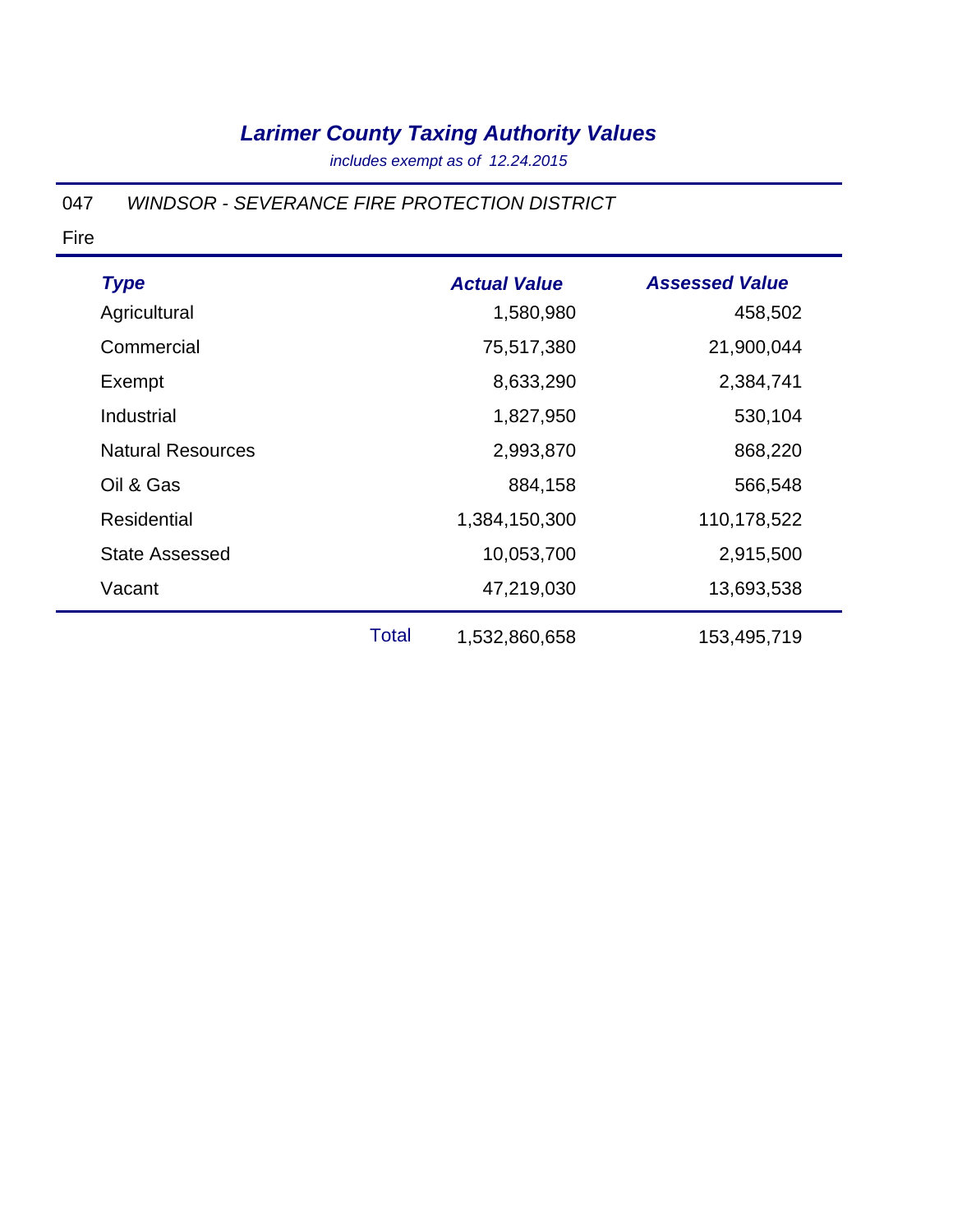# *Larimer County Taxing Authority Values*

*includes exempt as of 12.24.2015*

047 *WINDSOR - SEVERANCE FIRE PROTECTION DISTRICT*

Fire

| *Type* | | *Actual Value* | *Assessed Value* |
|---|---|---|---|
| Agricultural | | 1,580,980 | 458,502 |
| Commercial | | 75,517,380 | 21,900,044 |
| Exempt | | 8,633,290 | 2,384,741 |
| Industrial | | 1,827,950 | 530,104 |
| Natural Resources | | 2,993,870 | 868,220 |
| Oil & Gas | | 884,158 | 566,548 |
| Residential | | 1,384,150,300 | 110,178,522 |
| State Assessed | | 10,053,700 | 2,915,500 |
| Vacant | | 47,219,030 | 13,693,538 |
| | Total | 1,532,860,658 | 153,495,719 |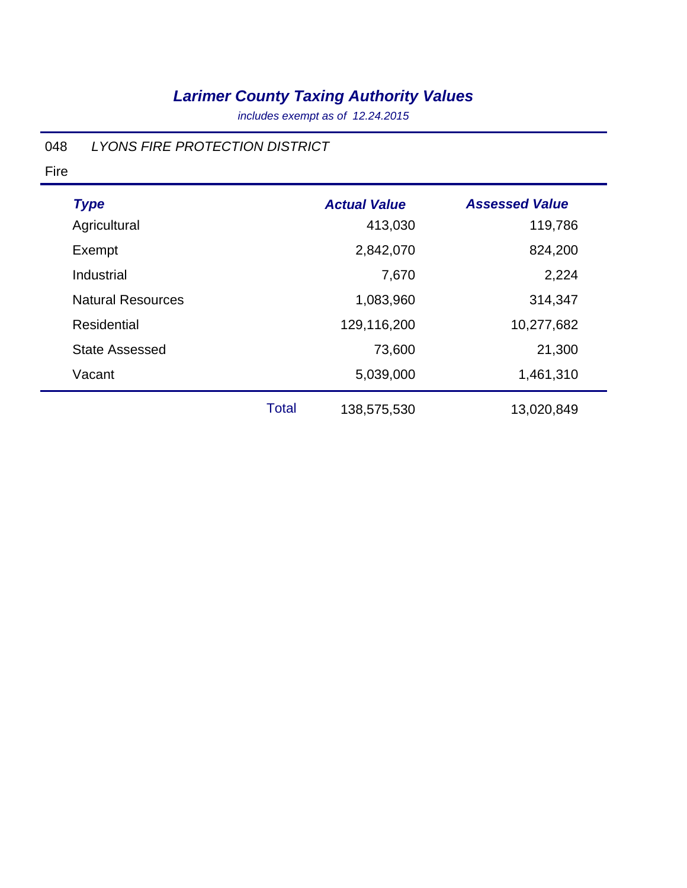# *Larimer County Taxing Authority Values*

*includes exempt as of 12.24.2015*

048 *LYONS FIRE PROTECTION DISTRICT*

Fire

| Type | | Actual Value | Assessed Value |
|---|---|---|---|
| Agricultural | | 413,030 | 119,786 |
| Exempt | | 2,842,070 | 824,200 |
| Industrial | | 7,670 | 2,224 |
| Natural Resources | | 1,083,960 | 314,347 |
| Residential | | 129,116,200 | 10,277,682 |
| State Assessed | | 73,600 | 21,300 |
| Vacant | | 5,039,000 | 1,461,310 |
| | Total | 138,575,530 | 13,020,849 |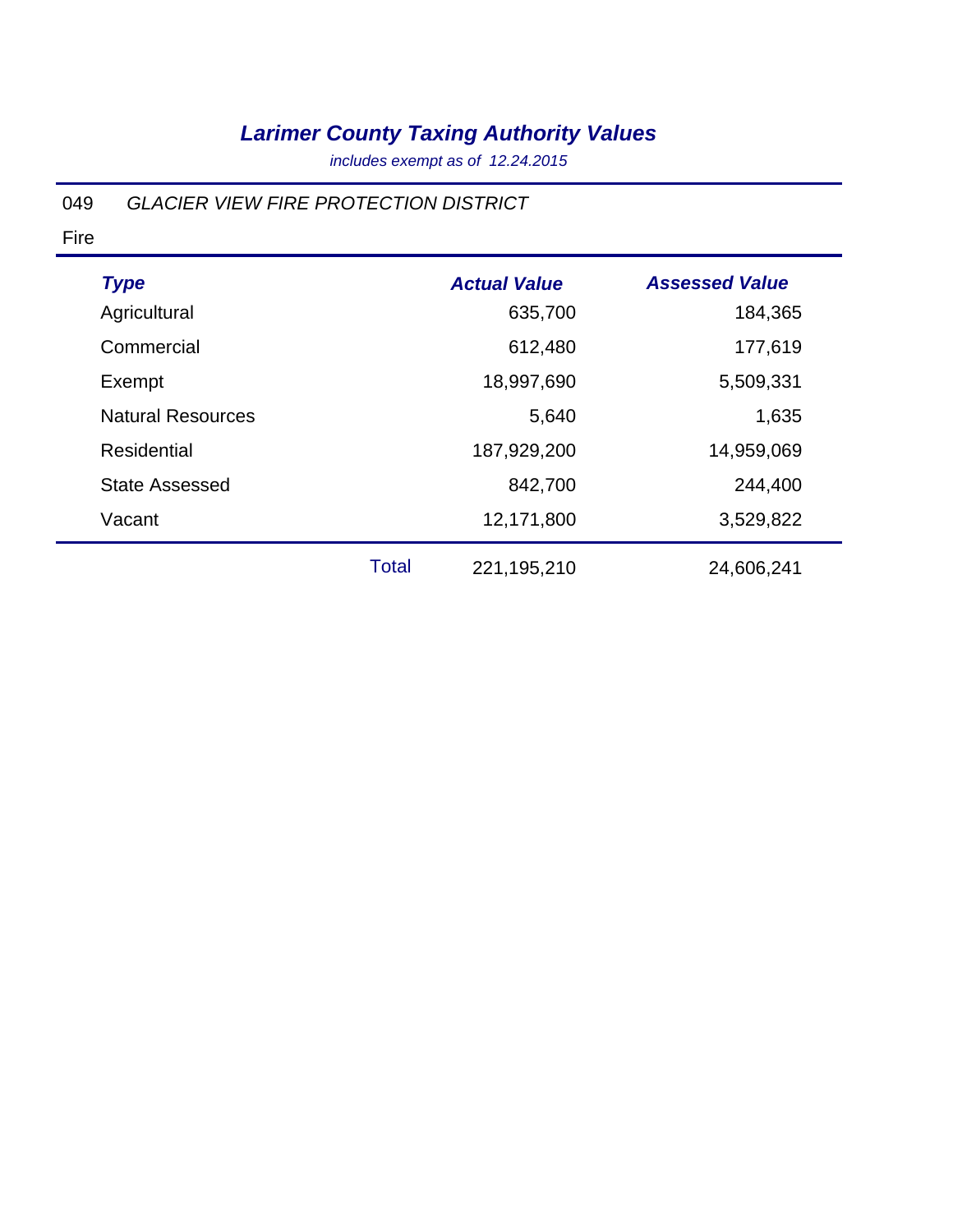# *Larimer County Taxing Authority Values*

*includes exempt as of 12.24.2015*

049 *GLACIER VIEW FIRE PROTECTION DISTRICT*

Fire

| Type | | Actual Value | Assessed Value |
|---|---|---|---|
| Agricultural | | 635,700 | 184,365 |
| Commercial | | 612,480 | 177,619 |
| Exempt | | 18,997,690 | 5,509,331 |
| Natural Resources | | 5,640 | 1,635 |
| Residential | | 187,929,200 | 14,959,069 |
| State Assessed | | 842,700 | 244,400 |
| Vacant | | 12,171,800 | 3,529,822 |
| | Total | 221,195,210 | 24,606,241 |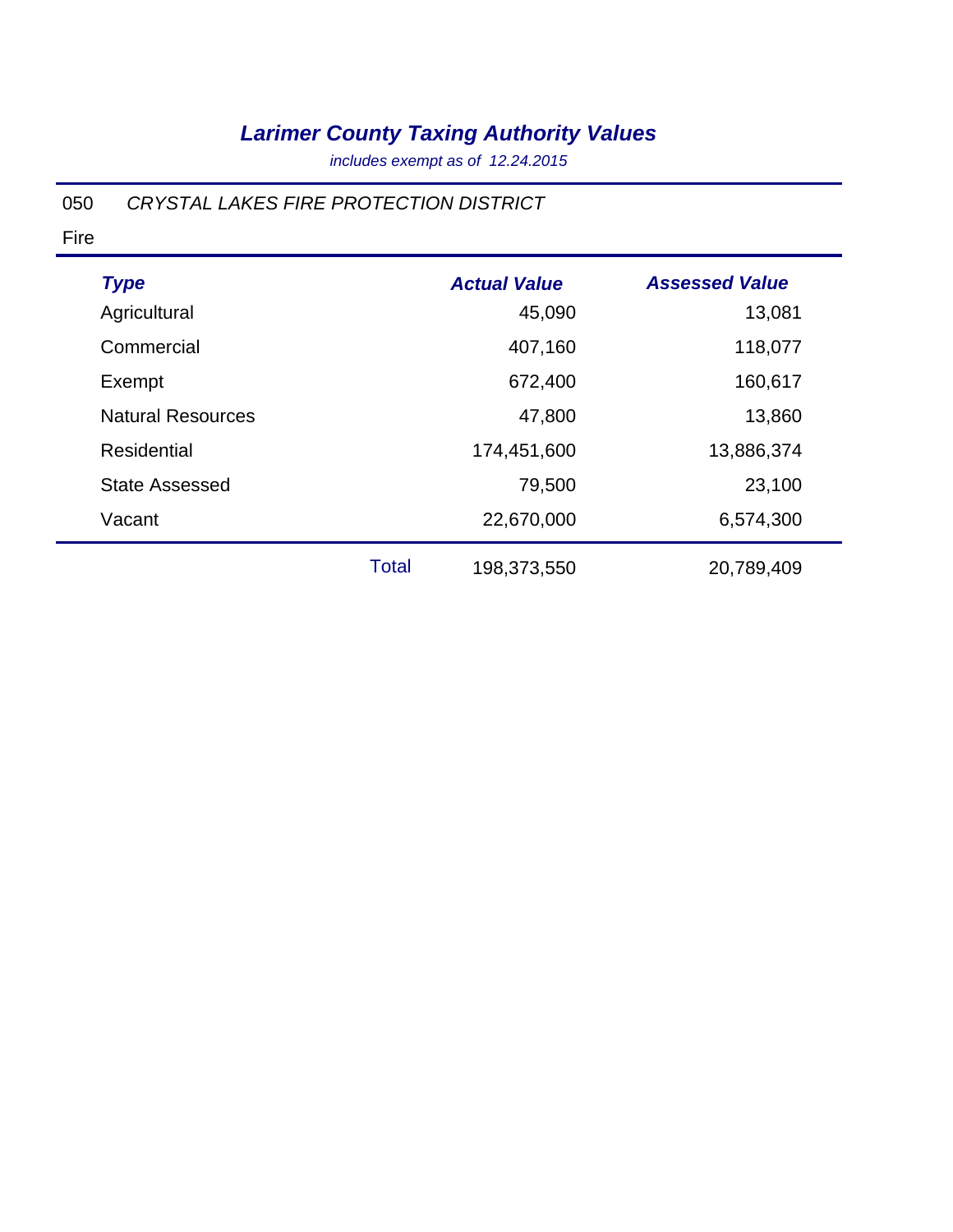# *Larimer County Taxing Authority Values*

*includes exempt as of 12.24.2015*

050 *CRYSTAL LAKES FIRE PROTECTION DISTRICT*

Fire

| Type | Actual Value | Assessed Value |
|---|---|---|
| Agricultural | 45,090 | 13,081 |
| Commercial | 407,160 | 118,077 |
| Exempt | 672,400 | 160,617 |
| Natural Resources | 47,800 | 13,860 |
| Residential | 174,451,600 | 13,886,374 |
| State Assessed | 79,500 | 23,100 |
| Vacant | 22,670,000 | 6,574,300 |
| Total | 198,373,550 | 20,789,409 |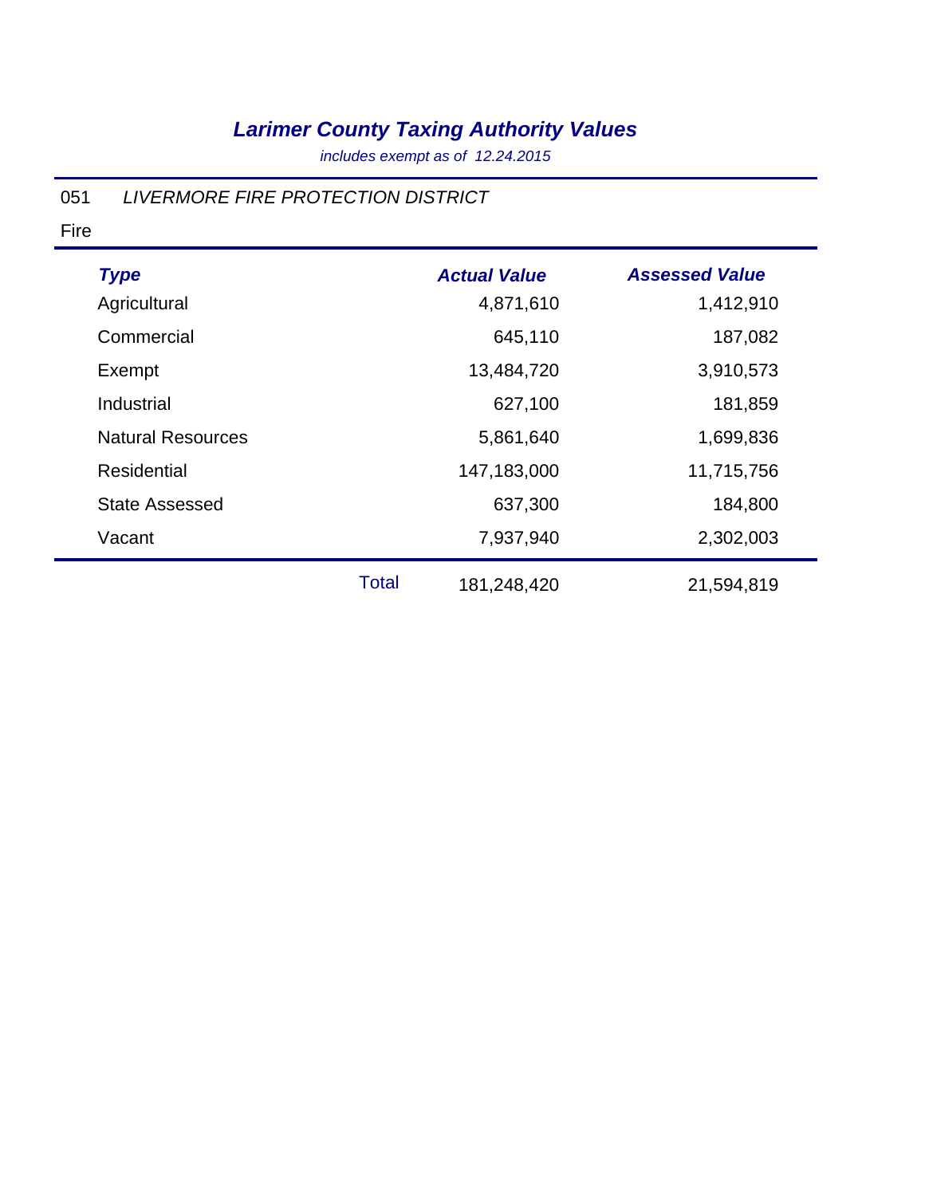# *Larimer County Taxing Authority Values*

*includes exempt as of 12.24.2015*

051 *LIVERMORE FIRE PROTECTION DISTRICT*

Fire

| *Type* | | *Actual Value* | *Assessed Value* |
|---|---|---|---|
| Agricultural | | 4,871,610 | 1,412,910 |
| Commercial | | 645,110 | 187,082 |
| Exempt | | 13,484,720 | 3,910,573 |
| Industrial | | 627,100 | 181,859 |
| Natural Resources | | 5,861,640 | 1,699,836 |
| Residential | | 147,183,000 | 11,715,756 |
| State Assessed | | 637,300 | 184,800 |
| Vacant | | 7,937,940 | 2,302,003 |
| | Total | 181,248,420 | 21,594,819 |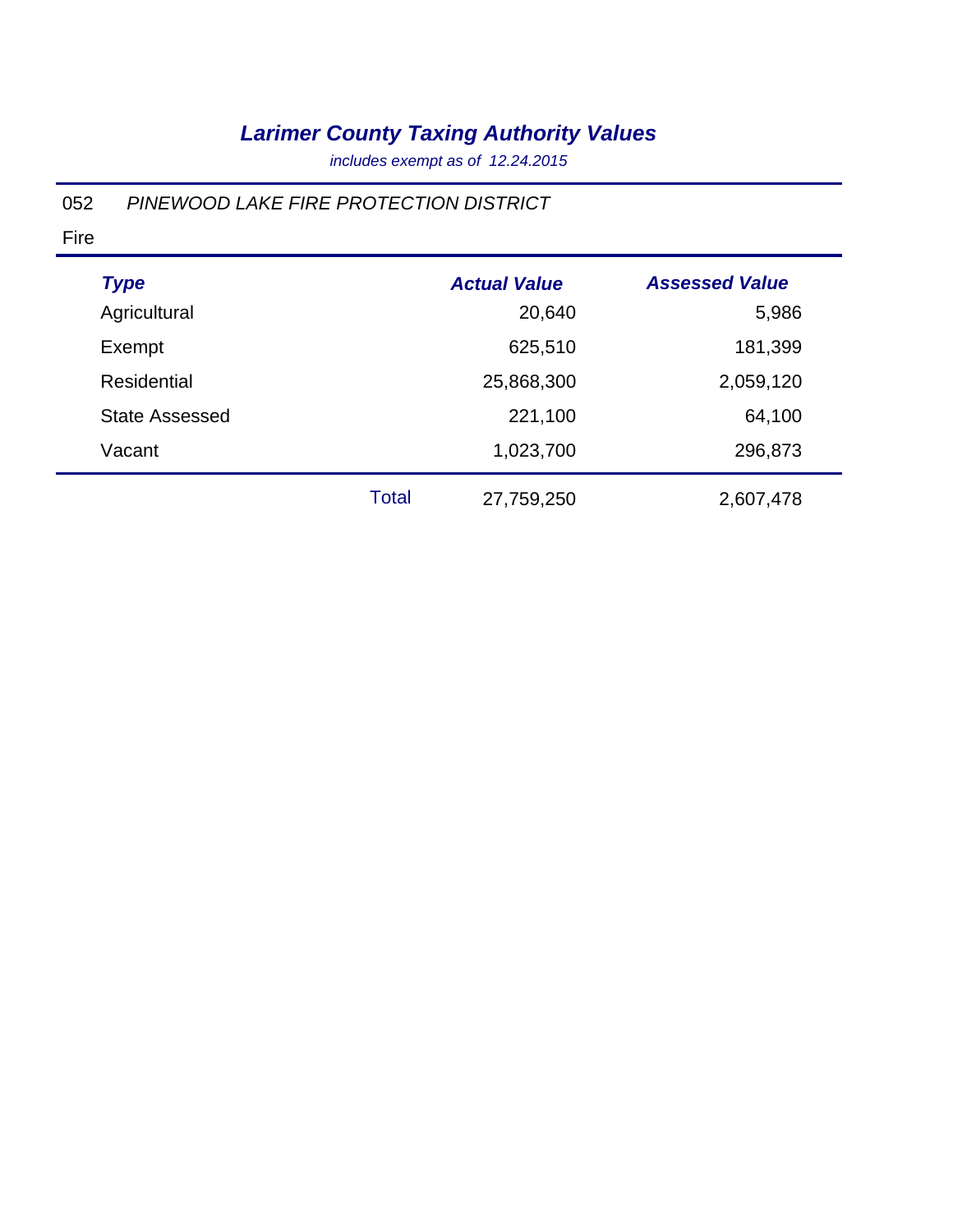# *Larimer County Taxing Authority Values*

*includes exempt as of 12.24.2015*

052 *PINEWOOD LAKE FIRE PROTECTION DISTRICT*

Fire

| *Type* | | *Actual Value* | *Assessed Value* |
|---|---|---|---|
| Agricultural | | 20,640 | 5,986 |
| Exempt | | 625,510 | 181,399 |
| Residential | | 25,868,300 | 2,059,120 |
| State Assessed | | 221,100 | 64,100 |
| Vacant | | 1,023,700 | 296,873 |
| | Total | 27,759,250 | 2,607,478 |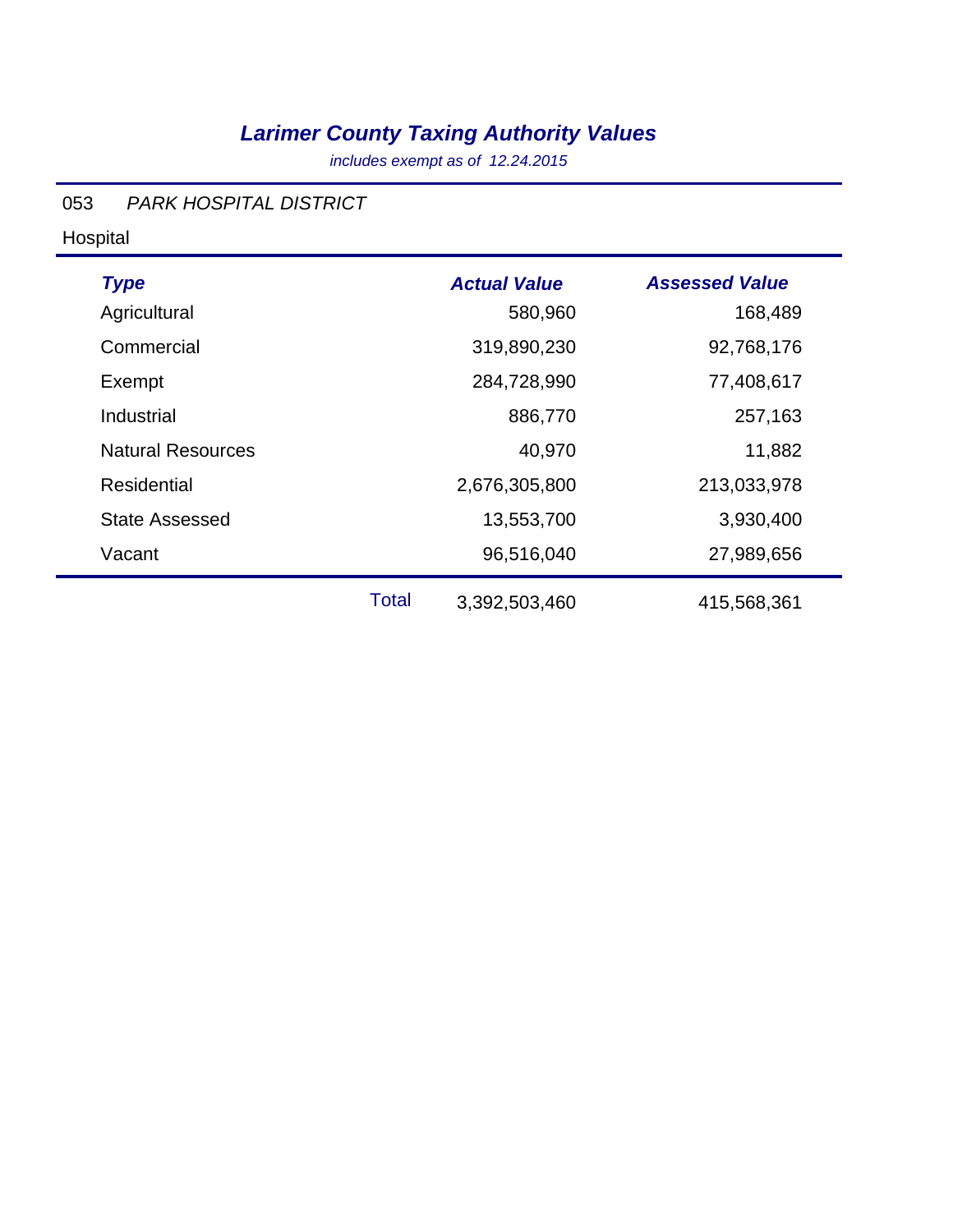# *Larimer County Taxing Authority Values*

*includes exempt as of 12.24.2015*

053 *PARK HOSPITAL DISTRICT*

Hospital

| *Type* | | *Actual Value* | *Assessed Value* |
|---|---|---|---|
| Agricultural | | 580,960 | 168,489 |
| Commercial | | 319,890,230 | 92,768,176 |
| Exempt | | 284,728,990 | 77,408,617 |
| Industrial | | 886,770 | 257,163 |
| Natural Resources | | 40,970 | 11,882 |
| Residential | | 2,676,305,800 | 213,033,978 |
| State Assessed | | 13,553,700 | 3,930,400 |
| Vacant | | 96,516,040 | 27,989,656 |
| | Total | 3,392,503,460 | 415,568,361 |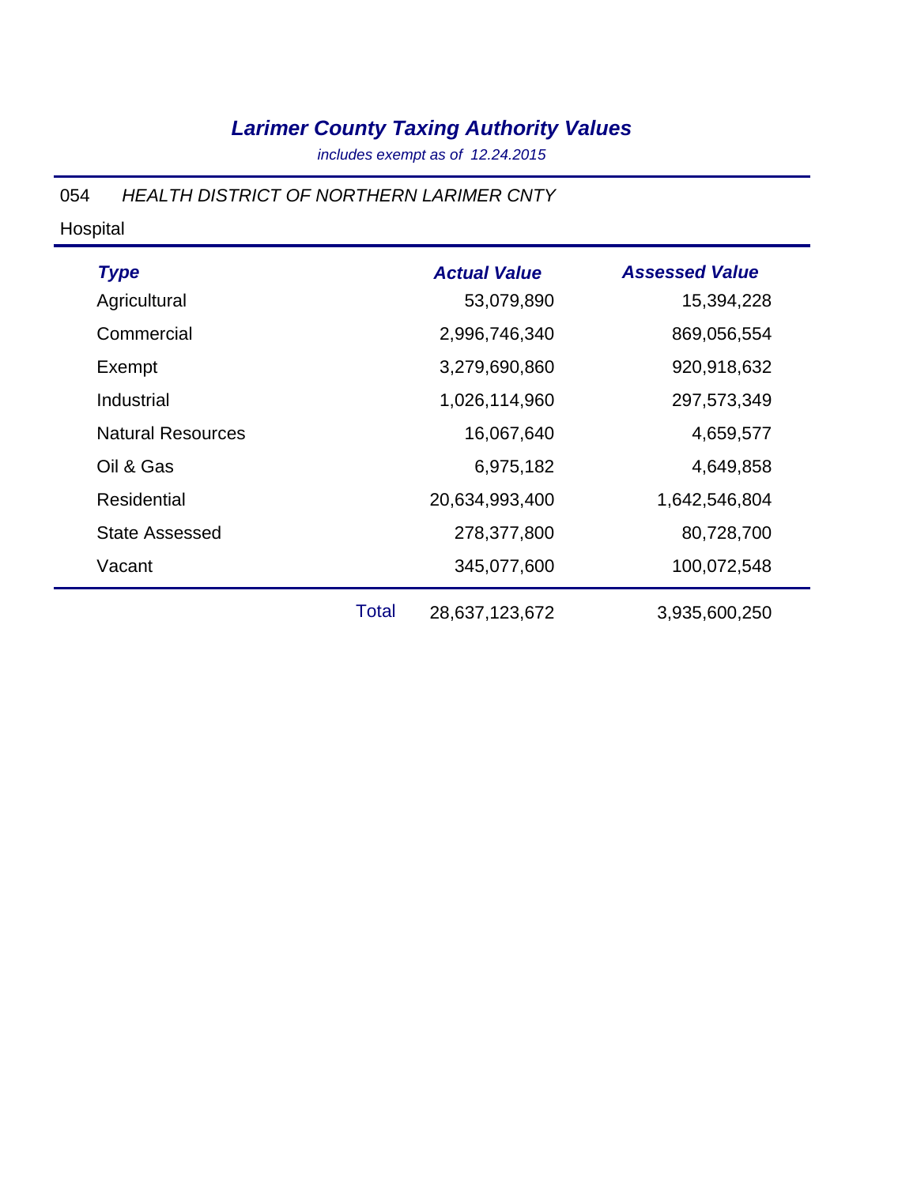# *Larimer County Taxing Authority Values*

*includes exempt as of 12.24.2015*

054 *HEALTH DISTRICT OF NORTHERN LARIMER CNTY*

Hospital

| *Type* | | *Actual Value* | *Assessed Value* |
|---|---|---|---|
| Agricultural | | 53,079,890 | 15,394,228 |
| Commercial | | 2,996,746,340 | 869,056,554 |
| Exempt | | 3,279,690,860 | 920,918,632 |
| Industrial | | 1,026,114,960 | 297,573,349 |
| Natural Resources | | 16,067,640 | 4,659,577 |
| Oil & Gas | | 6,975,182 | 4,649,858 |
| Residential | | 20,634,993,400 | 1,642,546,804 |
| State Assessed | | 278,377,800 | 80,728,700 |
| Vacant | | 345,077,600 | 100,072,548 |
| | Total | 28,637,123,672 | 3,935,600,250 |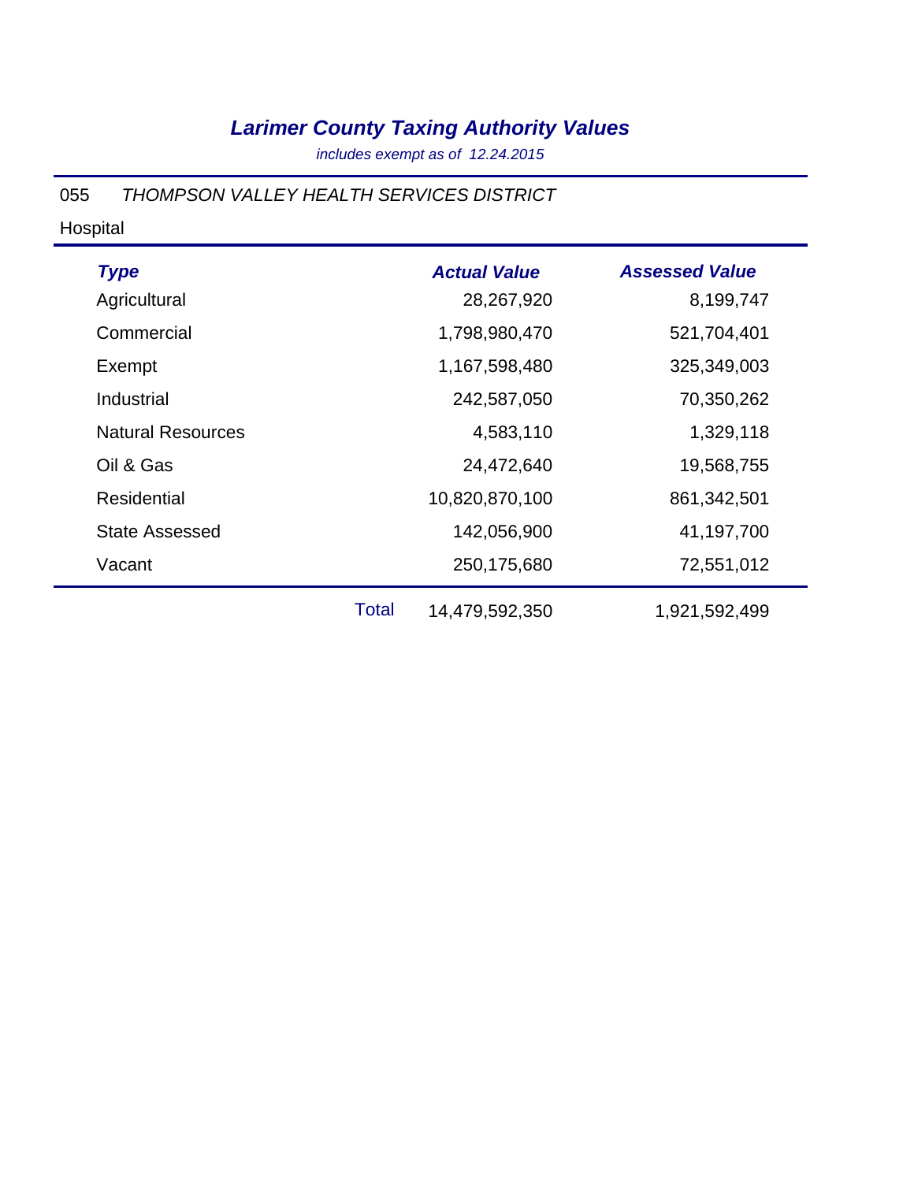# *Larimer County Taxing Authority Values*

*includes exempt as of 12.24.2015*

055 *THOMPSON VALLEY HEALTH SERVICES DISTRICT*

Hospital

| *Type* | | *Actual Value* | *Assessed Value* |
|---|---|---|---|
| Agricultural | | 28,267,920 | 8,199,747 |
| Commercial | | 1,798,980,470 | 521,704,401 |
| Exempt | | 1,167,598,480 | 325,349,003 |
| Industrial | | 242,587,050 | 70,350,262 |
| Natural Resources | | 4,583,110 | 1,329,118 |
| Oil & Gas | | 24,472,640 | 19,568,755 |
| Residential | | 10,820,870,100 | 861,342,501 |
| State Assessed | | 142,056,900 | 41,197,700 |
| Vacant | | 250,175,680 | 72,551,012 |
| | Total | 14,479,592,350 | 1,921,592,499 |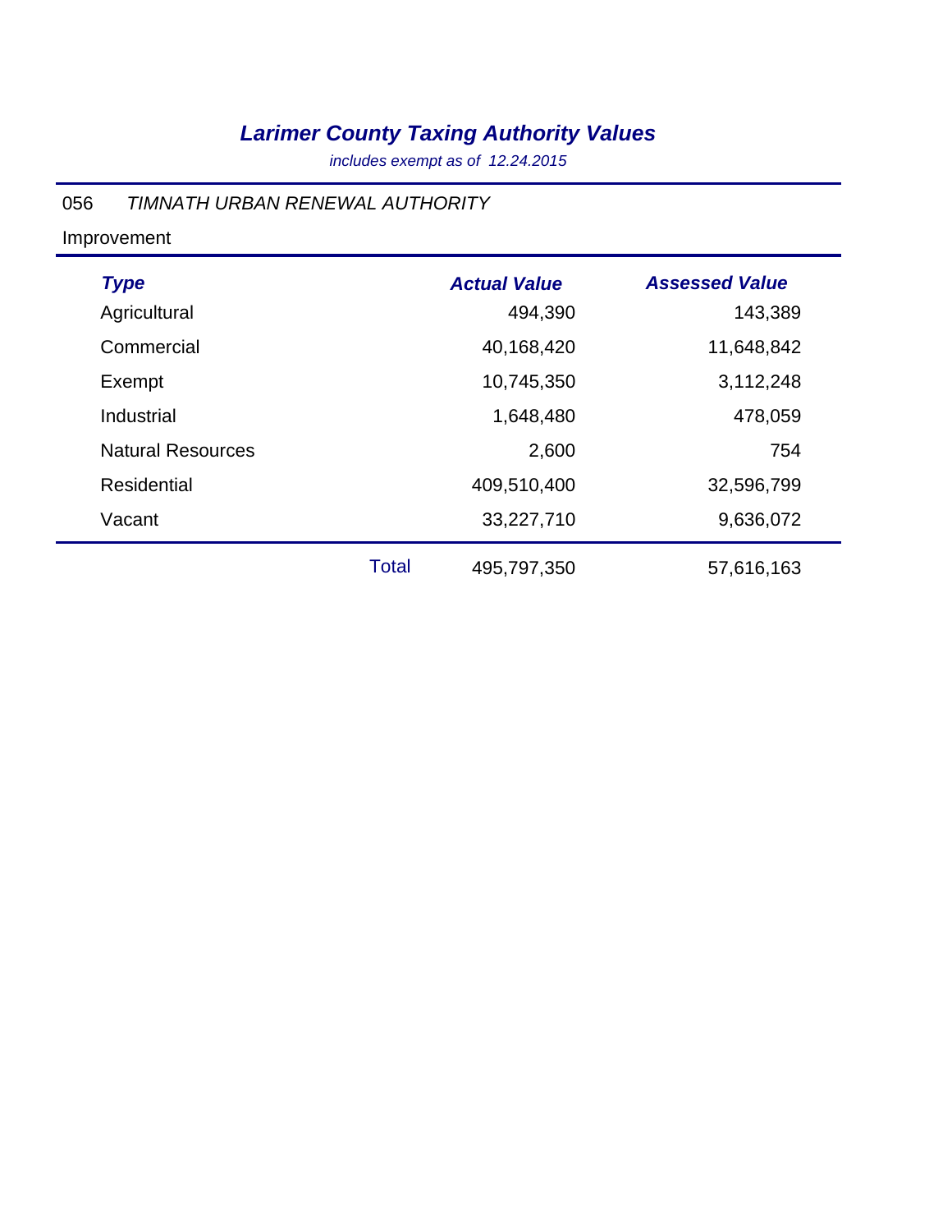# *Larimer County Taxing Authority Values*

*includes exempt as of 12.24.2015*

056 *TIMNATH URBAN RENEWAL AUTHORITY*

Improvement

| *Type* | | *Actual Value* | *Assessed Value* |
|---|---|---|---|
| Agricultural | | 494,390 | 143,389 |
| Commercial | | 40,168,420 | 11,648,842 |
| Exempt | | 10,745,350 | 3,112,248 |
| Industrial | | 1,648,480 | 478,059 |
| Natural Resources | | 2,600 | 754 |
| Residential | | 409,510,400 | 32,596,799 |
| Vacant | | 33,227,710 | 9,636,072 |
| | Total | 495,797,350 | 57,616,163 |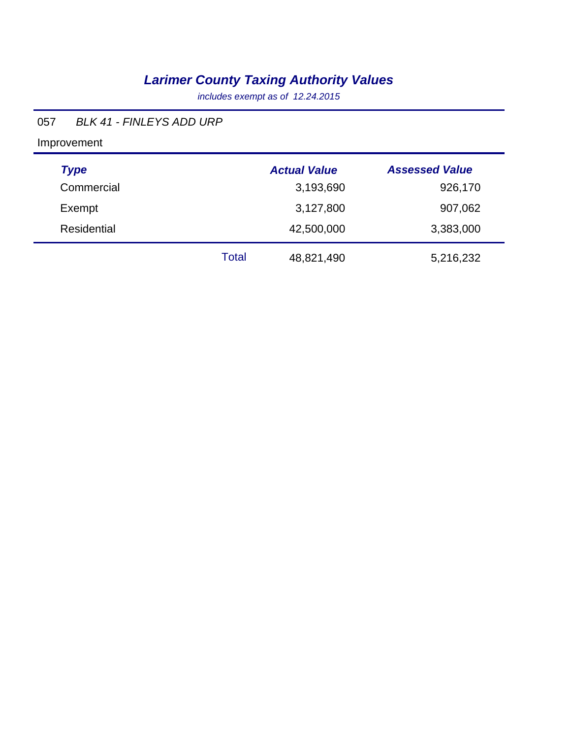# *Larimer County Taxing Authority Values*

*includes exempt as of 12.24.2015*

057 *BLK 41 - FINLEYS ADD URP*

Improvement

| *Type* | | *Actual Value* | *Assessed Value* |
|---|---|---|---|
| Commercial | | 3,193,690 | 926,170 |
| Exempt | | 3,127,800 | 907,062 |
| Residential | | 42,500,000 | 3,383,000 |
| | Total | 48,821,490 | 5,216,232 |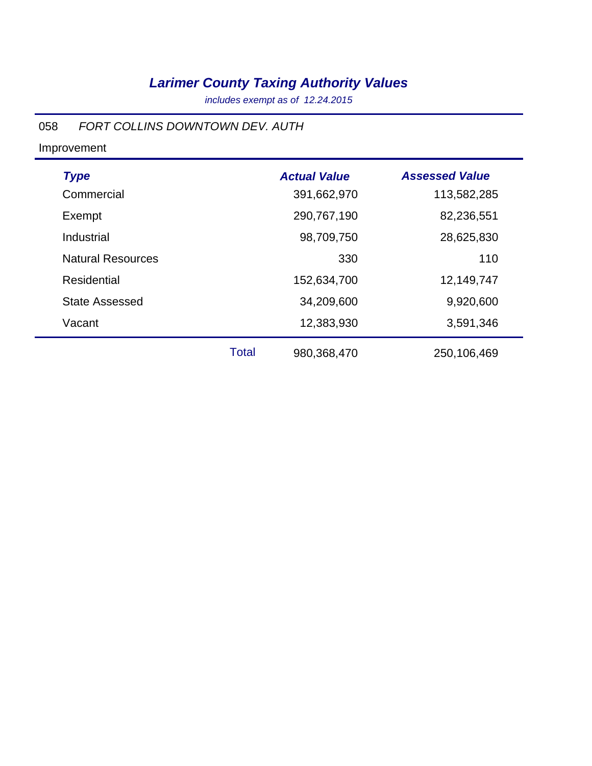# *Larimer County Taxing Authority Values*

*includes exempt as of 12.24.2015*

058 *FORT COLLINS DOWNTOWN DEV. AUTH*

Improvement

| *Type* | | *Actual Value* | *Assessed Value* |
|---|---|---|---|
| Commercial | | 391,662,970 | 113,582,285 |
| Exempt | | 290,767,190 | 82,236,551 |
| Industrial | | 98,709,750 | 28,625,830 |
| Natural Resources | | 330 | 110 |
| Residential | | 152,634,700 | 12,149,747 |
| State Assessed | | 34,209,600 | 9,920,600 |
| Vacant | | 12,383,930 | 3,591,346 |
| | Total | 980,368,470 | 250,106,469 |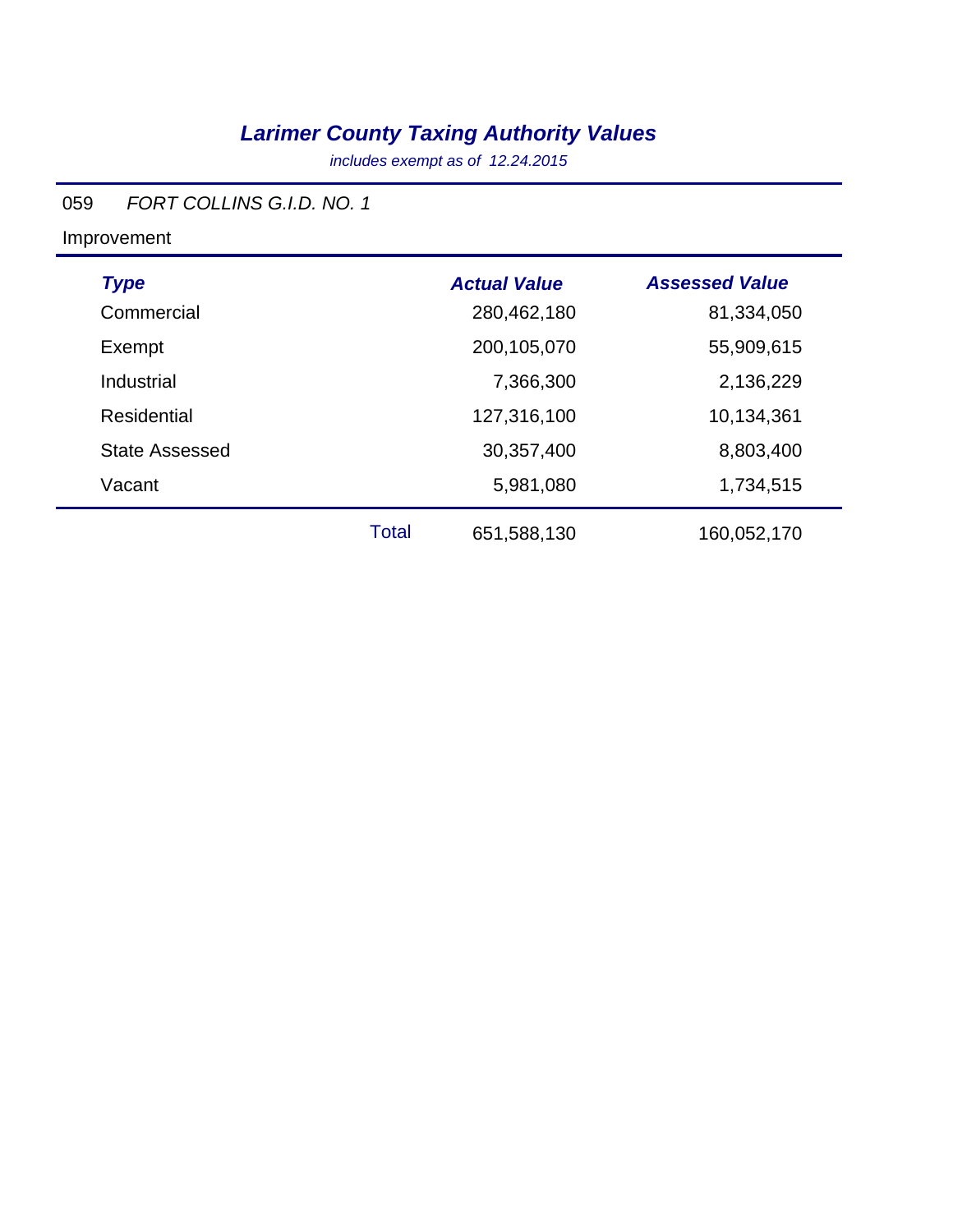# *Larimer County Taxing Authority Values*

*includes exempt as of 12.24.2015*

059 *FORT COLLINS G.I.D. NO. 1*

Improvement

| *Type* | | *Actual Value* | *Assessed Value* |
|---|---|---|---|
| Commercial | | 280,462,180 | 81,334,050 |
| Exempt | | 200,105,070 | 55,909,615 |
| Industrial | | 7,366,300 | 2,136,229 |
| Residential | | 127,316,100 | 10,134,361 |
| State Assessed | | 30,357,400 | 8,803,400 |
| Vacant | | 5,981,080 | 1,734,515 |
| | Total | 651,588,130 | 160,052,170 |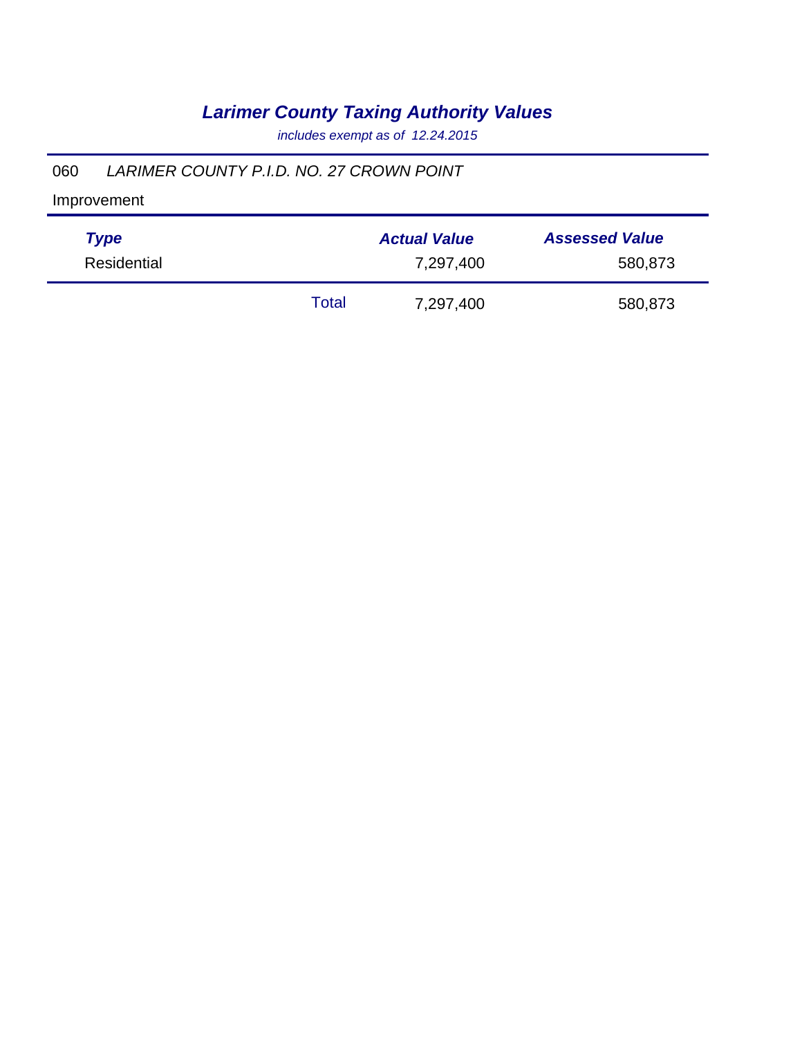# *Larimer County Taxing Authority Values*

*includes exempt as of 12.24.2015*

060 *LARIMER COUNTY P.I.D. NO. 27 CROWN POINT*

Improvement

| Type | | Actual Value | Assessed Value |
|---|---|---|---|
| Residential | | 7,297,400 | 580,873 |
| | Total | 7,297,400 | 580,873 |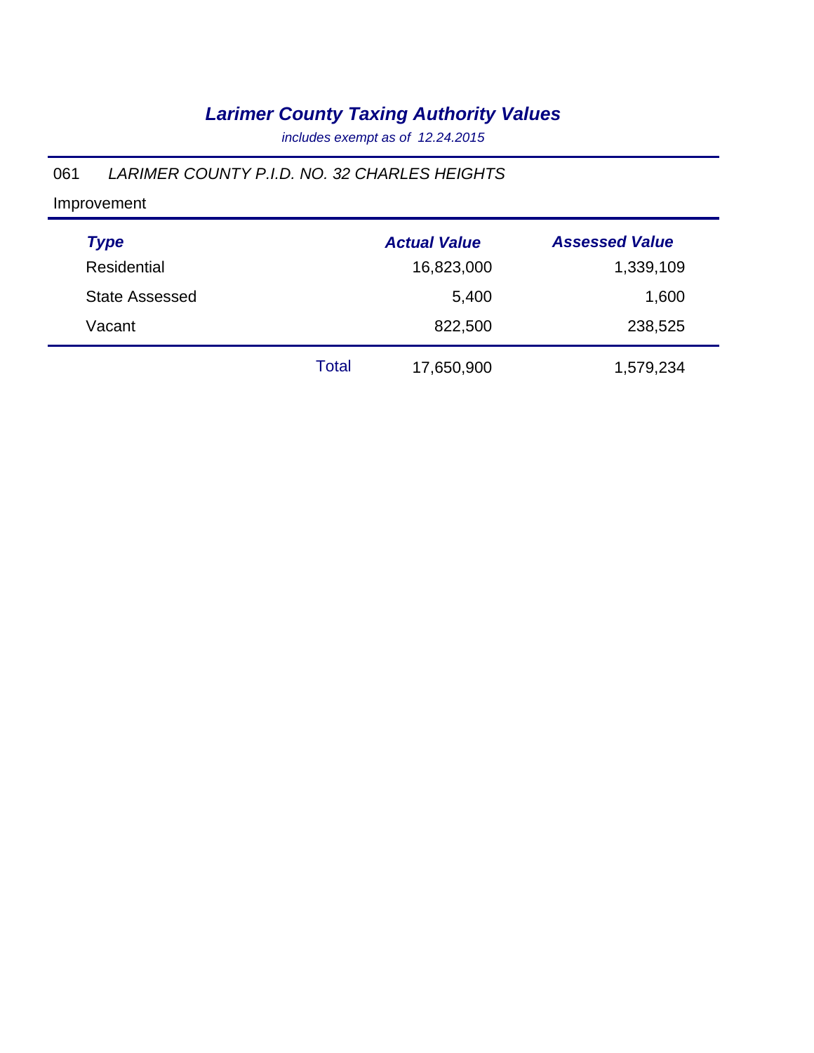# *Larimer County Taxing Authority Values*

*includes exempt as of 12.24.2015*

061 *LARIMER COUNTY P.I.D. NO. 32 CHARLES HEIGHTS*

Improvement

| Type | | Actual Value | Assessed Value |
|---|---|---|---|
| Residential | | 16,823,000 | 1,339,109 |
| State Assessed | | 5,400 | 1,600 |
| Vacant | | 822,500 | 238,525 |
| | Total | 17,650,900 | 1,579,234 |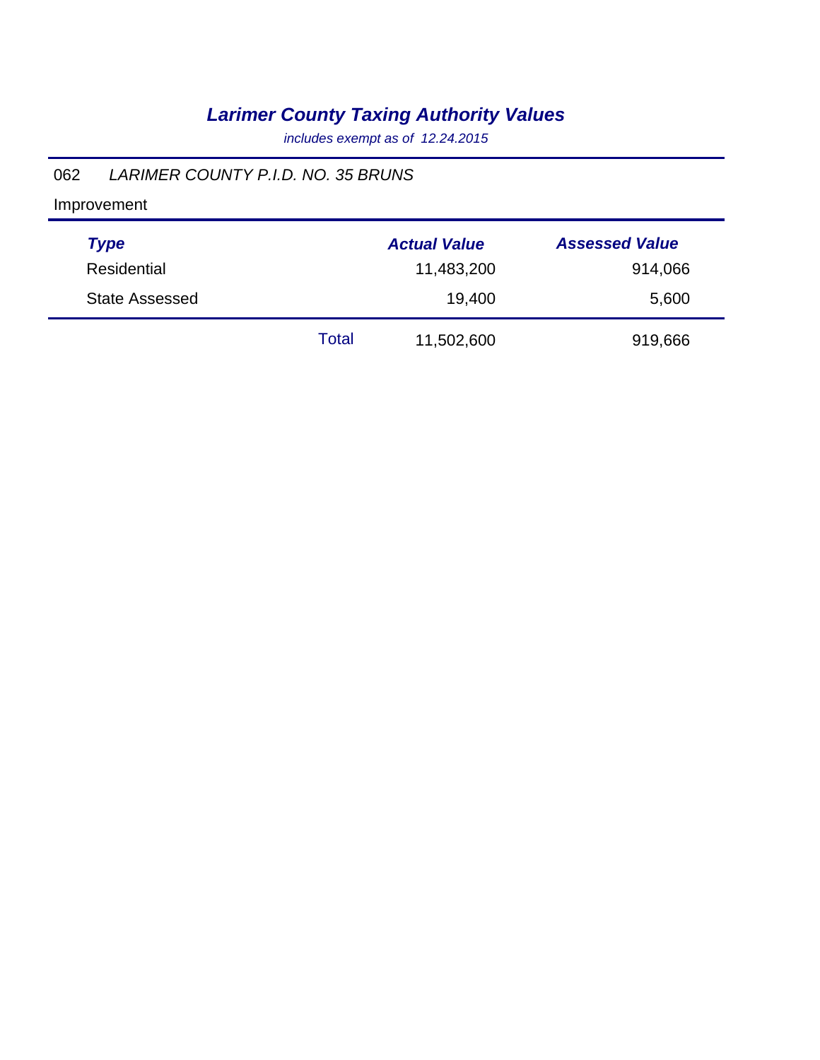# *Larimer County Taxing Authority Values*

*includes exempt as of 12.24.2015*

062 *LARIMER COUNTY P.I.D. NO. 35 BRUNS*

Improvement

| *Type* | | *Actual Value* | *Assessed Value* |
|---|---|---|---|
| Residential | | 11,483,200 | 914,066 |
| State Assessed | | 19,400 | 5,600 |
| | Total | 11,502,600 | 919,666 |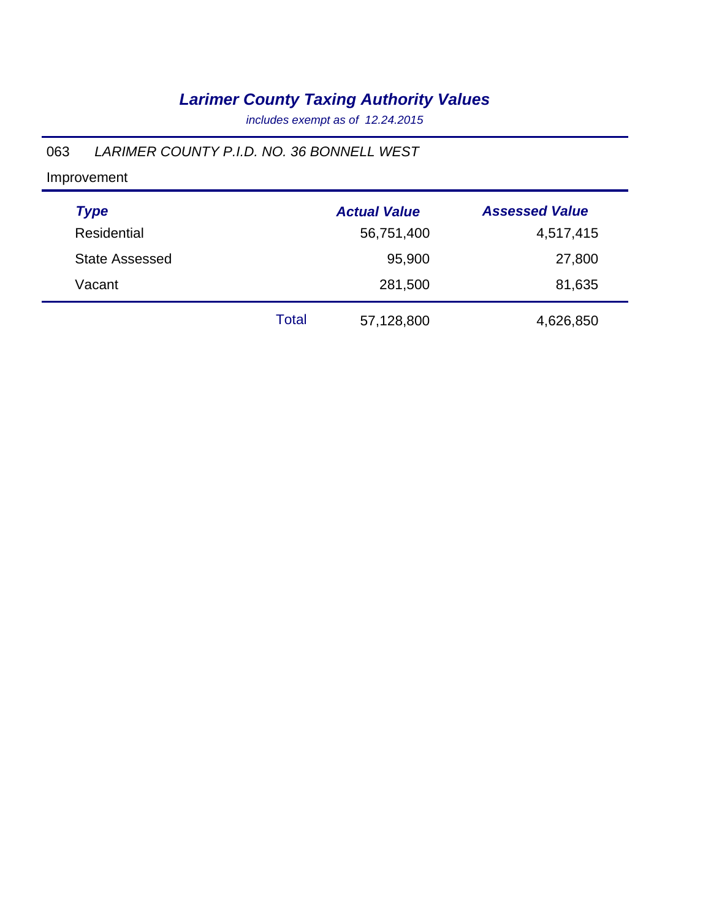# *Larimer County Taxing Authority Values*

*includes exempt as of 12.24.2015*

063 *LARIMER COUNTY P.I.D. NO. 36 BONNELL WEST*

Improvement

| *Type* | | *Actual Value* | *Assessed Value* |
|---|---|---|---|
| Residential | | 56,751,400 | 4,517,415 |
| State Assessed | | 95,900 | 27,800 |
| Vacant | | 281,500 | 81,635 |
| | Total | 57,128,800 | 4,626,850 |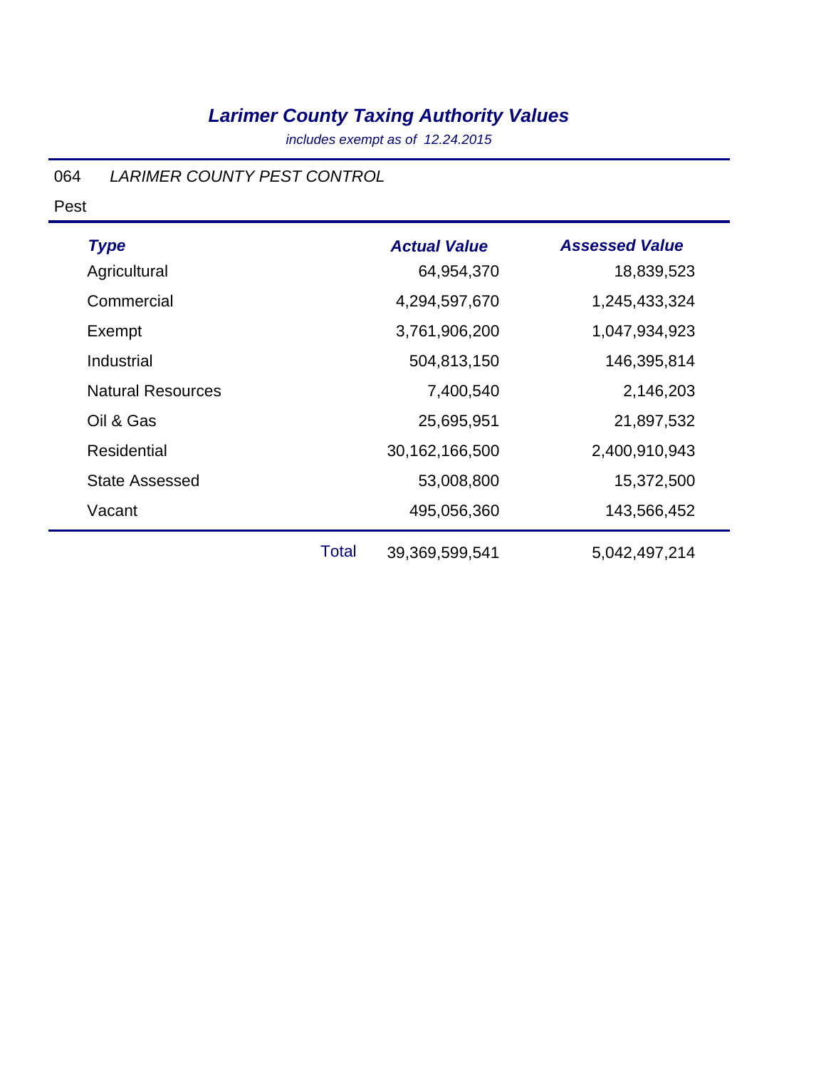# *Larimer County Taxing Authority Values*

*includes exempt as of 12.24.2015*

064 *LARIMER COUNTY PEST CONTROL*

Pest

| *Type* | | *Actual Value* | *Assessed Value* |
|---|---|---|---|
| Agricultural | | 64,954,370 | 18,839,523 |
| Commercial | | 4,294,597,670 | 1,245,433,324 |
| Exempt | | 3,761,906,200 | 1,047,934,923 |
| Industrial | | 504,813,150 | 146,395,814 |
| Natural Resources | | 7,400,540 | 2,146,203 |
| Oil & Gas | | 25,695,951 | 21,897,532 |
| Residential | | 30,162,166,500 | 2,400,910,943 |
| State Assessed | | 53,008,800 | 15,372,500 |
| Vacant | | 495,056,360 | 143,566,452 |
| | Total | 39,369,599,541 | 5,042,497,214 |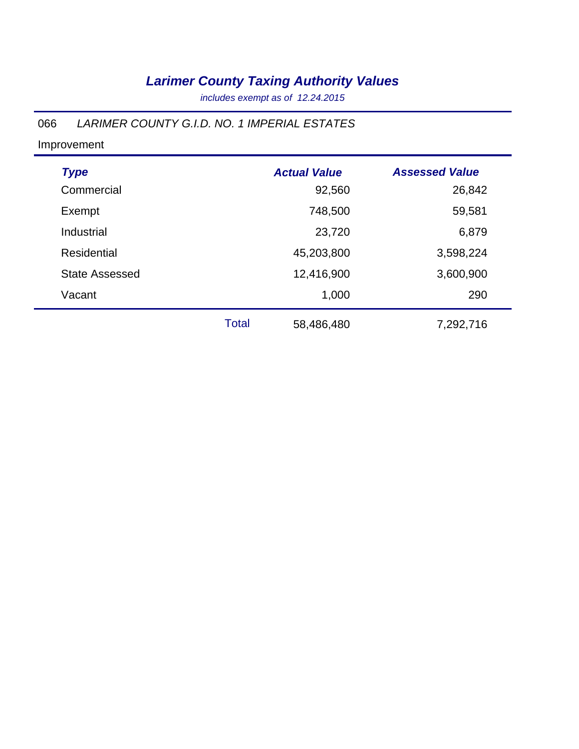# *Larimer County Taxing Authority Values*

*includes exempt as of 12.24.2015*

066 *LARIMER COUNTY G.I.D. NO. 1 IMPERIAL ESTATES*

Improvement

| *Type* | | *Actual Value* | *Assessed Value* |
|---|---|---|---|
| Commercial | | 92,560 | 26,842 |
| Exempt | | 748,500 | 59,581 |
| Industrial | | 23,720 | 6,879 |
| Residential | | 45,203,800 | 3,598,224 |
| State Assessed | | 12,416,900 | 3,600,900 |
| Vacant | | 1,000 | 290 |
| | Total | 58,486,480 | 7,292,716 |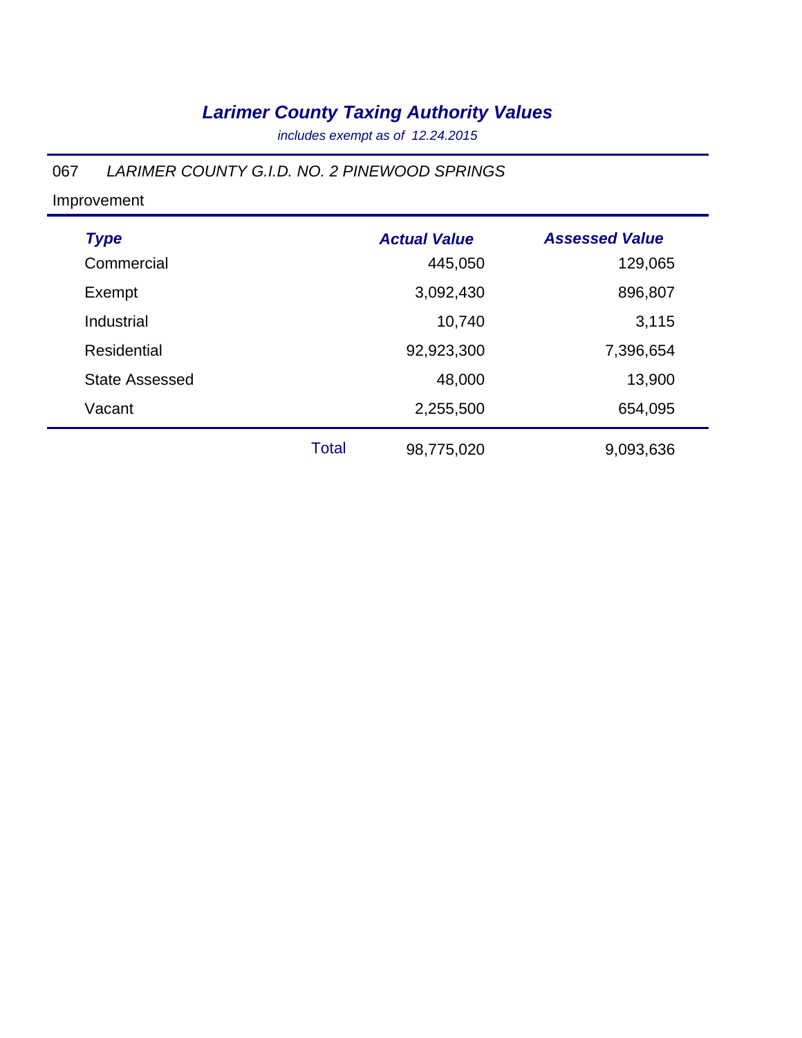# *Larimer County Taxing Authority Values*

*includes exempt as of 12.24.2015*

067 *LARIMER COUNTY G.I.D. NO. 2 PINEWOOD SPRINGS*

Improvement

| *Type* | | *Actual Value* | *Assessed Value* |
|---|---|---|---|
| Commercial | | 445,050 | 129,065 |
| Exempt | | 3,092,430 | 896,807 |
| Industrial | | 10,740 | 3,115 |
| Residential | | 92,923,300 | 7,396,654 |
| State Assessed | | 48,000 | 13,900 |
| Vacant | | 2,255,500 | 654,095 |
| | Total | 98,775,020 | 9,093,636 |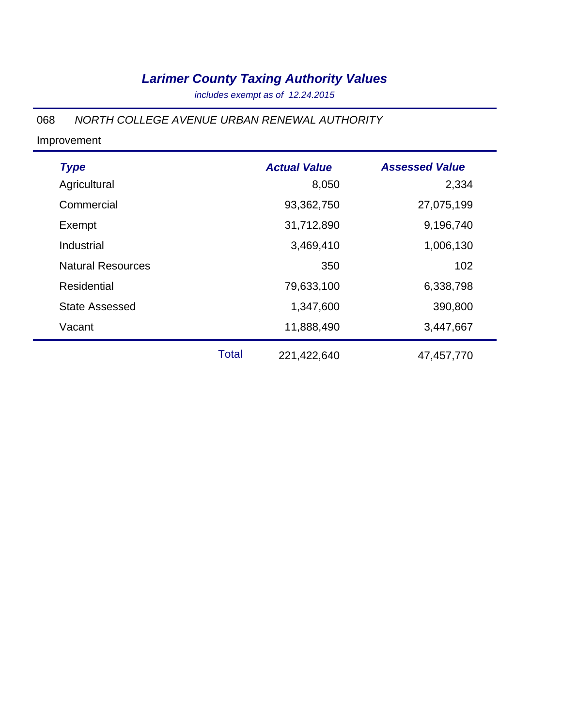# *Larimer County Taxing Authority Values*

*includes exempt as of 12.24.2015*

068 *NORTH COLLEGE AVENUE URBAN RENEWAL AUTHORITY*

Improvement

| *Type* | | *Actual Value* | *Assessed Value* |
|---|---|---|---|
| Agricultural | | 8,050 | 2,334 |
| Commercial | | 93,362,750 | 27,075,199 |
| Exempt | | 31,712,890 | 9,196,740 |
| Industrial | | 3,469,410 | 1,006,130 |
| Natural Resources | | 350 | 102 |
| Residential | | 79,633,100 | 6,338,798 |
| State Assessed | | 1,347,600 | 390,800 |
| Vacant | | 11,888,490 | 3,447,667 |
| | Total | 221,422,640 | 47,457,770 |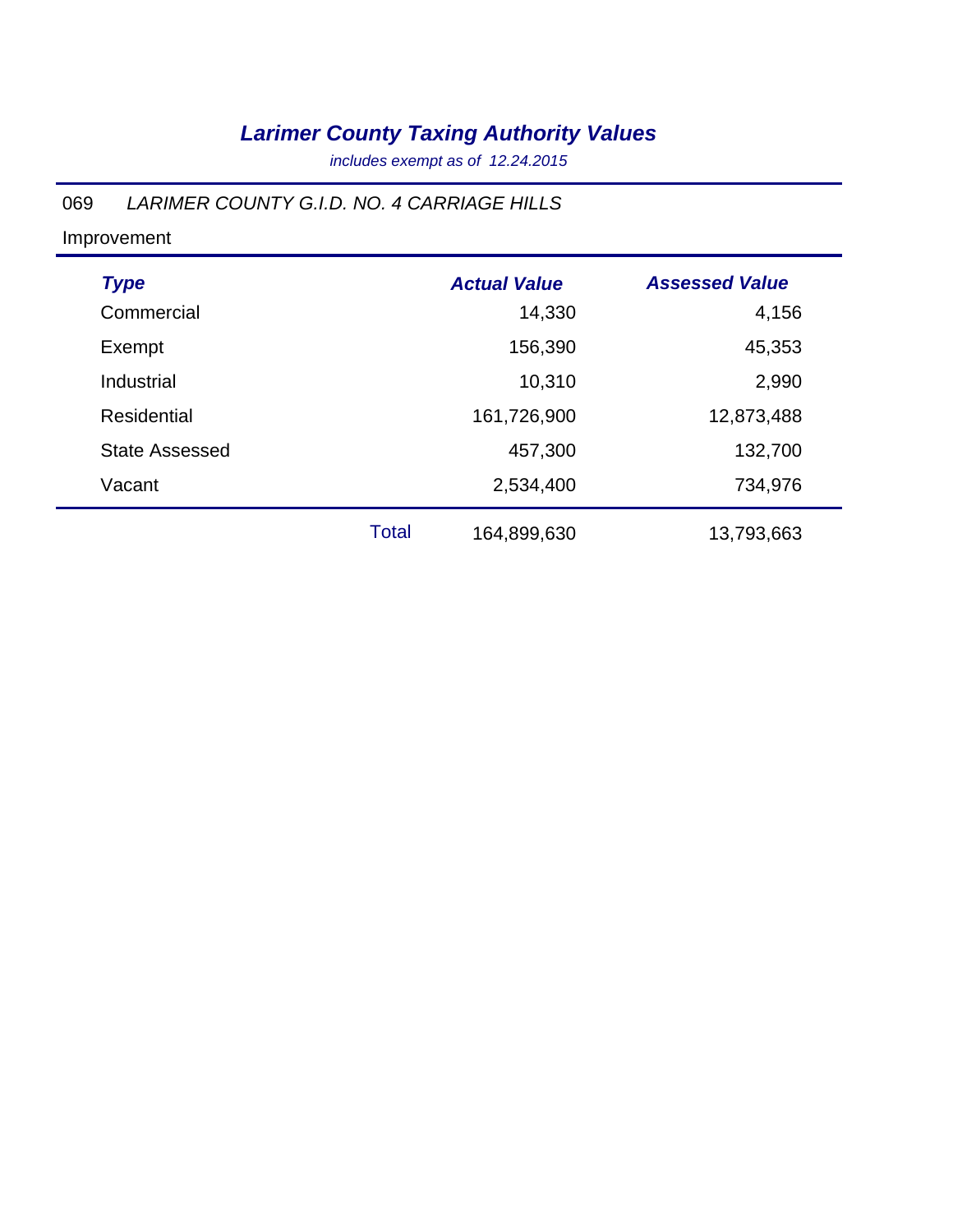# *Larimer County Taxing Authority Values*

*includes exempt as of 12.24.2015*

069 *LARIMER COUNTY G.I.D. NO. 4 CARRIAGE HILLS*

Improvement

| ***Type*** | | ***Actual Value*** | ***Assessed Value*** |
|---|---|---|---|
| Commercial | | 14,330 | 4,156 |
| Exempt | | 156,390 | 45,353 |
| Industrial | | 10,310 | 2,990 |
| Residential | | 161,726,900 | 12,873,488 |
| State Assessed | | 457,300 | 132,700 |
| Vacant | | 2,534,400 | 734,976 |
| | Total | 164,899,630 | 13,793,663 |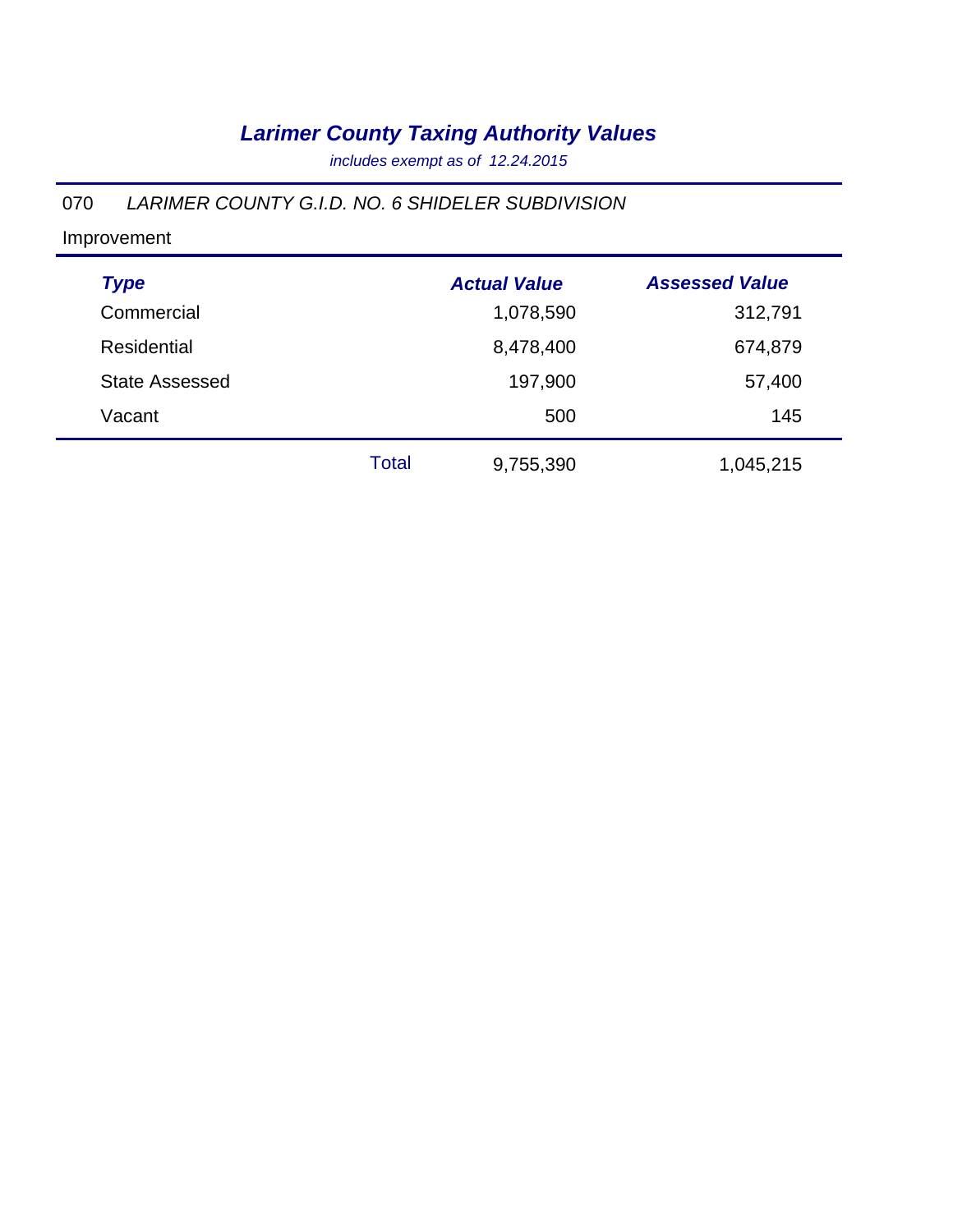# *Larimer County Taxing Authority Values*

*includes exempt as of 12.24.2015*

070 *LARIMER COUNTY G.I.D. NO. 6 SHIDELER SUBDIVISION*

Improvement

| *Type* | | *Actual Value* | *Assessed Value* |
|---|---|---|---|
| Commercial | | 1,078,590 | 312,791 |
| Residential | | 8,478,400 | 674,879 |
| State Assessed | | 197,900 | 57,400 |
| Vacant | | 500 | 145 |
| | Total | 9,755,390 | 1,045,215 |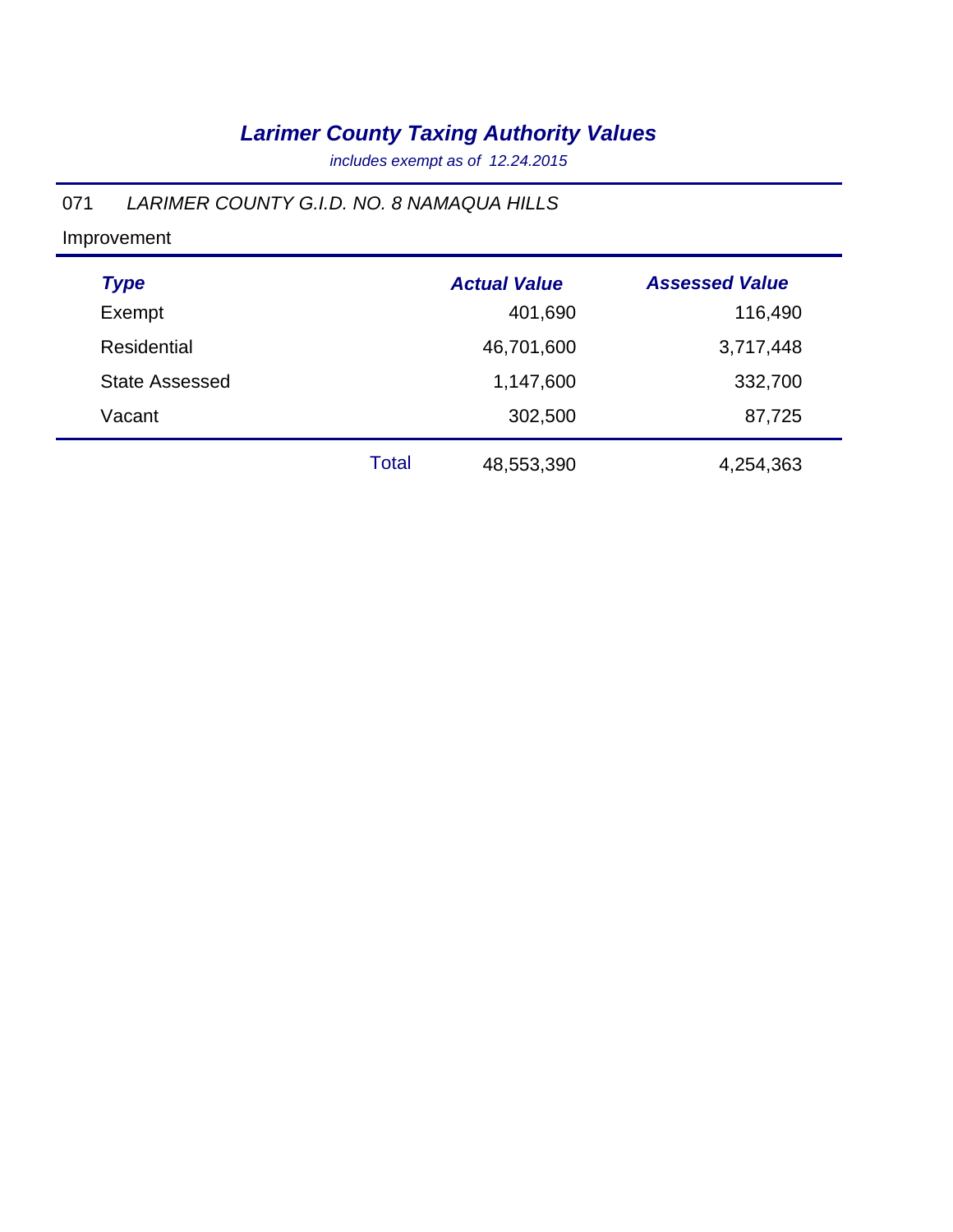# *Larimer County Taxing Authority Values*

*includes exempt as of 12.24.2015*

071 *LARIMER COUNTY G.I.D. NO. 8 NAMAQUA HILLS*

Improvement

| *Type* | | *Actual Value* | *Assessed Value* |
|---|---|---|---|
| Exempt | | 401,690 | 116,490 |
| Residential | | 46,701,600 | 3,717,448 |
| State Assessed | | 1,147,600 | 332,700 |
| Vacant | | 302,500 | 87,725 |
| | Total | 48,553,390 | 4,254,363 |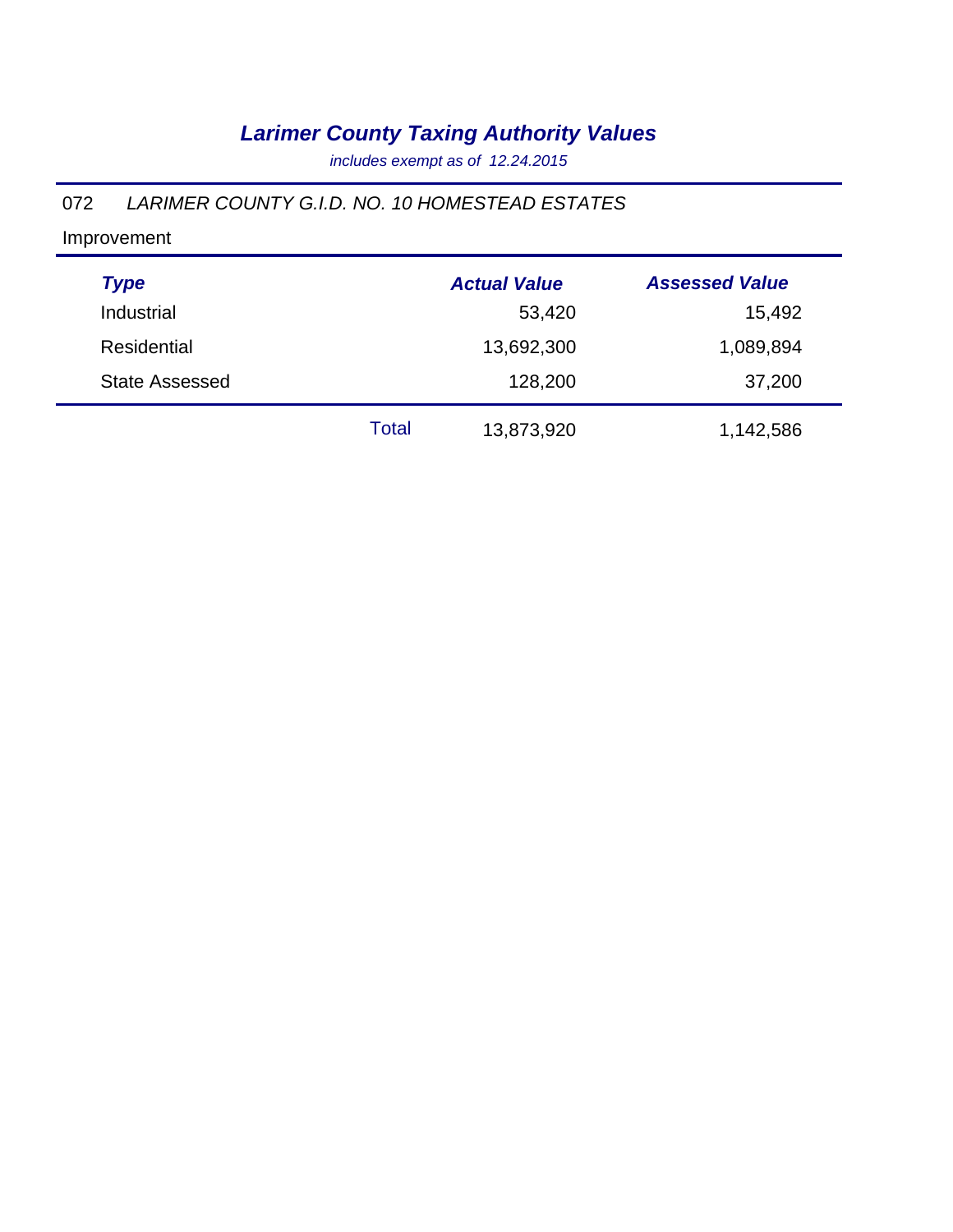# *Larimer County Taxing Authority Values*

*includes exempt as of 12.24.2015*

072 *LARIMER COUNTY G.I.D. NO. 10 HOMESTEAD ESTATES*

Improvement

| *Type* | | *Actual Value* | *Assessed Value* |
|---|---|---|---|
| Industrial | | 53,420 | 15,492 |
| Residential | | 13,692,300 | 1,089,894 |
| State Assessed | | 128,200 | 37,200 |
| | Total | 13,873,920 | 1,142,586 |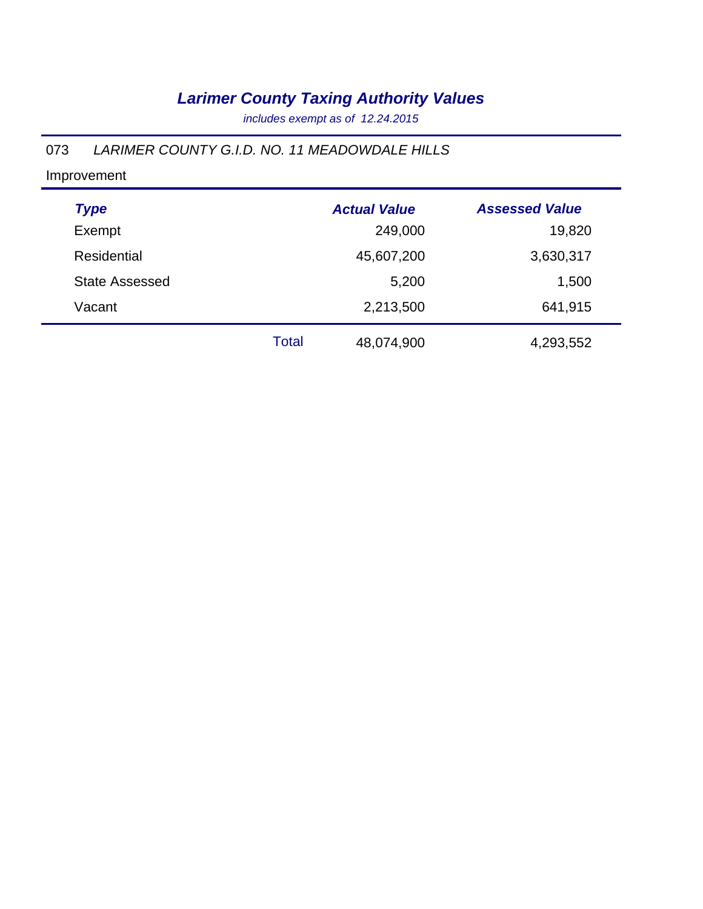# *Larimer County Taxing Authority Values*

*includes exempt as of 12.24.2015*

073 *LARIMER COUNTY G.I.D. NO. 11 MEADOWDALE HILLS*

Improvement

| *Type* | | *Actual Value* | *Assessed Value* |
|---|---|---|---|
| Exempt | | 249,000 | 19,820 |
| Residential | | 45,607,200 | 3,630,317 |
| State Assessed | | 5,200 | 1,500 |
| Vacant | | 2,213,500 | 641,915 |
| | Total | 48,074,900 | 4,293,552 |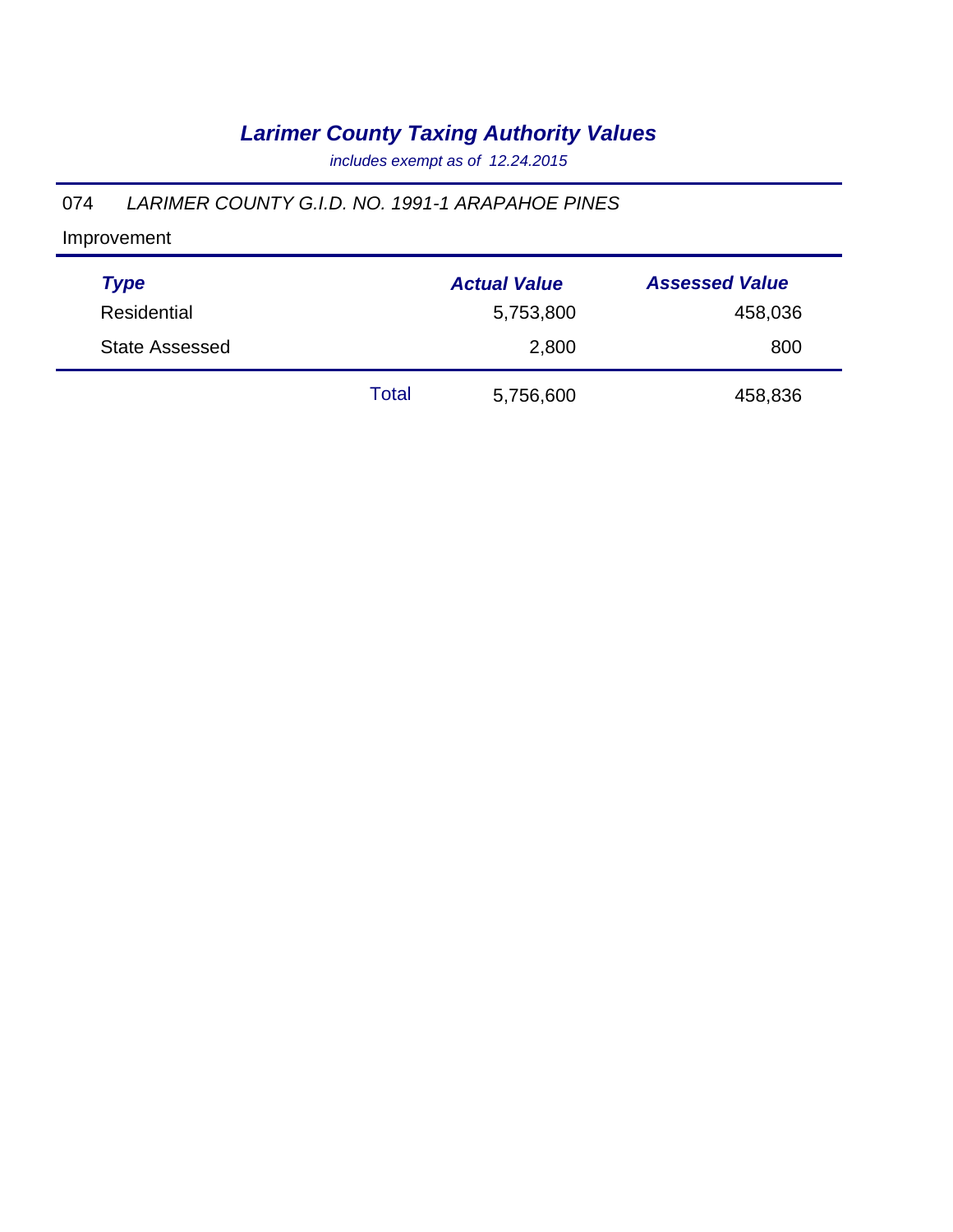# *Larimer County Taxing Authority Values*

*includes exempt as of 12.24.2015*

074 *LARIMER COUNTY G.I.D. NO. 1991-1 ARAPAHOE PINES*

Improvement

| *Type* | | *Actual Value* | *Assessed Value* |
|---|---|---|---|
| Residential | | 5,753,800 | 458,036 |
| State Assessed | | 2,800 | 800 |
| | Total | 5,756,600 | 458,836 |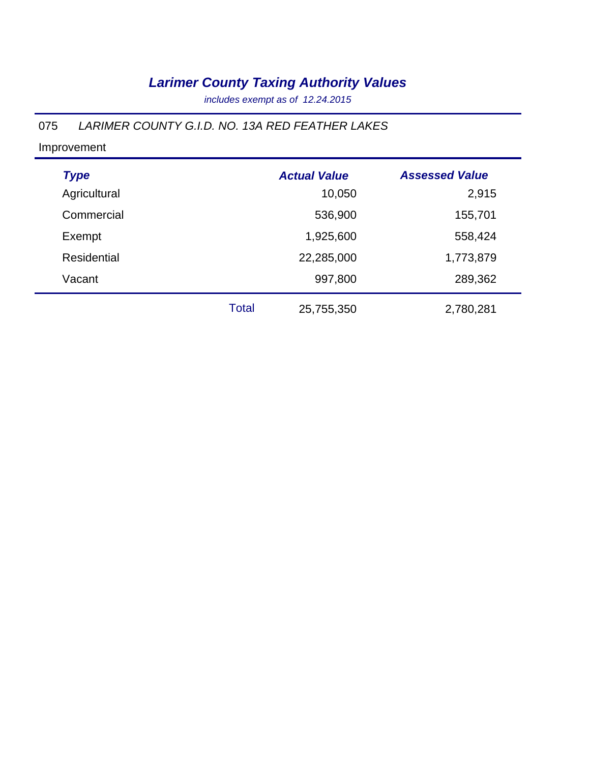# *Larimer County Taxing Authority Values*

*includes exempt as of 12.24.2015*

075 *LARIMER COUNTY G.I.D. NO. 13A RED FEATHER LAKES*

Improvement

| *Type* | | *Actual Value* | *Assessed Value* |
|---|---|---|---|
| Agricultural | | 10,050 | 2,915 |
| Commercial | | 536,900 | 155,701 |
| Exempt | | 1,925,600 | 558,424 |
| Residential | | 22,285,000 | 1,773,879 |
| Vacant | | 997,800 | 289,362 |
| | Total | 25,755,350 | 2,780,281 |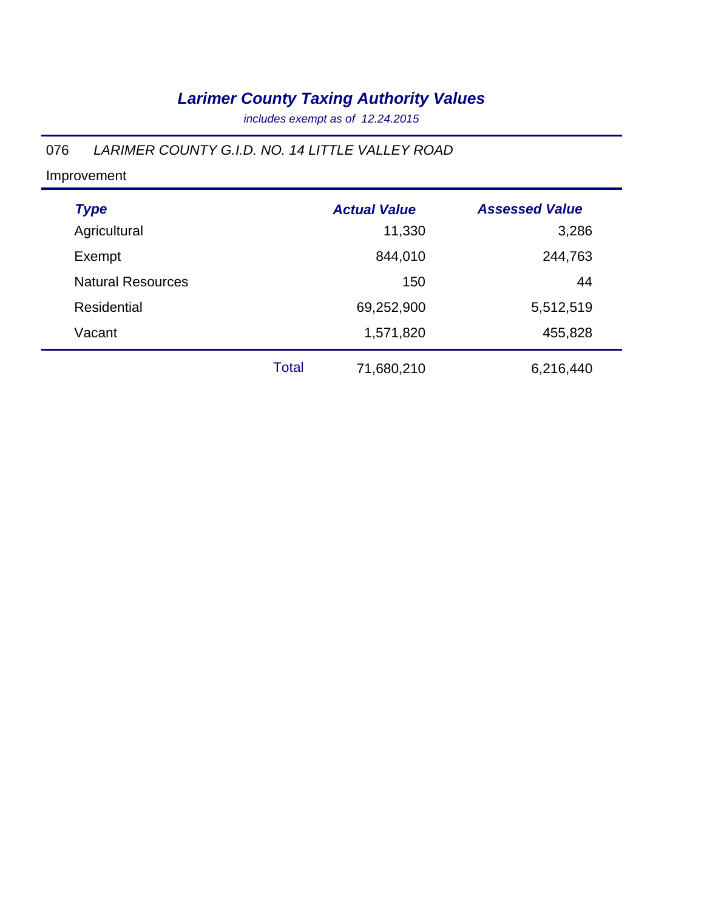# *Larimer County Taxing Authority Values*

*includes exempt as of 12.24.2015*

076 *LARIMER COUNTY G.I.D. NO. 14 LITTLE VALLEY ROAD*

Improvement

| *Type* | | *Actual Value* | *Assessed Value* |
|---|---|---|---|
| Agricultural | | 11,330 | 3,286 |
| Exempt | | 844,010 | 244,763 |
| Natural Resources | | 150 | 44 |
| Residential | | 69,252,900 | 5,512,519 |
| Vacant | | 1,571,820 | 455,828 |
| | Total | 71,680,210 | 6,216,440 |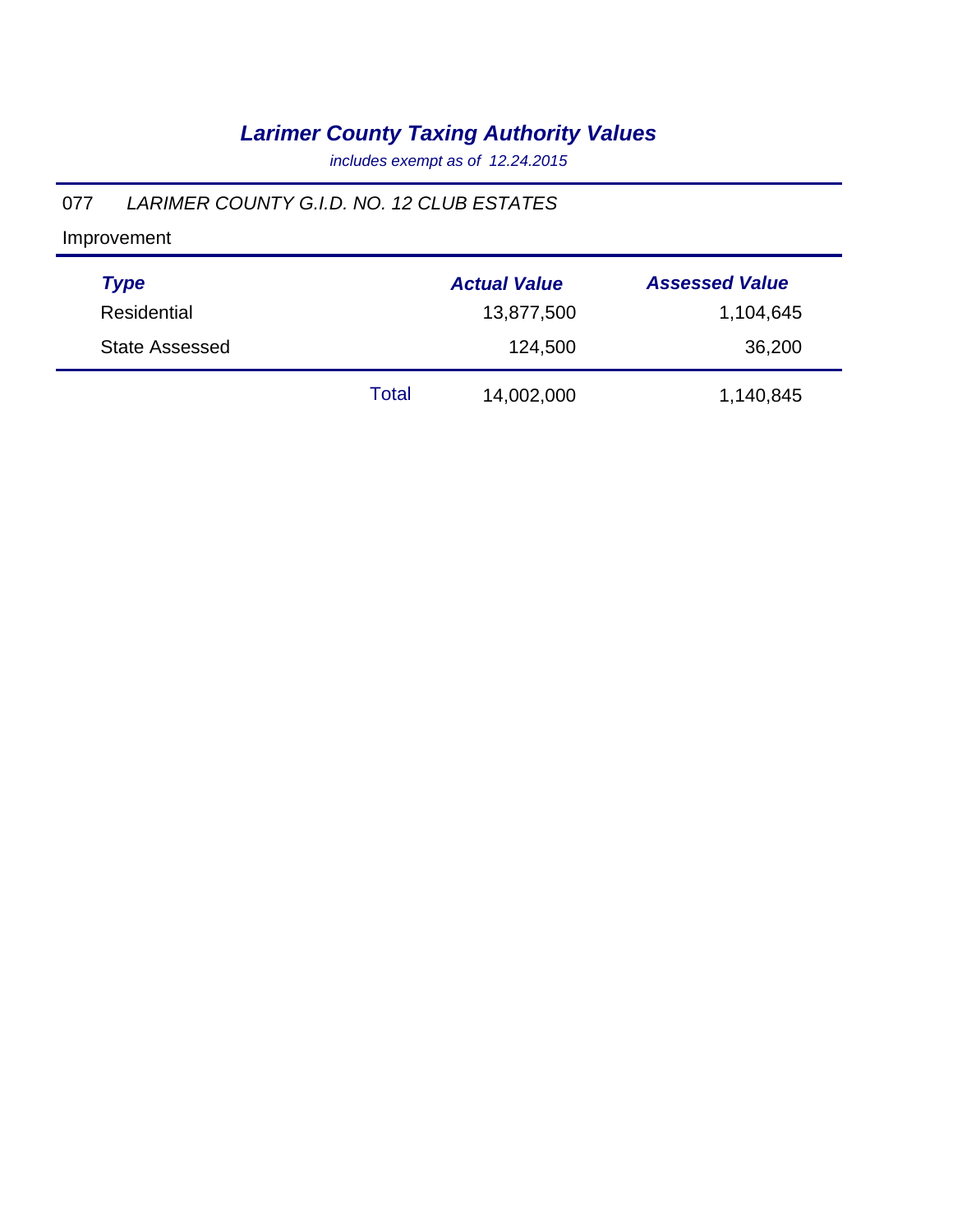# *Larimer County Taxing Authority Values*

*includes exempt as of 12.24.2015*

077 *LARIMER COUNTY G.I.D. NO. 12 CLUB ESTATES*

Improvement

| *Type* | | *Actual Value* | *Assessed Value* |
|---|---|---|---|
| Residential | | 13,877,500 | 1,104,645 |
| State Assessed | | 124,500 | 36,200 |
| | Total | 14,002,000 | 1,140,845 |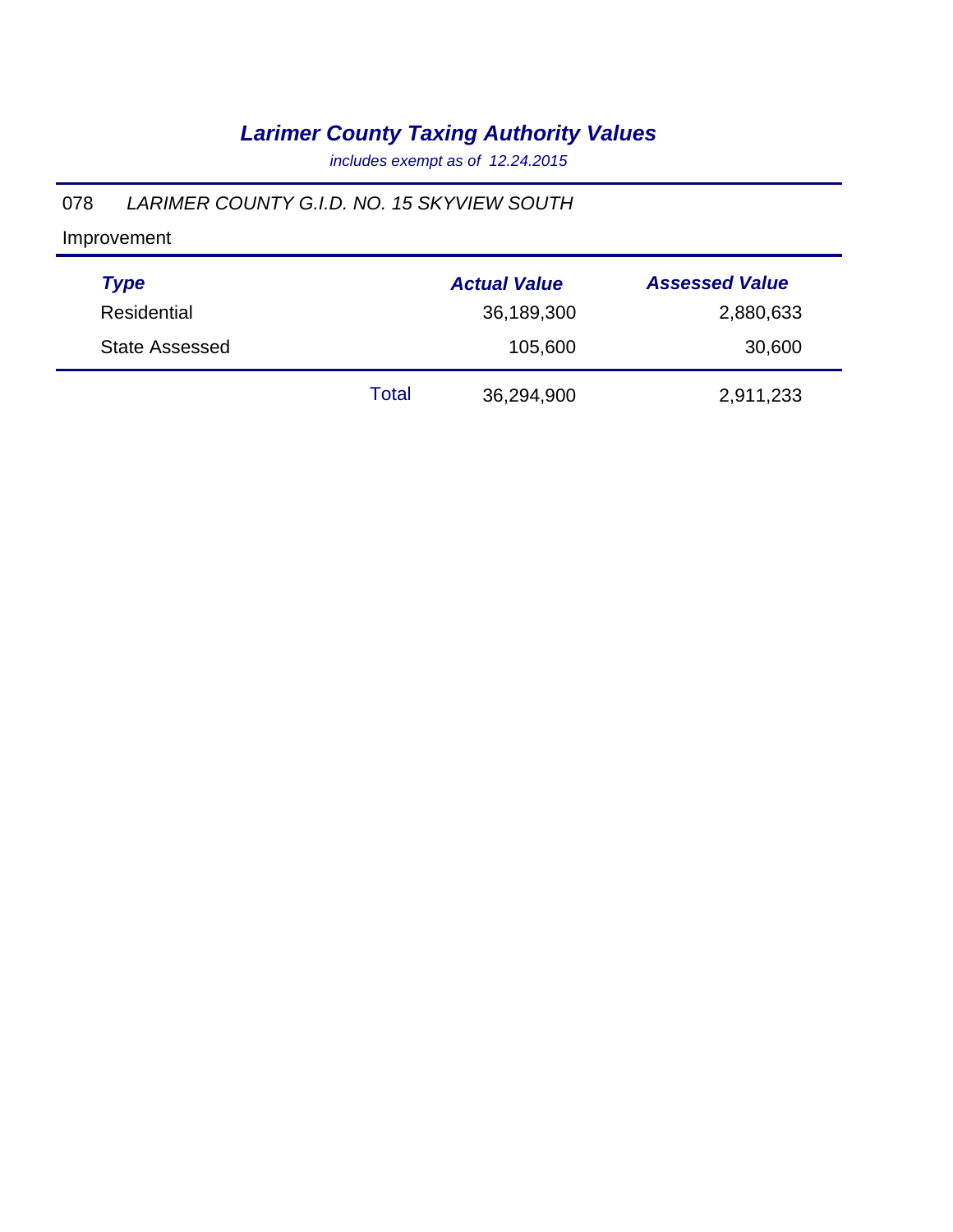# *Larimer County Taxing Authority Values*

*includes exempt as of 12.24.2015*

078 *LARIMER COUNTY G.I.D. NO. 15 SKYVIEW SOUTH*

Improvement

| *Type* | | *Actual Value* | *Assessed Value* |
|---|---|---|---|
| Residential | | 36,189,300 | 2,880,633 |
| State Assessed | | 105,600 | 30,600 |
| | Total | 36,294,900 | 2,911,233 |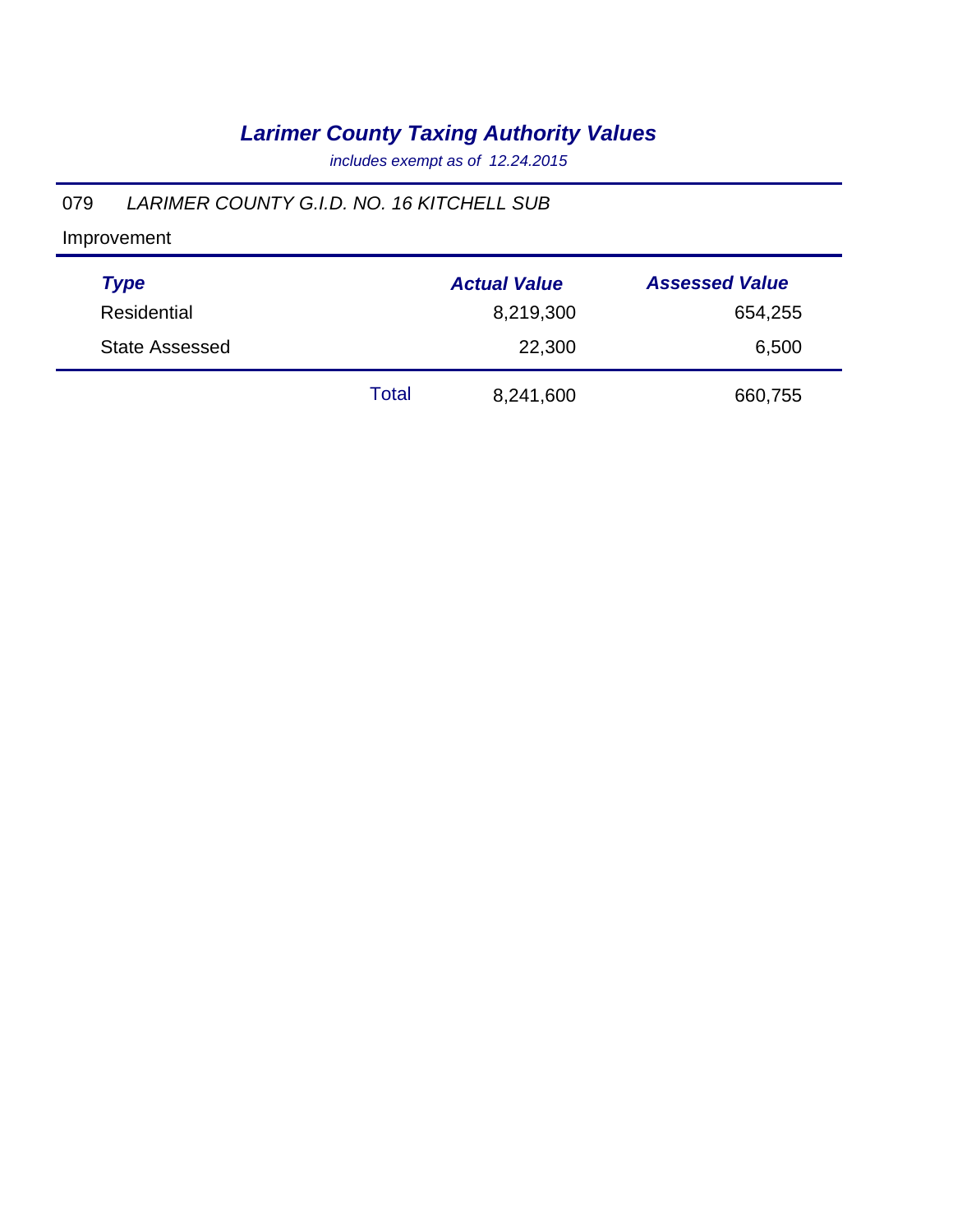# *Larimer County Taxing Authority Values*

*includes exempt as of 12.24.2015*

079 *LARIMER COUNTY G.I.D. NO. 16 KITCHELL SUB*

Improvement

| *Type* | | *Actual Value* | *Assessed Value* |
|---|---|---|---|
| Residential | | 8,219,300 | 654,255 |
| State Assessed | | 22,300 | 6,500 |
| | Total | 8,241,600 | 660,755 |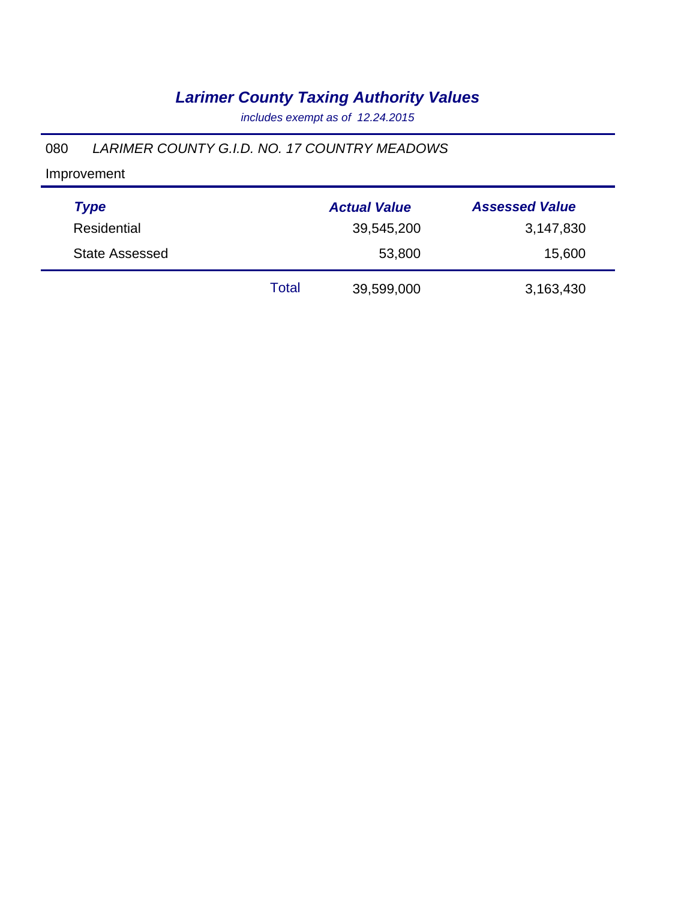# *Larimer County Taxing Authority Values*

*includes exempt as of 12.24.2015*

080 *LARIMER COUNTY G.I.D. NO. 17 COUNTRY MEADOWS*

Improvement

| *Type* | | *Actual Value* | *Assessed Value* |
|---|---|---|---|
| Residential | | 39,545,200 | 3,147,830 |
| State Assessed | | 53,800 | 15,600 |
| | Total | 39,599,000 | 3,163,430 |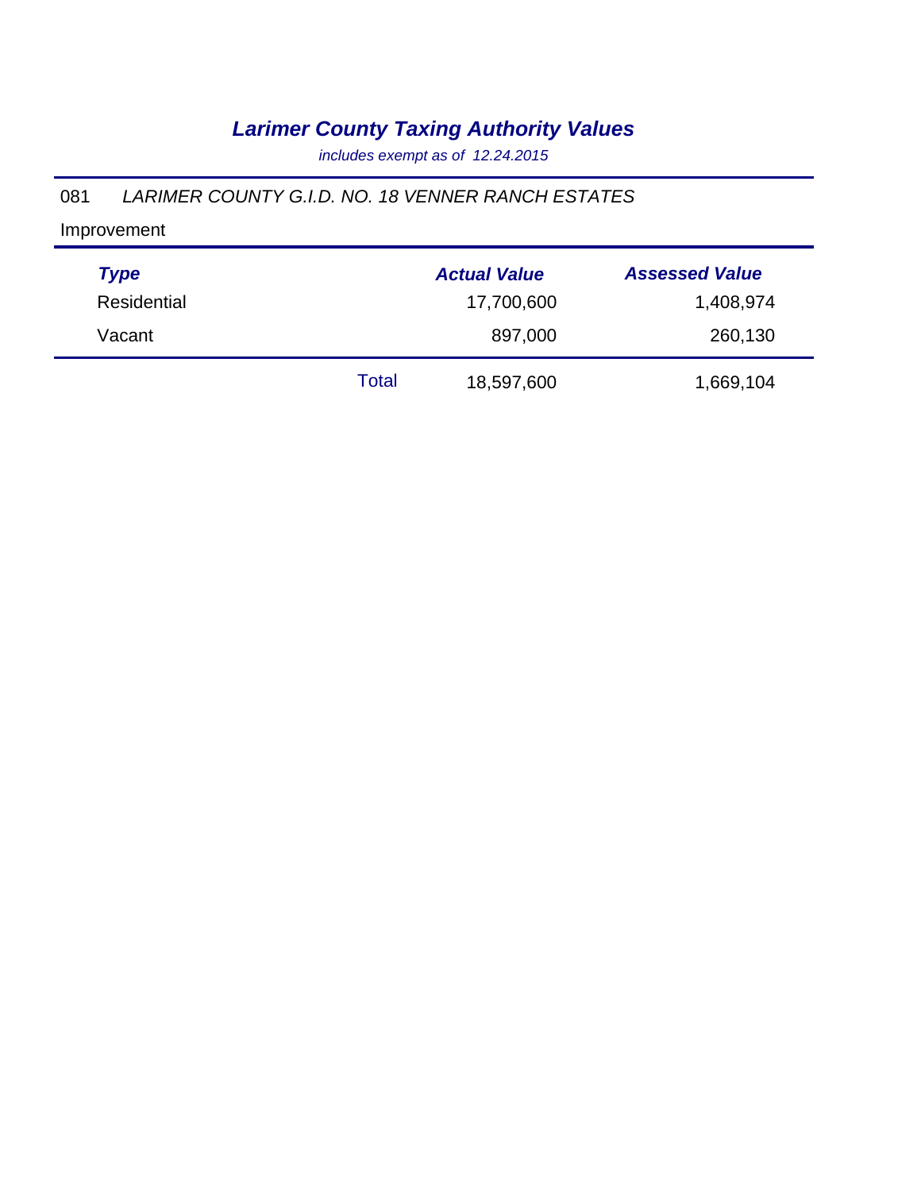# *Larimer County Taxing Authority Values*

*includes exempt as of 12.24.2015*

081 *LARIMER COUNTY G.I.D. NO. 18 VENNER RANCH ESTATES*

Improvement

| Type | | Actual Value | Assessed Value |
|---|---|---|---|
| Residential | | 17,700,600 | 1,408,974 |
| Vacant | | 897,000 | 260,130 |
| | Total | 18,597,600 | 1,669,104 |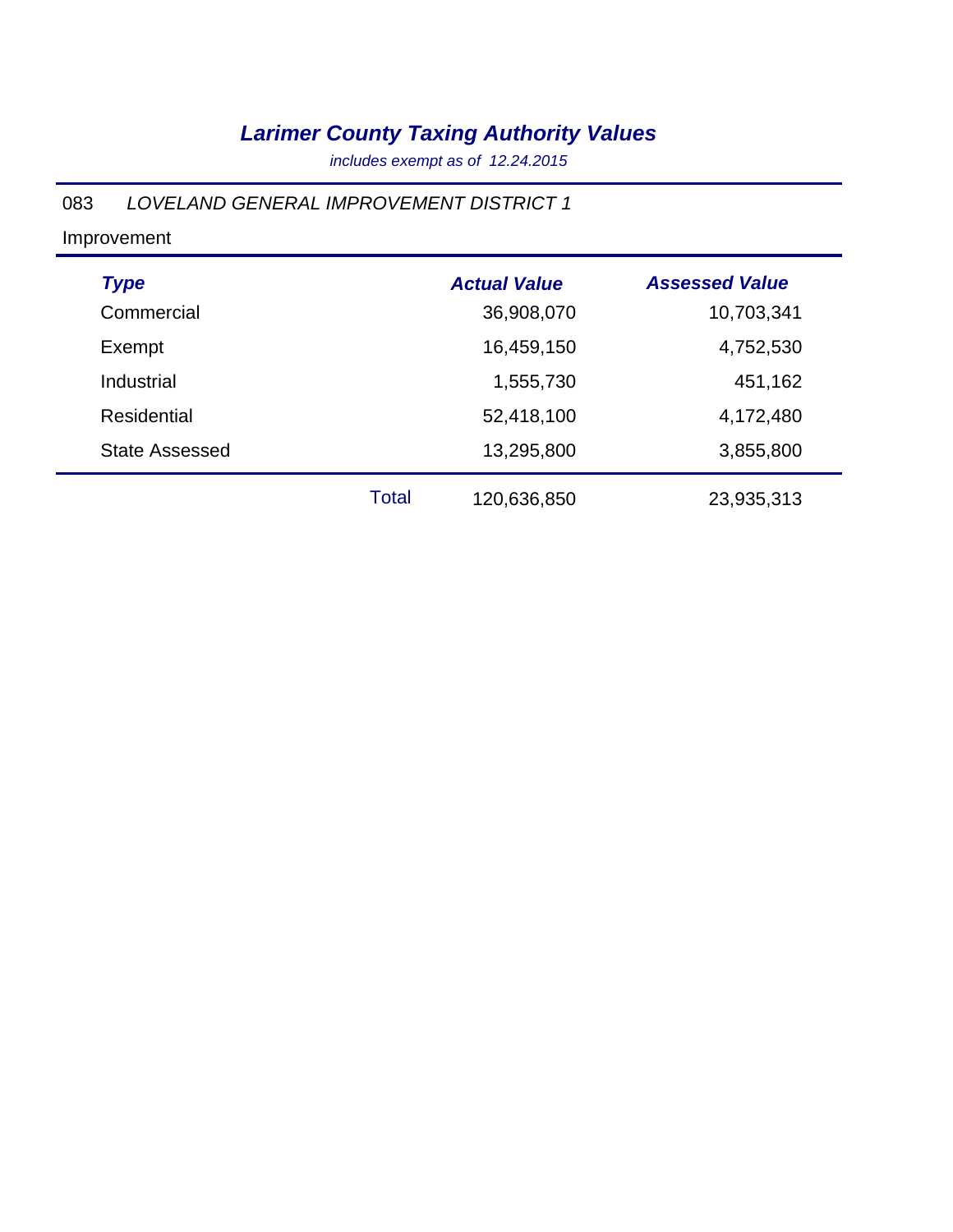# *Larimer County Taxing Authority Values*

*includes exempt as of 12.24.2015*

083 *LOVELAND GENERAL IMPROVEMENT DISTRICT 1*

Improvement

| *Type* | | *Actual Value* | *Assessed Value* |
|---|---|---|---|
| Commercial | | 36,908,070 | 10,703,341 |
| Exempt | | 16,459,150 | 4,752,530 |
| Industrial | | 1,555,730 | 451,162 |
| Residential | | 52,418,100 | 4,172,480 |
| State Assessed | | 13,295,800 | 3,855,800 |
| | Total | 120,636,850 | 23,935,313 |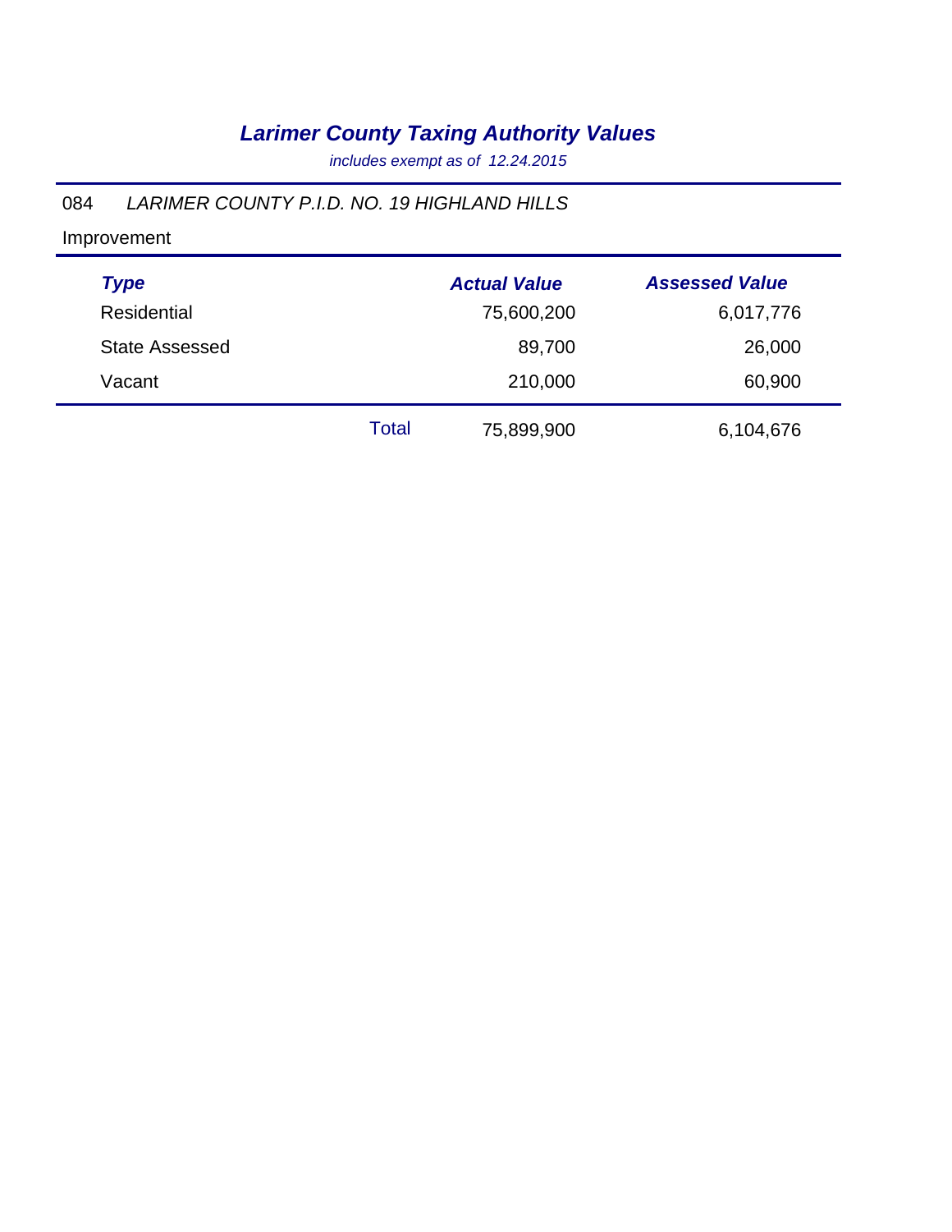# *Larimer County Taxing Authority Values*

*includes exempt as of 12.24.2015*

084 *LARIMER COUNTY P.I.D. NO. 19 HIGHLAND HILLS*

Improvement

| Type | | Actual Value | Assessed Value |
|---|---|---|---|
| Residential | | 75,600,200 | 6,017,776 |
| State Assessed | | 89,700 | 26,000 |
| Vacant | | 210,000 | 60,900 |
| | Total | 75,899,900 | 6,104,676 |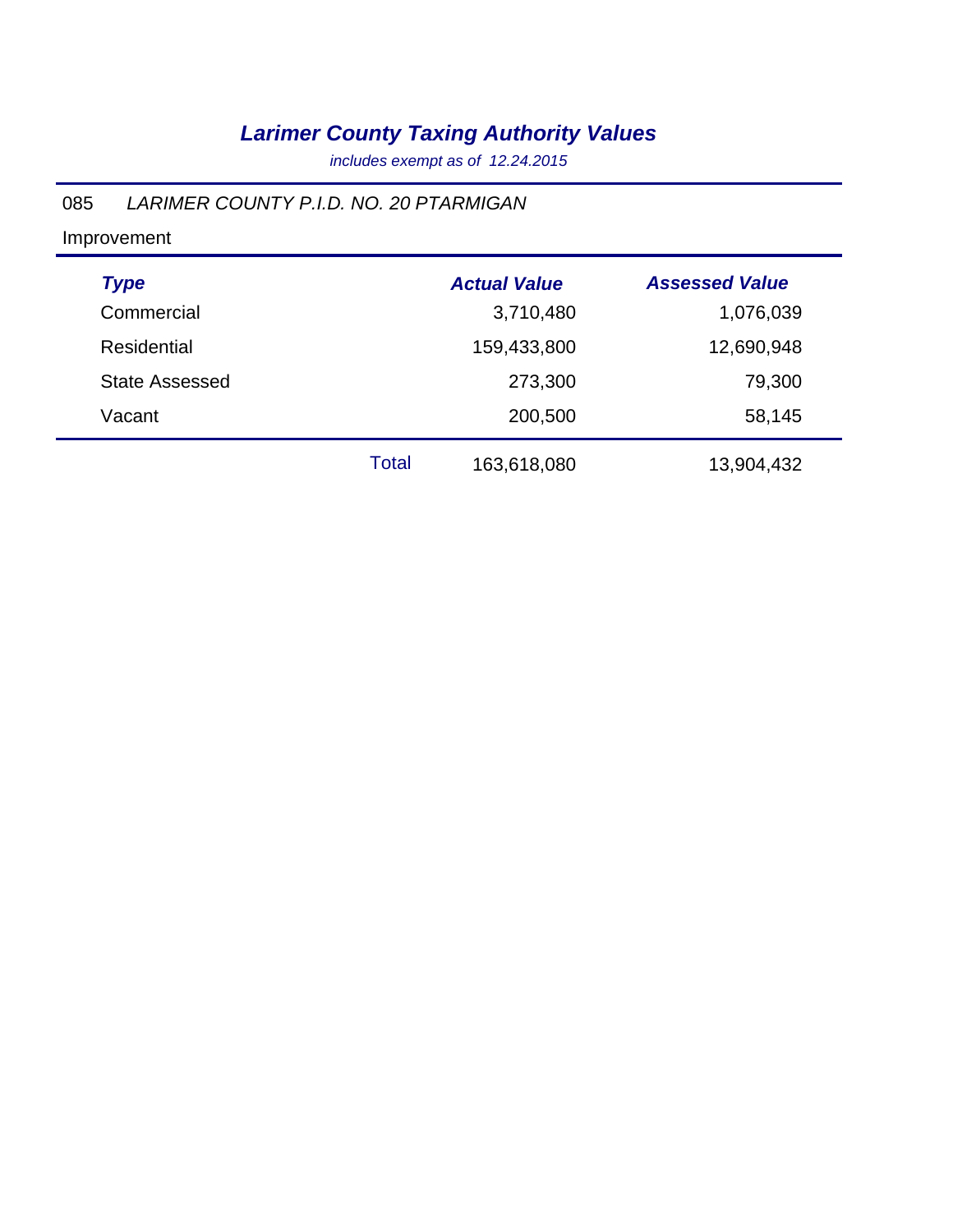# *Larimer County Taxing Authority Values*

*includes exempt as of 12.24.2015*

085 *LARIMER COUNTY P.I.D. NO. 20 PTARMIGAN*

Improvement

| *Type* | | *Actual Value* | *Assessed Value* |
|---|---|---|---|
| Commercial | | 3,710,480 | 1,076,039 |
| Residential | | 159,433,800 | 12,690,948 |
| State Assessed | | 273,300 | 79,300 |
| Vacant | | 200,500 | 58,145 |
| | Total | 163,618,080 | 13,904,432 |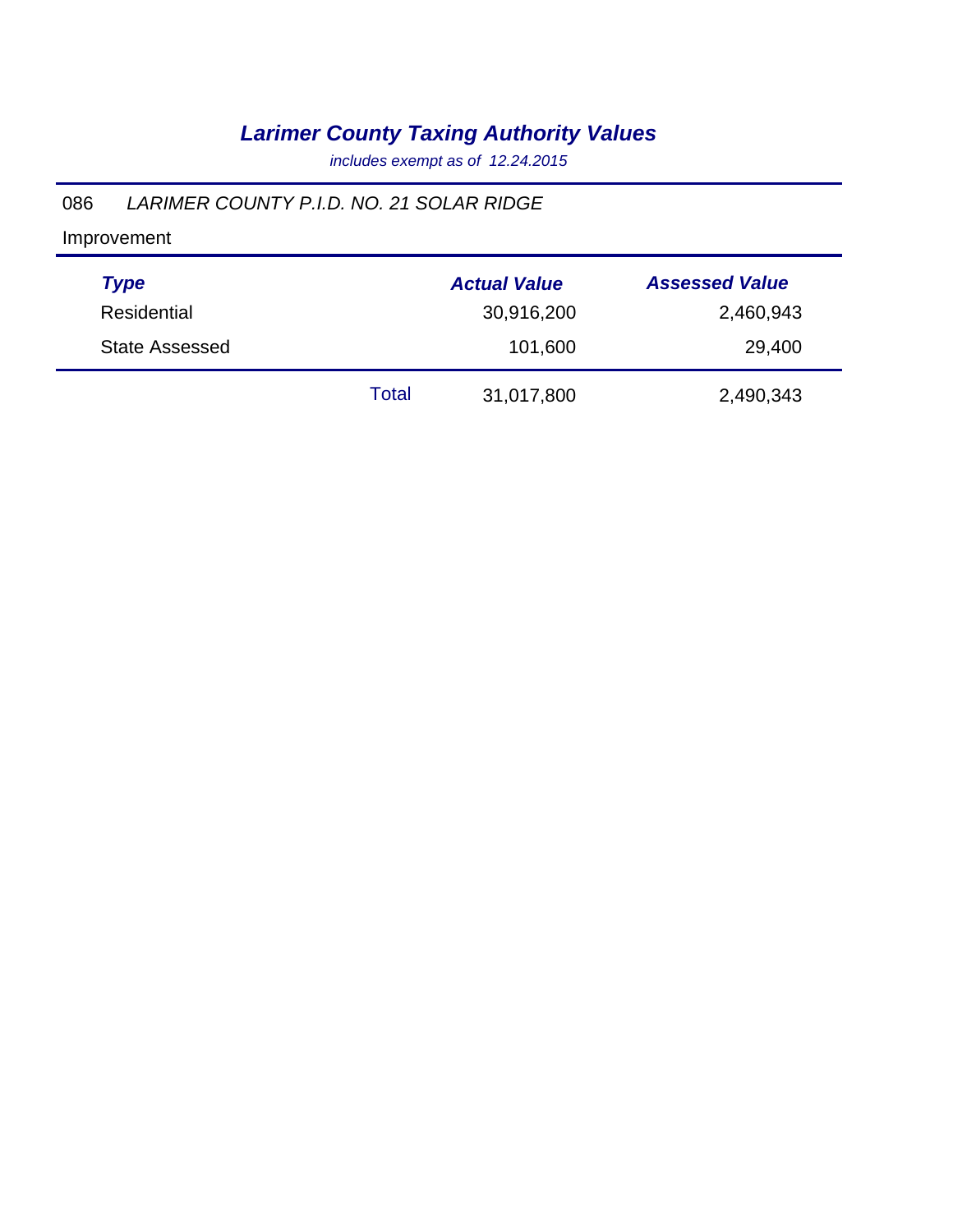# *Larimer County Taxing Authority Values*

*includes exempt as of 12.24.2015*

086 *LARIMER COUNTY P.I.D. NO. 21 SOLAR RIDGE*

Improvement

| ***Type*** | | ***Actual Value*** | ***Assessed Value*** |
|---|---|---|---|
| Residential | | 30,916,200 | 2,460,943 |
| State Assessed | | 101,600 | 29,400 |
| | Total | 31,017,800 | 2,490,343 |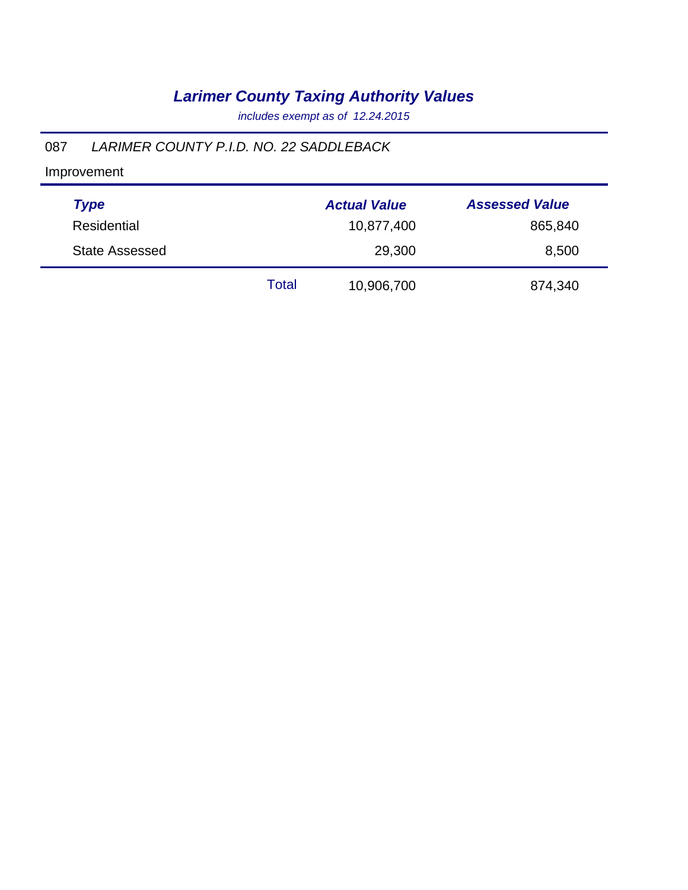# *Larimer County Taxing Authority Values*

*includes exempt as of 12.24.2015*

087 *LARIMER COUNTY P.I.D. NO. 22 SADDLEBACK*

Improvement

| *Type* | | *Actual Value* | *Assessed Value* |
|---|---|---|---|
| Residential | | 10,877,400 | 865,840 |
| State Assessed | | 29,300 | 8,500 |
| | Total | 10,906,700 | 874,340 |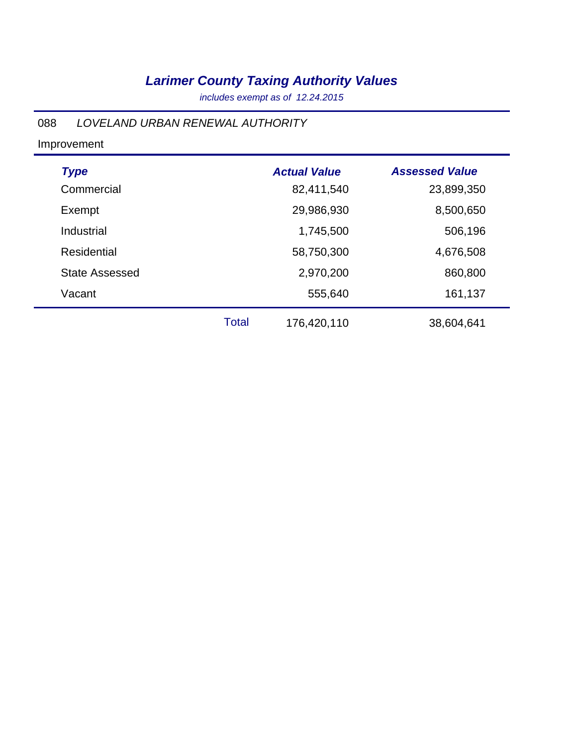# *Larimer County Taxing Authority Values*

*includes exempt as of 12.24.2015*

088 *LOVELAND URBAN RENEWAL AUTHORITY*

Improvement

| *Type* | | *Actual Value* | *Assessed Value* |
|---|---|---|---|
| Commercial | | 82,411,540 | 23,899,350 |
| Exempt | | 29,986,930 | 8,500,650 |
| Industrial | | 1,745,500 | 506,196 |
| Residential | | 58,750,300 | 4,676,508 |
| State Assessed | | 2,970,200 | 860,800 |
| Vacant | | 555,640 | 161,137 |
| | Total | 176,420,110 | 38,604,641 |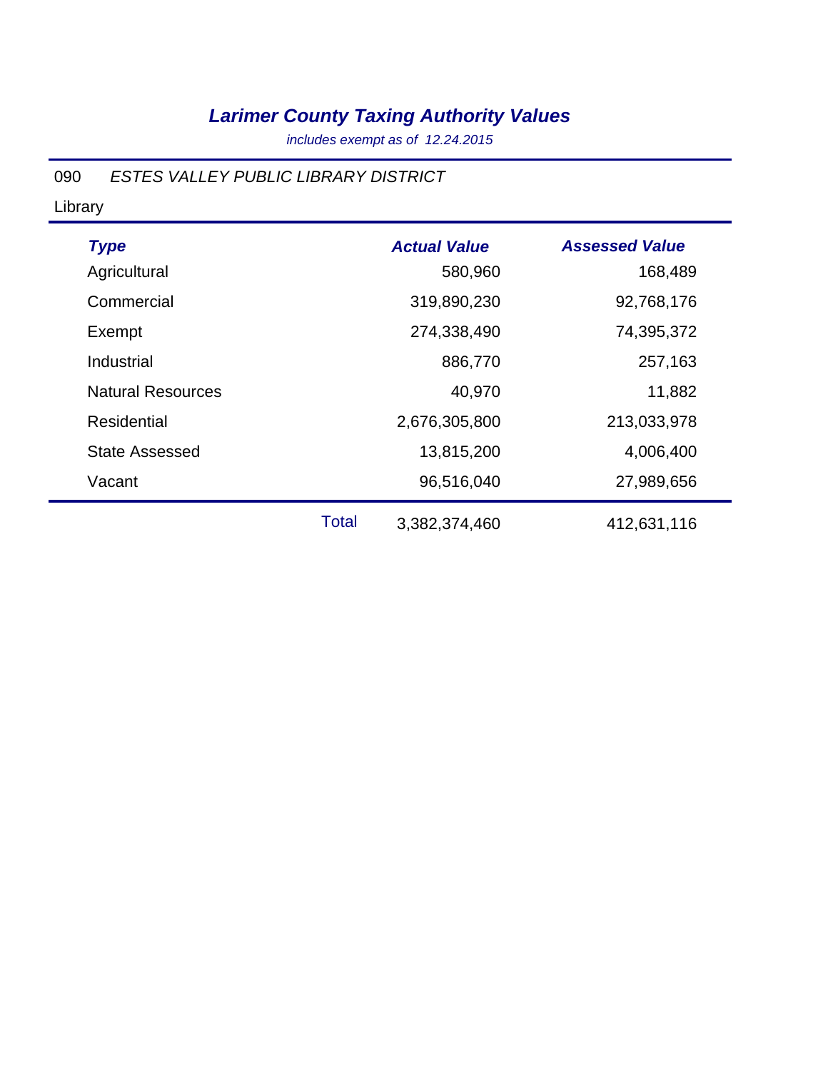# *Larimer County Taxing Authority Values*

*includes exempt as of 12.24.2015*

090 *ESTES VALLEY PUBLIC LIBRARY DISTRICT*

Library

| *Type* | *Actual Value* | *Assessed Value* |
|---|---|---|
| Agricultural | 580,960 | 168,489 |
| Commercial | 319,890,230 | 92,768,176 |
| Exempt | 274,338,490 | 74,395,372 |
| Industrial | 886,770 | 257,163 |
| Natural Resources | 40,970 | 11,882 |
| Residential | 2,676,305,800 | 213,033,978 |
| State Assessed | 13,815,200 | 4,006,400 |
| Vacant | 96,516,040 | 27,989,656 |
| Total | 3,382,374,460 | 412,631,116 |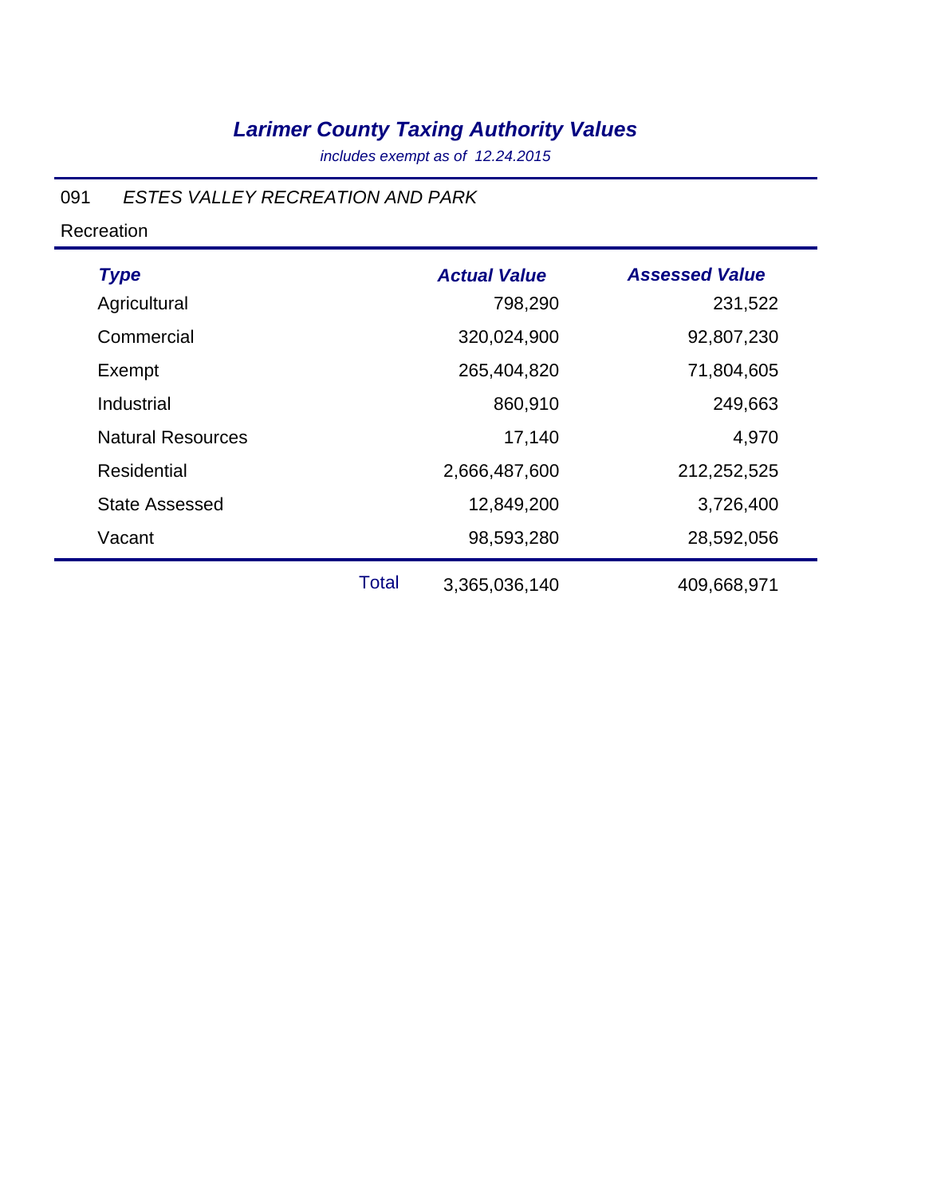# *Larimer County Taxing Authority Values*

*includes exempt as of 12.24.2015*

091 *ESTES VALLEY RECREATION AND PARK*

Recreation

| *Type* | | *Actual Value* | *Assessed Value* |
|---|---|---|---|
| Agricultural | | 798,290 | 231,522 |
| Commercial | | 320,024,900 | 92,807,230 |
| Exempt | | 265,404,820 | 71,804,605 |
| Industrial | | 860,910 | 249,663 |
| Natural Resources | | 17,140 | 4,970 |
| Residential | | 2,666,487,600 | 212,252,525 |
| State Assessed | | 12,849,200 | 3,726,400 |
| Vacant | | 98,593,280 | 28,592,056 |
| | Total | 3,365,036,140 | 409,668,971 |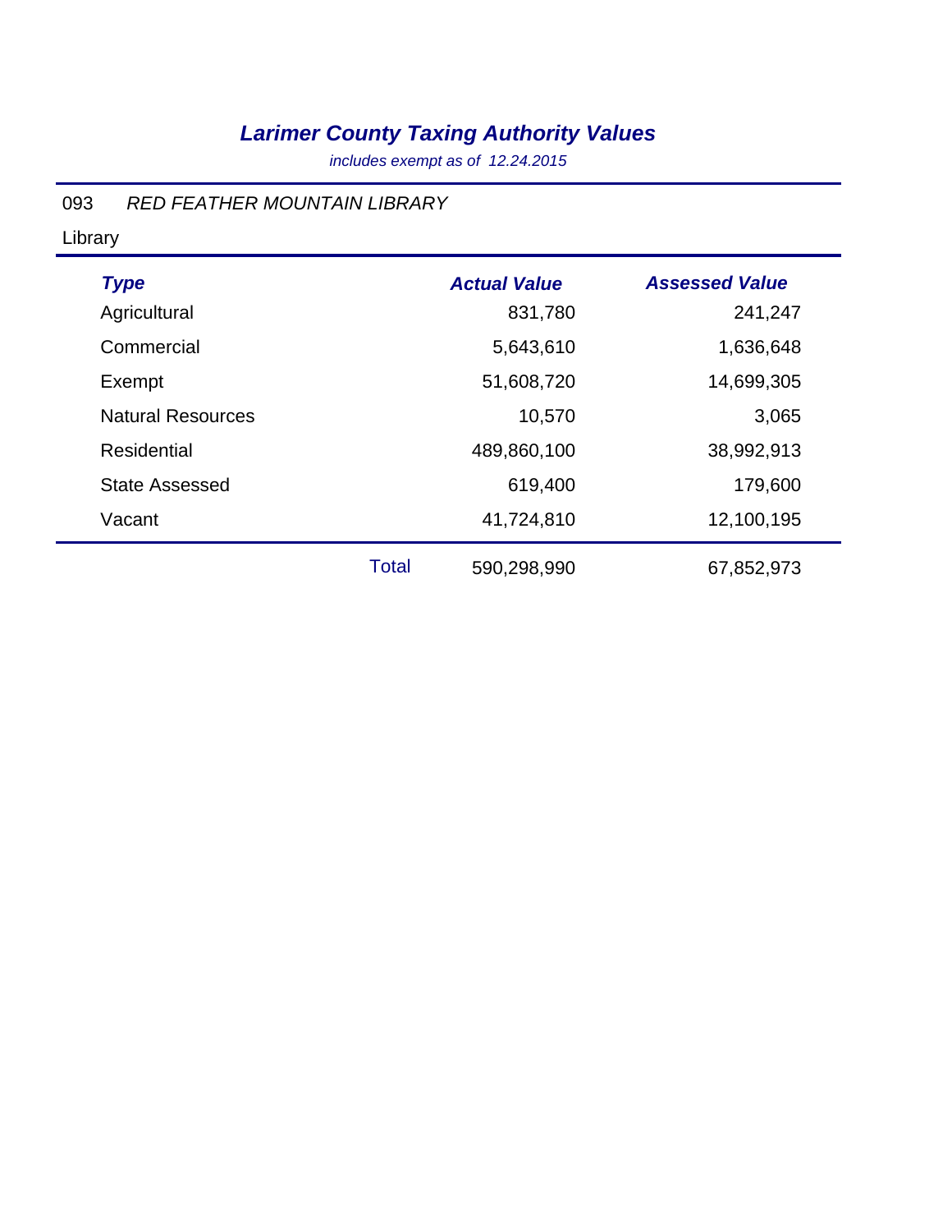# *Larimer County Taxing Authority Values*

*includes exempt as of 12.24.2015*

093 *RED FEATHER MOUNTAIN LIBRARY*

Library

| ***Type*** | | ***Actual Value*** | ***Assessed Value*** |
|---|---|---|---|
| Agricultural | | 831,780 | 241,247 |
| Commercial | | 5,643,610 | 1,636,648 |
| Exempt | | 51,608,720 | 14,699,305 |
| Natural Resources | | 10,570 | 3,065 |
| Residential | | 489,860,100 | 38,992,913 |
| State Assessed | | 619,400 | 179,600 |
| Vacant | | 41,724,810 | 12,100,195 |
| | Total | 590,298,990 | 67,852,973 |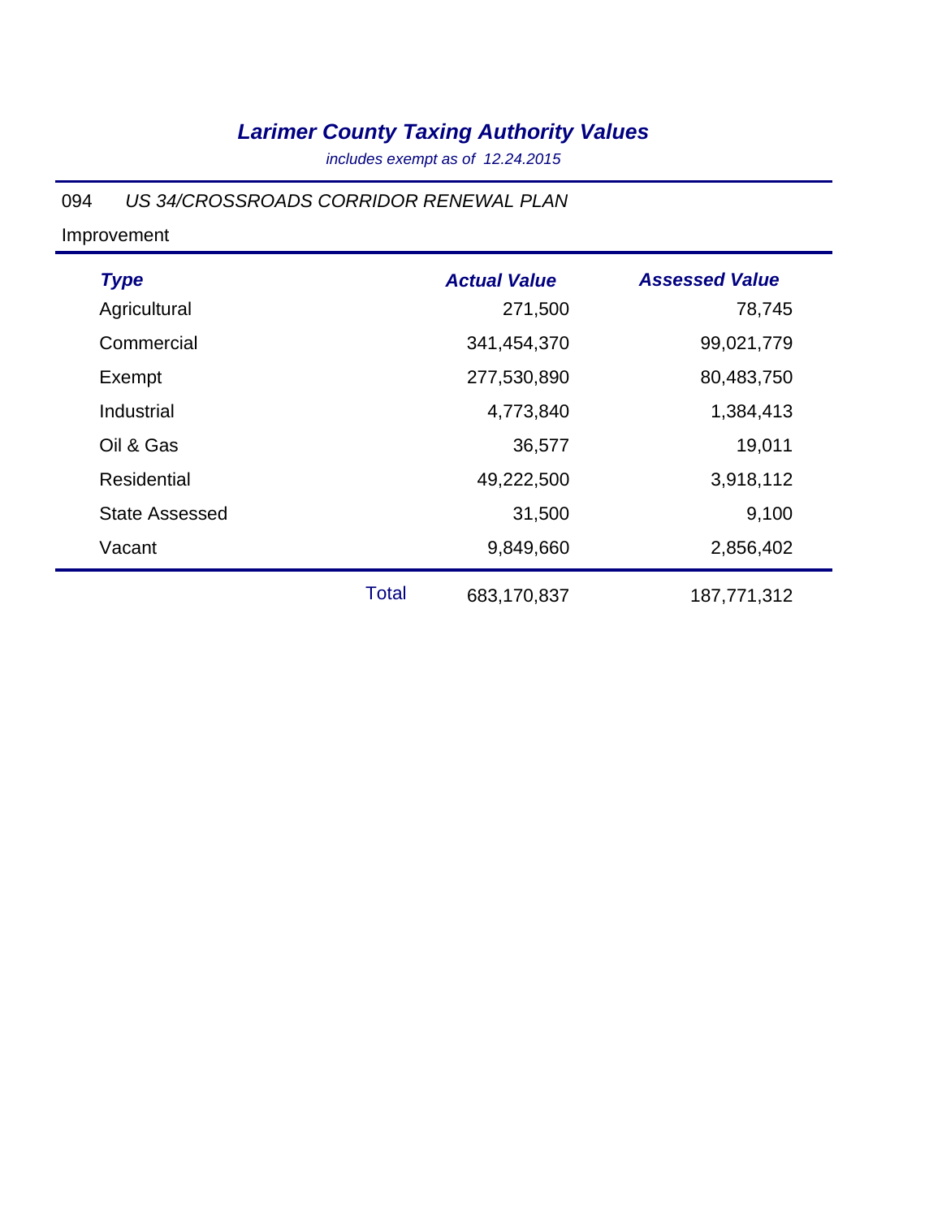# *Larimer County Taxing Authority Values*

*includes exempt as of 12.24.2015*

094 *US 34/CROSSROADS CORRIDOR RENEWAL PLAN*

Improvement

| *Type* | | *Actual Value* | *Assessed Value* |
|---|---|---|---|
| Agricultural | | 271,500 | 78,745 |
| Commercial | | 341,454,370 | 99,021,779 |
| Exempt | | 277,530,890 | 80,483,750 |
| Industrial | | 4,773,840 | 1,384,413 |
| Oil & Gas | | 36,577 | 19,011 |
| Residential | | 49,222,500 | 3,918,112 |
| State Assessed | | 31,500 | 9,100 |
| Vacant | | 9,849,660 | 2,856,402 |
| | Total | 683,170,837 | 187,771,312 |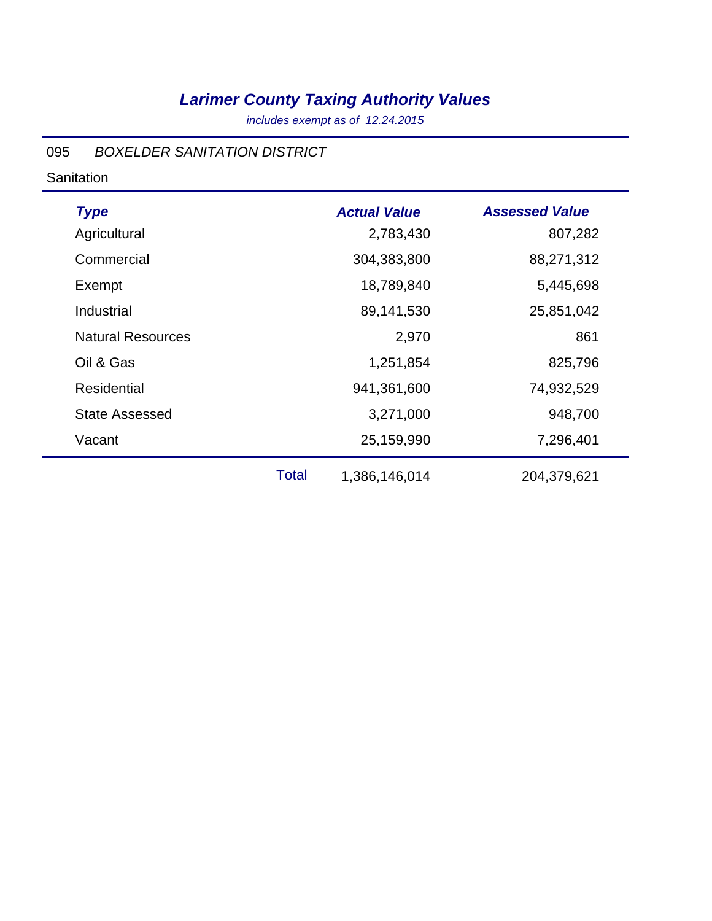# *Larimer County Taxing Authority Values*

*includes exempt as of 12.24.2015*

095 *BOXELDER SANITATION DISTRICT*

Sanitation

| *Type* | | *Actual Value* | *Assessed Value* |
|---|---|---|---|
| Agricultural | | 2,783,430 | 807,282 |
| Commercial | | 304,383,800 | 88,271,312 |
| Exempt | | 18,789,840 | 5,445,698 |
| Industrial | | 89,141,530 | 25,851,042 |
| Natural Resources | | 2,970 | 861 |
| Oil & Gas | | 1,251,854 | 825,796 |
| Residential | | 941,361,600 | 74,932,529 |
| State Assessed | | 3,271,000 | 948,700 |
| Vacant | | 25,159,990 | 7,296,401 |
| | Total | 1,386,146,014 | 204,379,621 |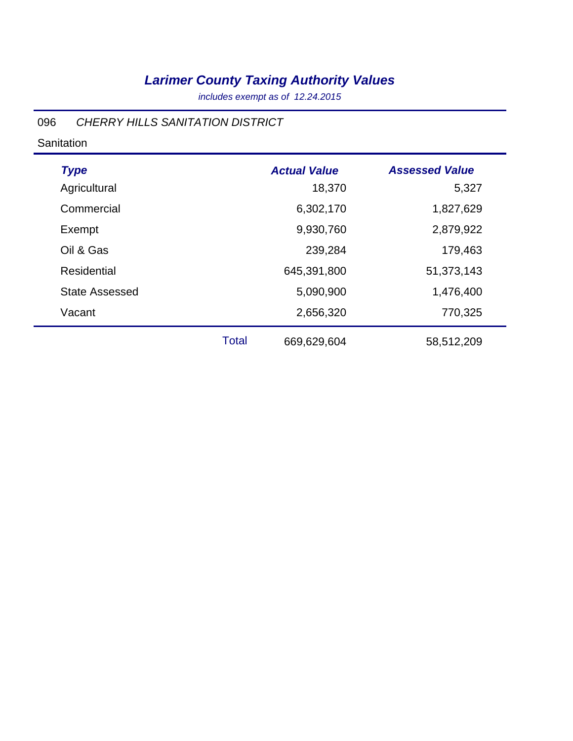# *Larimer County Taxing Authority Values*

*includes exempt as of 12.24.2015*

096 *CHERRY HILLS SANITATION DISTRICT*

Sanitation

| *Type* | | *Actual Value* | *Assessed Value* |
|---|---|---|---|
| Agricultural | | 18,370 | 5,327 |
| Commercial | | 6,302,170 | 1,827,629 |
| Exempt | | 9,930,760 | 2,879,922 |
| Oil & Gas | | 239,284 | 179,463 |
| Residential | | 645,391,800 | 51,373,143 |
| State Assessed | | 5,090,900 | 1,476,400 |
| Vacant | | 2,656,320 | 770,325 |
| | Total | 669,629,604 | 58,512,209 |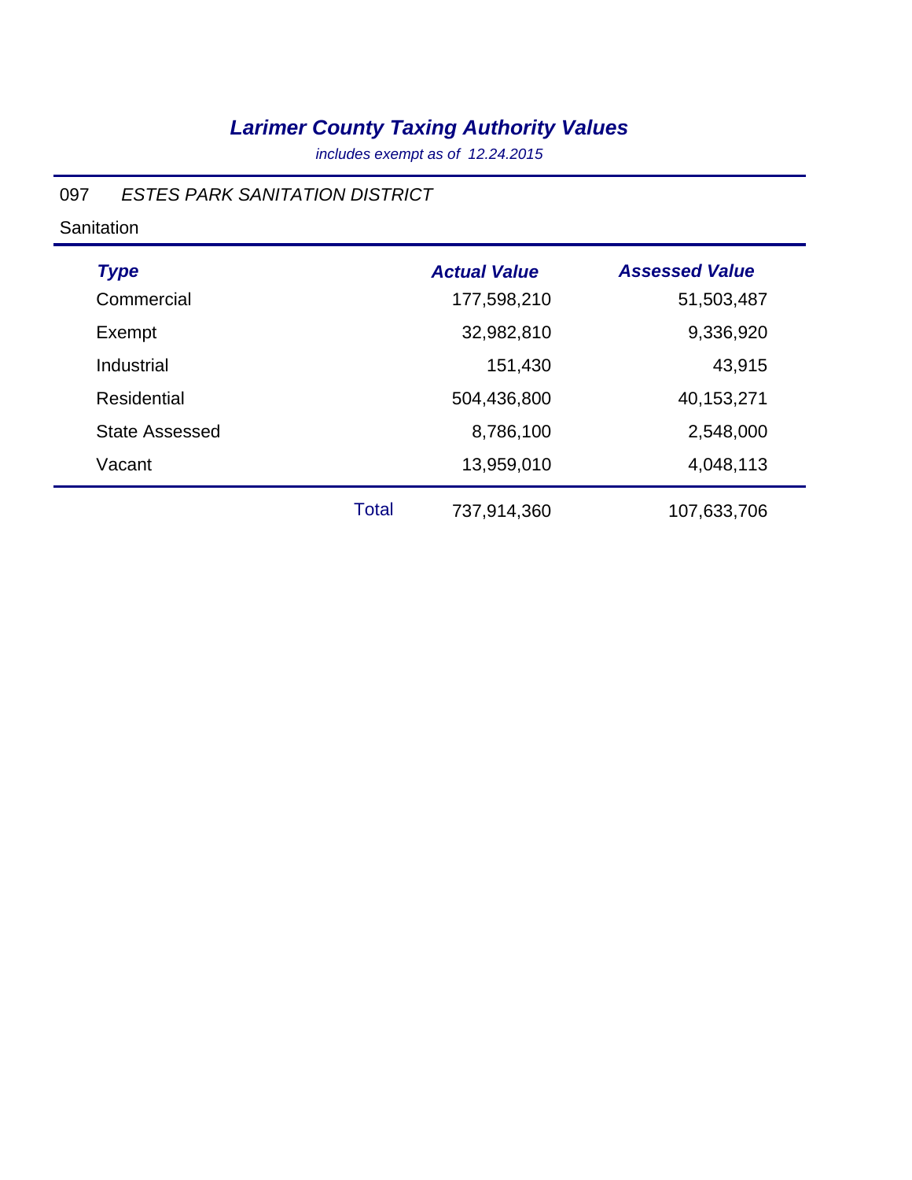# *Larimer County Taxing Authority Values*

*includes exempt as of 12.24.2015*

097 *ESTES PARK SANITATION DISTRICT*

Sanitation

| *Type* | | *Actual Value* | *Assessed Value* |
|---|---|---|---|
| Commercial | | 177,598,210 | 51,503,487 |
| Exempt | | 32,982,810 | 9,336,920 |
| Industrial | | 151,430 | 43,915 |
| Residential | | 504,436,800 | 40,153,271 |
| State Assessed | | 8,786,100 | 2,548,000 |
| Vacant | | 13,959,010 | 4,048,113 |
| | Total | 737,914,360 | 107,633,706 |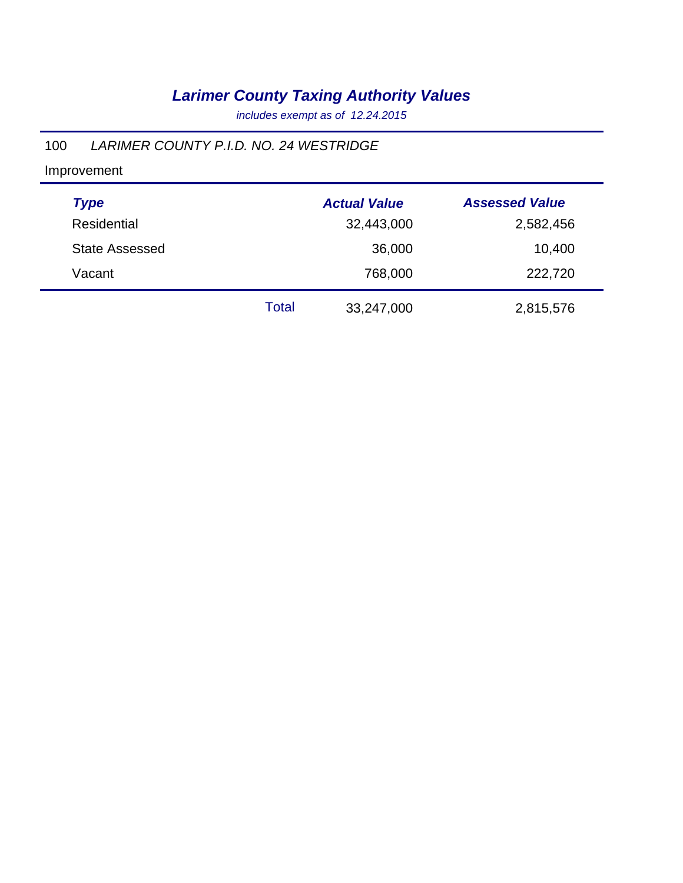# *Larimer County Taxing Authority Values*

*includes exempt as of 12.24.2015*

100 *LARIMER COUNTY P.I.D. NO. 24 WESTRIDGE*

Improvement

| *Type* | | *Actual Value* | *Assessed Value* |
|---|---|---|---|
| Residential | | 32,443,000 | 2,582,456 |
| State Assessed | | 36,000 | 10,400 |
| Vacant | | 768,000 | 222,720 |
| | Total | 33,247,000 | 2,815,576 |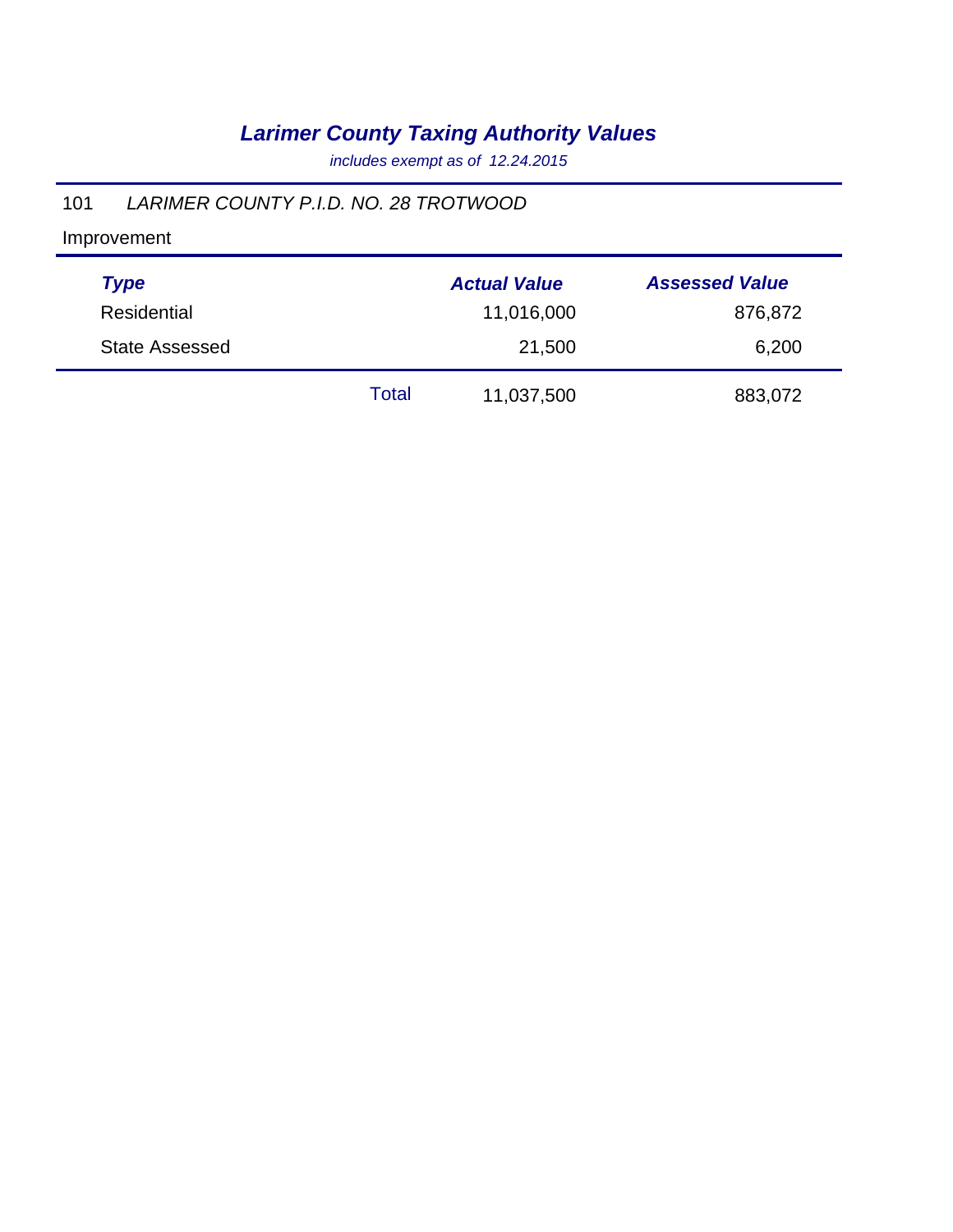# *Larimer County Taxing Authority Values*

*includes exempt as of 12.24.2015*

101 *LARIMER COUNTY P.I.D. NO. 28 TROTWOOD*

Improvement

| *Type* | | *Actual Value* | *Assessed Value* |
|---|---|---|---|
| Residential | | 11,016,000 | 876,872 |
| State Assessed | | 21,500 | 6,200 |
| | Total | 11,037,500 | 883,072 |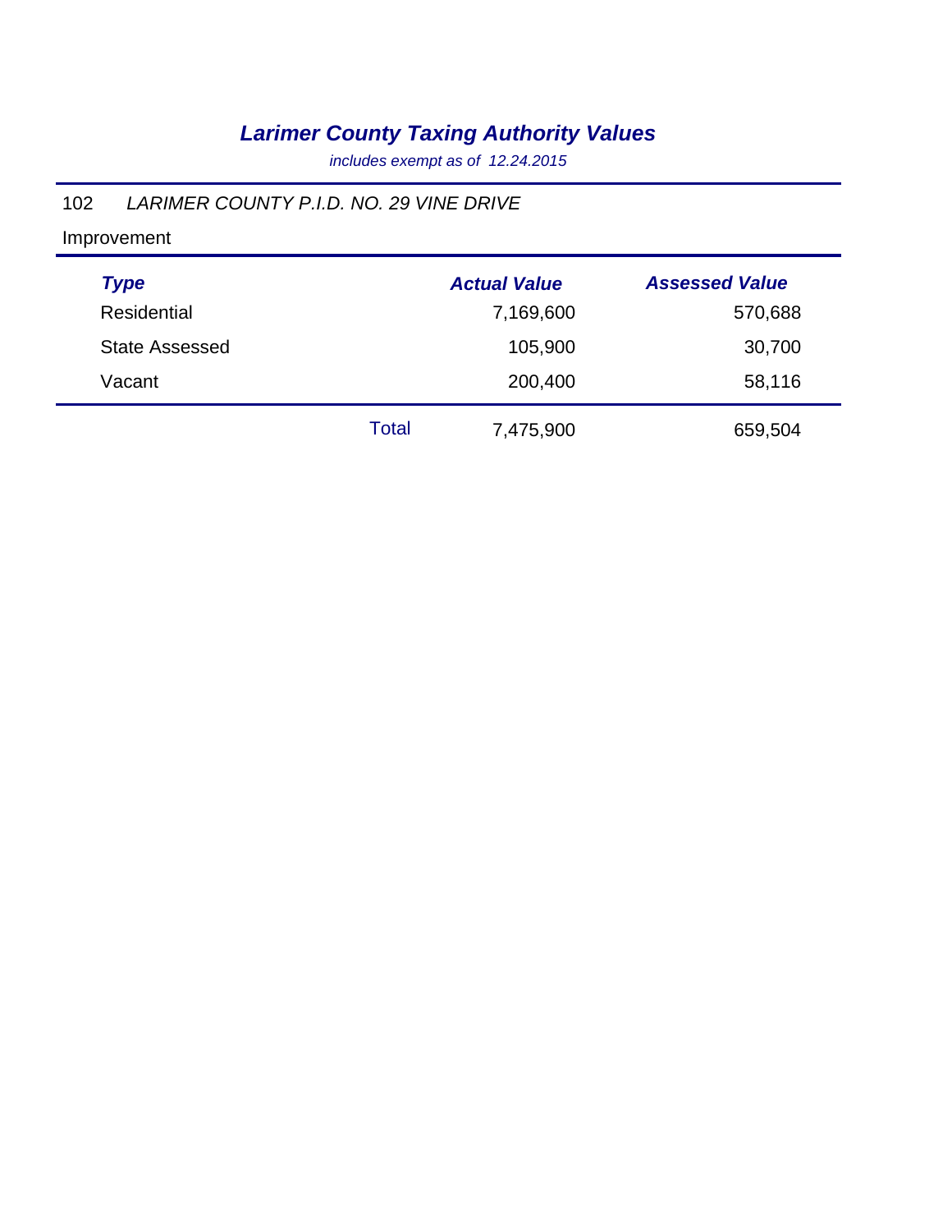# *Larimer County Taxing Authority Values*

*includes exempt as of 12.24.2015*

102 *LARIMER COUNTY P.I.D. NO. 29 VINE DRIVE*

Improvement

| ***Type*** | | ***Actual Value*** | ***Assessed Value*** |
|---|---|---|---|
| Residential | | 7,169,600 | 570,688 |
| State Assessed | | 105,900 | 30,700 |
| Vacant | | 200,400 | 58,116 |
| | Total | 7,475,900 | 659,504 |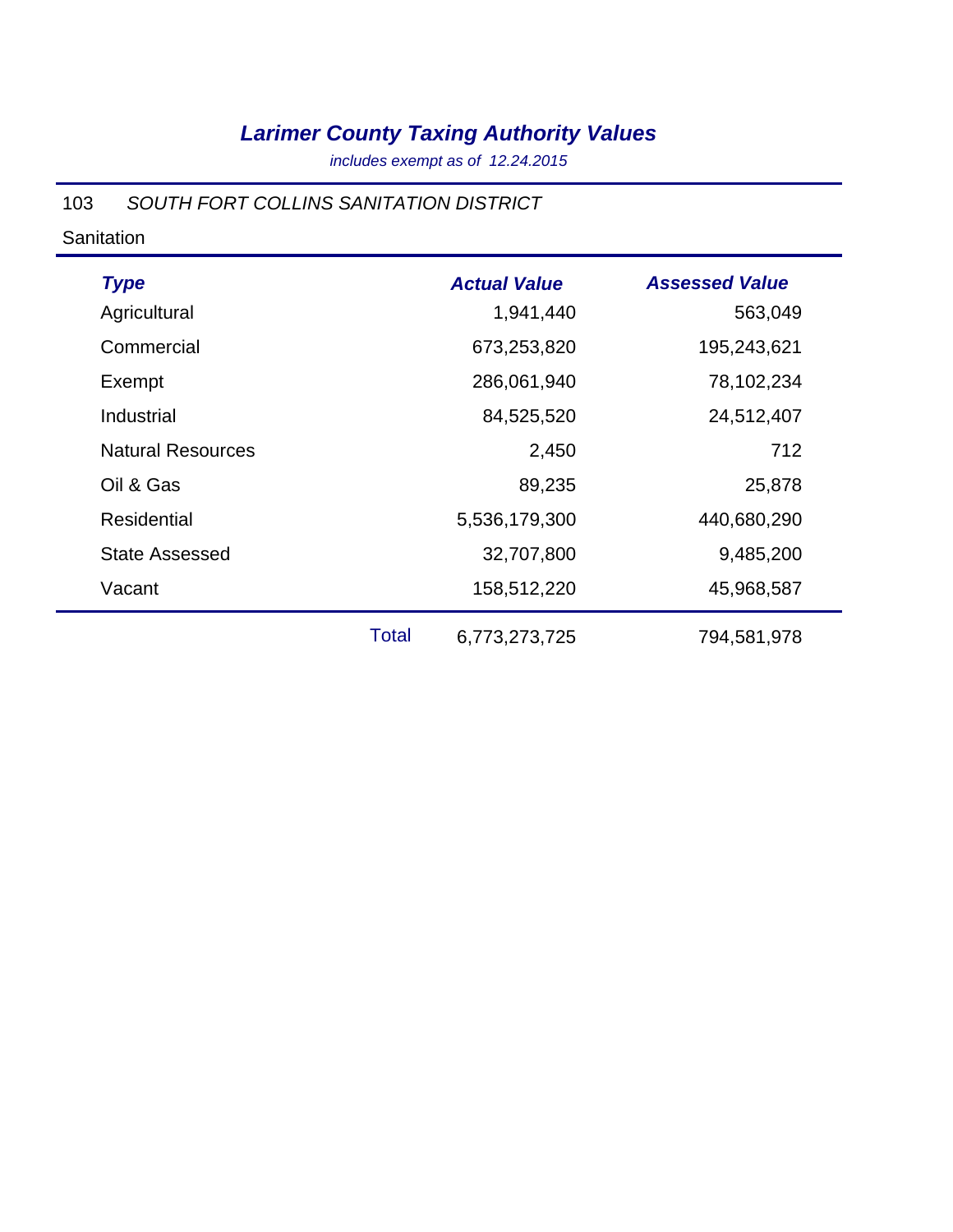# *Larimer County Taxing Authority Values*

*includes exempt as of 12.24.2015*

103 *SOUTH FORT COLLINS SANITATION DISTRICT*

Sanitation

| *Type* | | *Actual Value* | *Assessed Value* |
|---|---|---|---|
| Agricultural | | 1,941,440 | 563,049 |
| Commercial | | 673,253,820 | 195,243,621 |
| Exempt | | 286,061,940 | 78,102,234 |
| Industrial | | 84,525,520 | 24,512,407 |
| Natural Resources | | 2,450 | 712 |
| Oil & Gas | | 89,235 | 25,878 |
| Residential | | 5,536,179,300 | 440,680,290 |
| State Assessed | | 32,707,800 | 9,485,200 |
| Vacant | | 158,512,220 | 45,968,587 |
| | Total | 6,773,273,725 | 794,581,978 |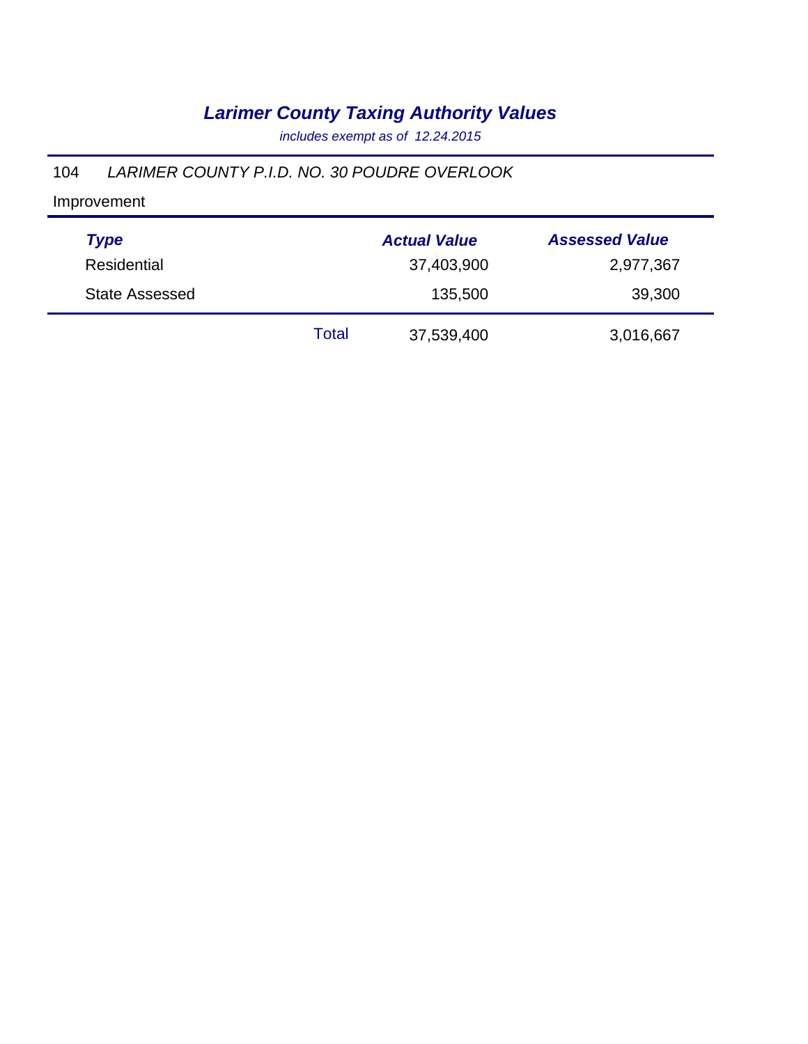# *Larimer County Taxing Authority Values*

*includes exempt as of 12.24.2015*

104 *LARIMER COUNTY P.I.D. NO. 30 POUDRE OVERLOOK*

Improvement

| ***Type*** | | ***Actual Value*** | ***Assessed Value*** |
|---|---|---|---|
| Residential | | 37,403,900 | 2,977,367 |
| State Assessed | | 135,500 | 39,300 |
| | Total | 37,539,400 | 3,016,667 |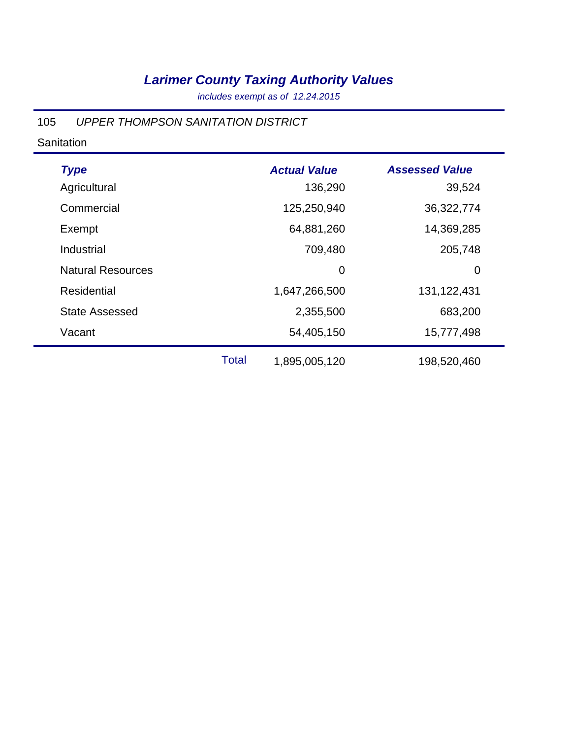# *Larimer County Taxing Authority Values*

*includes exempt as of 12.24.2015*

105 *UPPER THOMPSON SANITATION DISTRICT*

Sanitation

| *Type* | | *Actual Value* | *Assessed Value* |
|---|---|---|---|
| Agricultural | | 136,290 | 39,524 |
| Commercial | | 125,250,940 | 36,322,774 |
| Exempt | | 64,881,260 | 14,369,285 |
| Industrial | | 709,480 | 205,748 |
| Natural Resources | | 0 | 0 |
| Residential | | 1,647,266,500 | 131,122,431 |
| State Assessed | | 2,355,500 | 683,200 |
| Vacant | | 54,405,150 | 15,777,498 |
| | Total | 1,895,005,120 | 198,520,460 |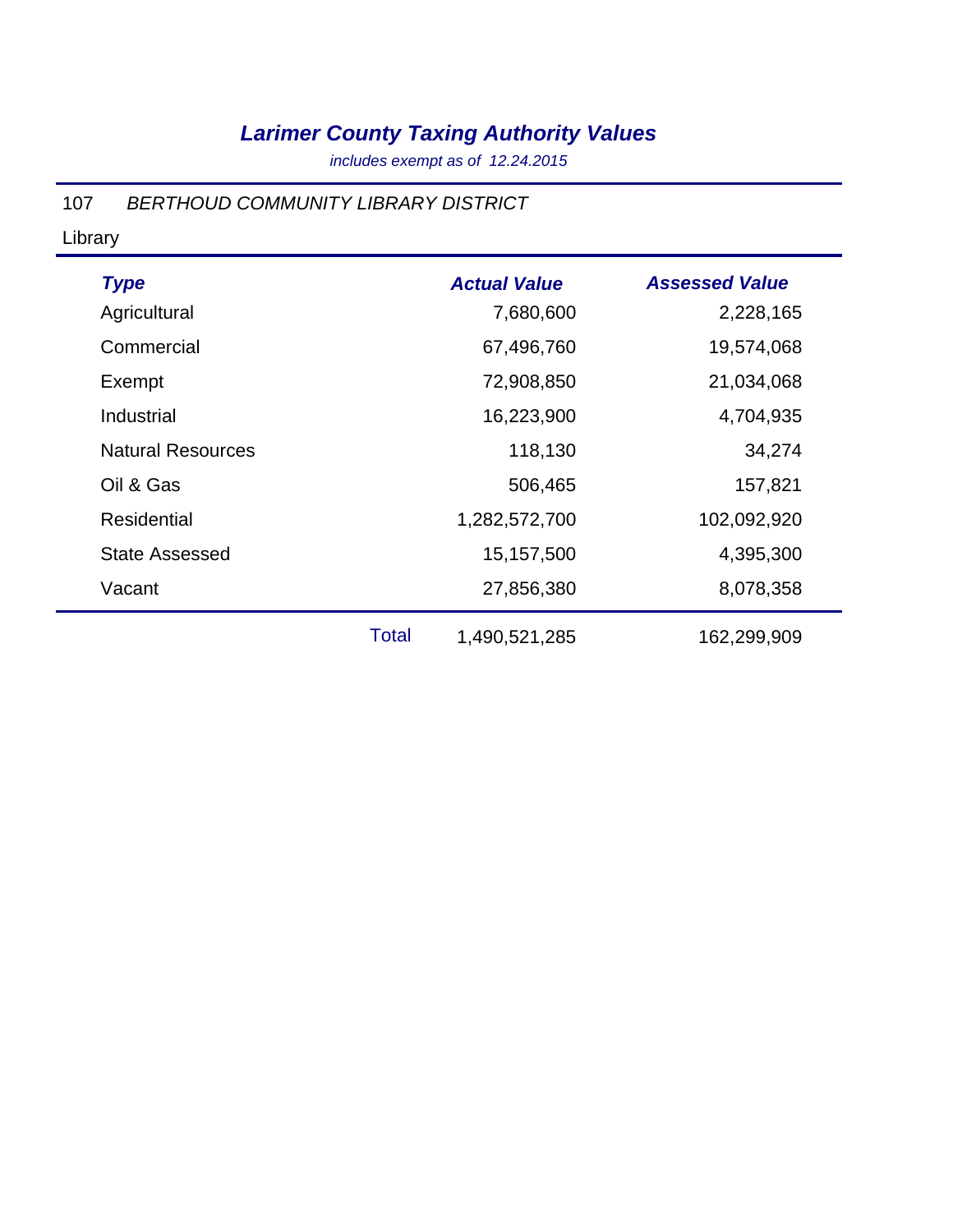# *Larimer County Taxing Authority Values*

*includes exempt as of 12.24.2015*

107 *BERTHOUD COMMUNITY LIBRARY DISTRICT*

Library

| *Type* | | *Actual Value* | *Assessed Value* |
|---|---|---|---|
| Agricultural | | 7,680,600 | 2,228,165 |
| Commercial | | 67,496,760 | 19,574,068 |
| Exempt | | 72,908,850 | 21,034,068 |
| Industrial | | 16,223,900 | 4,704,935 |
| Natural Resources | | 118,130 | 34,274 |
| Oil & Gas | | 506,465 | 157,821 |
| Residential | | 1,282,572,700 | 102,092,920 |
| State Assessed | | 15,157,500 | 4,395,300 |
| Vacant | | 27,856,380 | 8,078,358 |
| | Total | 1,490,521,285 | 162,299,909 |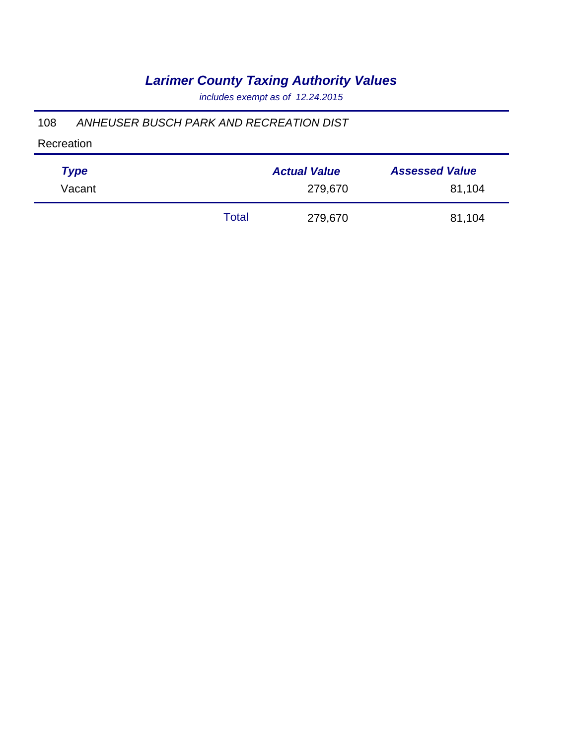# *Larimer County Taxing Authority Values*

*includes exempt as of 12.24.2015*

108 *ANHEUSER BUSCH PARK AND RECREATION DIST*

Recreation

| *Type* | | *Actual Value* | *Assessed Value* |
|---|---|---|---|
| Vacant | | 279,670 | 81,104 |
| | Total | 279,670 | 81,104 |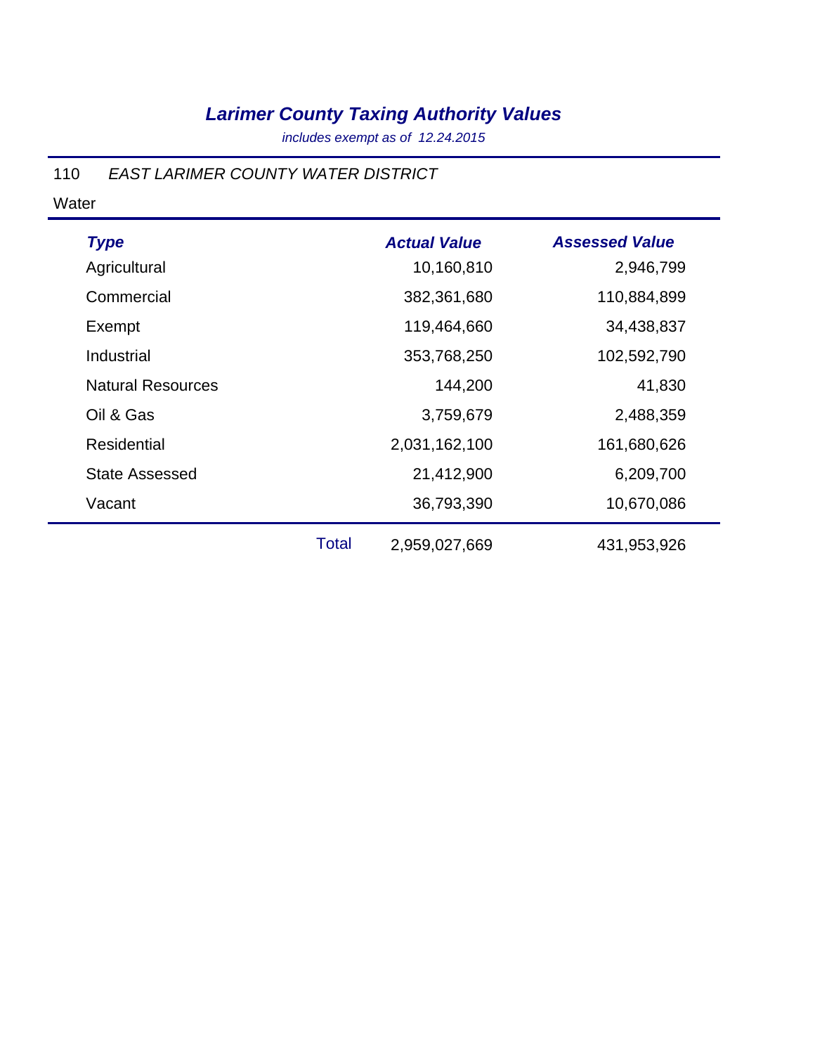# *Larimer County Taxing Authority Values*

*includes exempt as of 12.24.2015*

110 *EAST LARIMER COUNTY WATER DISTRICT*

Water

| *Type* | | *Actual Value* | *Assessed Value* |
|---|---|---|---|
| Agricultural | | 10,160,810 | 2,946,799 |
| Commercial | | 382,361,680 | 110,884,899 |
| Exempt | | 119,464,660 | 34,438,837 |
| Industrial | | 353,768,250 | 102,592,790 |
| Natural Resources | | 144,200 | 41,830 |
| Oil & Gas | | 3,759,679 | 2,488,359 |
| Residential | | 2,031,162,100 | 161,680,626 |
| State Assessed | | 21,412,900 | 6,209,700 |
| Vacant | | 36,793,390 | 10,670,086 |
| | Total | 2,959,027,669 | 431,953,926 |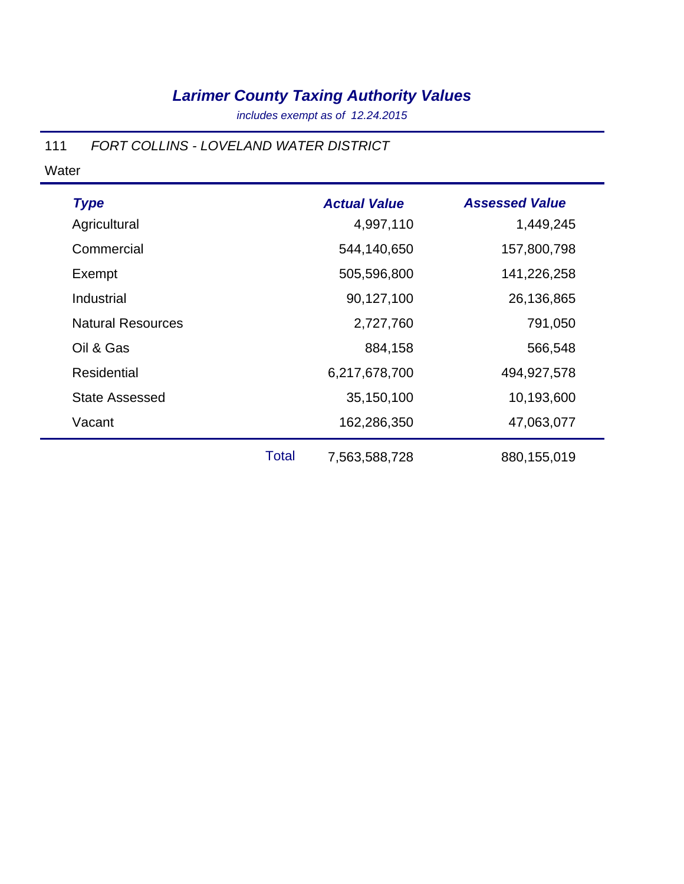# *Larimer County Taxing Authority Values*

*includes exempt as of 12.24.2015*

111 *FORT COLLINS - LOVELAND WATER DISTRICT*

Water

| *Type* | | *Actual Value* | *Assessed Value* |
|---|---|---|---|
| Agricultural | | 4,997,110 | 1,449,245 |
| Commercial | | 544,140,650 | 157,800,798 |
| Exempt | | 505,596,800 | 141,226,258 |
| Industrial | | 90,127,100 | 26,136,865 |
| Natural Resources | | 2,727,760 | 791,050 |
| Oil & Gas | | 884,158 | 566,548 |
| Residential | | 6,217,678,700 | 494,927,578 |
| State Assessed | | 35,150,100 | 10,193,600 |
| Vacant | | 162,286,350 | 47,063,077 |
| | Total | 7,563,588,728 | 880,155,019 |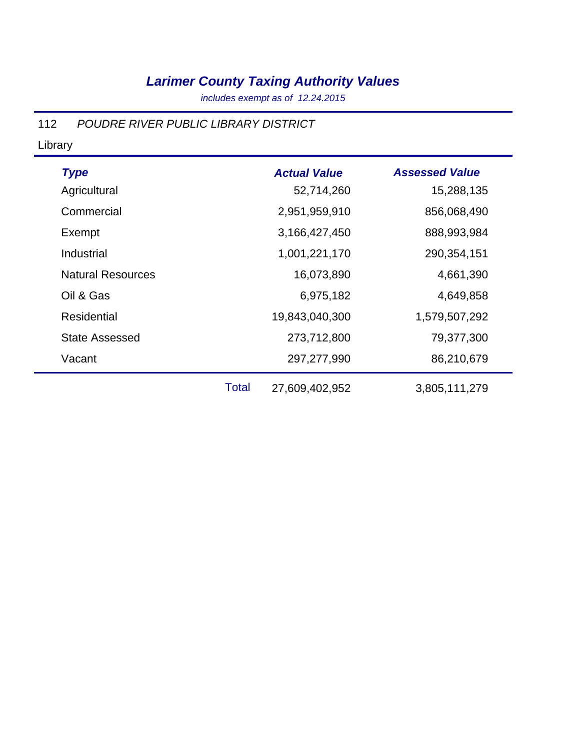# *Larimer County Taxing Authority Values*

*includes exempt as of 12.24.2015*

112 *POUDRE RIVER PUBLIC LIBRARY DISTRICT*

Library

| Type | Actual Value | Assessed Value |
|---|---|---|
| Agricultural | 52,714,260 | 15,288,135 |
| Commercial | 2,951,959,910 | 856,068,490 |
| Exempt | 3,166,427,450 | 888,993,984 |
| Industrial | 1,001,221,170 | 290,354,151 |
| Natural Resources | 16,073,890 | 4,661,390 |
| Oil & Gas | 6,975,182 | 4,649,858 |
| Residential | 19,843,040,300 | 1,579,507,292 |
| State Assessed | 273,712,800 | 79,377,300 |
| Vacant | 297,277,990 | 86,210,679 |
| Total | 27,609,402,952 | 3,805,111,279 |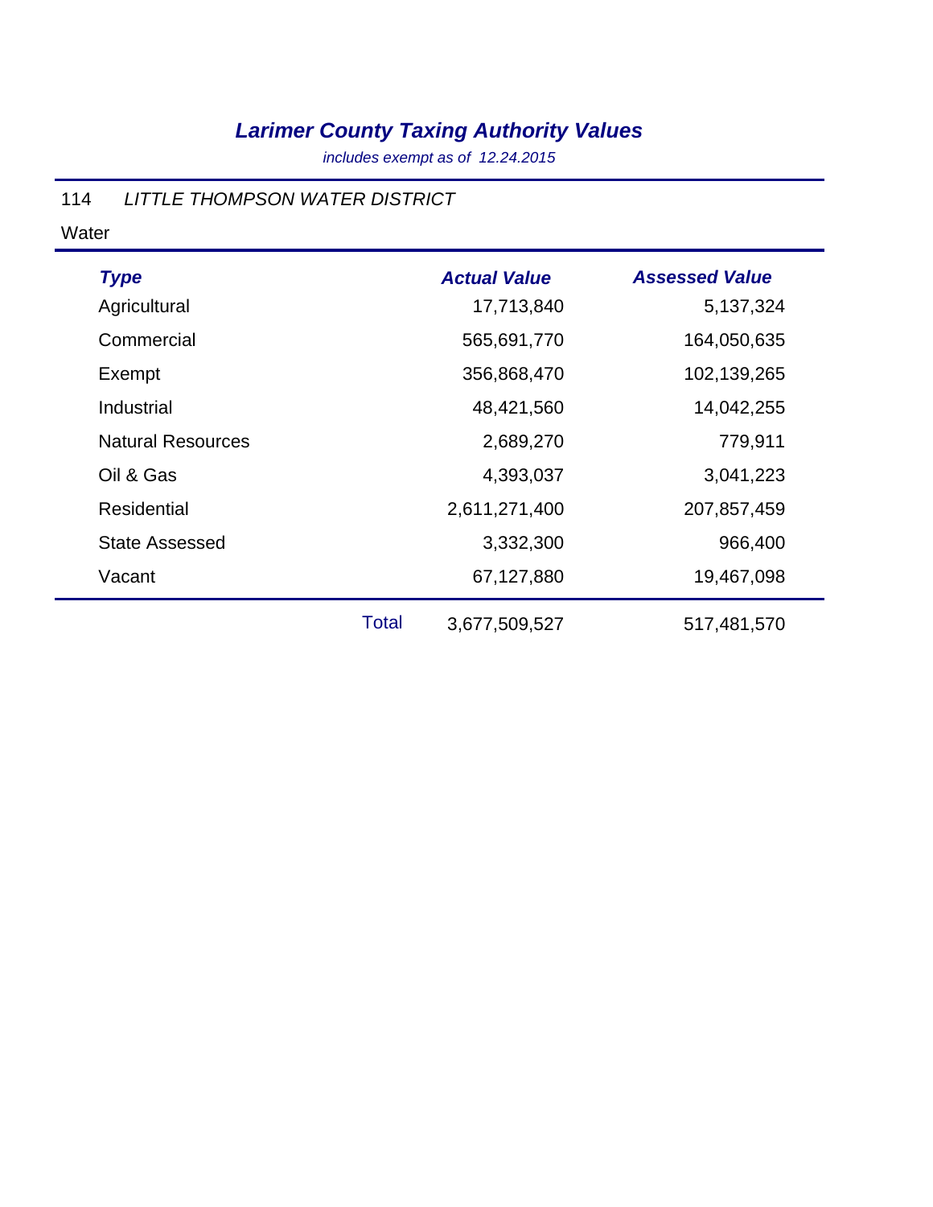# *Larimer County Taxing Authority Values*

*includes exempt as of 12.24.2015*

114 *LITTLE THOMPSON WATER DISTRICT*

Water

| *Type* | | *Actual Value* | *Assessed Value* |
|---|---|---|---|
| Agricultural | | 17,713,840 | 5,137,324 |
| Commercial | | 565,691,770 | 164,050,635 |
| Exempt | | 356,868,470 | 102,139,265 |
| Industrial | | 48,421,560 | 14,042,255 |
| Natural Resources | | 2,689,270 | 779,911 |
| Oil & Gas | | 4,393,037 | 3,041,223 |
| Residential | | 2,611,271,400 | 207,857,459 |
| State Assessed | | 3,332,300 | 966,400 |
| Vacant | | 67,127,880 | 19,467,098 |
| | Total | 3,677,509,527 | 517,481,570 |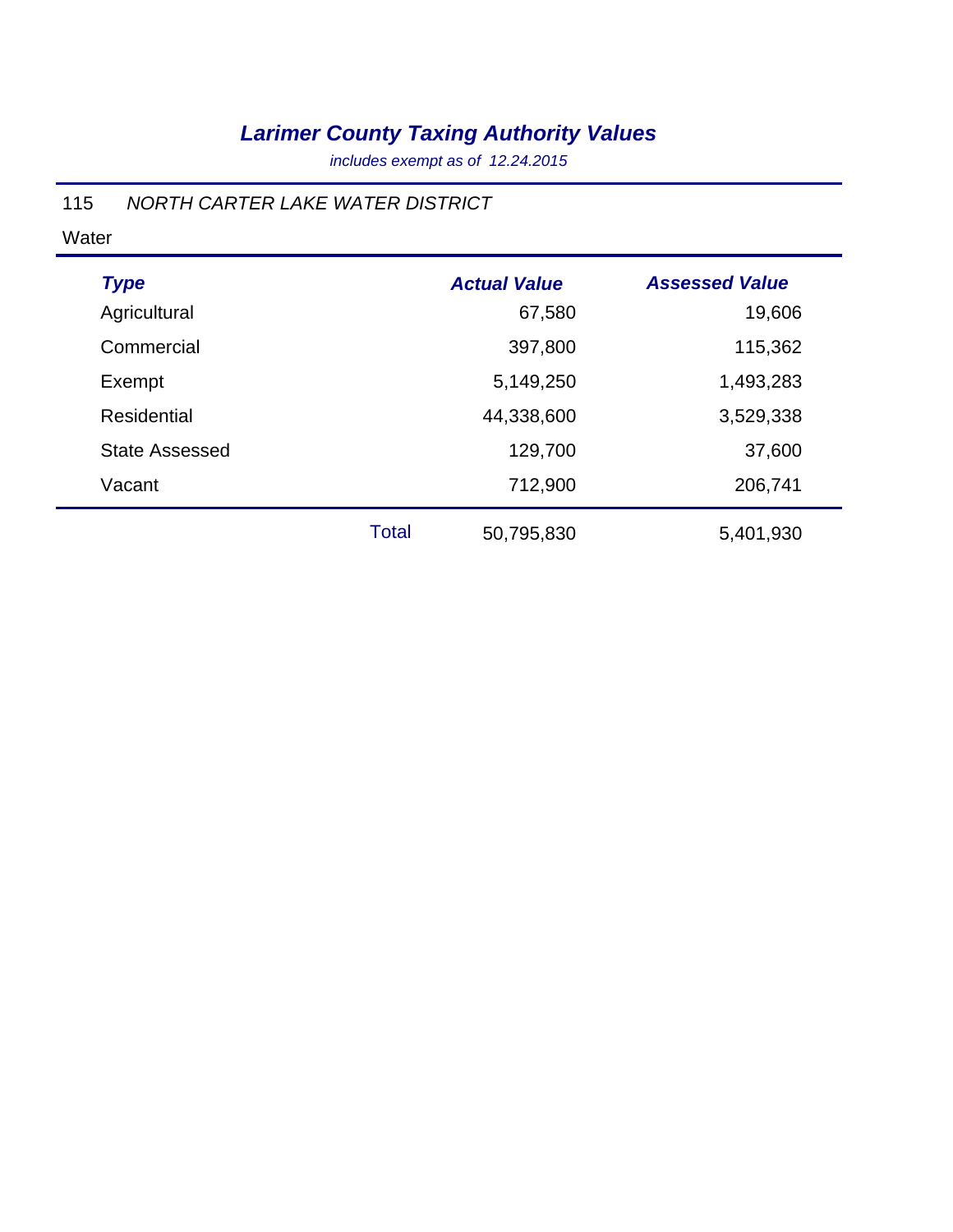# *Larimer County Taxing Authority Values*

*includes exempt as of 12.24.2015*

115 *NORTH CARTER LAKE WATER DISTRICT*

Water

| *Type* | | *Actual Value* | *Assessed Value* |
|---|---|---|---|
| Agricultural | | 67,580 | 19,606 |
| Commercial | | 397,800 | 115,362 |
| Exempt | | 5,149,250 | 1,493,283 |
| Residential | | 44,338,600 | 3,529,338 |
| State Assessed | | 129,700 | 37,600 |
| Vacant | | 712,900 | 206,741 |
| | Total | 50,795,830 | 5,401,930 |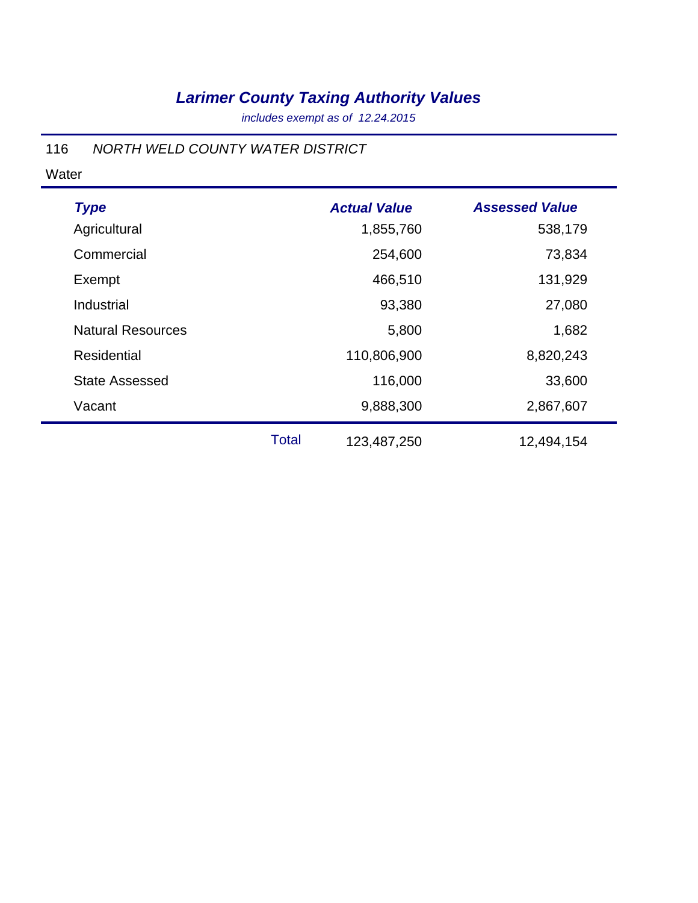# *Larimer County Taxing Authority Values*

*includes exempt as of 12.24.2015*

116 *NORTH WELD COUNTY WATER DISTRICT*

Water

| ***Type*** | | ***Actual Value*** | ***Assessed Value*** |
|---|---|---|---|
| Agricultural | | 1,855,760 | 538,179 |
| Commercial | | 254,600 | 73,834 |
| Exempt | | 466,510 | 131,929 |
| Industrial | | 93,380 | 27,080 |
| Natural Resources | | 5,800 | 1,682 |
| Residential | | 110,806,900 | 8,820,243 |
| State Assessed | | 116,000 | 33,600 |
| Vacant | | 9,888,300 | 2,867,607 |
| | Total | 123,487,250 | 12,494,154 |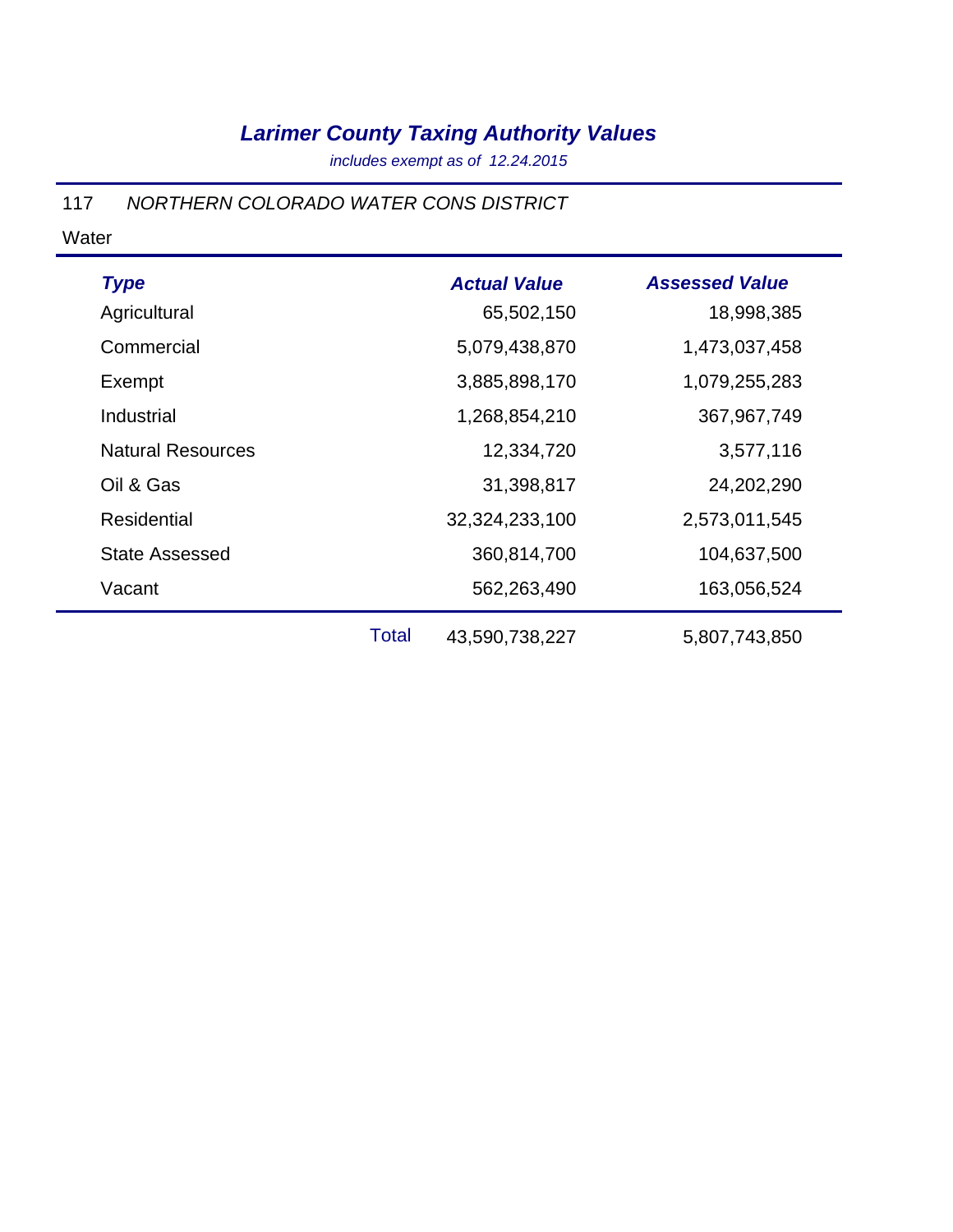# *Larimer County Taxing Authority Values*

*includes exempt as of 12.24.2015*

117 *NORTHERN COLORADO WATER CONS DISTRICT*

Water

| *Type* | | *Actual Value* | *Assessed Value* |
|---|---|---|---|
| Agricultural | | 65,502,150 | 18,998,385 |
| Commercial | | 5,079,438,870 | 1,473,037,458 |
| Exempt | | 3,885,898,170 | 1,079,255,283 |
| Industrial | | 1,268,854,210 | 367,967,749 |
| Natural Resources | | 12,334,720 | 3,577,116 |
| Oil & Gas | | 31,398,817 | 24,202,290 |
| Residential | | 32,324,233,100 | 2,573,011,545 |
| State Assessed | | 360,814,700 | 104,637,500 |
| Vacant | | 562,263,490 | 163,056,524 |
| | Total | 43,590,738,227 | 5,807,743,850 |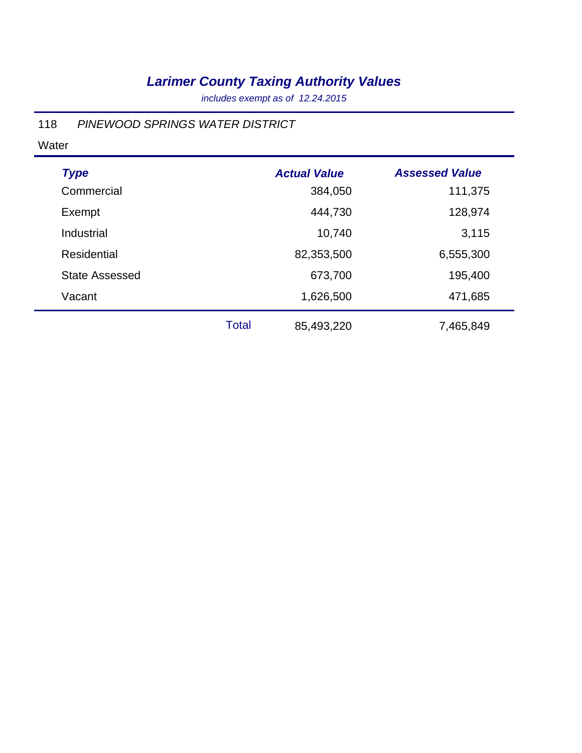# *Larimer County Taxing Authority Values*

*includes exempt as of 12.24.2015*

118 *PINEWOOD SPRINGS WATER DISTRICT*

Water

| ***Type*** | | ***Actual Value*** | ***Assessed Value*** |
|---|---|---|---|
| Commercial | | 384,050 | 111,375 |
| Exempt | | 444,730 | 128,974 |
| Industrial | | 10,740 | 3,115 |
| Residential | | 82,353,500 | 6,555,300 |
| State Assessed | | 673,700 | 195,400 |
| Vacant | | 1,626,500 | 471,685 |
| | Total | 85,493,220 | 7,465,849 |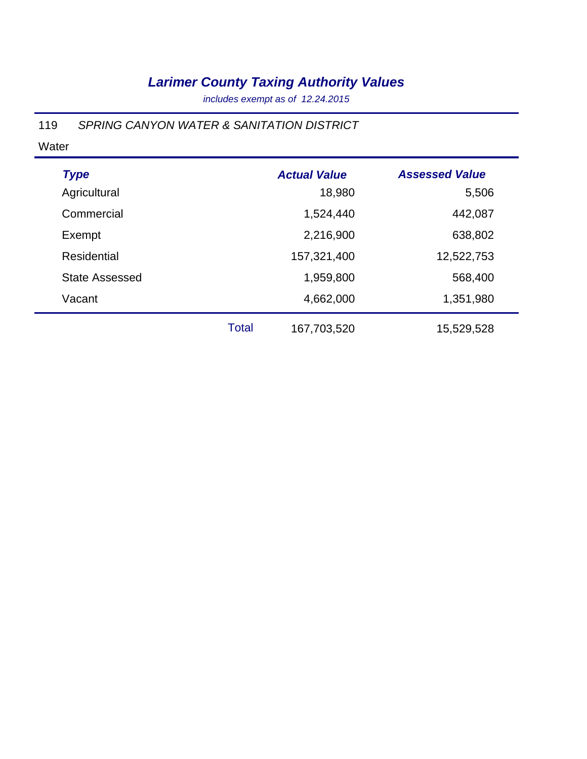# *Larimer County Taxing Authority Values*

*includes exempt as of 12.24.2015*

119 *SPRING CANYON WATER & SANITATION DISTRICT*

Water

| *Type* | | *Actual Value* | *Assessed Value* |
|---|---|---|---|
| Agricultural | | 18,980 | 5,506 |
| Commercial | | 1,524,440 | 442,087 |
| Exempt | | 2,216,900 | 638,802 |
| Residential | | 157,321,400 | 12,522,753 |
| State Assessed | | 1,959,800 | 568,400 |
| Vacant | | 4,662,000 | 1,351,980 |
| | Total | 167,703,520 | 15,529,528 |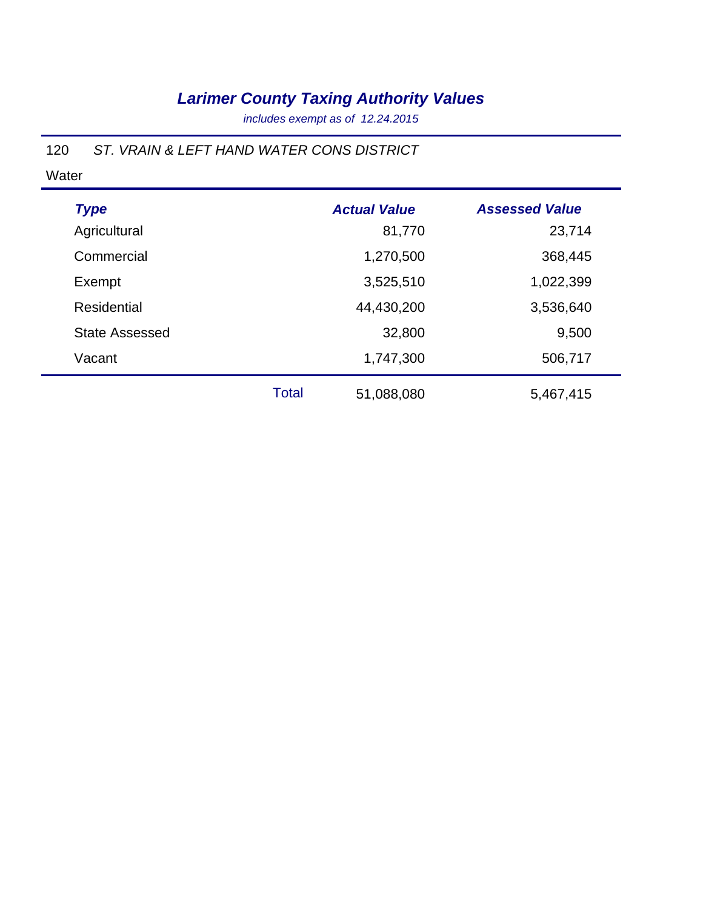# *Larimer County Taxing Authority Values*

*includes exempt as of 12.24.2015*

120 *ST. VRAIN & LEFT HAND WATER CONS DISTRICT*

Water

| *Type* | | *Actual Value* | *Assessed Value* |
|---|---|---|---|
| Agricultural | | 81,770 | 23,714 |
| Commercial | | 1,270,500 | 368,445 |
| Exempt | | 3,525,510 | 1,022,399 |
| Residential | | 44,430,200 | 3,536,640 |
| State Assessed | | 32,800 | 9,500 |
| Vacant | | 1,747,300 | 506,717 |
| | Total | 51,088,080 | 5,467,415 |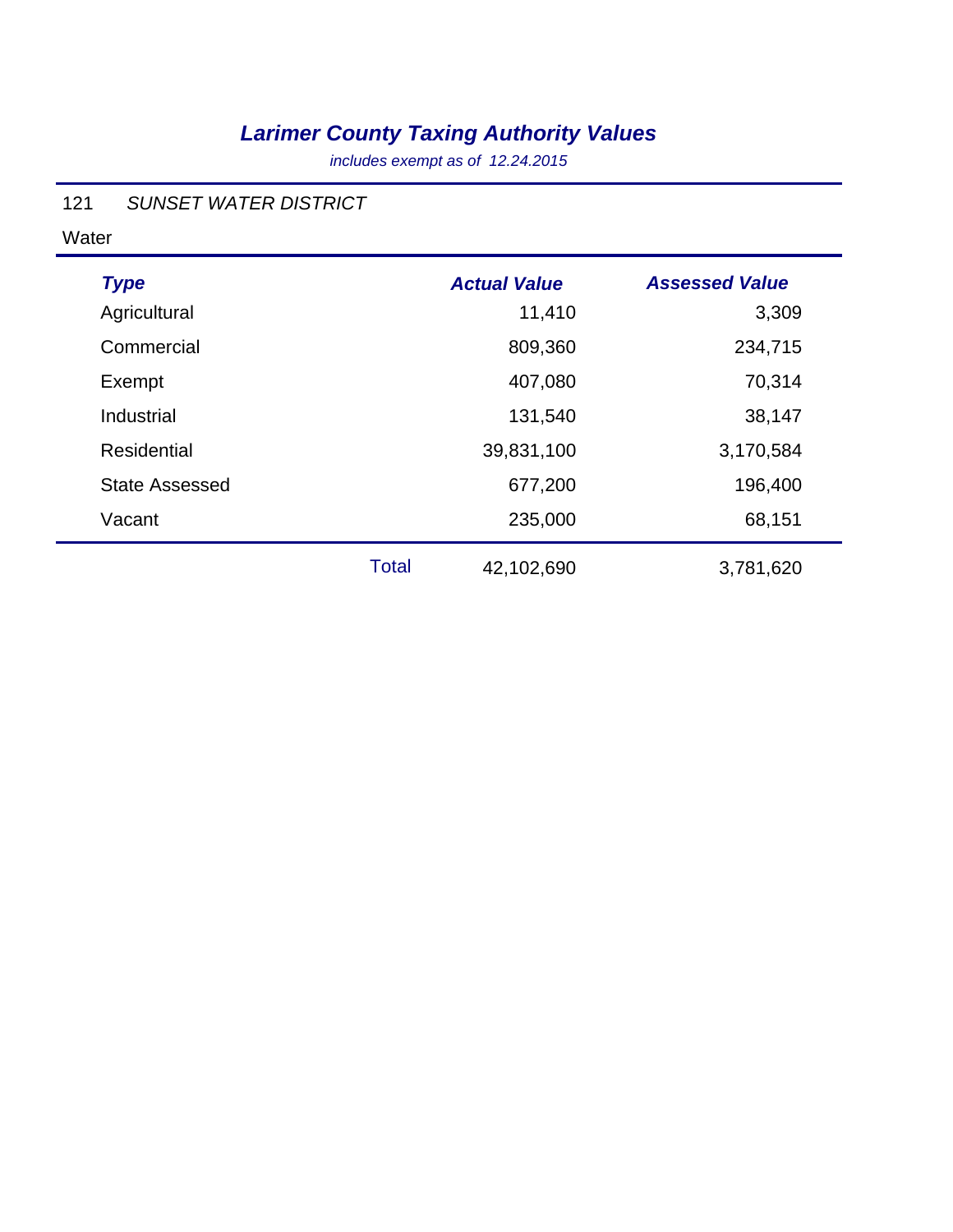# *Larimer County Taxing Authority Values*

*includes exempt as of 12.24.2015*

121 *SUNSET WATER DISTRICT*

Water

| *Type* | | *Actual Value* | *Assessed Value* |
|---|---|---|---|
| Agricultural | | 11,410 | 3,309 |
| Commercial | | 809,360 | 234,715 |
| Exempt | | 407,080 | 70,314 |
| Industrial | | 131,540 | 38,147 |
| Residential | | 39,831,100 | 3,170,584 |
| State Assessed | | 677,200 | 196,400 |
| Vacant | | 235,000 | 68,151 |
| | Total | 42,102,690 | 3,781,620 |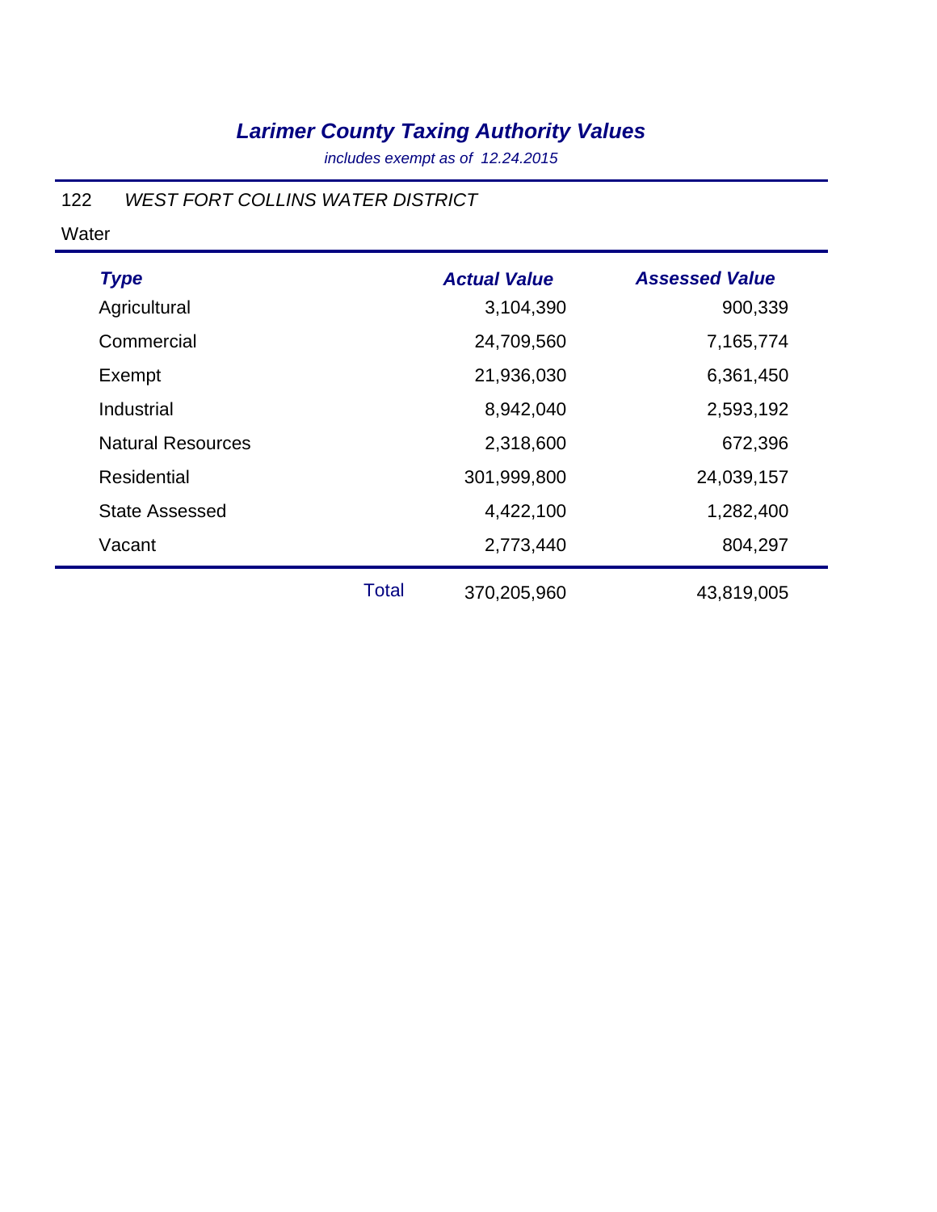# *Larimer County Taxing Authority Values*

*includes exempt as of 12.24.2015*

122 *WEST FORT COLLINS WATER DISTRICT*

Water

| *Type* | | *Actual Value* | *Assessed Value* |
|---|---|---|---|
| Agricultural | | 3,104,390 | 900,339 |
| Commercial | | 24,709,560 | 7,165,774 |
| Exempt | | 21,936,030 | 6,361,450 |
| Industrial | | 8,942,040 | 2,593,192 |
| Natural Resources | | 2,318,600 | 672,396 |
| Residential | | 301,999,800 | 24,039,157 |
| State Assessed | | 4,422,100 | 1,282,400 |
| Vacant | | 2,773,440 | 804,297 |
| | Total | 370,205,960 | 43,819,005 |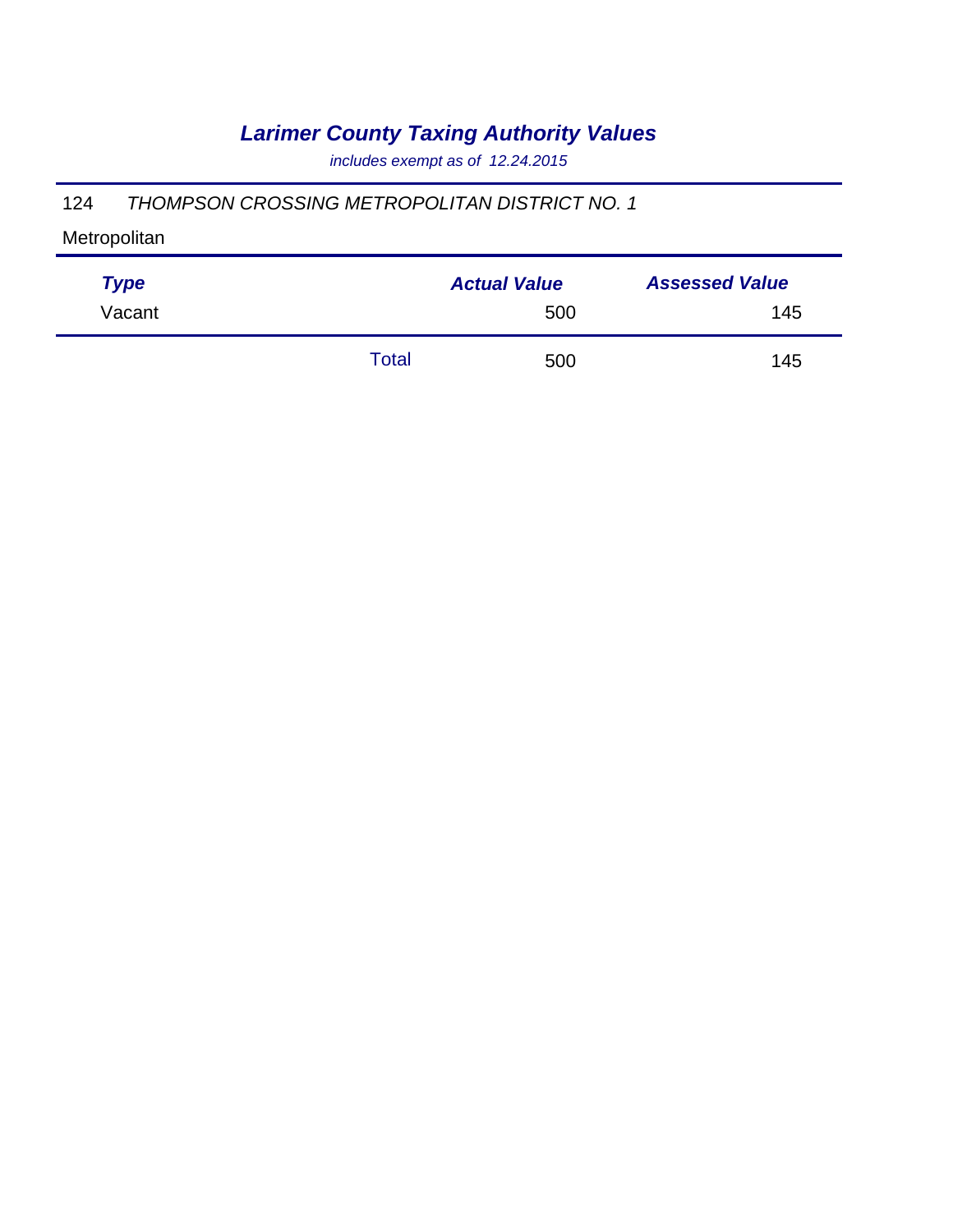# *Larimer County Taxing Authority Values*

*includes exempt as of 12.24.2015*

124 *THOMPSON CROSSING METROPOLITAN DISTRICT NO. 1*

Metropolitan

| *Type* | | *Actual Value* | *Assessed Value* |
|---|---|---|---|
| Vacant | | 500 | 145 |
| | Total | 500 | 145 |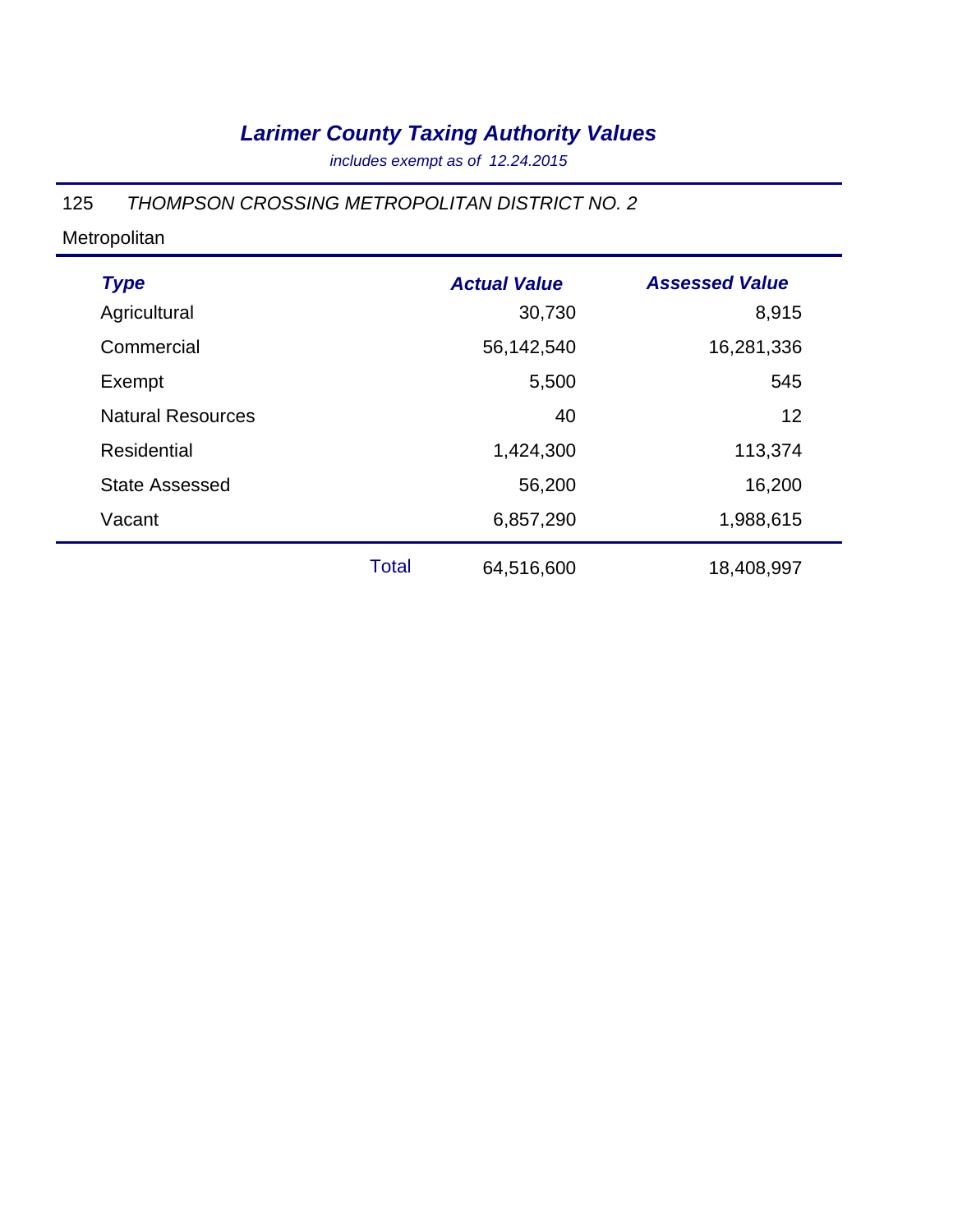# *Larimer County Taxing Authority Values*

*includes exempt as of 12.24.2015*

125 *THOMPSON CROSSING METROPOLITAN DISTRICT NO. 2*

Metropolitan

| *Type* | | *Actual Value* | *Assessed Value* |
|---|---|---|---|
| Agricultural | | 30,730 | 8,915 |
| Commercial | | 56,142,540 | 16,281,336 |
| Exempt | | 5,500 | 545 |
| Natural Resources | | 40 | 12 |
| Residential | | 1,424,300 | 113,374 |
| State Assessed | | 56,200 | 16,200 |
| Vacant | | 6,857,290 | 1,988,615 |
| | Total | 64,516,600 | 18,408,997 |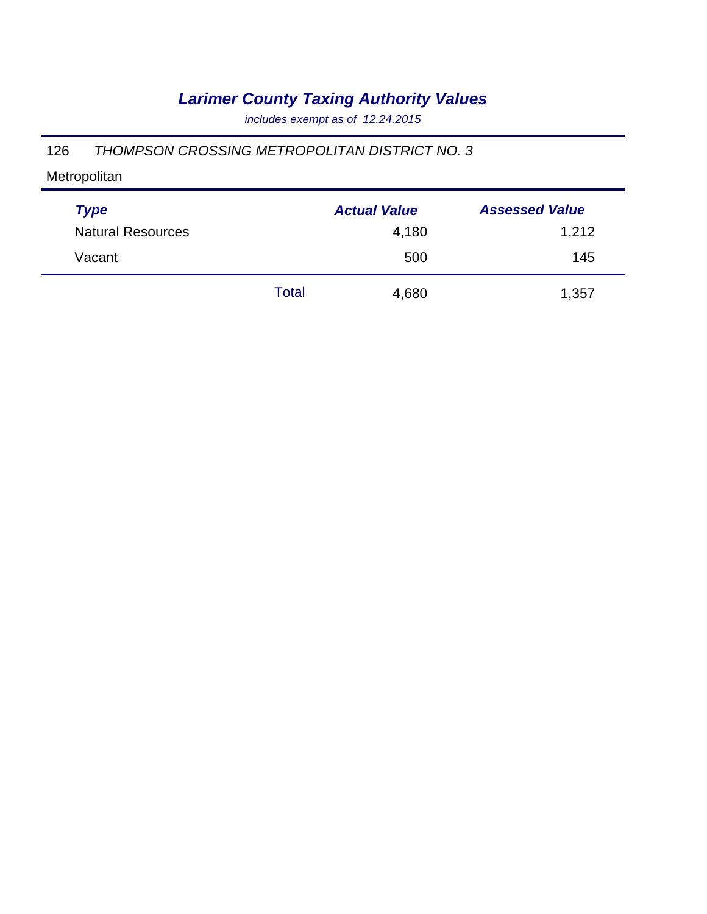# *Larimer County Taxing Authority Values*

*includes exempt as of 12.24.2015*

126 *THOMPSON CROSSING METROPOLITAN DISTRICT NO. 3*

Metropolitan

| *Type* | | *Actual Value* | *Assessed Value* |
|---|---|---|---|
| Natural Resources | | 4,180 | 1,212 |
| Vacant | | 500 | 145 |
| | Total | 4,680 | 1,357 |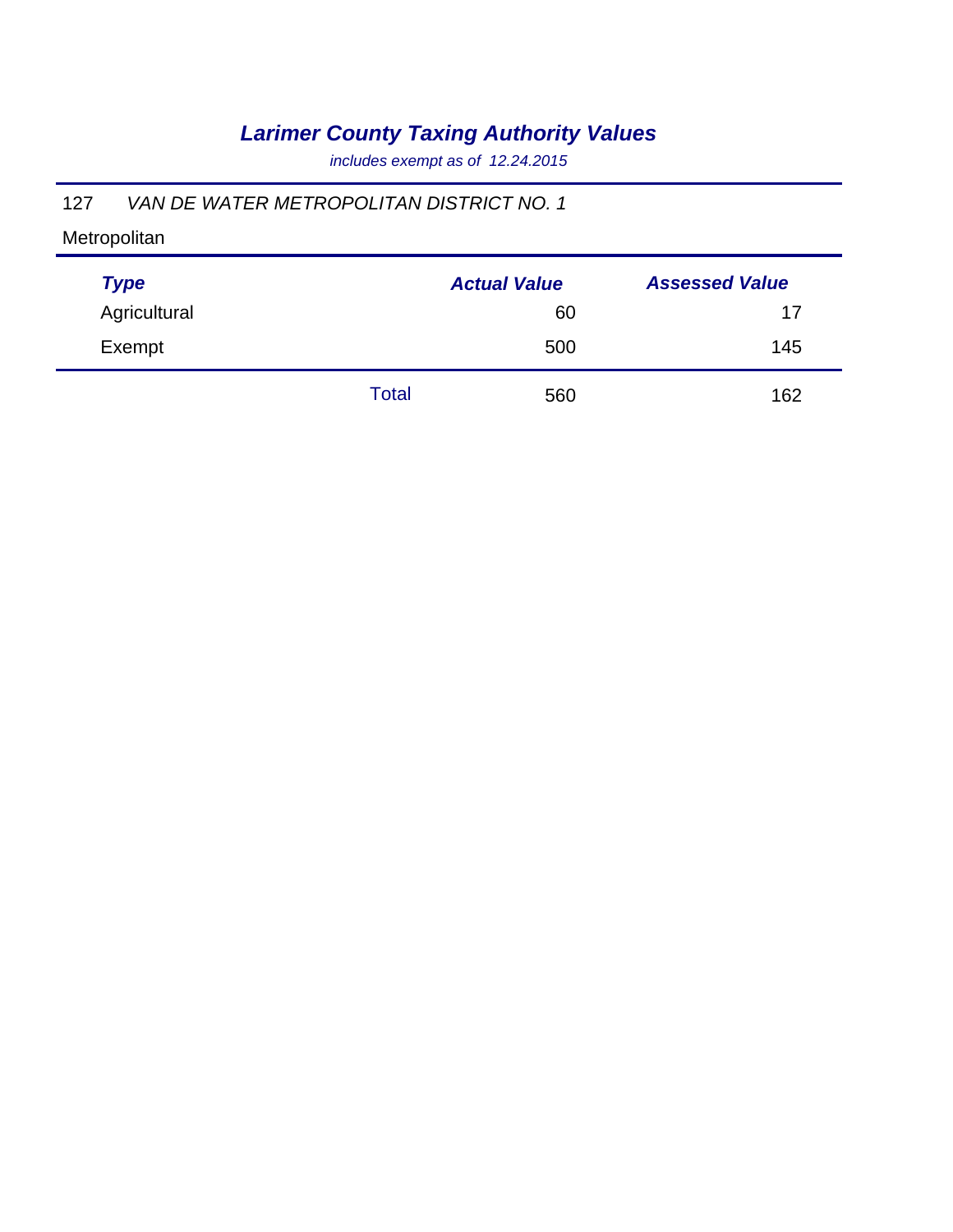# *Larimer County Taxing Authority Values*

*includes exempt as of 12.24.2015*

127 *VAN DE WATER METROPOLITAN DISTRICT NO. 1*

Metropolitan

| *Type* | | *Actual Value* | *Assessed Value* |
|---|---|---|---|
| Agricultural | | 60 | 17 |
| Exempt | | 500 | 145 |
| | Total | 560 | 162 |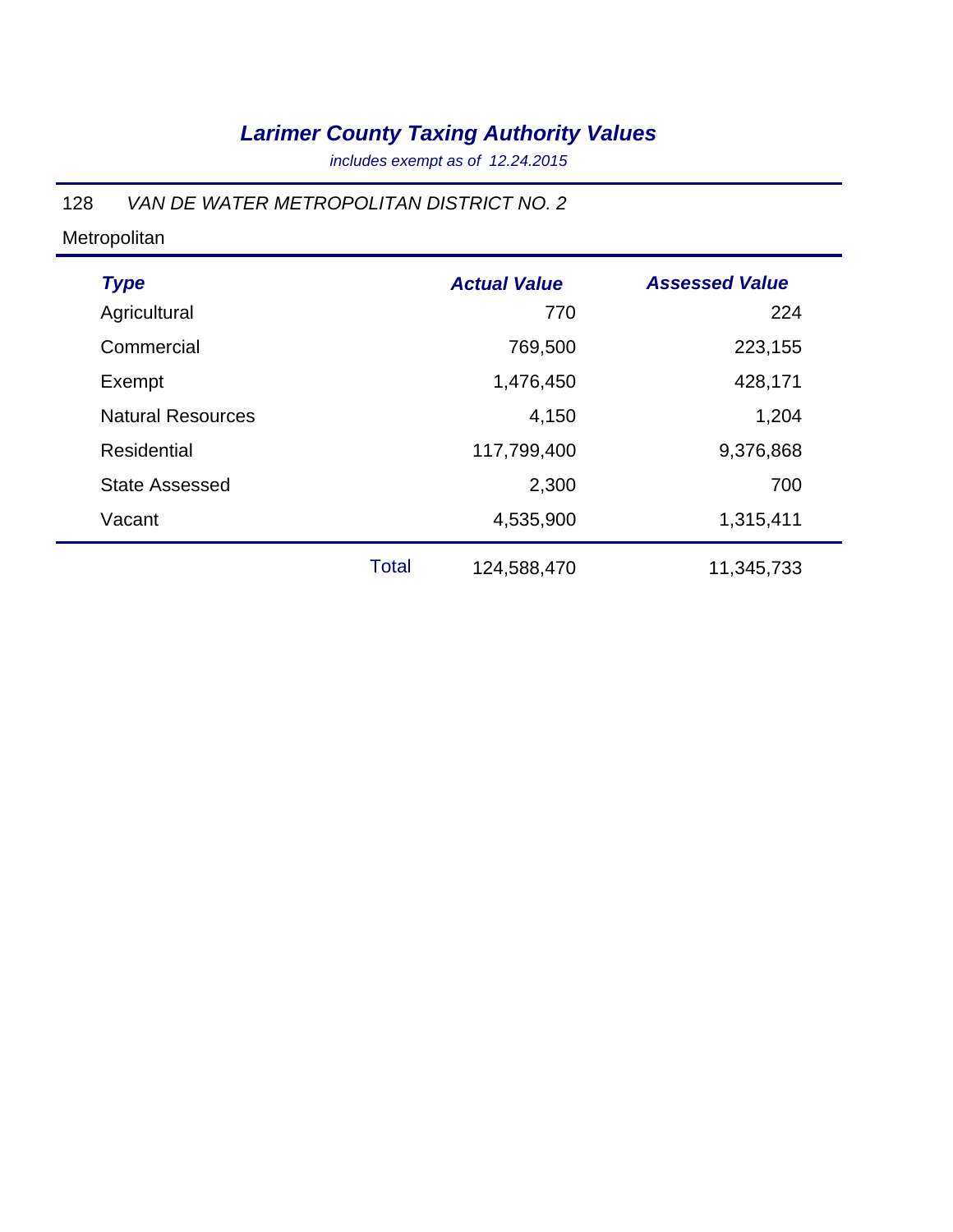# *Larimer County Taxing Authority Values*

*includes exempt as of 12.24.2015*

128 *VAN DE WATER METROPOLITAN DISTRICT NO. 2*

Metropolitan

| *Type* | | *Actual Value* | *Assessed Value* |
|---|---|---|---|
| Agricultural | | 770 | 224 |
| Commercial | | 769,500 | 223,155 |
| Exempt | | 1,476,450 | 428,171 |
| Natural Resources | | 4,150 | 1,204 |
| Residential | | 117,799,400 | 9,376,868 |
| State Assessed | | 2,300 | 700 |
| Vacant | | 4,535,900 | 1,315,411 |
| | Total | 124,588,470 | 11,345,733 |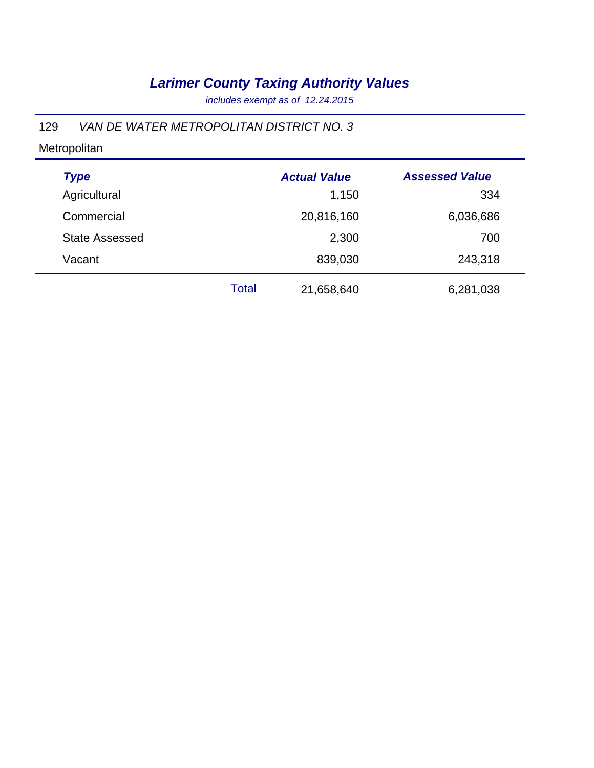# *Larimer County Taxing Authority Values*

*includes exempt as of 12.24.2015*

129 *VAN DE WATER METROPOLITAN DISTRICT NO. 3*

Metropolitan

| *Type* | | *Actual Value* | *Assessed Value* |
|---|---|---|---|
| Agricultural | | 1,150 | 334 |
| Commercial | | 20,816,160 | 6,036,686 |
| State Assessed | | 2,300 | 700 |
| Vacant | | 839,030 | 243,318 |
| | Total | 21,658,640 | 6,281,038 |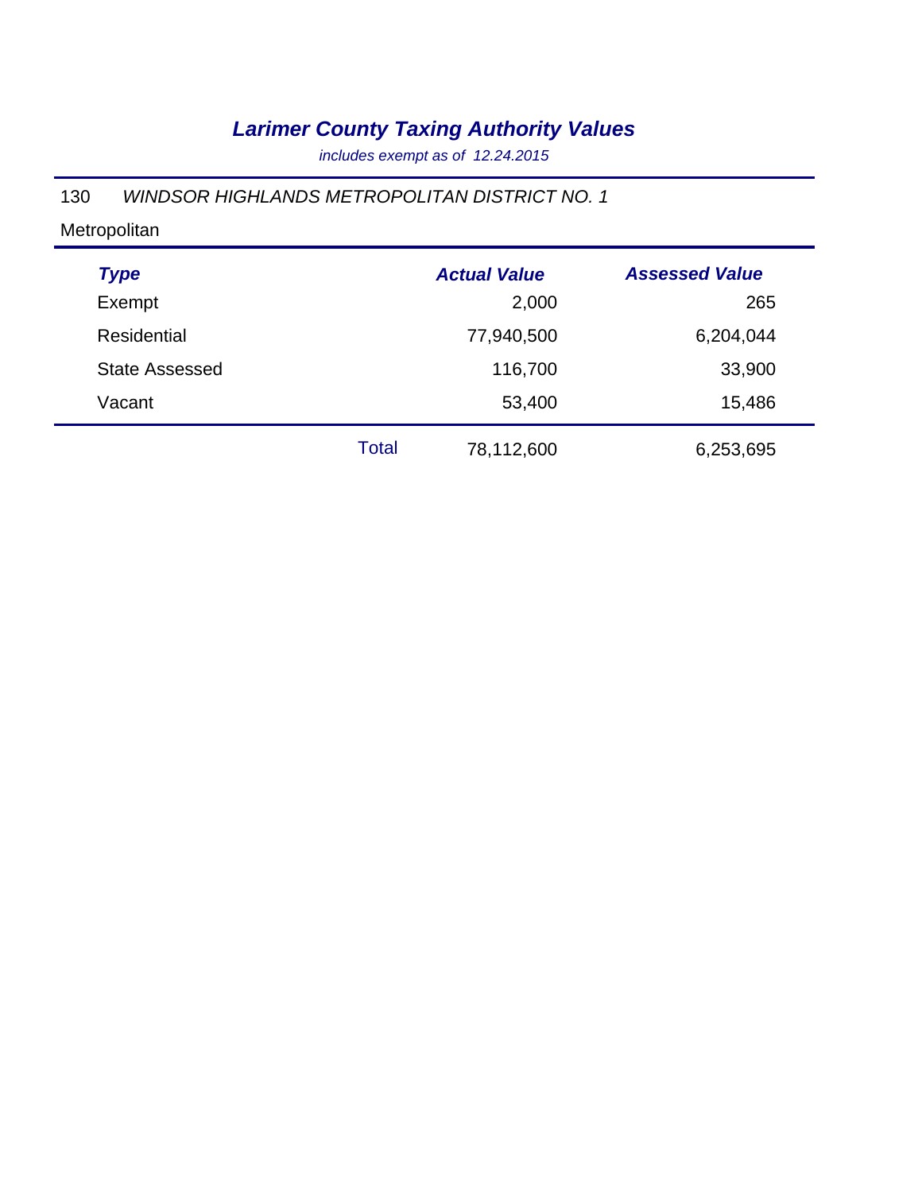# *Larimer County Taxing Authority Values*

*includes exempt as of 12.24.2015*

130 *WINDSOR HIGHLANDS METROPOLITAN DISTRICT NO. 1*

Metropolitan

| *Type* | | *Actual Value* | *Assessed Value* |
|---|---|---|---|
| Exempt | | 2,000 | 265 |
| Residential | | 77,940,500 | 6,204,044 |
| State Assessed | | 116,700 | 33,900 |
| Vacant | | 53,400 | 15,486 |
| | Total | 78,112,600 | 6,253,695 |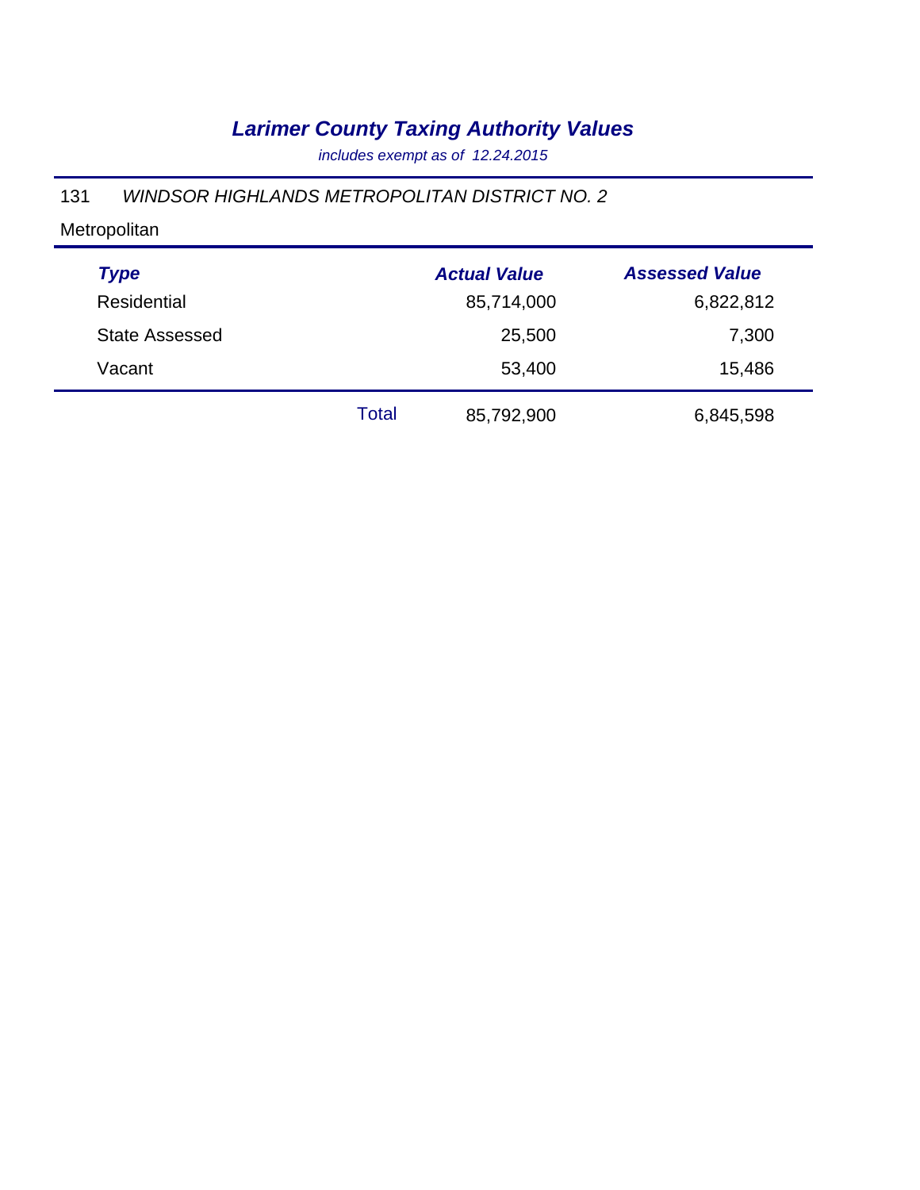# *Larimer County Taxing Authority Values*

*includes exempt as of 12.24.2015*

131 *WINDSOR HIGHLANDS METROPOLITAN DISTRICT NO. 2*

Metropolitan

| *Type* | | *Actual Value* | *Assessed Value* |
|---|---|---|---|
| Residential | | 85,714,000 | 6,822,812 |
| State Assessed | | 25,500 | 7,300 |
| Vacant | | 53,400 | 15,486 |
| | Total | 85,792,900 | 6,845,598 |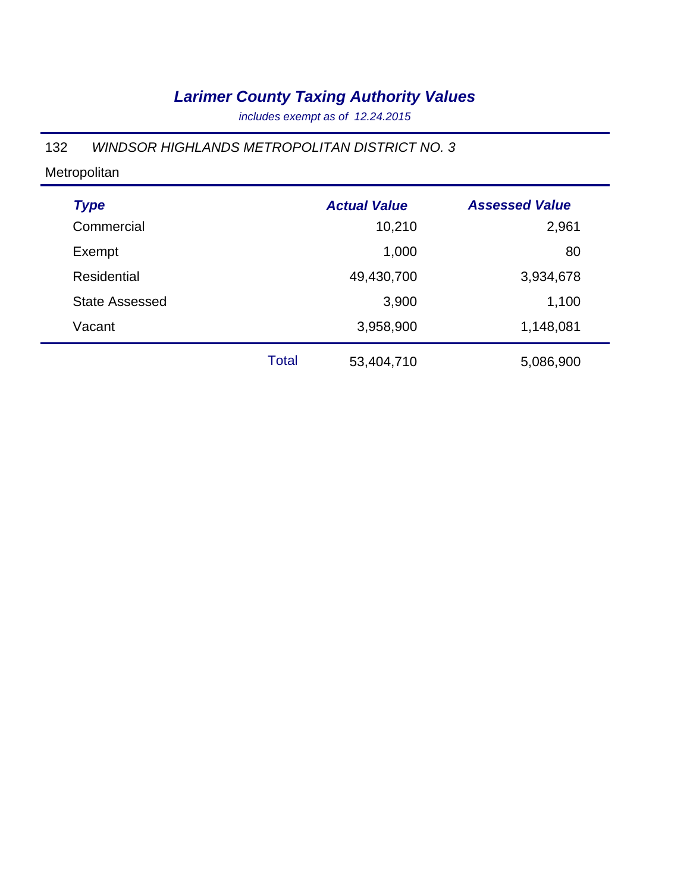# *Larimer County Taxing Authority Values*

*includes exempt as of 12.24.2015*

132 *WINDSOR HIGHLANDS METROPOLITAN DISTRICT NO. 3*

Metropolitan

| Type | | Actual Value | Assessed Value |
|---|---|---|---|
| Commercial | | 10,210 | 2,961 |
| Exempt | | 1,000 | 80 |
| Residential | | 49,430,700 | 3,934,678 |
| State Assessed | | 3,900 | 1,100 |
| Vacant | | 3,958,900 | 1,148,081 |
| | Total | 53,404,710 | 5,086,900 |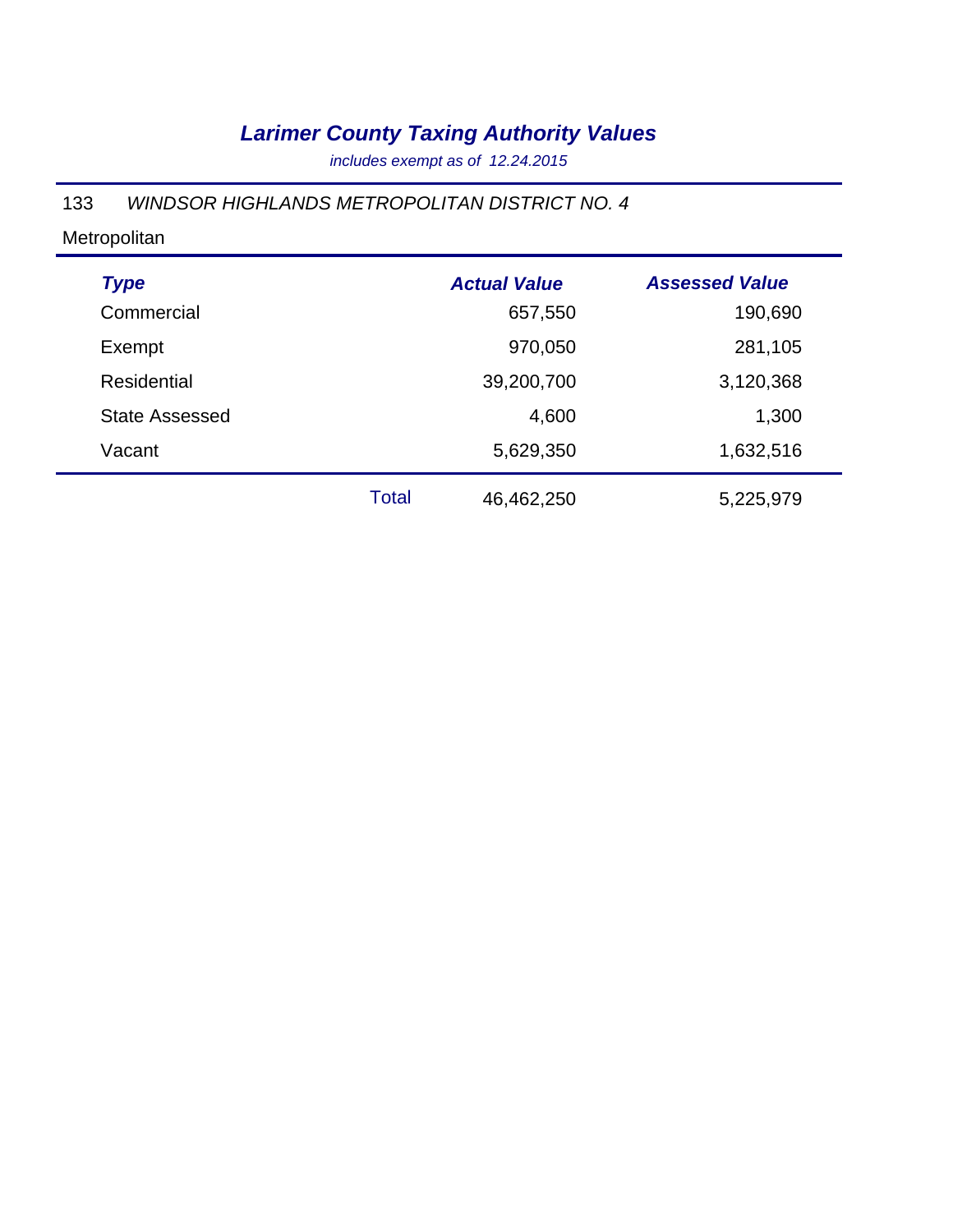# *Larimer County Taxing Authority Values*

*includes exempt as of 12.24.2015*

133 *WINDSOR HIGHLANDS METROPOLITAN DISTRICT NO. 4*

Metropolitan

| *Type* | | *Actual Value* | *Assessed Value* |
|---|---|---|---|
| Commercial | | 657,550 | 190,690 |
| Exempt | | 970,050 | 281,105 |
| Residential | | 39,200,700 | 3,120,368 |
| State Assessed | | 4,600 | 1,300 |
| Vacant | | 5,629,350 | 1,632,516 |
| | Total | 46,462,250 | 5,225,979 |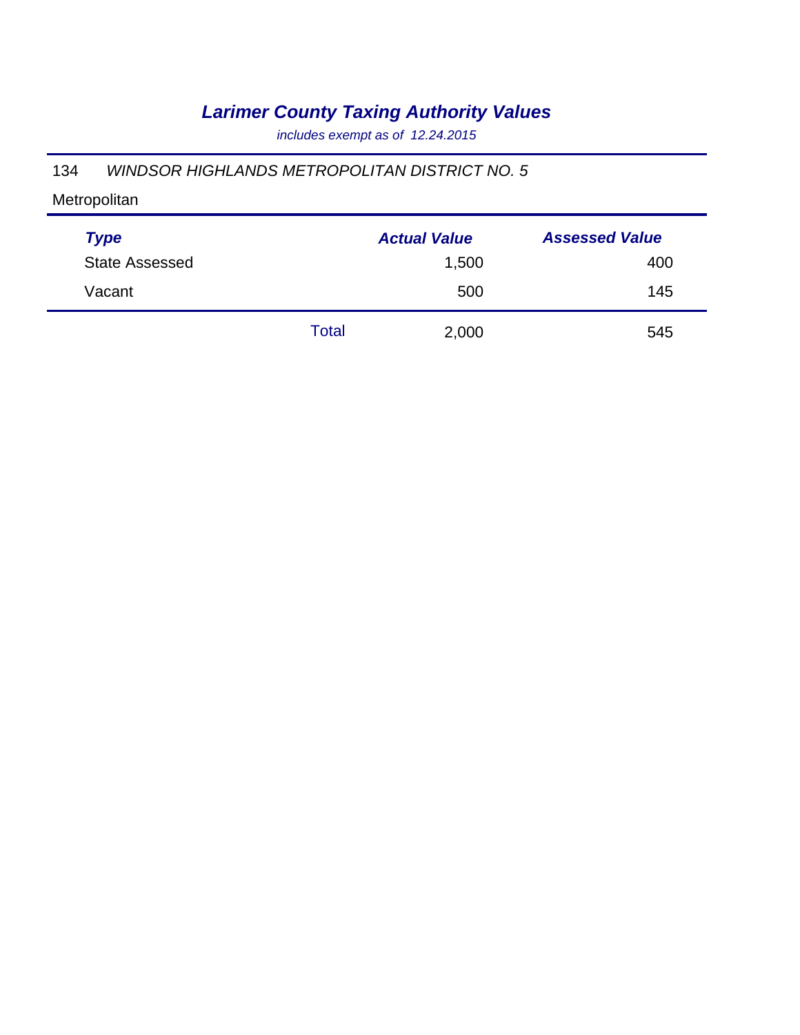# *Larimer County Taxing Authority Values*

*includes exempt as of 12.24.2015*

134 *WINDSOR HIGHLANDS METROPOLITAN DISTRICT NO. 5*

Metropolitan

| *Type* | | *Actual Value* | *Assessed Value* |
|---|---|---|---|
| State Assessed | | 1,500 | 400 |
| Vacant | | 500 | 145 |
| | Total | 2,000 | 545 |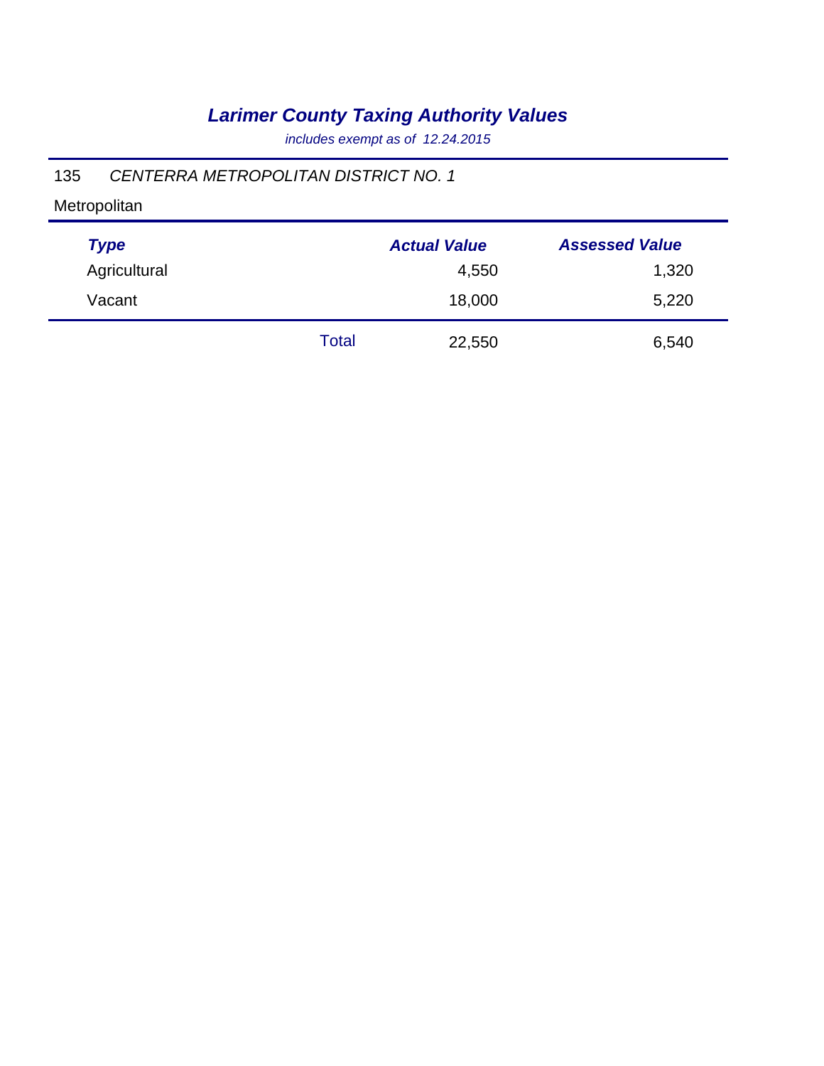# *Larimer County Taxing Authority Values*

*includes exempt as of 12.24.2015*

135 *CENTERRA METROPOLITAN DISTRICT NO. 1*

Metropolitan

| *Type* | | *Actual Value* | *Assessed Value* |
|---|---|---|---|
| Agricultural | | 4,550 | 1,320 |
| Vacant | | 18,000 | 5,220 |
| | Total | 22,550 | 6,540 |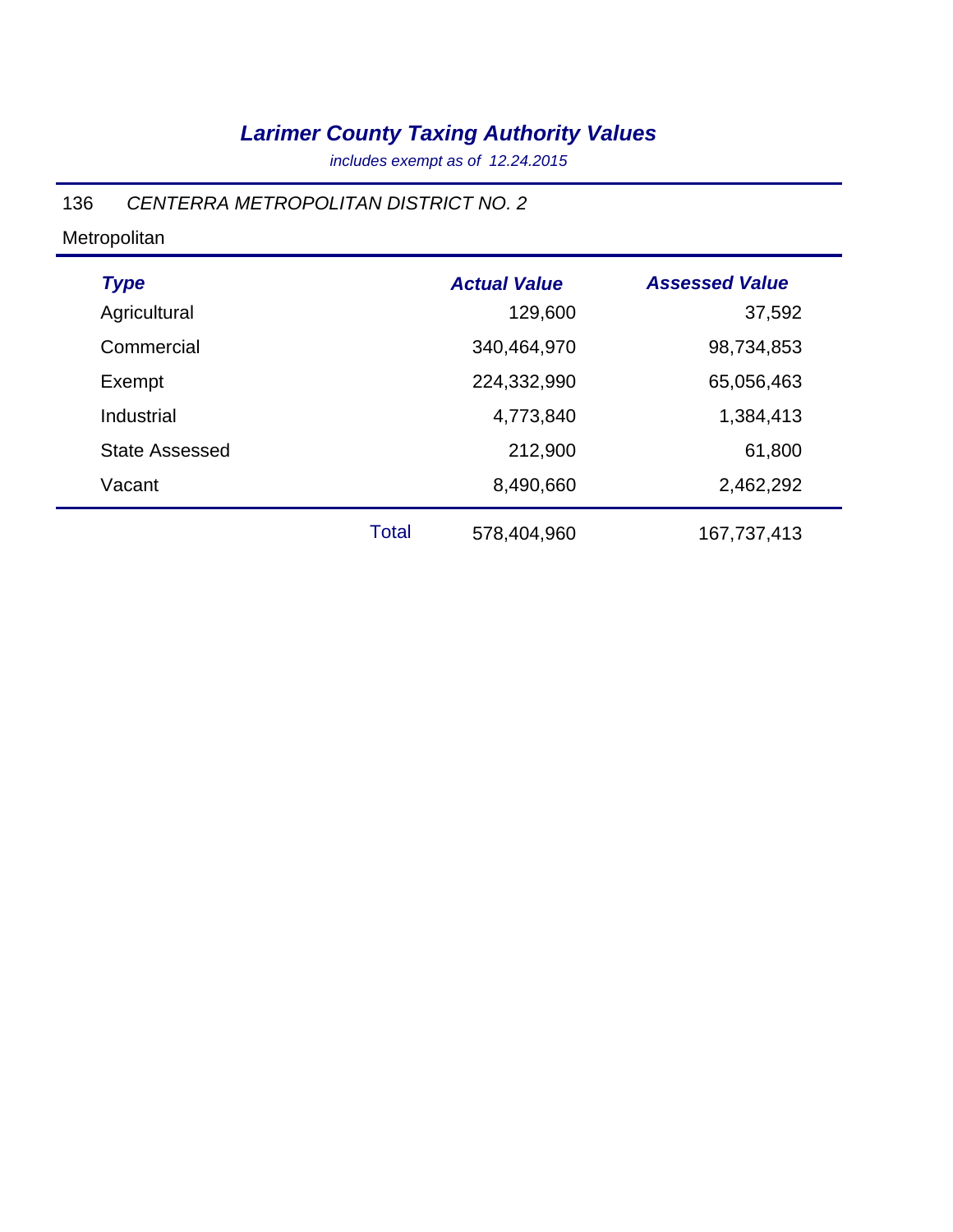# *Larimer County Taxing Authority Values*

*includes exempt as of 12.24.2015*

136 *CENTERRA METROPOLITAN DISTRICT NO. 2*

Metropolitan

| *Type* | | *Actual Value* | *Assessed Value* |
|---|---|---|---|
| Agricultural | | 129,600 | 37,592 |
| Commercial | | 340,464,970 | 98,734,853 |
| Exempt | | 224,332,990 | 65,056,463 |
| Industrial | | 4,773,840 | 1,384,413 |
| State Assessed | | 212,900 | 61,800 |
| Vacant | | 8,490,660 | 2,462,292 |
| | Total | 578,404,960 | 167,737,413 |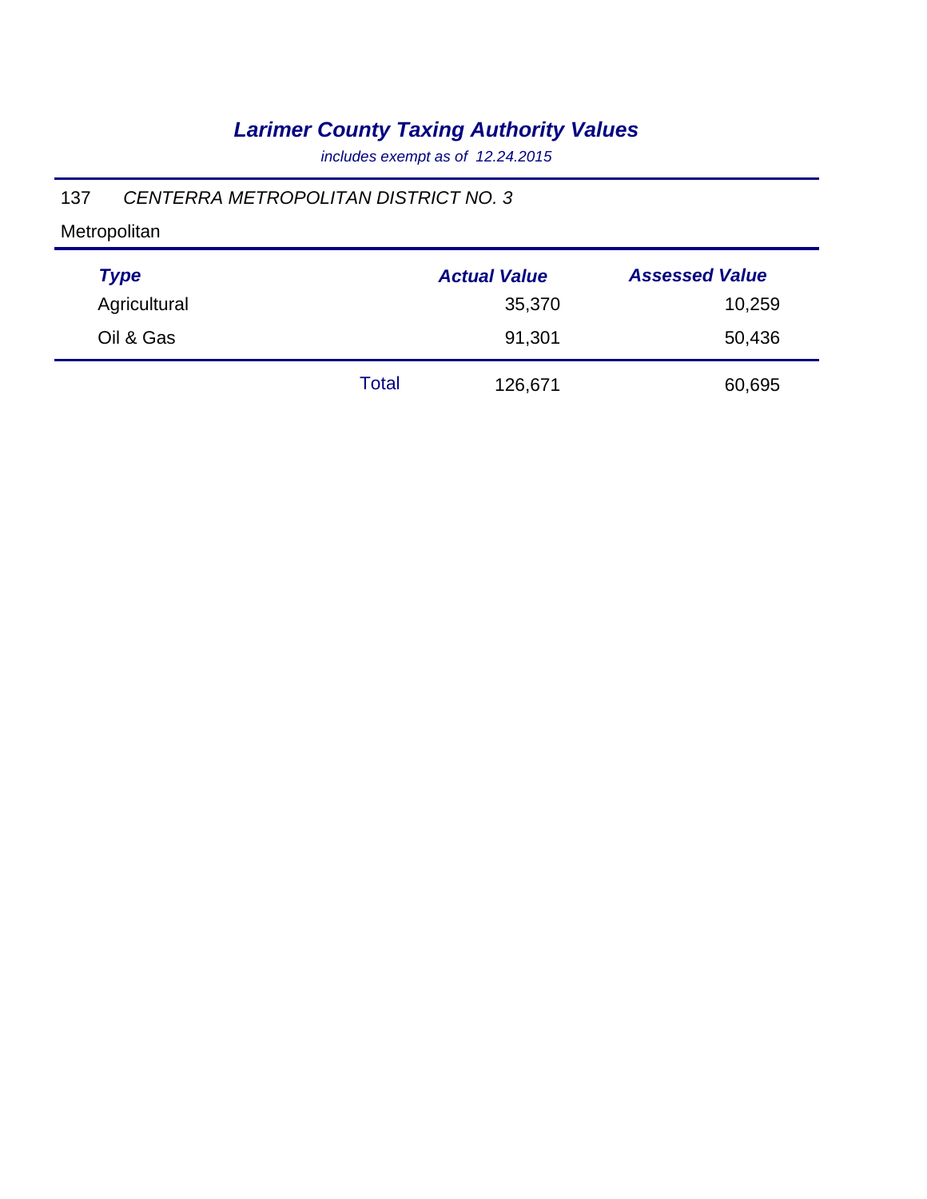# *Larimer County Taxing Authority Values*

*includes exempt as of 12.24.2015*

137 *CENTERRA METROPOLITAN DISTRICT NO. 3*

Metropolitan

| *Type* | | *Actual Value* | *Assessed Value* |
|---|---|---|---|
| Agricultural | | 35,370 | 10,259 |
| Oil & Gas | | 91,301 | 50,436 |
| | Total | 126,671 | 60,695 |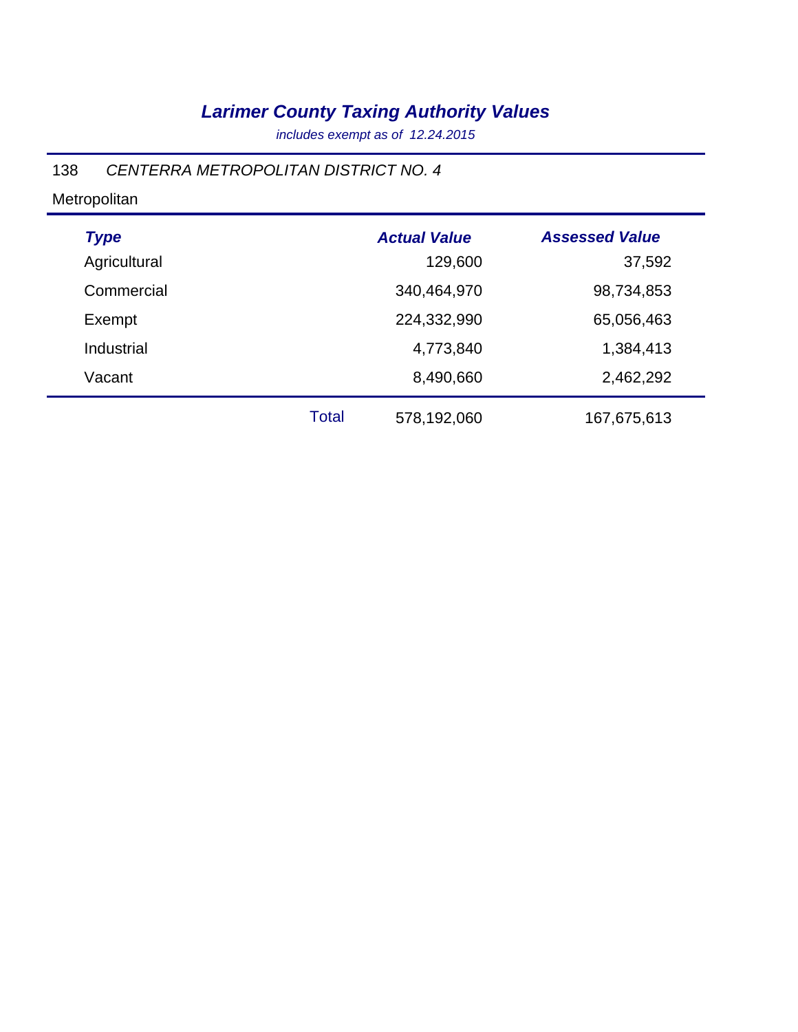# *Larimer County Taxing Authority Values*

*includes exempt as of 12.24.2015*

138 *CENTERRA METROPOLITAN DISTRICT NO. 4*

Metropolitan

| *Type* | | *Actual Value* | *Assessed Value* |
|---|---|---|---|
| Agricultural | | 129,600 | 37,592 |
| Commercial | | 340,464,970 | 98,734,853 |
| Exempt | | 224,332,990 | 65,056,463 |
| Industrial | | 4,773,840 | 1,384,413 |
| Vacant | | 8,490,660 | 2,462,292 |
| | Total | 578,192,060 | 167,675,613 |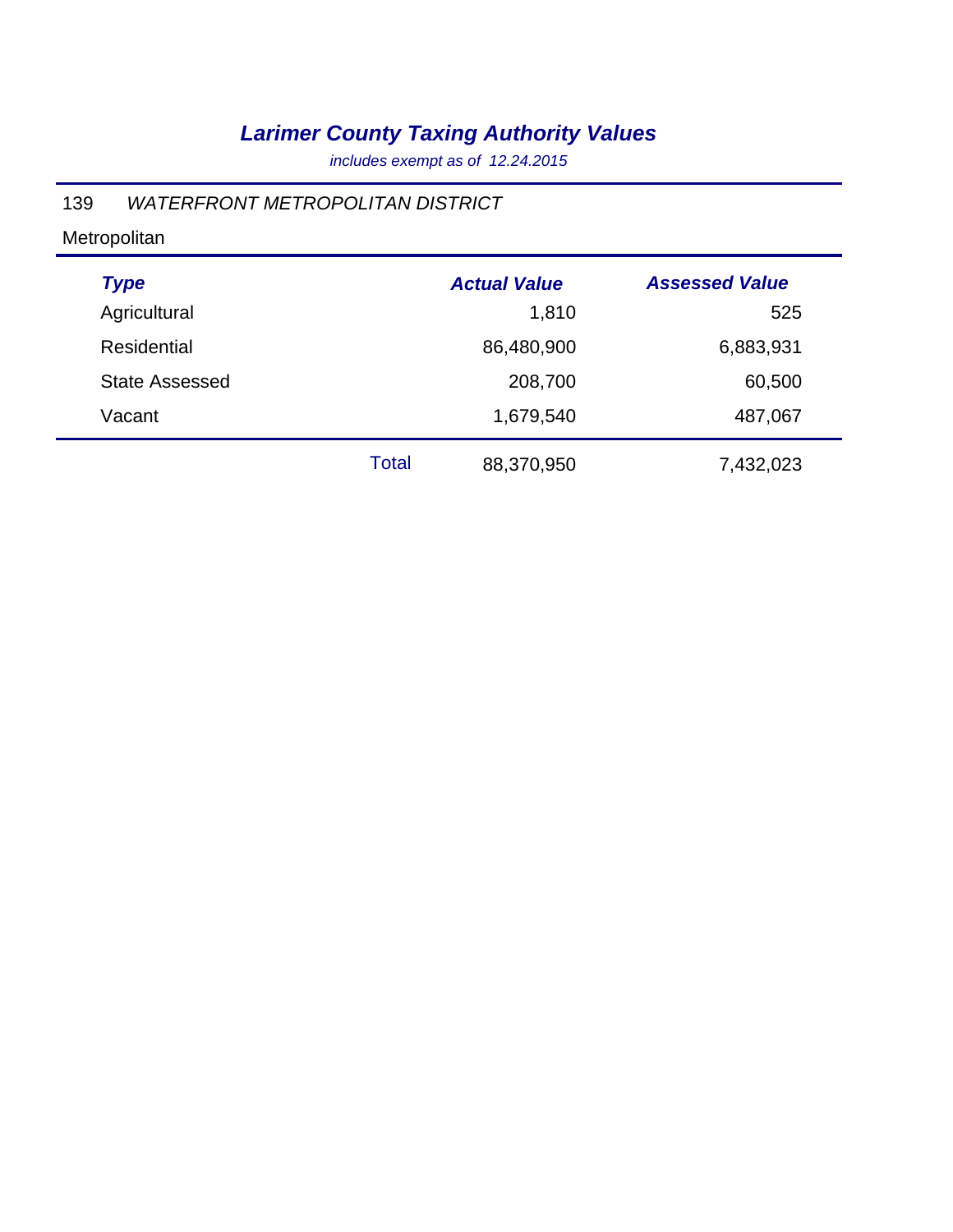# *Larimer County Taxing Authority Values*

*includes exempt as of 12.24.2015*

139 *WATERFRONT METROPOLITAN DISTRICT*

Metropolitan

| *Type* | | *Actual Value* | *Assessed Value* |
|---|---|---|---|
| Agricultural | | 1,810 | 525 |
| Residential | | 86,480,900 | 6,883,931 |
| State Assessed | | 208,700 | 60,500 |
| Vacant | | 1,679,540 | 487,067 |
| | Total | 88,370,950 | 7,432,023 |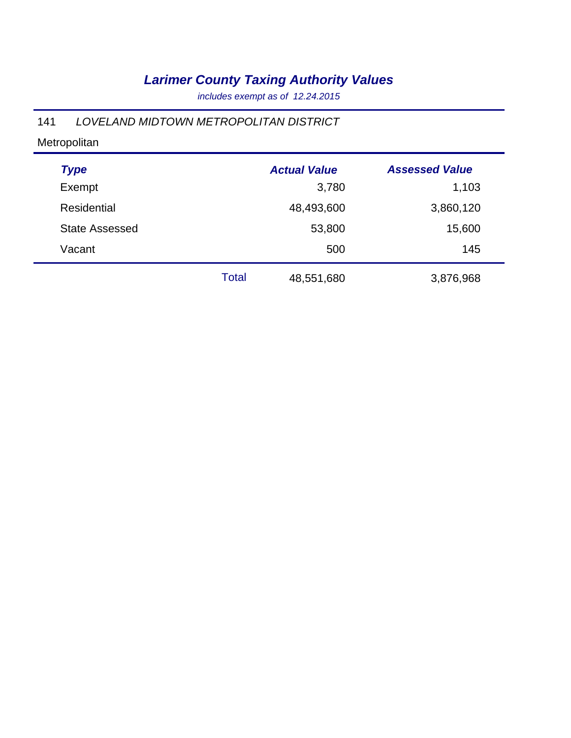# *Larimer County Taxing Authority Values*

*includes exempt as of 12.24.2015*

141 *LOVELAND MIDTOWN METROPOLITAN DISTRICT*

Metropolitan

| *Type* | | *Actual Value* | *Assessed Value* |
|---|---|---|---|
| Exempt | | 3,780 | 1,103 |
| Residential | | 48,493,600 | 3,860,120 |
| State Assessed | | 53,800 | 15,600 |
| Vacant | | 500 | 145 |
| | Total | 48,551,680 | 3,876,968 |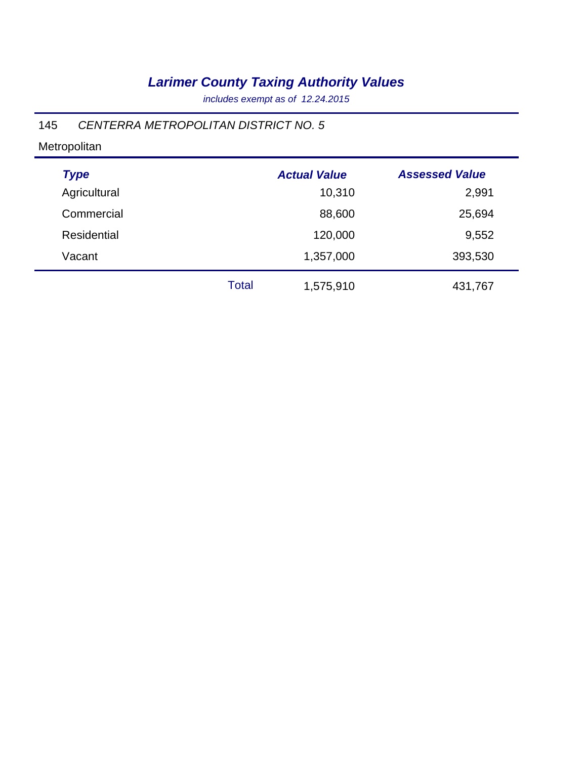# *Larimer County Taxing Authority Values*

*includes exempt as of 12.24.2015*

145 *CENTERRA METROPOLITAN DISTRICT NO. 5*

Metropolitan

| *Type* | | *Actual Value* | *Assessed Value* |
|---|---|---|---|
| Agricultural | | 10,310 | 2,991 |
| Commercial | | 88,600 | 25,694 |
| Residential | | 120,000 | 9,552 |
| Vacant | | 1,357,000 | 393,530 |
| | Total | 1,575,910 | 431,767 |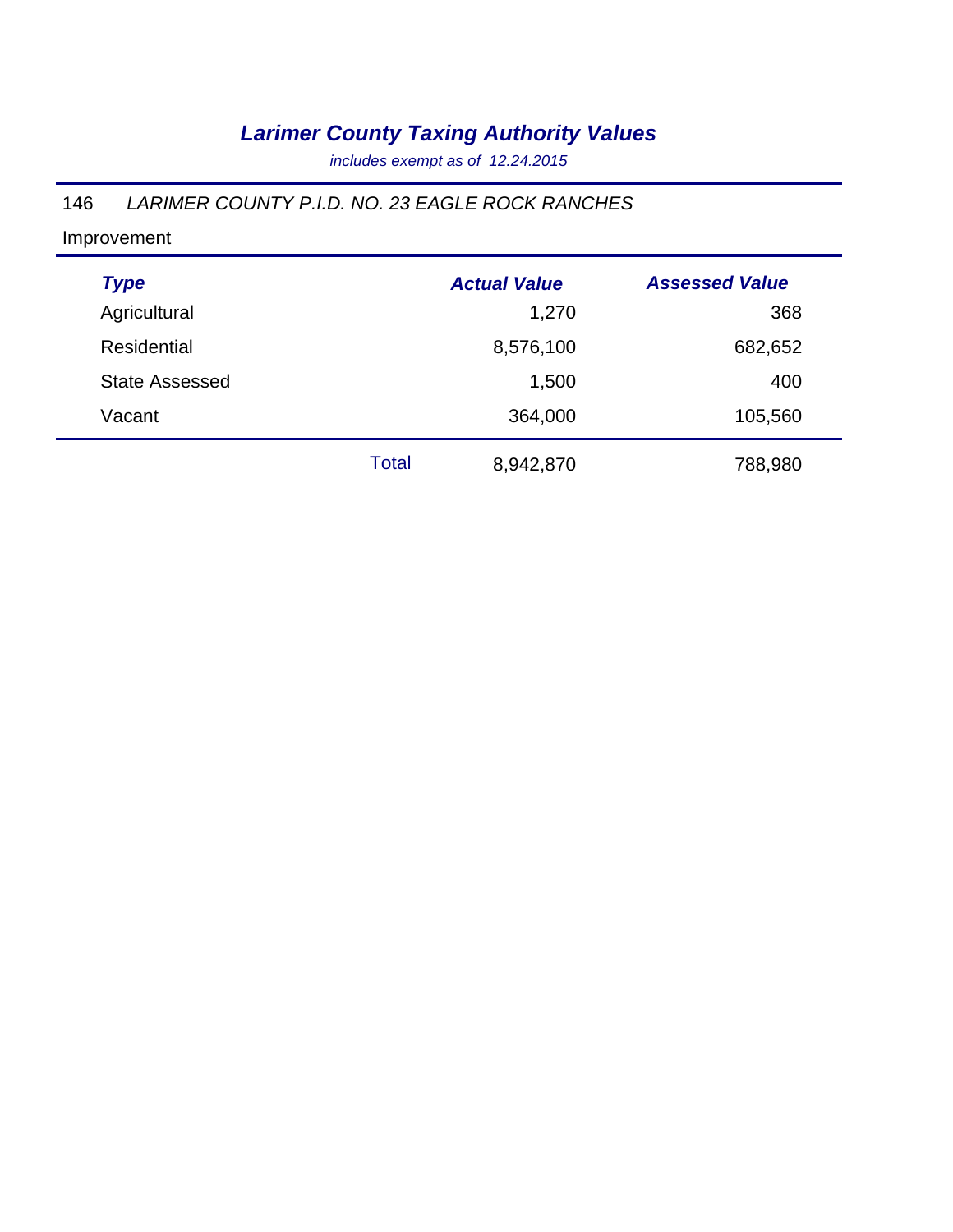# *Larimer County Taxing Authority Values*

*includes exempt as of 12.24.2015*

146 *LARIMER COUNTY P.I.D. NO. 23 EAGLE ROCK RANCHES*

Improvement

| *Type* | | *Actual Value* | *Assessed Value* |
|---|---|---|---|
| Agricultural | | 1,270 | 368 |
| Residential | | 8,576,100 | 682,652 |
| State Assessed | | 1,500 | 400 |
| Vacant | | 364,000 | 105,560 |
| | Total | 8,942,870 | 788,980 |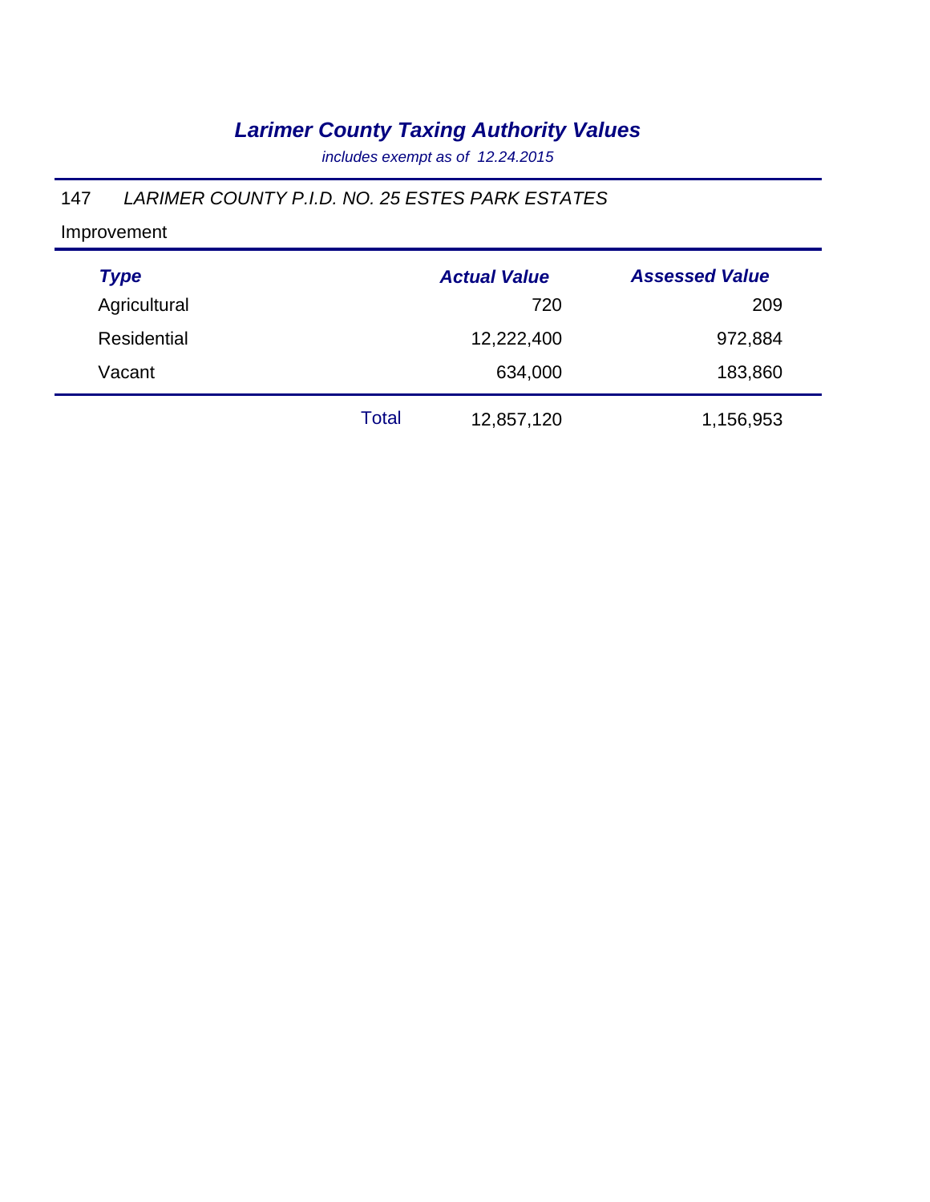# *Larimer County Taxing Authority Values*

*includes exempt as of 12.24.2015*

147 *LARIMER COUNTY P.I.D. NO. 25 ESTES PARK ESTATES*

Improvement

| Type | | Actual Value | Assessed Value |
|---|---|---|---|
| Agricultural | | 720 | 209 |
| Residential | | 12,222,400 | 972,884 |
| Vacant | | 634,000 | 183,860 |
| | Total | 12,857,120 | 1,156,953 |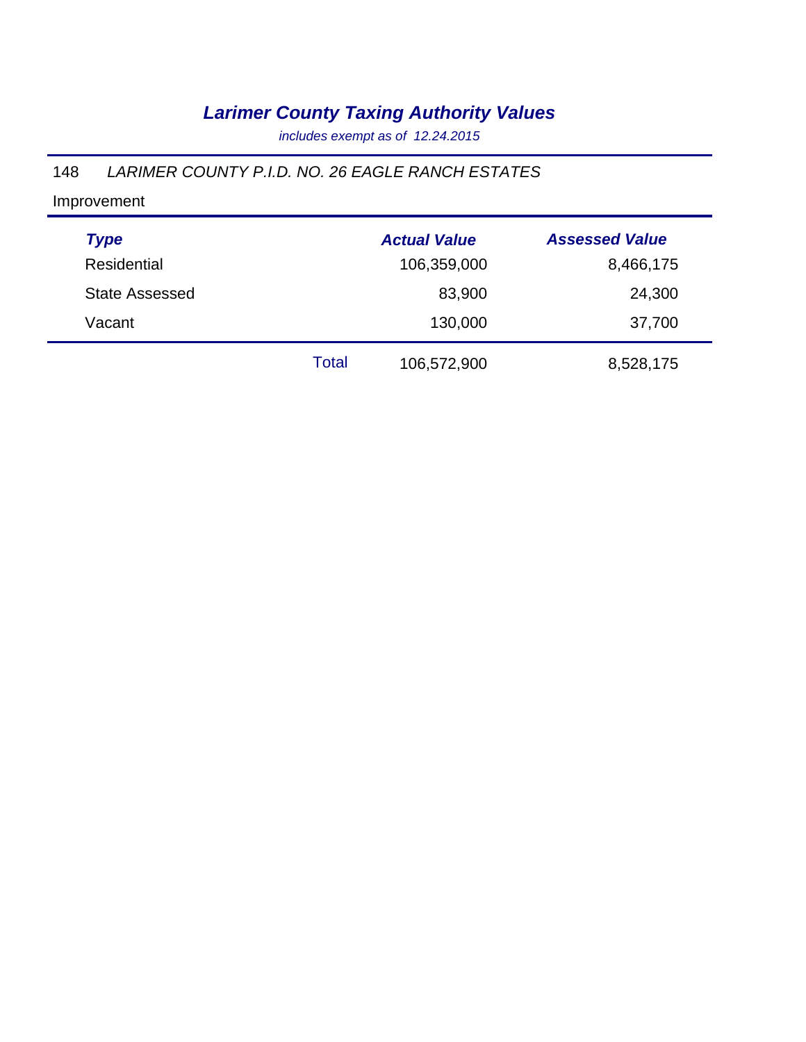# *Larimer County Taxing Authority Values*

*includes exempt as of 12.24.2015*

148 *LARIMER COUNTY P.I.D. NO. 26 EAGLE RANCH ESTATES*

Improvement

| *Type* | | *Actual Value* | *Assessed Value* |
|---|---|---|---|
| Residential | | 106,359,000 | 8,466,175 |
| State Assessed | | 83,900 | 24,300 |
| Vacant | | 130,000 | 37,700 |
| | Total | 106,572,900 | 8,528,175 |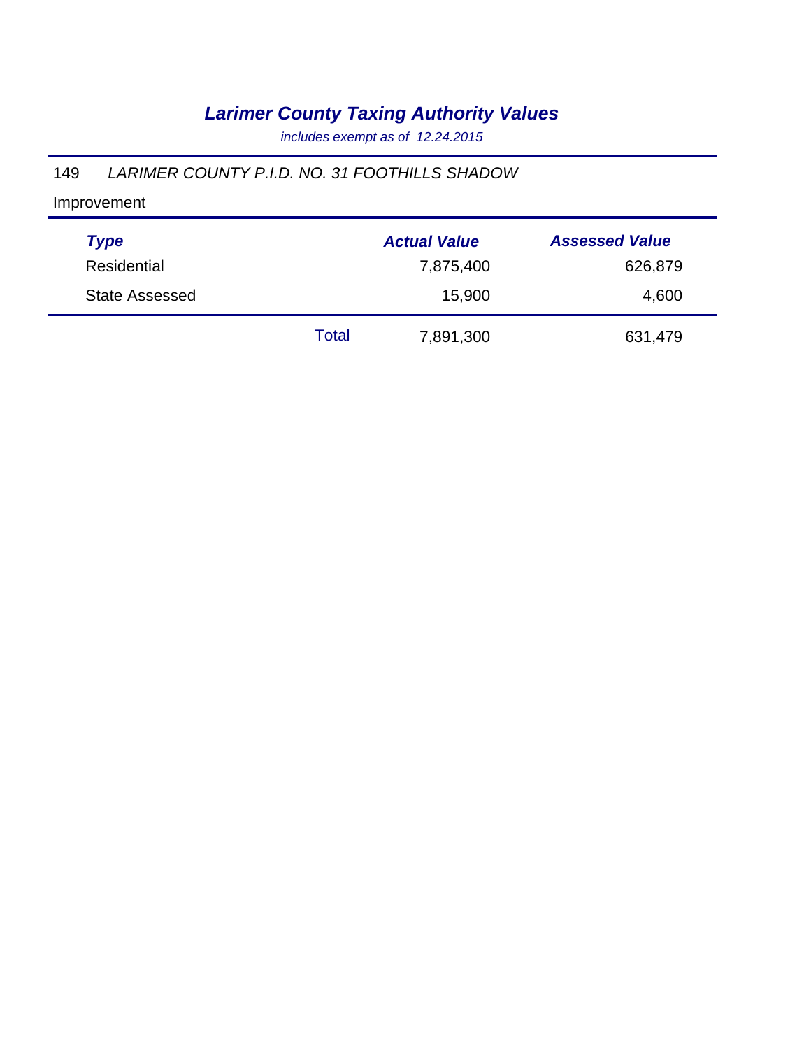# *Larimer County Taxing Authority Values*

*includes exempt as of 12.24.2015*

149 *LARIMER COUNTY P.I.D. NO. 31 FOOTHILLS SHADOW*

Improvement

| *Type* | | *Actual Value* | *Assessed Value* |
|---|---|---|---|
| Residential | | 7,875,400 | 626,879 |
| State Assessed | | 15,900 | 4,600 |
| | Total | 7,891,300 | 631,479 |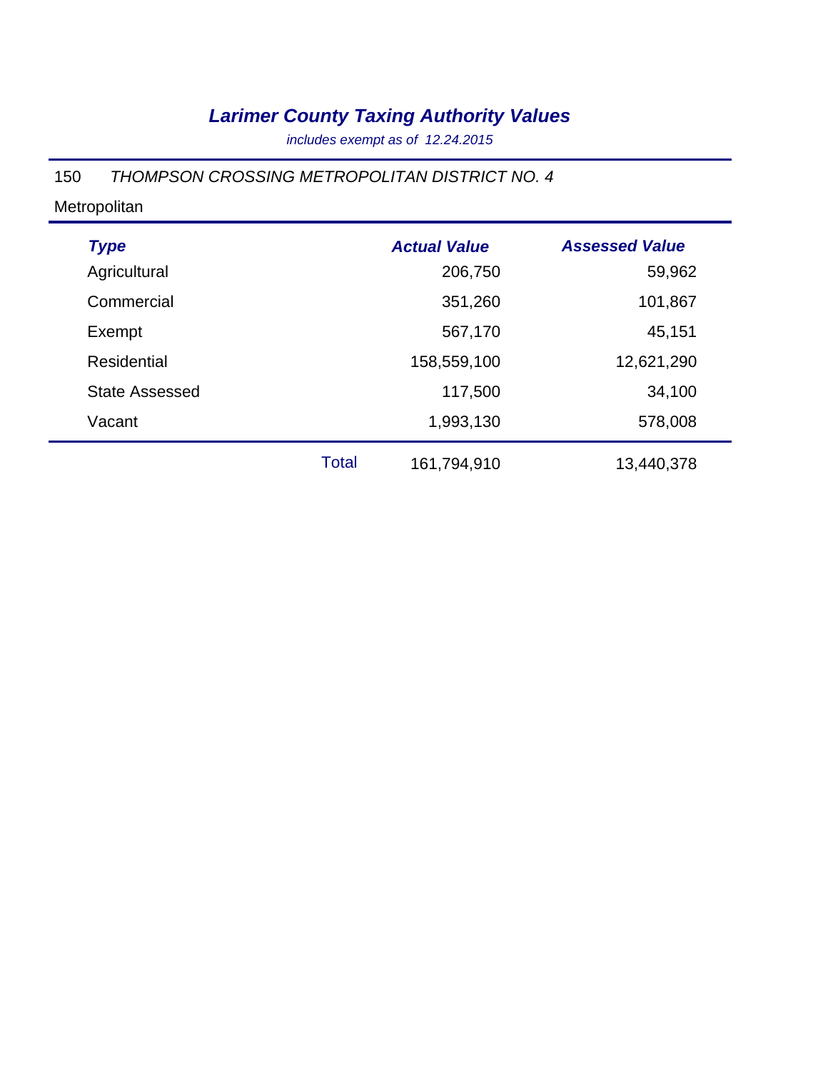# *Larimer County Taxing Authority Values*

*includes exempt as of 12.24.2015*

150 *THOMPSON CROSSING METROPOLITAN DISTRICT NO. 4*

Metropolitan

| *Type* | | *Actual Value* | *Assessed Value* |
|---|---|---|---|
| Agricultural | | 206,750 | 59,962 |
| Commercial | | 351,260 | 101,867 |
| Exempt | | 567,170 | 45,151 |
| Residential | | 158,559,100 | 12,621,290 |
| State Assessed | | 117,500 | 34,100 |
| Vacant | | 1,993,130 | 578,008 |
| | Total | 161,794,910 | 13,440,378 |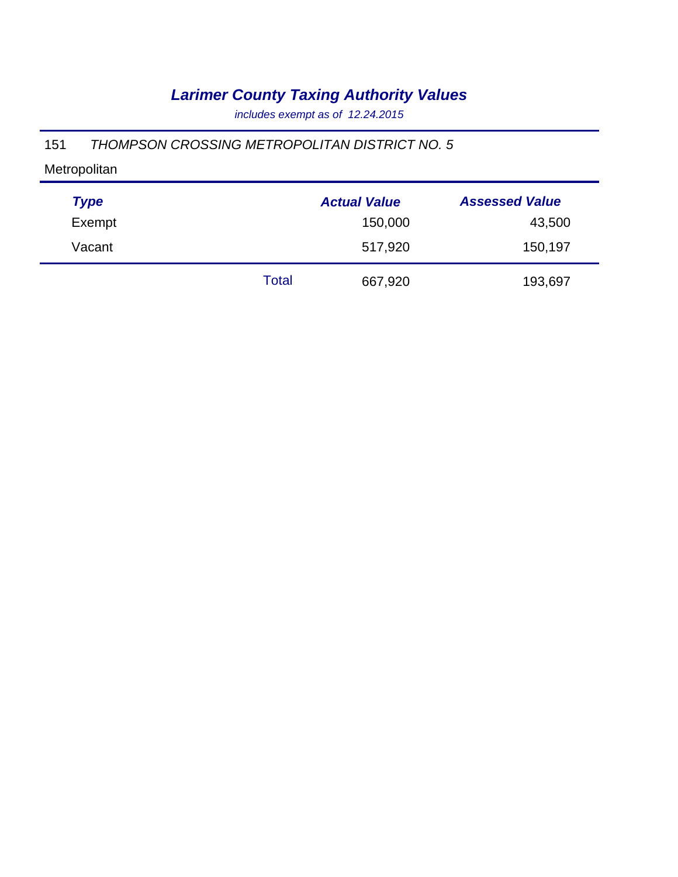# *Larimer County Taxing Authority Values*

*includes exempt as of 12.24.2015*

151 *THOMPSON CROSSING METROPOLITAN DISTRICT NO. 5*

Metropolitan

| *Type* | | *Actual Value* | *Assessed Value* |
|---|---|---|---|
| Exempt | | 150,000 | 43,500 |
| Vacant | | 517,920 | 150,197 |
| | Total | 667,920 | 193,697 |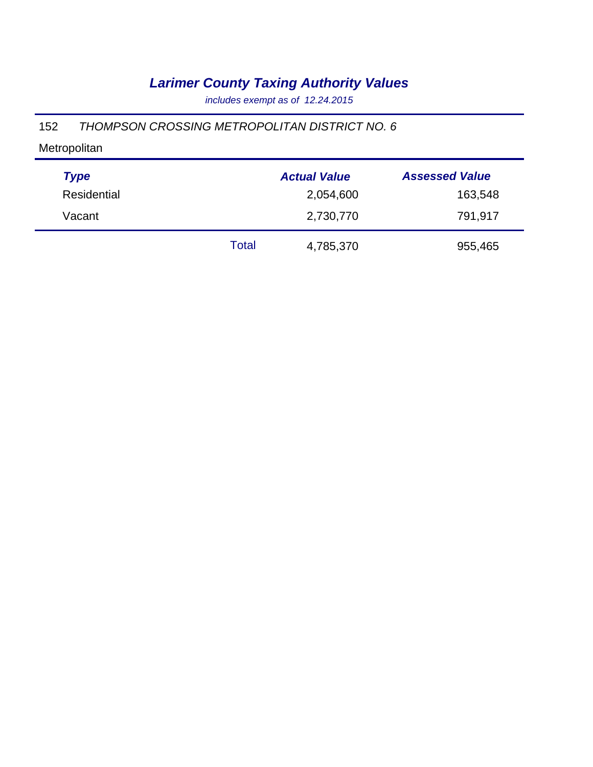# *Larimer County Taxing Authority Values*

*includes exempt as of 12.24.2015*

152 *THOMPSON CROSSING METROPOLITAN DISTRICT NO. 6*

Metropolitan

| *Type* | | *Actual Value* | *Assessed Value* |
|---|---|---|---|
| Residential | | 2,054,600 | 163,548 |
| Vacant | | 2,730,770 | 791,917 |
| | Total | 4,785,370 | 955,465 |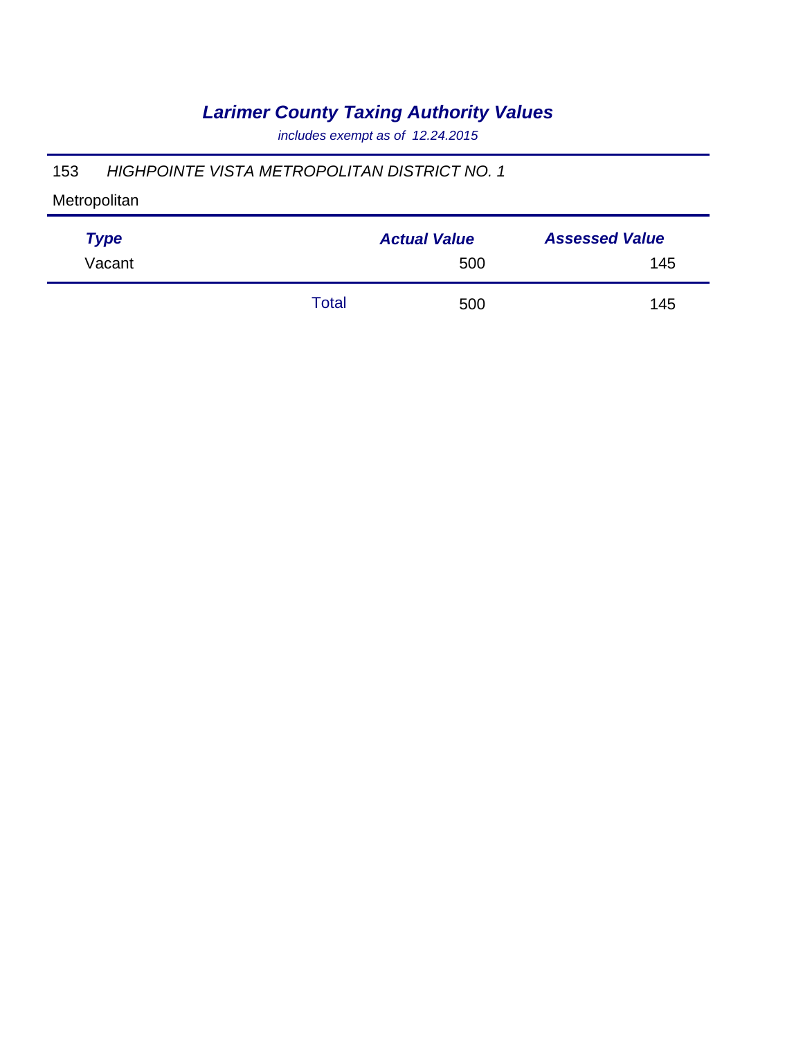# *Larimer County Taxing Authority Values*

*includes exempt as of 12.24.2015*

153 *HIGHPOINTE VISTA METROPOLITAN DISTRICT NO. 1*

Metropolitan

| *Type* | | *Actual Value* | *Assessed Value* |
|---|---|---|---|
| Vacant | | 500 | 145 |
| | Total | 500 | 145 |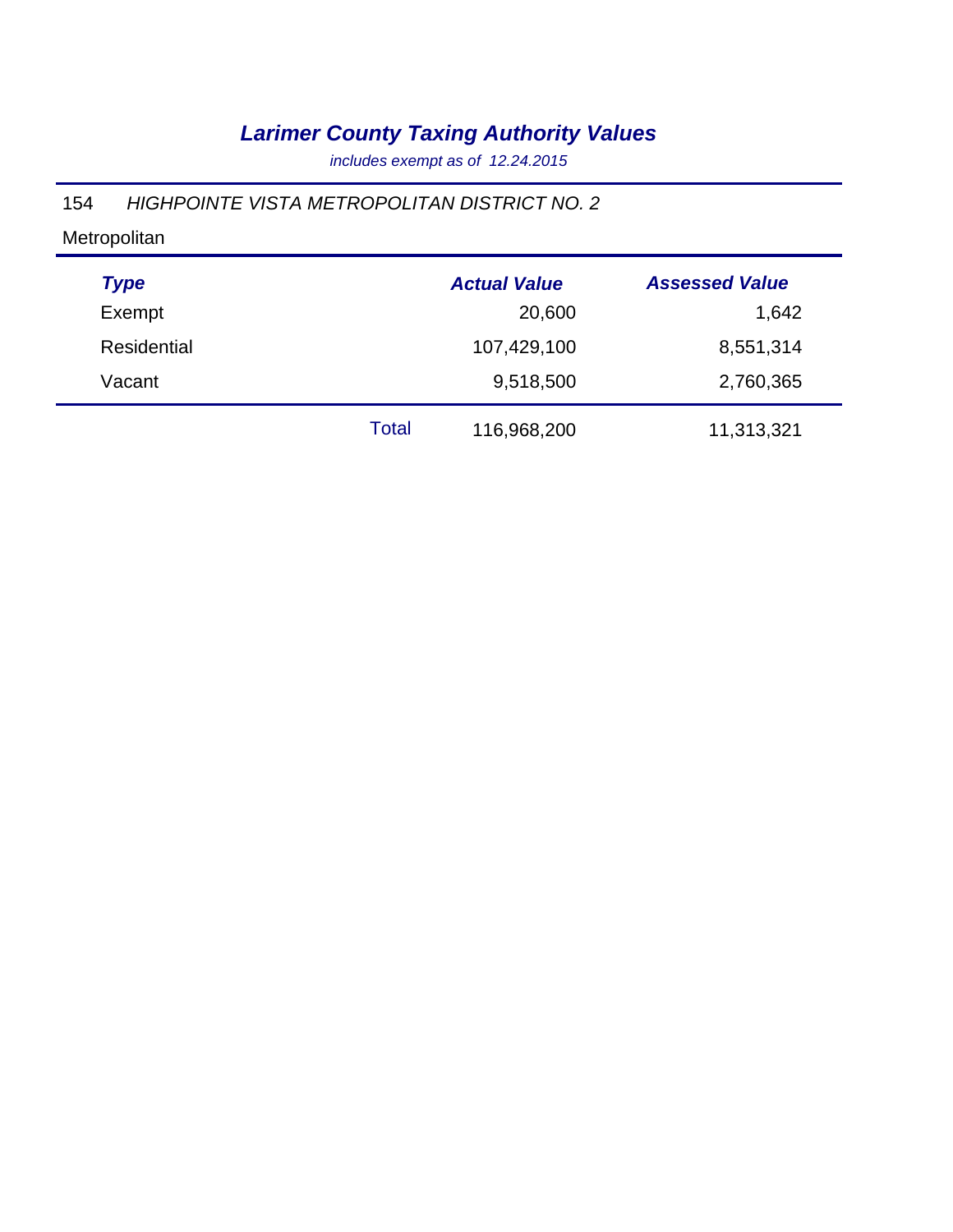# *Larimer County Taxing Authority Values*

*includes exempt as of 12.24.2015*

154 *HIGHPOINTE VISTA METROPOLITAN DISTRICT NO. 2*

Metropolitan

| *Type* | | *Actual Value* | *Assessed Value* |
|---|---|---|---|
| Exempt | | 20,600 | 1,642 |
| Residential | | 107,429,100 | 8,551,314 |
| Vacant | | 9,518,500 | 2,760,365 |
| | Total | 116,968,200 | 11,313,321 |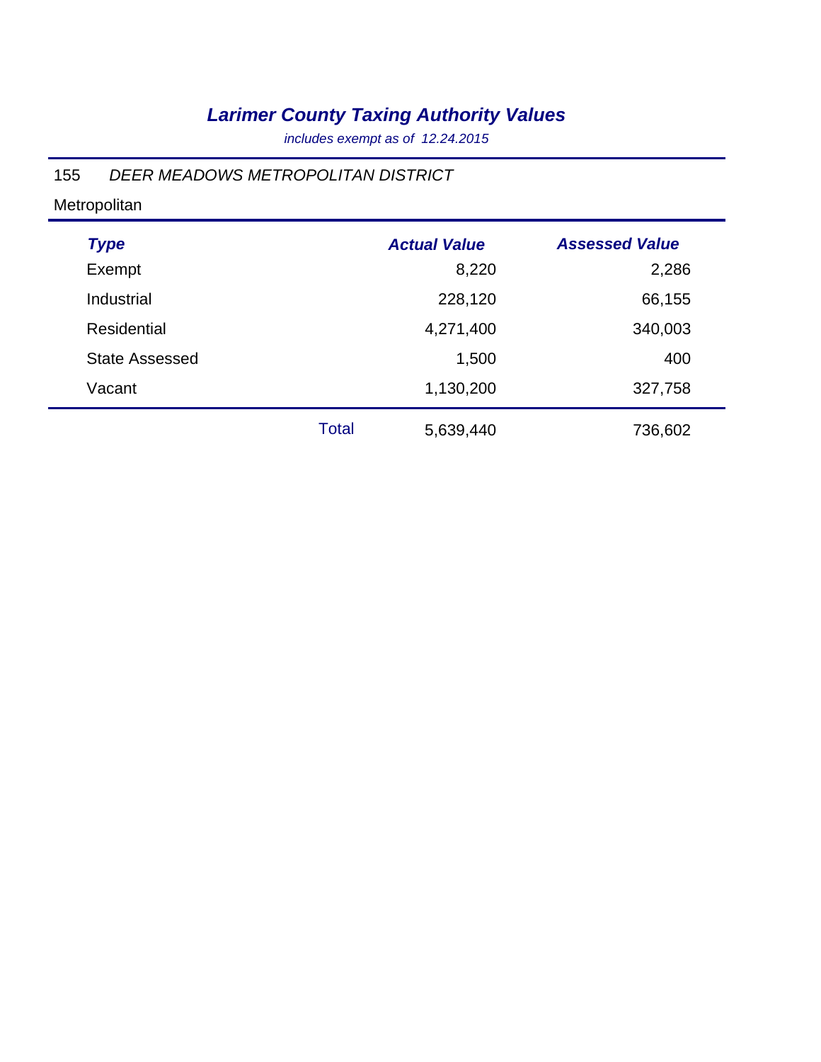# *Larimer County Taxing Authority Values*

*includes exempt as of 12.24.2015*

155 *DEER MEADOWS METROPOLITAN DISTRICT*

Metropolitan

| *Type* | | *Actual Value* | *Assessed Value* |
|---|---|---|---|
| Exempt | | 8,220 | 2,286 |
| Industrial | | 228,120 | 66,155 |
| Residential | | 4,271,400 | 340,003 |
| State Assessed | | 1,500 | 400 |
| Vacant | | 1,130,200 | 327,758 |
| | Total | 5,639,440 | 736,602 |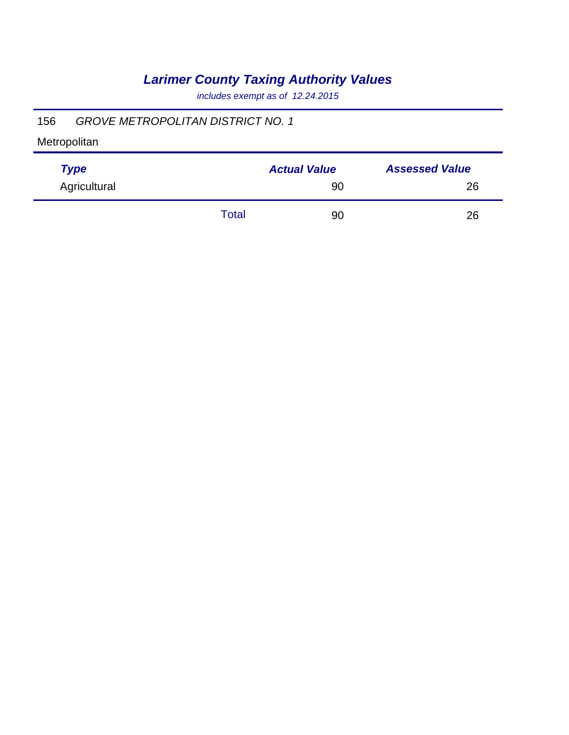# *Larimer County Taxing Authority Values*

*includes exempt as of 12.24.2015*

156 *GROVE METROPOLITAN DISTRICT NO. 1*

Metropolitan

| ***Type*** | | ***Actual Value*** | ***Assessed Value*** |
|---|---|---|---|
| Agricultural | | 90 | 26 |
| | Total | 90 | 26 |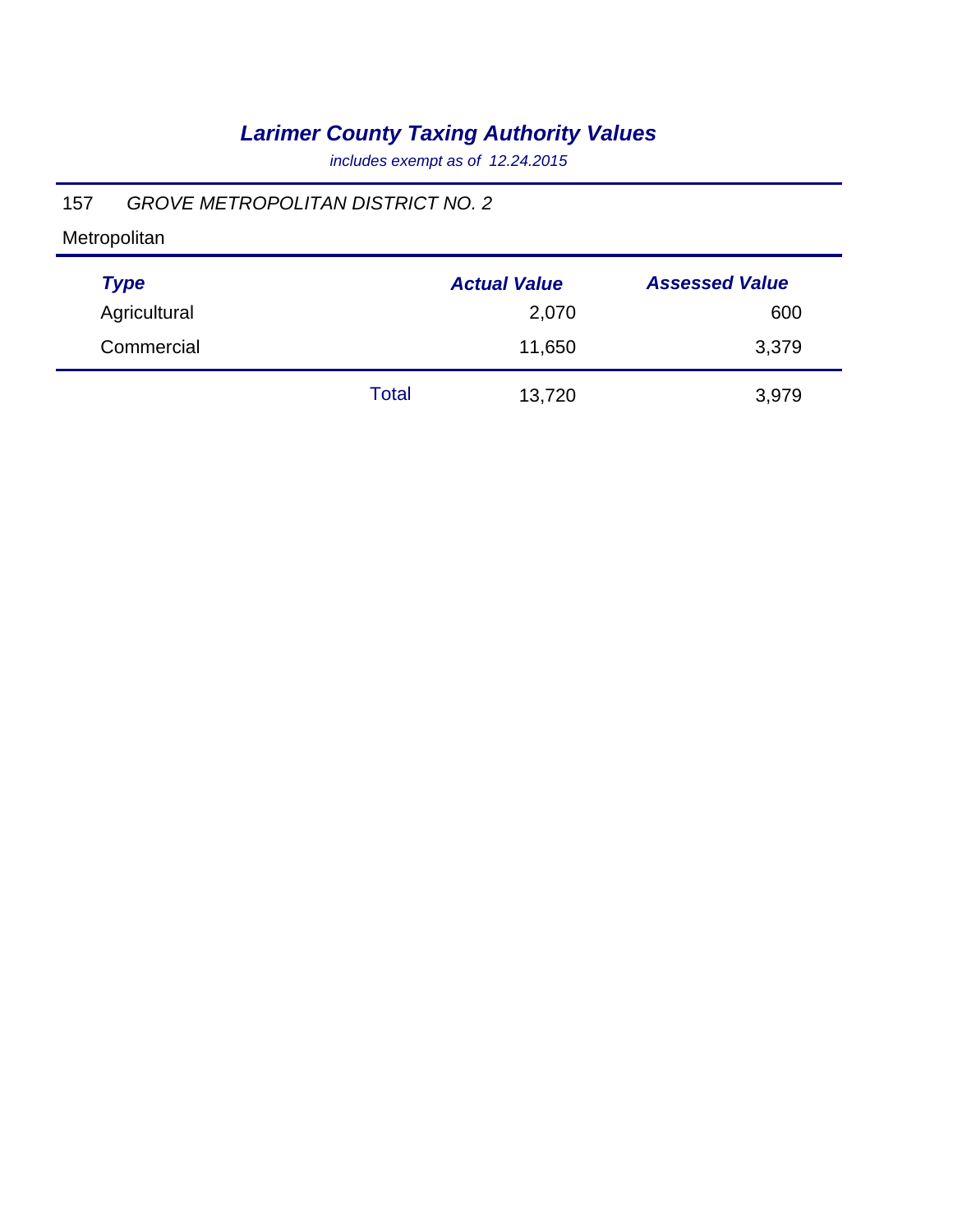# *Larimer County Taxing Authority Values*

*includes exempt as of 12.24.2015*

157 *GROVE METROPOLITAN DISTRICT NO. 2*

Metropolitan

| ***Type*** | | ***Actual Value*** | ***Assessed Value*** |
|---|---|---|---|
| Agricultural | | 2,070 | 600 |
| Commercial | | 11,650 | 3,379 |
| | Total | 13,720 | 3,979 |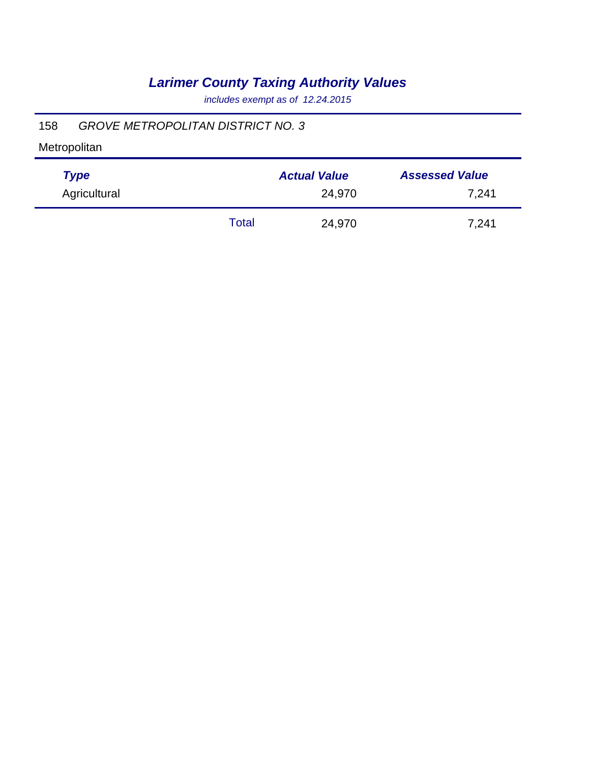# *Larimer County Taxing Authority Values*

*includes exempt as of 12.24.2015*

158 *GROVE METROPOLITAN DISTRICT NO. 3*

Metropolitan

| *Type* | | *Actual Value* | *Assessed Value* |
|---|---|---|---|
| Agricultural | | 24,970 | 7,241 |
| | Total | 24,970 | 7,241 |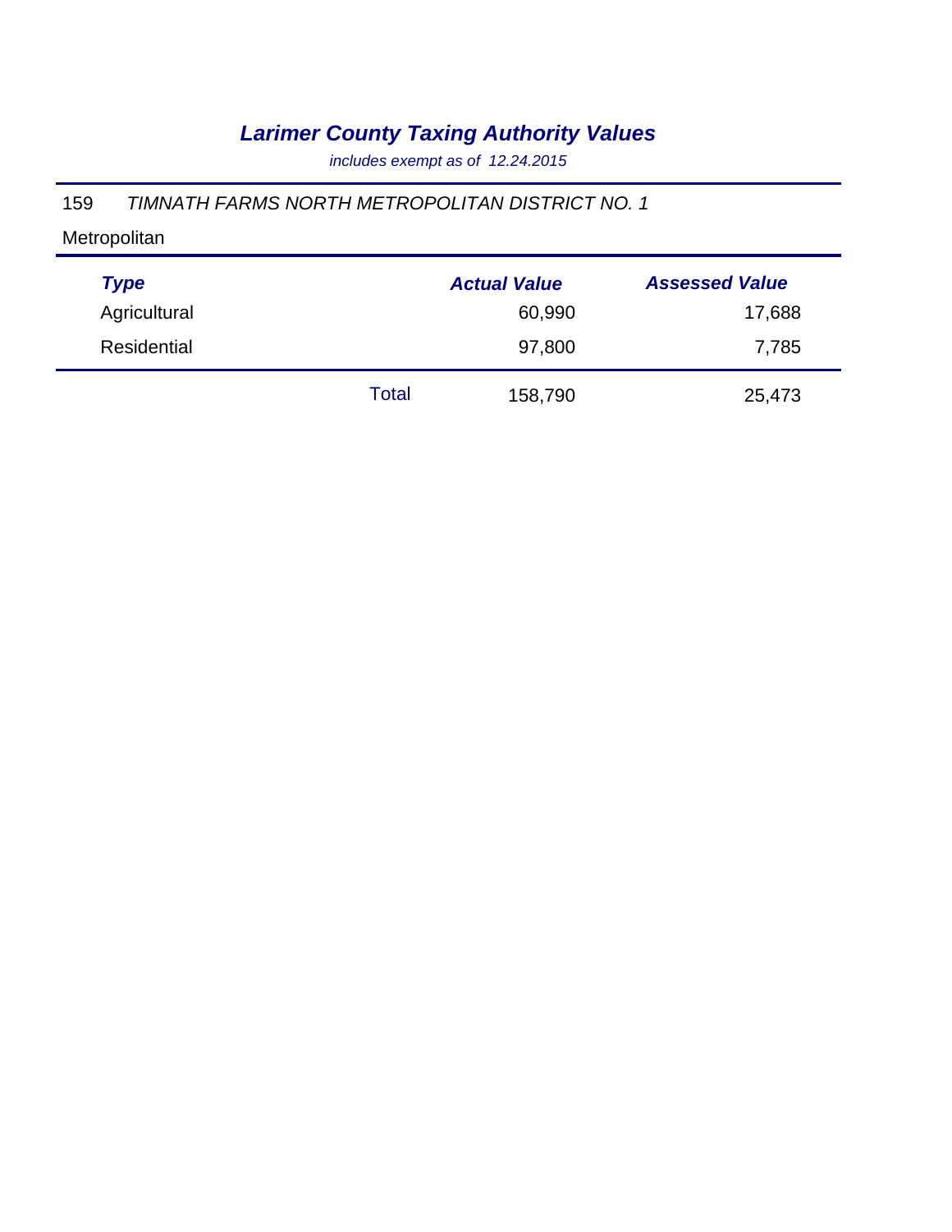# *Larimer County Taxing Authority Values*

*includes exempt as of 12.24.2015*

159 *TIMNATH FARMS NORTH METROPOLITAN DISTRICT NO. 1*

Metropolitan

| *Type* | | *Actual Value* | *Assessed Value* |
|---|---|---|---|
| Agricultural | | 60,990 | 17,688 |
| Residential | | 97,800 | 7,785 |
| | Total | 158,790 | 25,473 |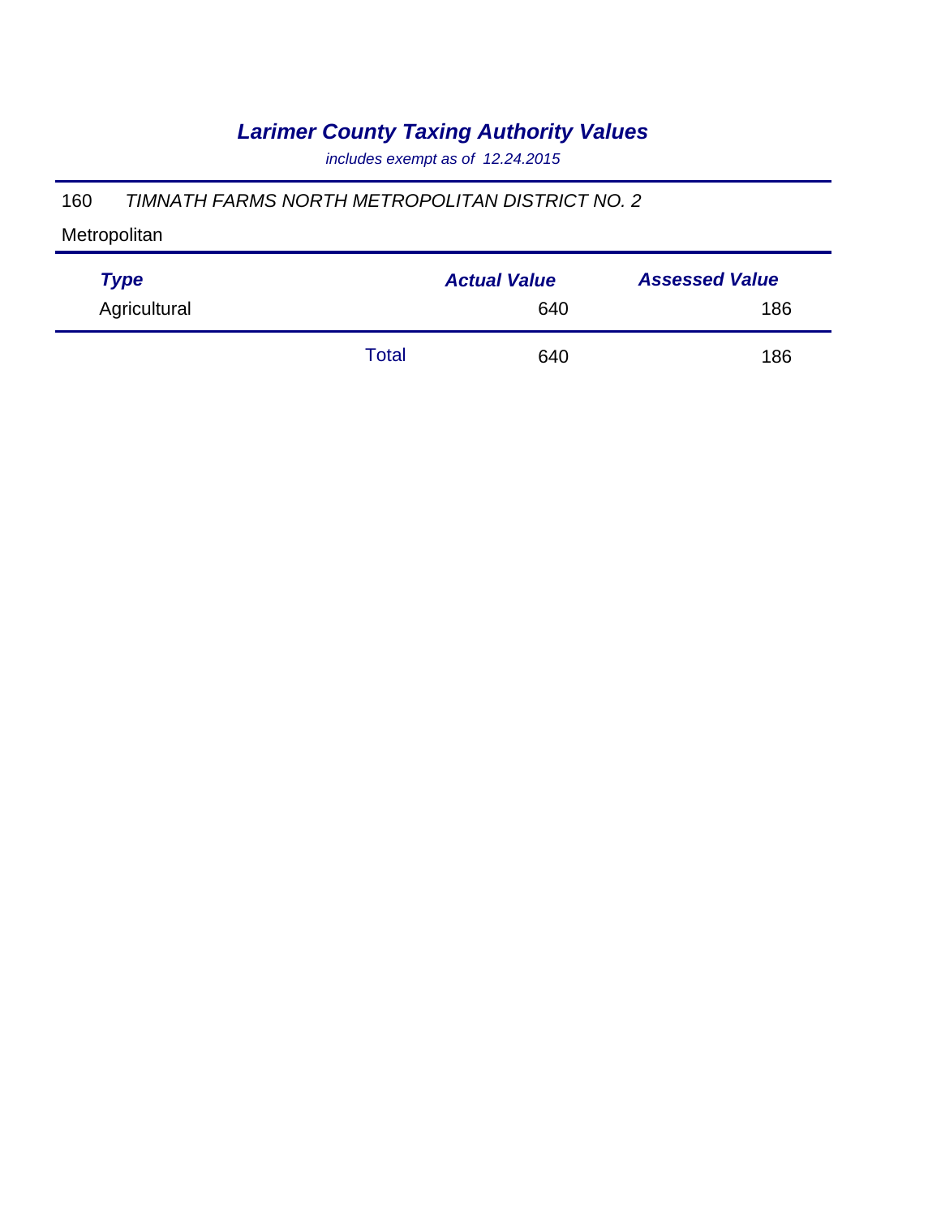# *Larimer County Taxing Authority Values*

*includes exempt as of 12.24.2015*

160 *TIMNATH FARMS NORTH METROPOLITAN DISTRICT NO. 2*

Metropolitan

| *Type* | | *Actual Value* | *Assessed Value* |
|---|---|---|---|
| Agricultural | | 640 | 186 |
| | Total | 640 | 186 |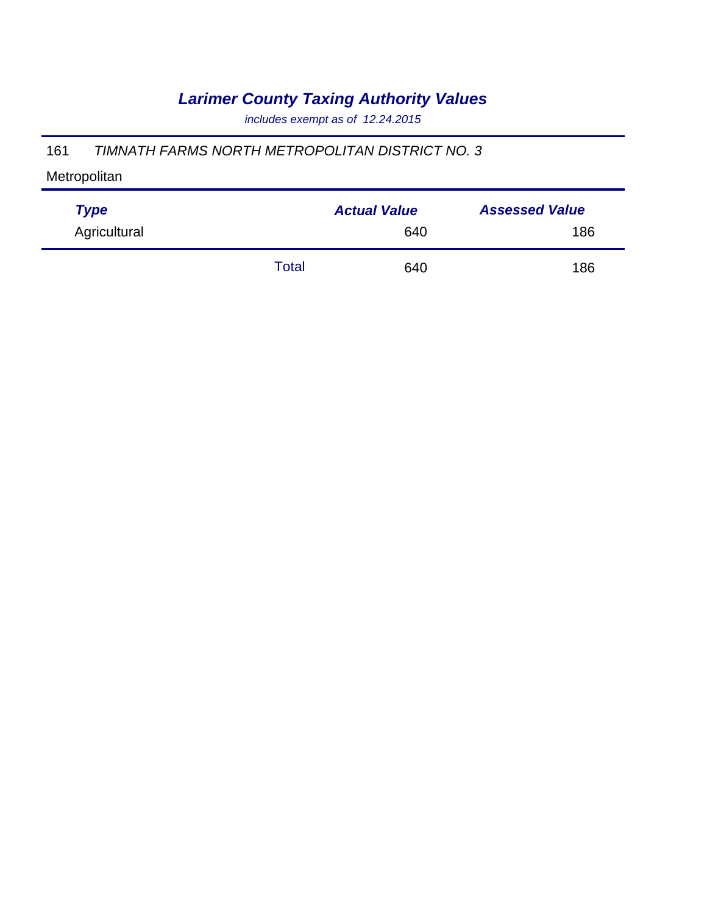# *Larimer County Taxing Authority Values*

*includes exempt as of 12.24.2015*

161 *TIMNATH FARMS NORTH METROPOLITAN DISTRICT NO. 3*

Metropolitan

| *Type* | | *Actual Value* | *Assessed Value* |
|---|---|---|---|
| Agricultural | | 640 | 186 |
| | Total | 640 | 186 |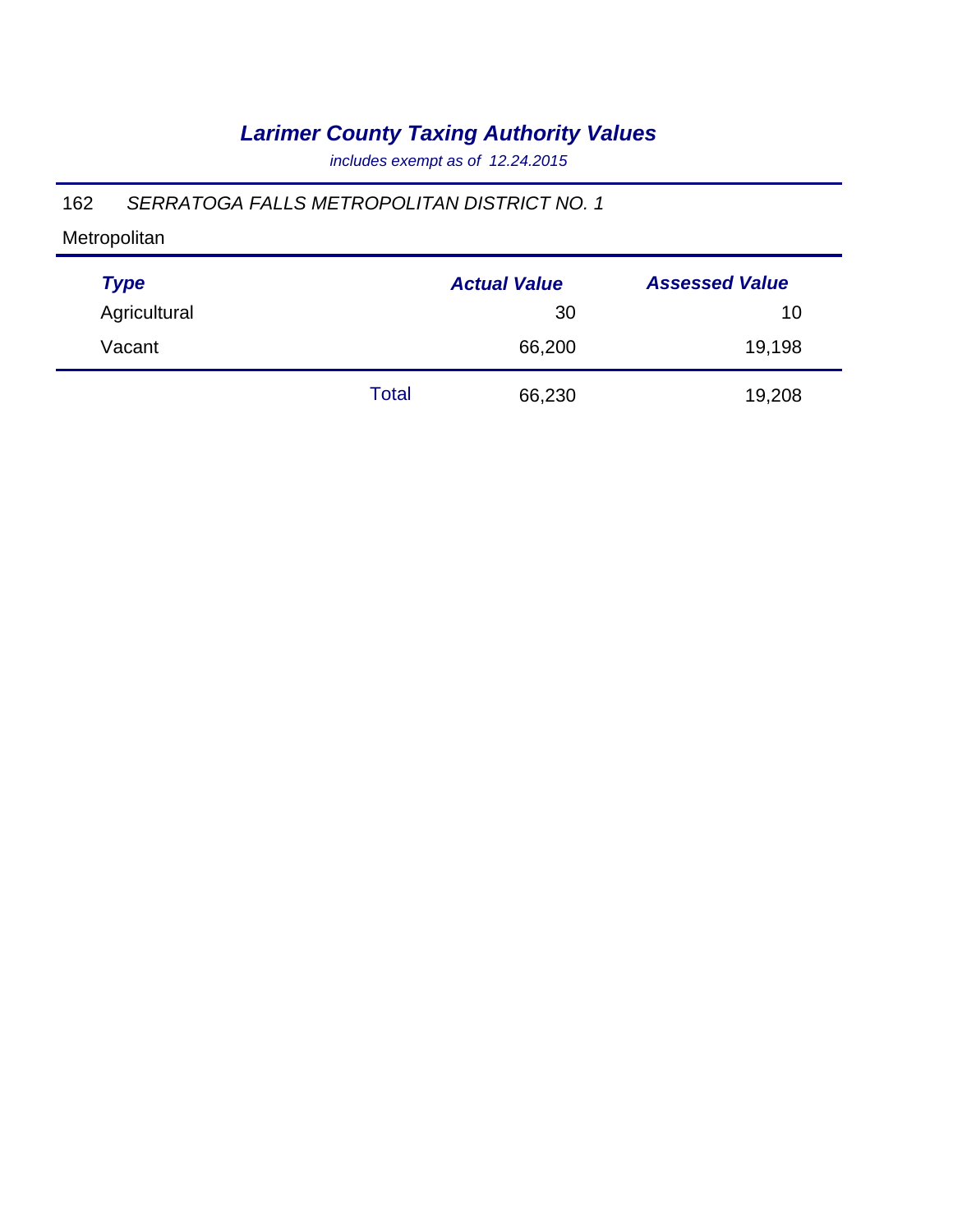# *Larimer County Taxing Authority Values*

*includes exempt as of 12.24.2015*

162 *SERRATOGA FALLS METROPOLITAN DISTRICT NO. 1*

Metropolitan

| *Type* | | *Actual Value* | *Assessed Value* |
|---|---|---|---|
| Agricultural | | 30 | 10 |
| Vacant | | 66,200 | 19,198 |
| | Total | 66,230 | 19,208 |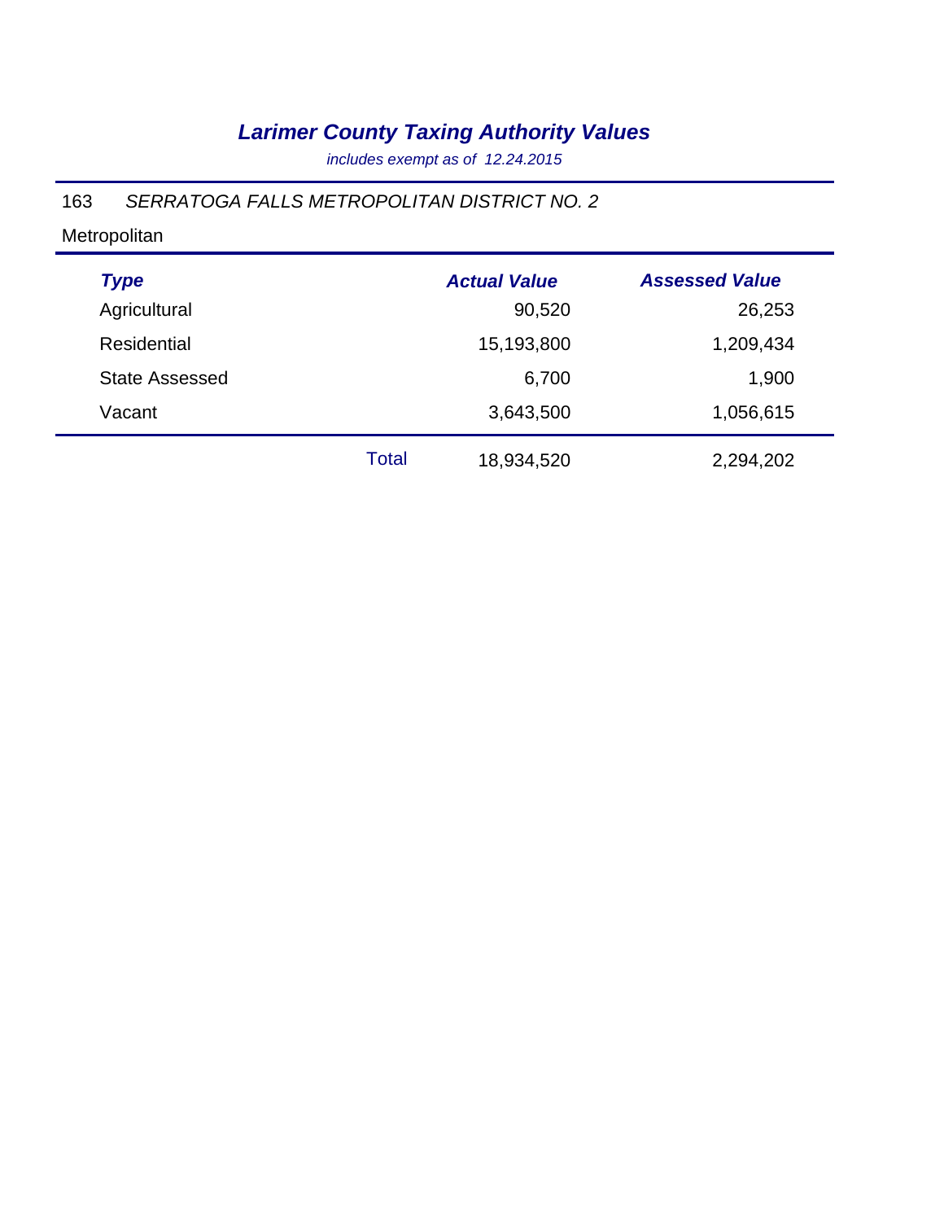# *Larimer County Taxing Authority Values*

*includes exempt as of 12.24.2015*

163 *SERRATOGA FALLS METROPOLITAN DISTRICT NO. 2*

Metropolitan

| ***Type*** | | ***Actual Value*** | ***Assessed Value*** |
|---|---|---|---|
| Agricultural | | 90,520 | 26,253 |
| Residential | | 15,193,800 | 1,209,434 |
| State Assessed | | 6,700 | 1,900 |
| Vacant | | 3,643,500 | 1,056,615 |
| | Total | 18,934,520 | 2,294,202 |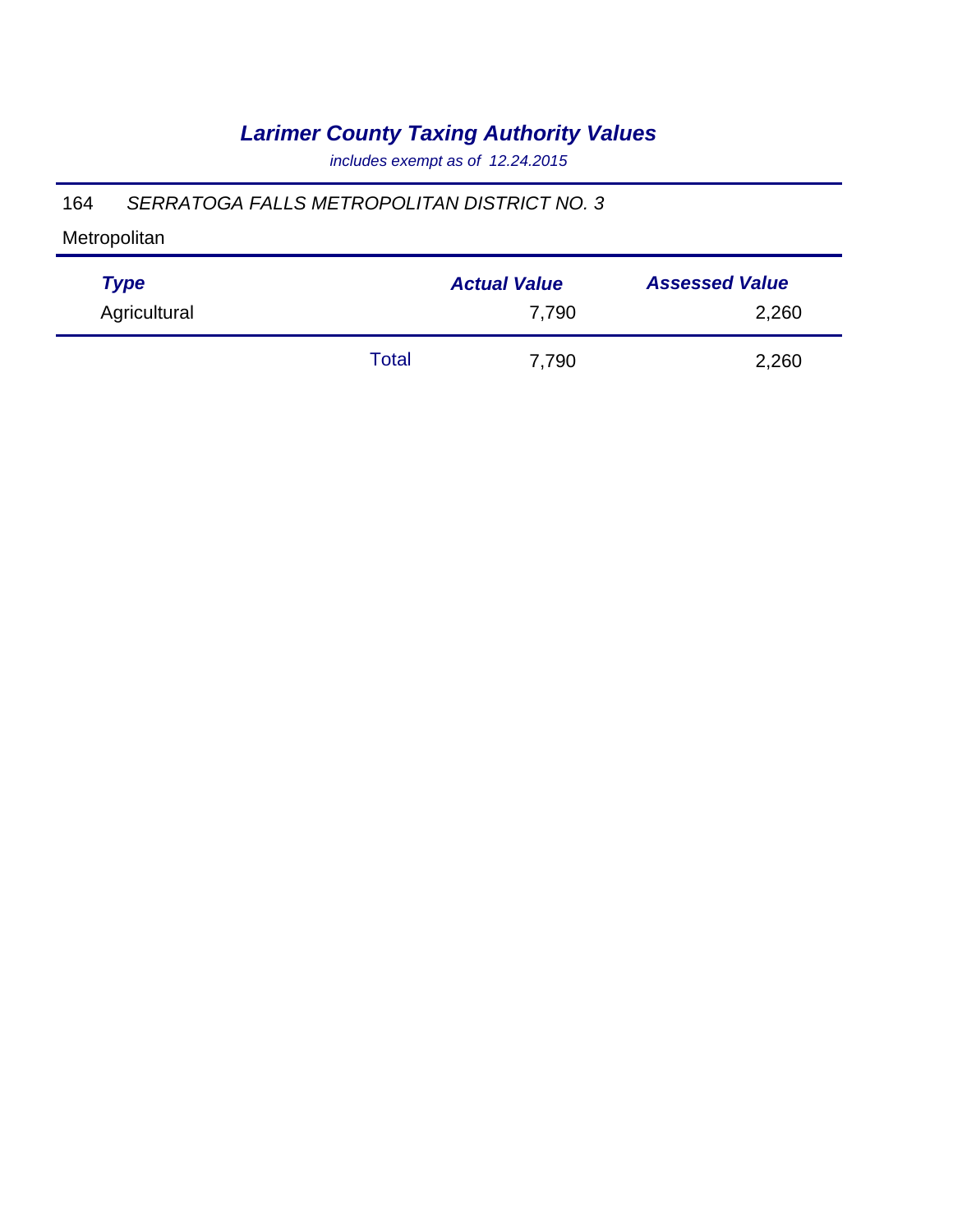# *Larimer County Taxing Authority Values*

*includes exempt as of 12.24.2015*

164 *SERRATOGA FALLS METROPOLITAN DISTRICT NO. 3*

Metropolitan

| *Type* | | *Actual Value* | *Assessed Value* |
|---|---|---|---|
| Agricultural | | 7,790 | 2,260 |
| | Total | 7,790 | 2,260 |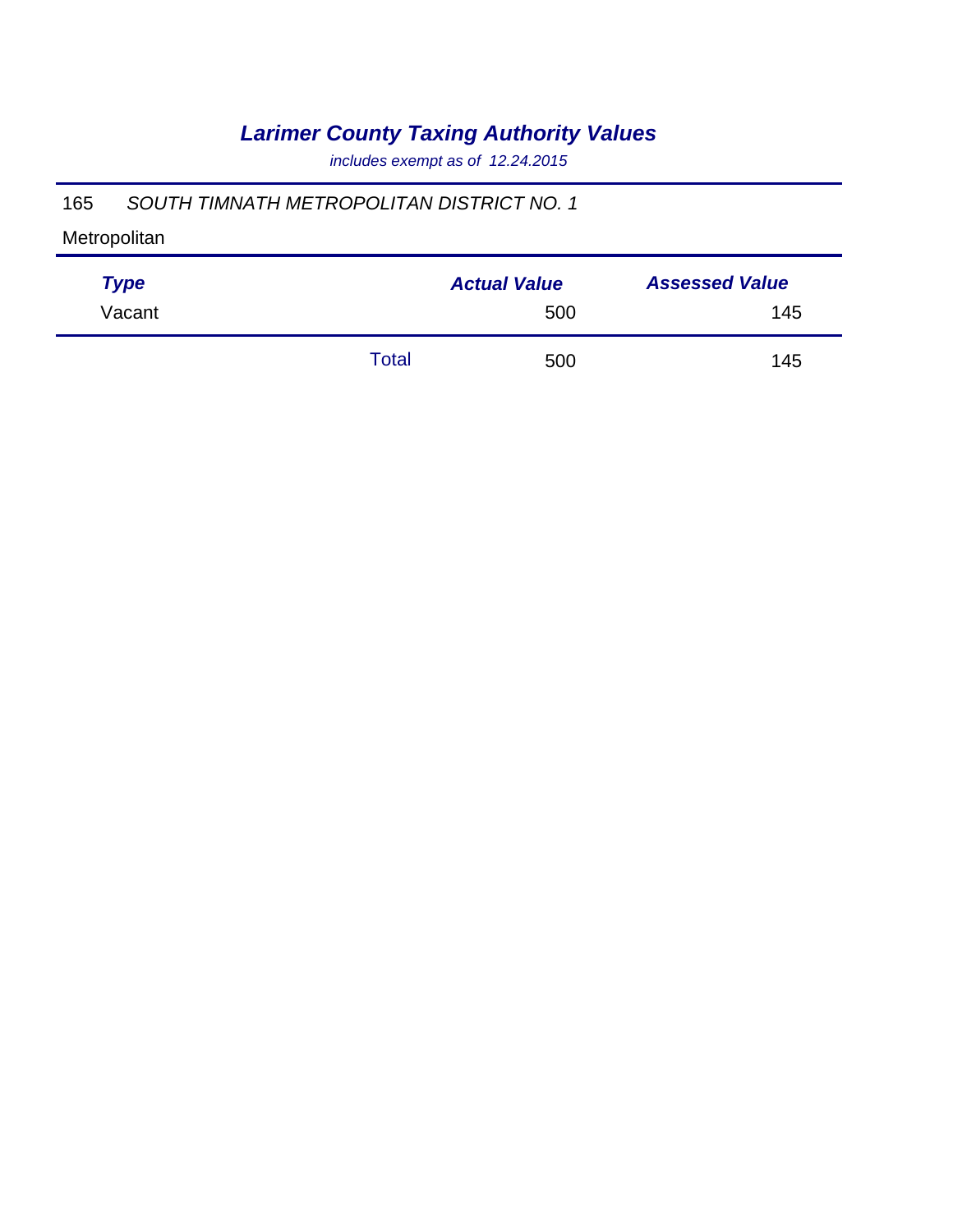# *Larimer County Taxing Authority Values*

*includes exempt as of 12.24.2015*

165 *SOUTH TIMNATH METROPOLITAN DISTRICT NO. 1*

Metropolitan

| Type | | Actual Value | Assessed Value |
|---|---|---|---|
| Vacant | | 500 | 145 |
| | Total | 500 | 145 |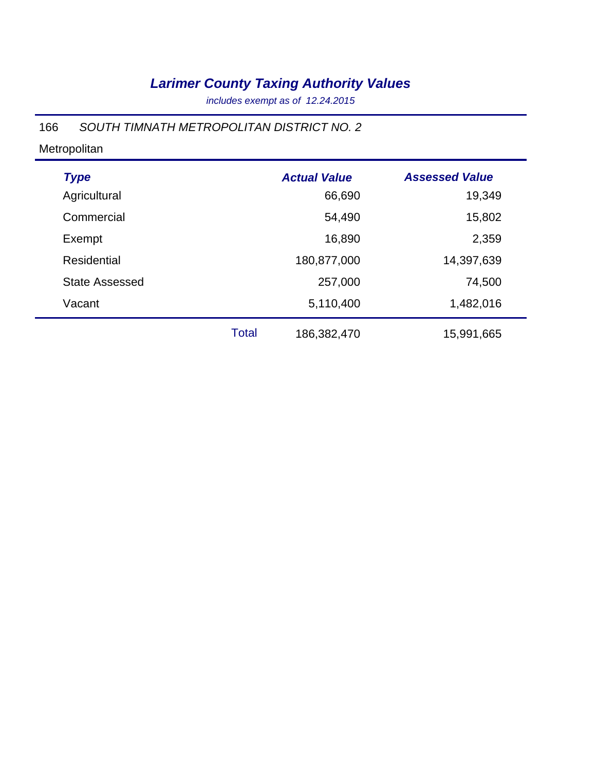# *Larimer County Taxing Authority Values*

*includes exempt as of 12.24.2015*

166 *SOUTH TIMNATH METROPOLITAN DISTRICT NO. 2*

Metropolitan

| Type | | Actual Value | Assessed Value |
|---|---|---|---|
| Agricultural | | 66,690 | 19,349 |
| Commercial | | 54,490 | 15,802 |
| Exempt | | 16,890 | 2,359 |
| Residential | | 180,877,000 | 14,397,639 |
| State Assessed | | 257,000 | 74,500 |
| Vacant | | 5,110,400 | 1,482,016 |
| | Total | 186,382,470 | 15,991,665 |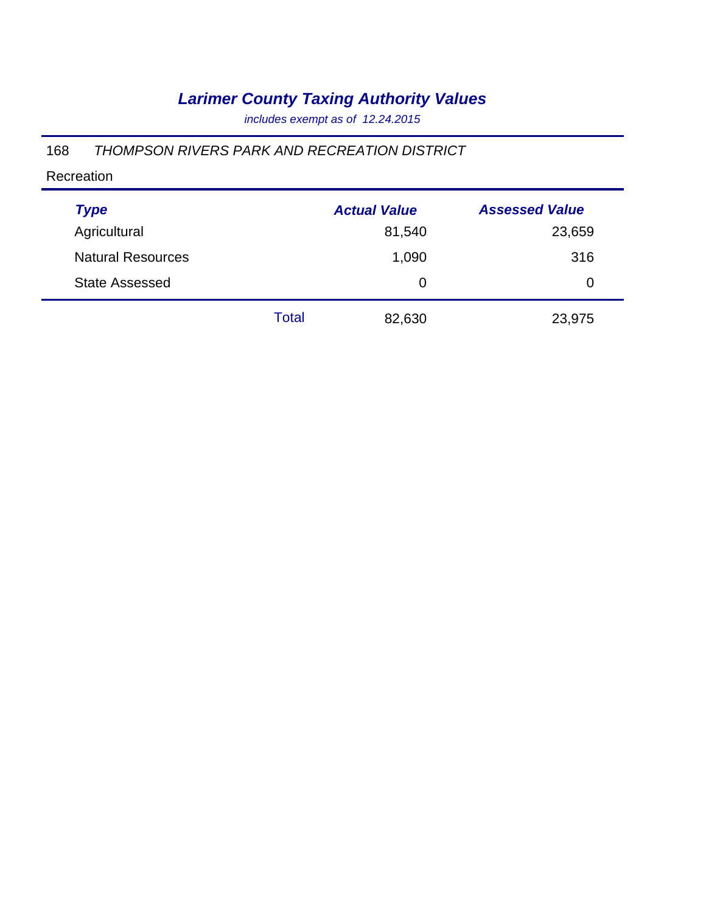# *Larimer County Taxing Authority Values*

*includes exempt as of 12.24.2015*

168 *THOMPSON RIVERS PARK AND RECREATION DISTRICT*

Recreation

| *Type* | | *Actual Value* | *Assessed Value* |
|---|---|---|---|
| Agricultural | | 81,540 | 23,659 |
| Natural Resources | | 1,090 | 316 |
| State Assessed | | 0 | 0 |
| | Total | 82,630 | 23,975 |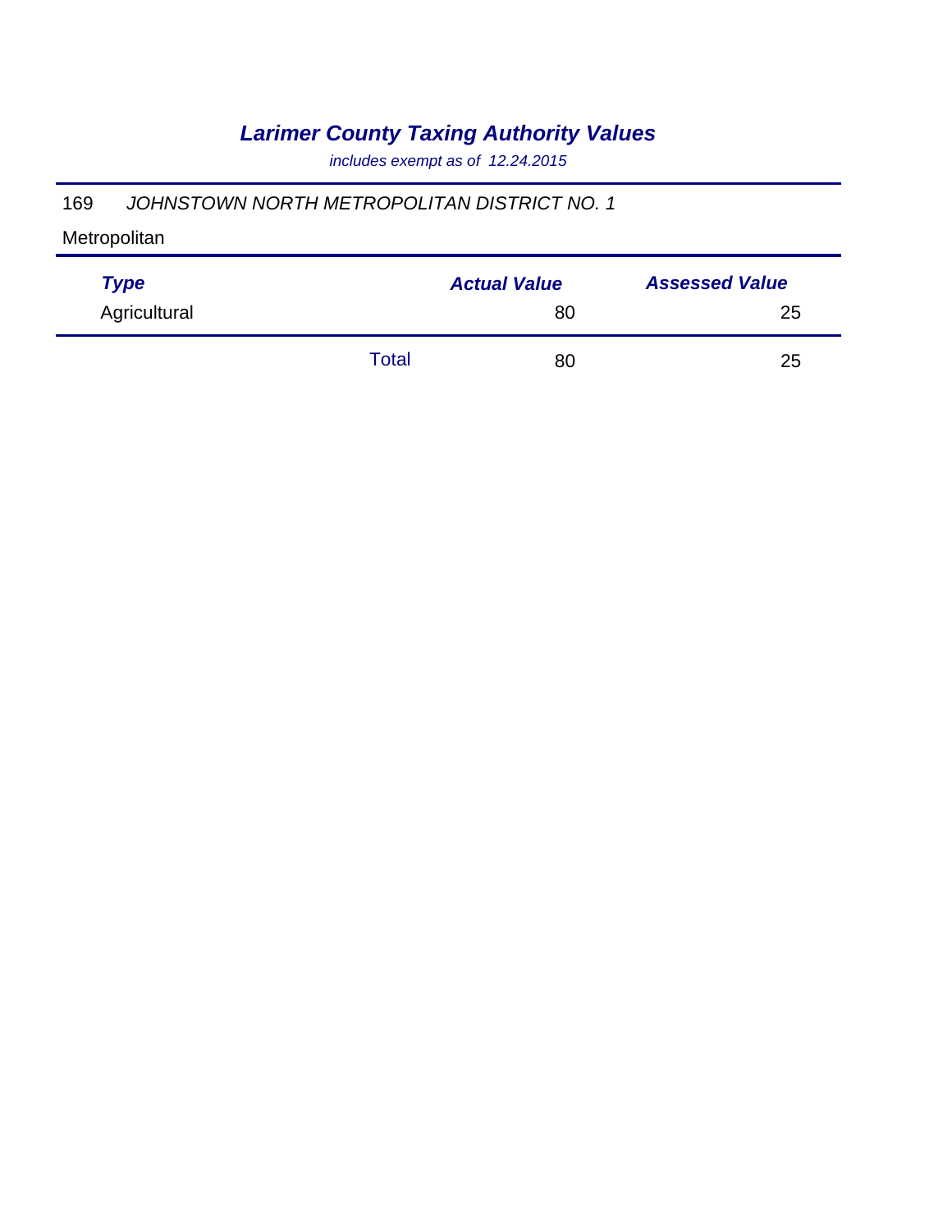# *Larimer County Taxing Authority Values*

*includes exempt as of 12.24.2015*

169 *JOHNSTOWN NORTH METROPOLITAN DISTRICT NO. 1*

Metropolitan

| *Type* | | *Actual Value* | *Assessed Value* |
|---|---|---|---|
| Agricultural | | 80 | 25 |
| | Total | 80 | 25 |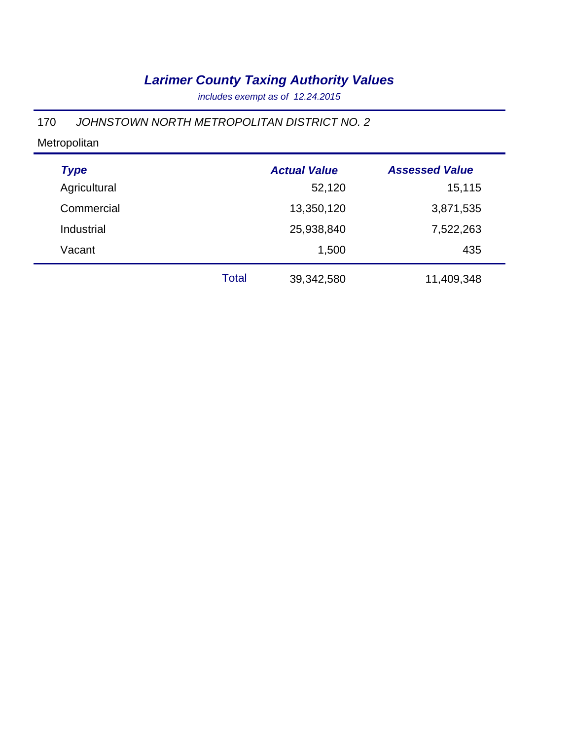# *Larimer County Taxing Authority Values*

*includes exempt as of 12.24.2015*

170 *JOHNSTOWN NORTH METROPOLITAN DISTRICT NO. 2*

Metropolitan

| ***Type*** | | ***Actual Value*** | ***Assessed Value*** |
|---|---|---|---|
| Agricultural | | 52,120 | 15,115 |
| Commercial | | 13,350,120 | 3,871,535 |
| Industrial | | 25,938,840 | 7,522,263 |
| Vacant | | 1,500 | 435 |
| | Total | 39,342,580 | 11,409,348 |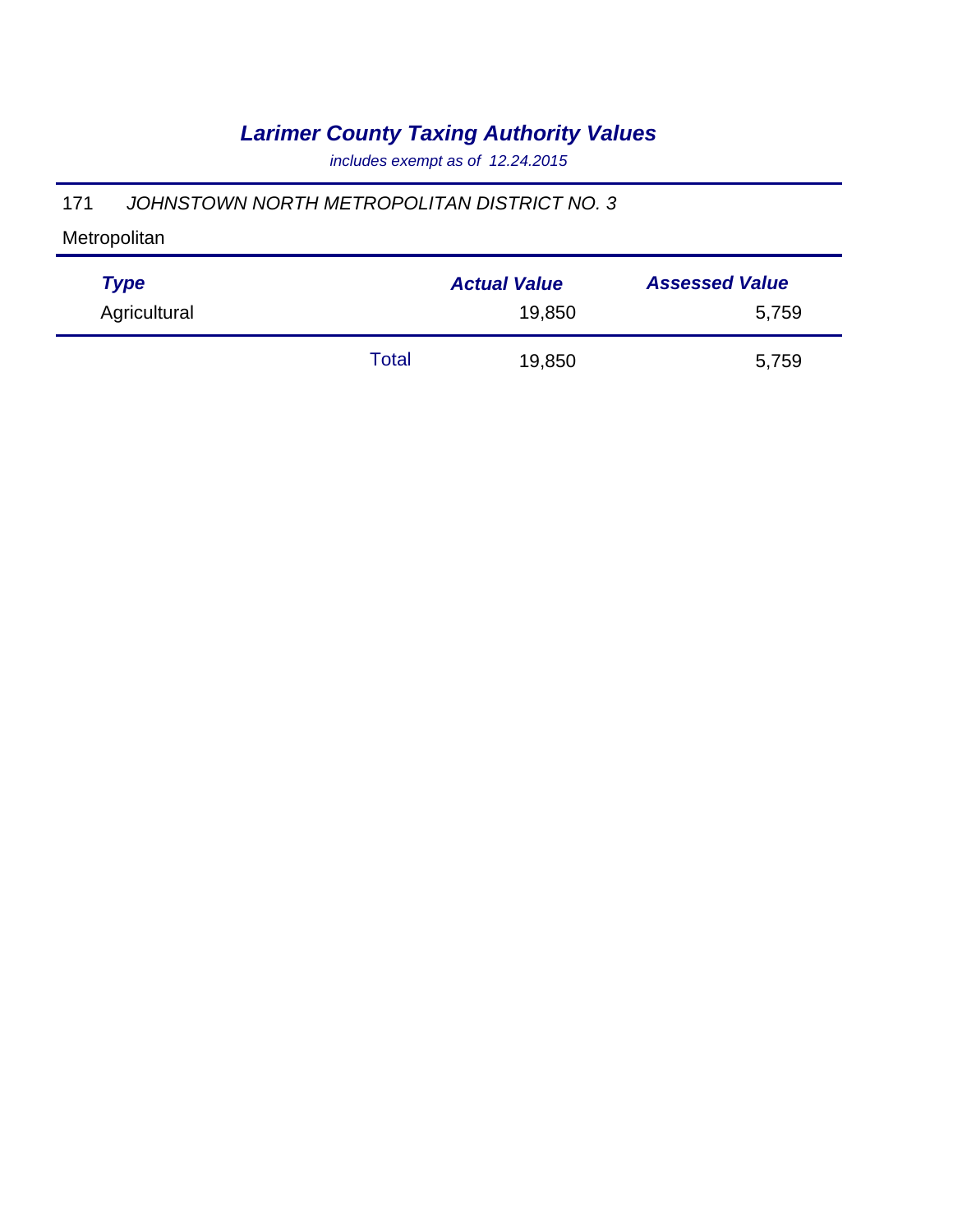# *Larimer County Taxing Authority Values*

*includes exempt as of 12.24.2015*

171 *JOHNSTOWN NORTH METROPOLITAN DISTRICT NO. 3*

Metropolitan

| *Type* | | *Actual Value* | *Assessed Value* |
|---|---|---|---|
| Agricultural | | 19,850 | 5,759 |
| | Total | 19,850 | 5,759 |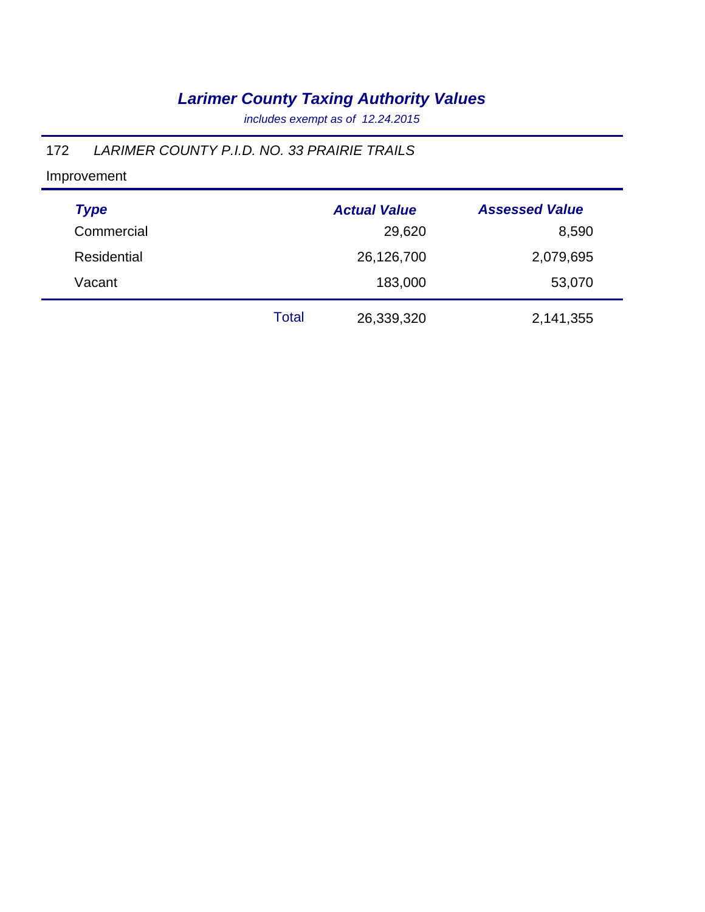# *Larimer County Taxing Authority Values*

*includes exempt as of 12.24.2015*

172 *LARIMER COUNTY P.I.D. NO. 33 PRAIRIE TRAILS*

Improvement

| *Type* | | *Actual Value* | *Assessed Value* |
|---|---|---|---|
| Commercial | | 29,620 | 8,590 |
| Residential | | 26,126,700 | 2,079,695 |
| Vacant | | 183,000 | 53,070 |
| | Total | 26,339,320 | 2,141,355 |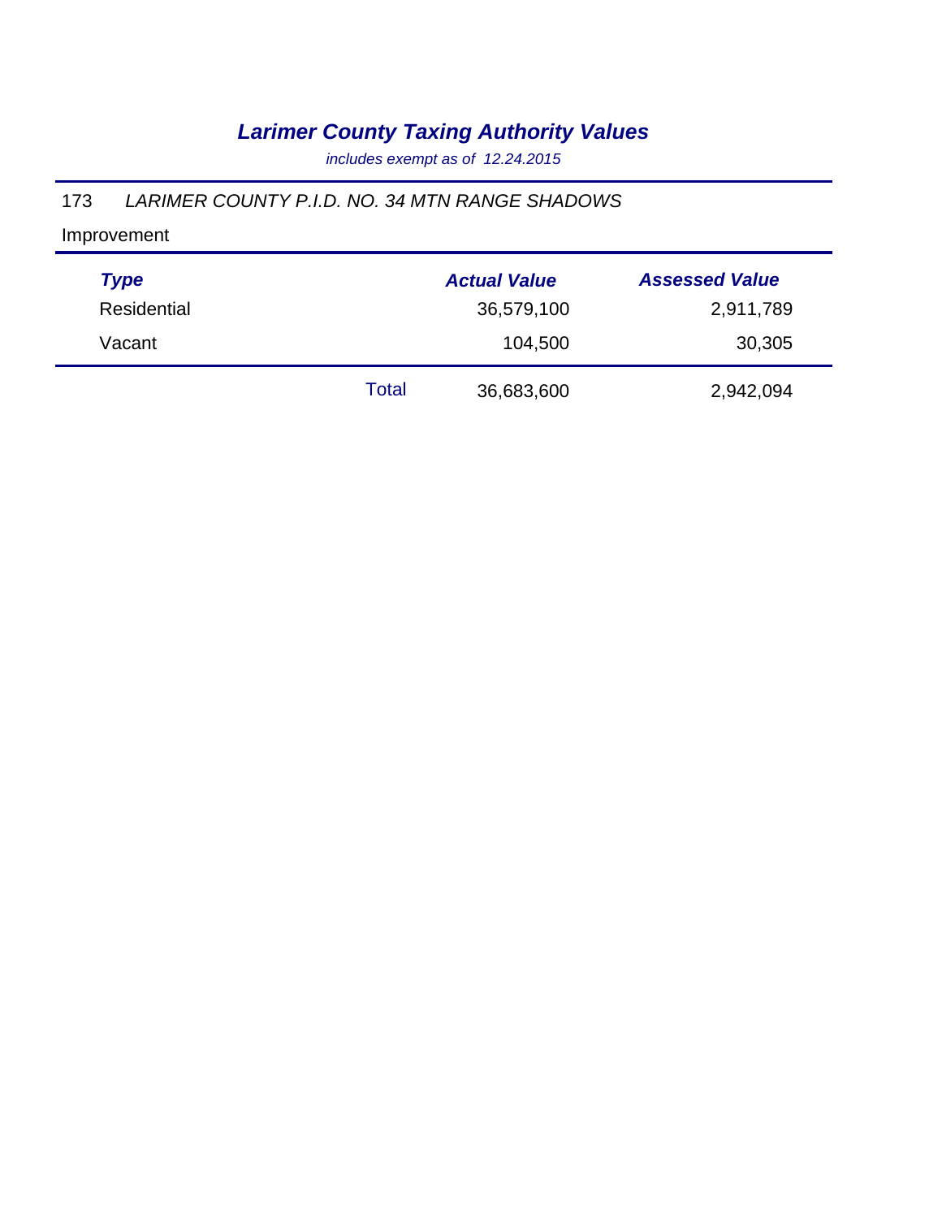## *Larimer County Taxing Authority Values*

*includes exempt as of 12.24.2015*

173 *LARIMER COUNTY P.I.D. NO. 34 MTN RANGE SHADOWS*

Improvement

| *Type* | | *Actual Value* | *Assessed Value* |
|---|---|---|---|
| Residential | | 36,579,100 | 2,911,789 |
| Vacant | | 104,500 | 30,305 |
| | Total | 36,683,600 | 2,942,094 |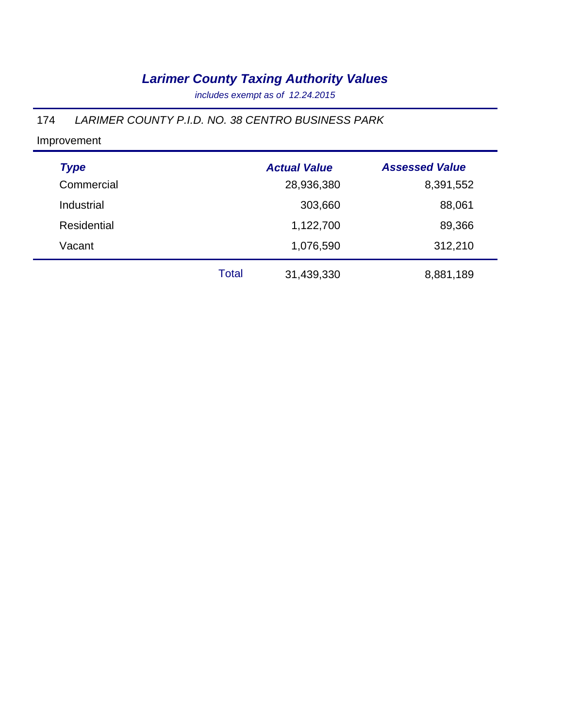# *Larimer County Taxing Authority Values*

*includes exempt as of 12.24.2015*

174 *LARIMER COUNTY P.I.D. NO. 38 CENTRO BUSINESS PARK*

Improvement

| *Type* | | *Actual Value* | *Assessed Value* |
|---|---|---|---|
| Commercial | | 28,936,380 | 8,391,552 |
| Industrial | | 303,660 | 88,061 |
| Residential | | 1,122,700 | 89,366 |
| Vacant | | 1,076,590 | 312,210 |
| | Total | 31,439,330 | 8,881,189 |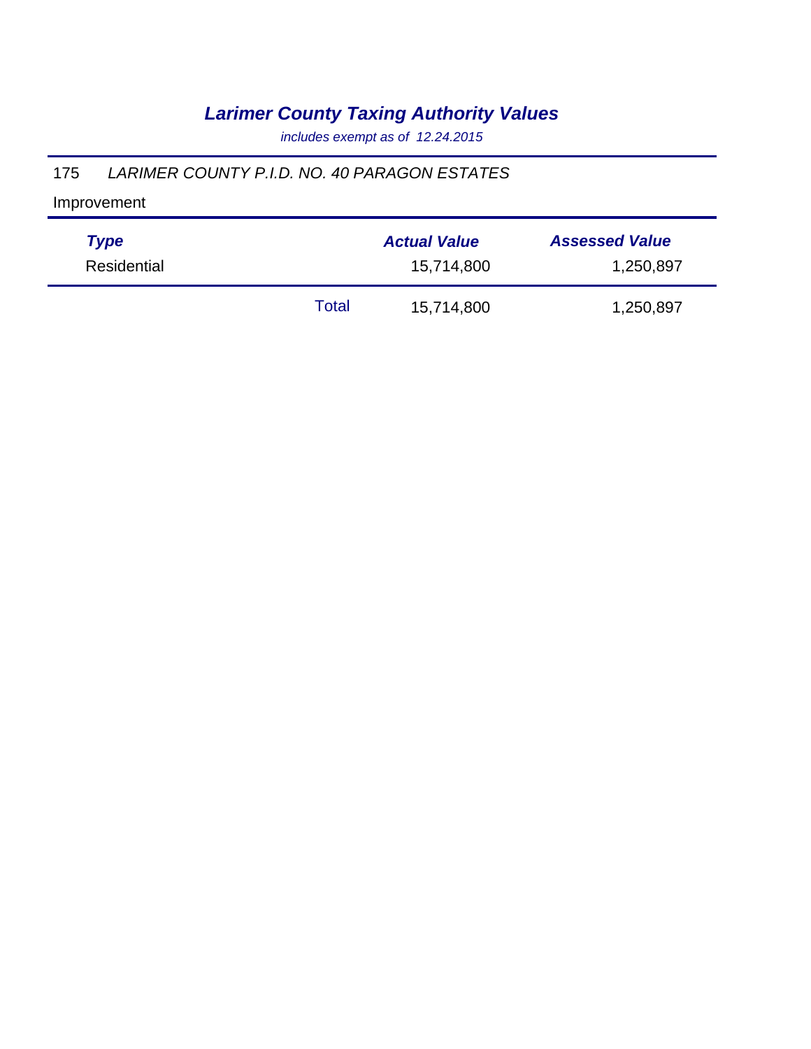# *Larimer County Taxing Authority Values*

*includes exempt as of 12.24.2015*

175 *LARIMER COUNTY P.I.D. NO. 40 PARAGON ESTATES*

Improvement

| *Type* | | *Actual Value* | *Assessed Value* |
|---|---|---|---|
| Residential | | 15,714,800 | 1,250,897 |
| | Total | 15,714,800 | 1,250,897 |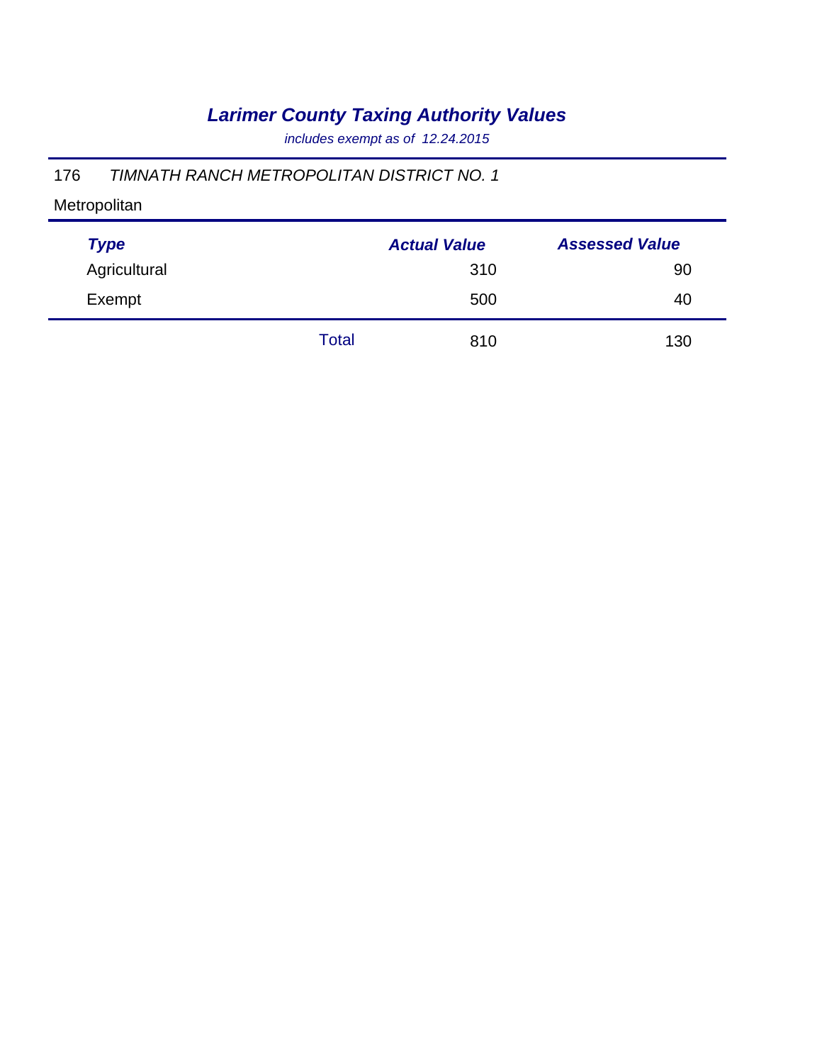# *Larimer County Taxing Authority Values*

*includes exempt as of 12.24.2015*

176 *TIMNATH RANCH METROPOLITAN DISTRICT NO. 1*

Metropolitan

| *Type* | | *Actual Value* | *Assessed Value* |
|---|---|---|---|
| Agricultural | | 310 | 90 |
| Exempt | | 500 | 40 |
| | Total | 810 | 130 |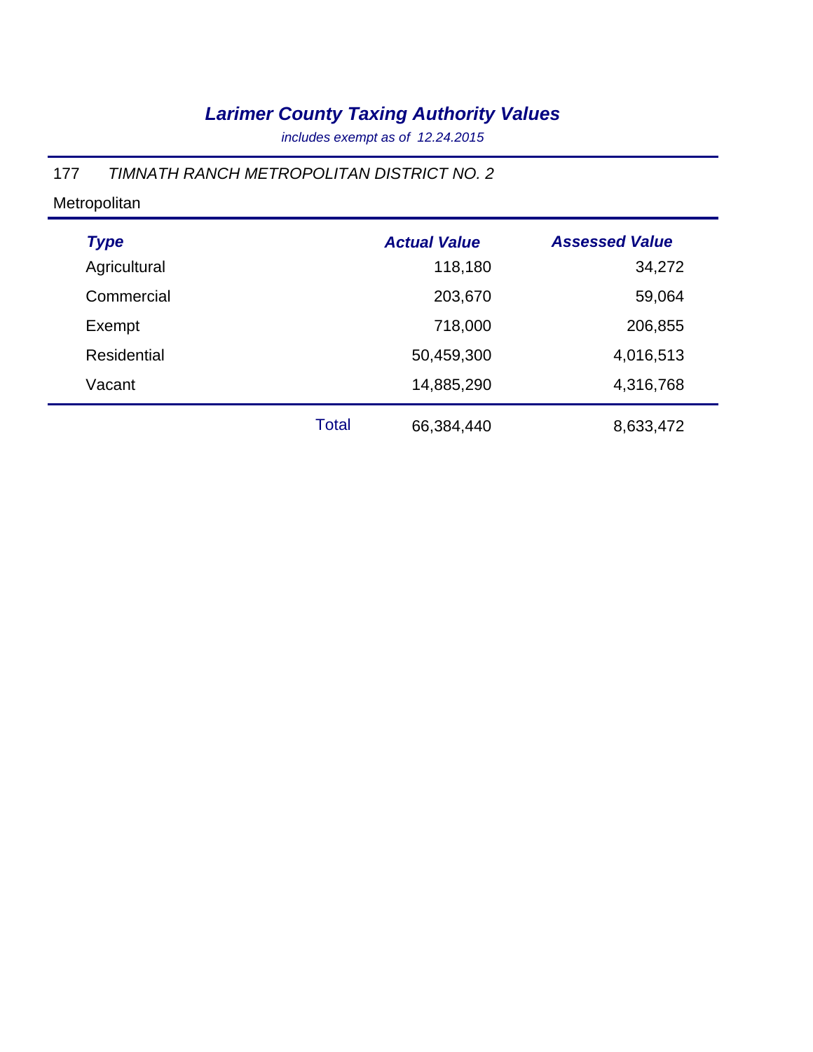# *Larimer County Taxing Authority Values*

*includes exempt as of 12.24.2015*

177 *TIMNATH RANCH METROPOLITAN DISTRICT NO. 2*

Metropolitan

| *Type* | | *Actual Value* | *Assessed Value* |
|---|---|---|---|
| Agricultural | | 118,180 | 34,272 |
| Commercial | | 203,670 | 59,064 |
| Exempt | | 718,000 | 206,855 |
| Residential | | 50,459,300 | 4,016,513 |
| Vacant | | 14,885,290 | 4,316,768 |
| | Total | 66,384,440 | 8,633,472 |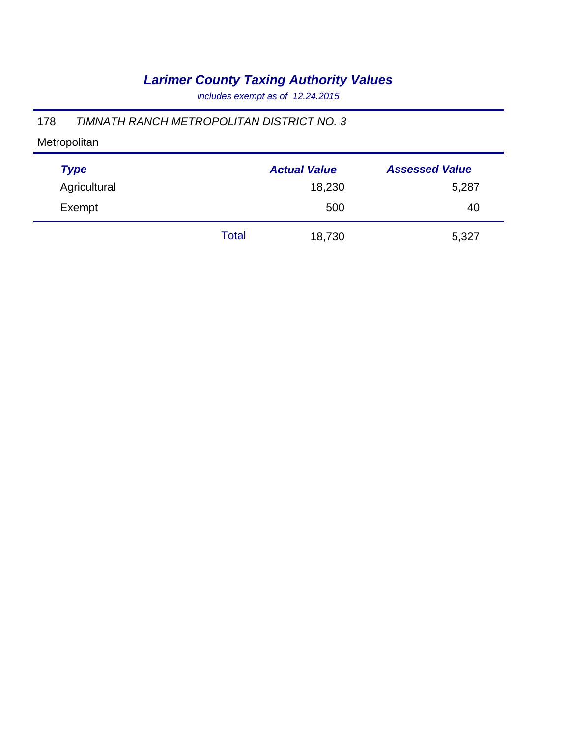# *Larimer County Taxing Authority Values*

*includes exempt as of 12.24.2015*

178 *TIMNATH RANCH METROPOLITAN DISTRICT NO. 3*

Metropolitan

| *Type* | | *Actual Value* | *Assessed Value* |
|---|---|---|---|
| Agricultural | | 18,230 | 5,287 |
| Exempt | | 500 | 40 |
| | Total | 18,730 | 5,327 |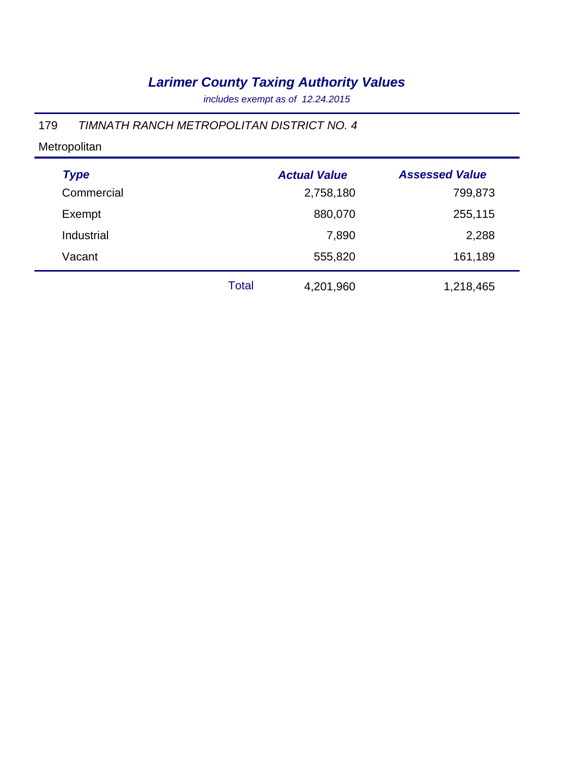# *Larimer County Taxing Authority Values*

*includes exempt as of 12.24.2015*

179 *TIMNATH RANCH METROPOLITAN DISTRICT NO. 4*

Metropolitan

| *Type* | | *Actual Value* | *Assessed Value* |
|---|---|---|---|
| Commercial | | 2,758,180 | 799,873 |
| Exempt | | 880,070 | 255,115 |
| Industrial | | 7,890 | 2,288 |
| Vacant | | 555,820 | 161,189 |
| | Total | 4,201,960 | 1,218,465 |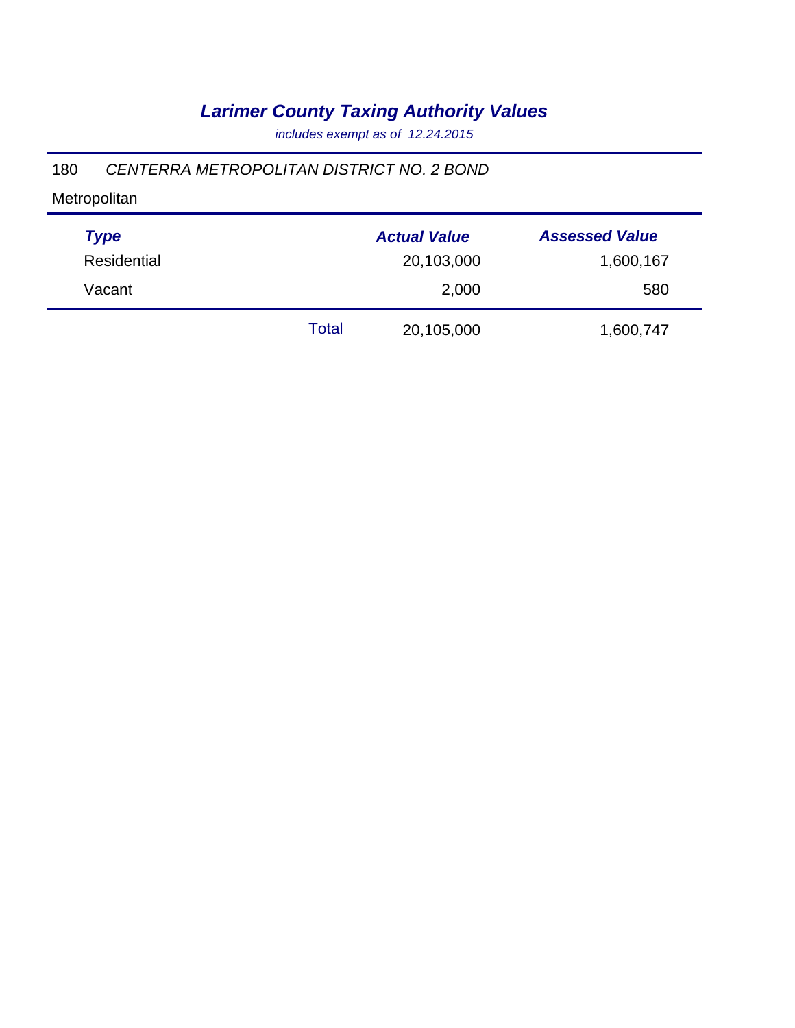# *Larimer County Taxing Authority Values*

*includes exempt as of 12.24.2015*

180 *CENTERRA METROPOLITAN DISTRICT NO. 2 BOND*

Metropolitan

| *Type* | | *Actual Value* | *Assessed Value* |
|---|---|---|---|
| Residential | | 20,103,000 | 1,600,167 |
| Vacant | | 2,000 | 580 |
| | Total | 20,105,000 | 1,600,747 |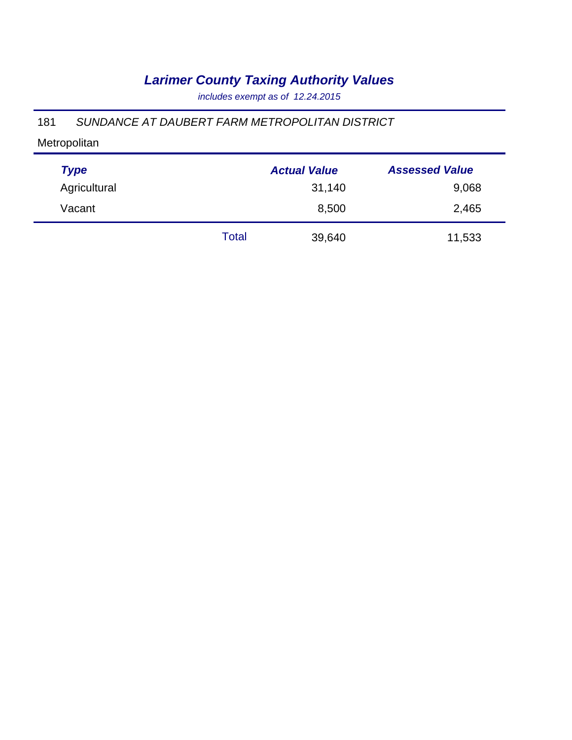# *Larimer County Taxing Authority Values*

*includes exempt as of 12.24.2015*

181 *SUNDANCE AT DAUBERT FARM METROPOLITAN DISTRICT*

Metropolitan

| *Type* | | *Actual Value* | *Assessed Value* |
|---|---|---|---|
| Agricultural | | 31,140 | 9,068 |
| Vacant | | 8,500 | 2,465 |
| | Total | 39,640 | 11,533 |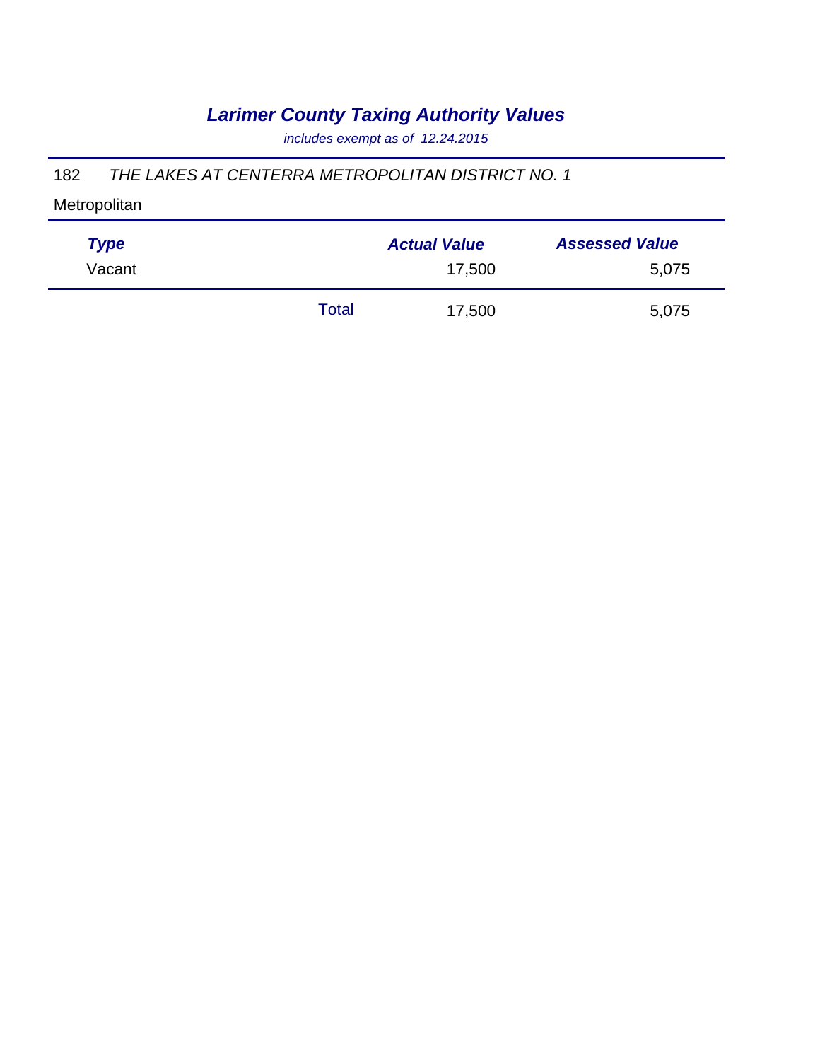# *Larimer County Taxing Authority Values*

*includes exempt as of 12.24.2015*

182 *THE LAKES AT CENTERRA METROPOLITAN DISTRICT NO. 1*

Metropolitan

| *Type* | | *Actual Value* | *Assessed Value* |
|---|---|---|---|
| Vacant | | 17,500 | 5,075 |
| | Total | 17,500 | 5,075 |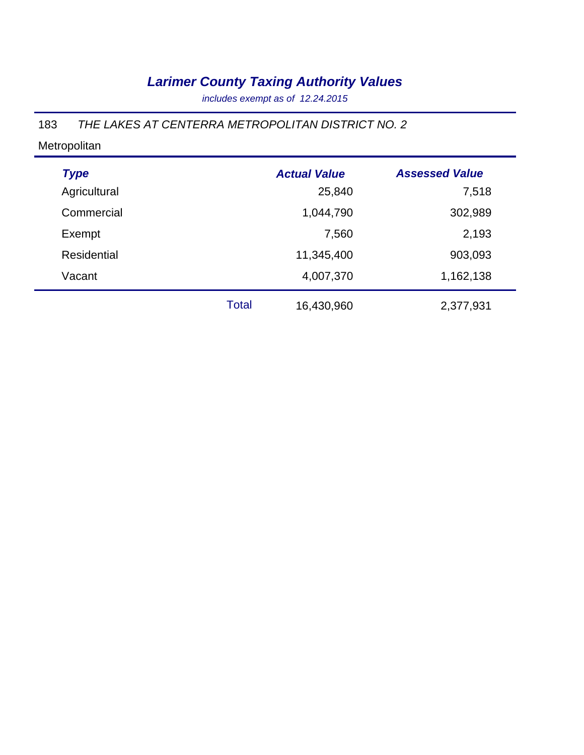# *Larimer County Taxing Authority Values*

*includes exempt as of 12.24.2015*

183 *THE LAKES AT CENTERRA METROPOLITAN DISTRICT NO. 2*

Metropolitan

| *Type* | | *Actual Value* | *Assessed Value* |
|---|---|---|---|
| Agricultural | | 25,840 | 7,518 |
| Commercial | | 1,044,790 | 302,989 |
| Exempt | | 7,560 | 2,193 |
| Residential | | 11,345,400 | 903,093 |
| Vacant | | 4,007,370 | 1,162,138 |
| | Total | 16,430,960 | 2,377,931 |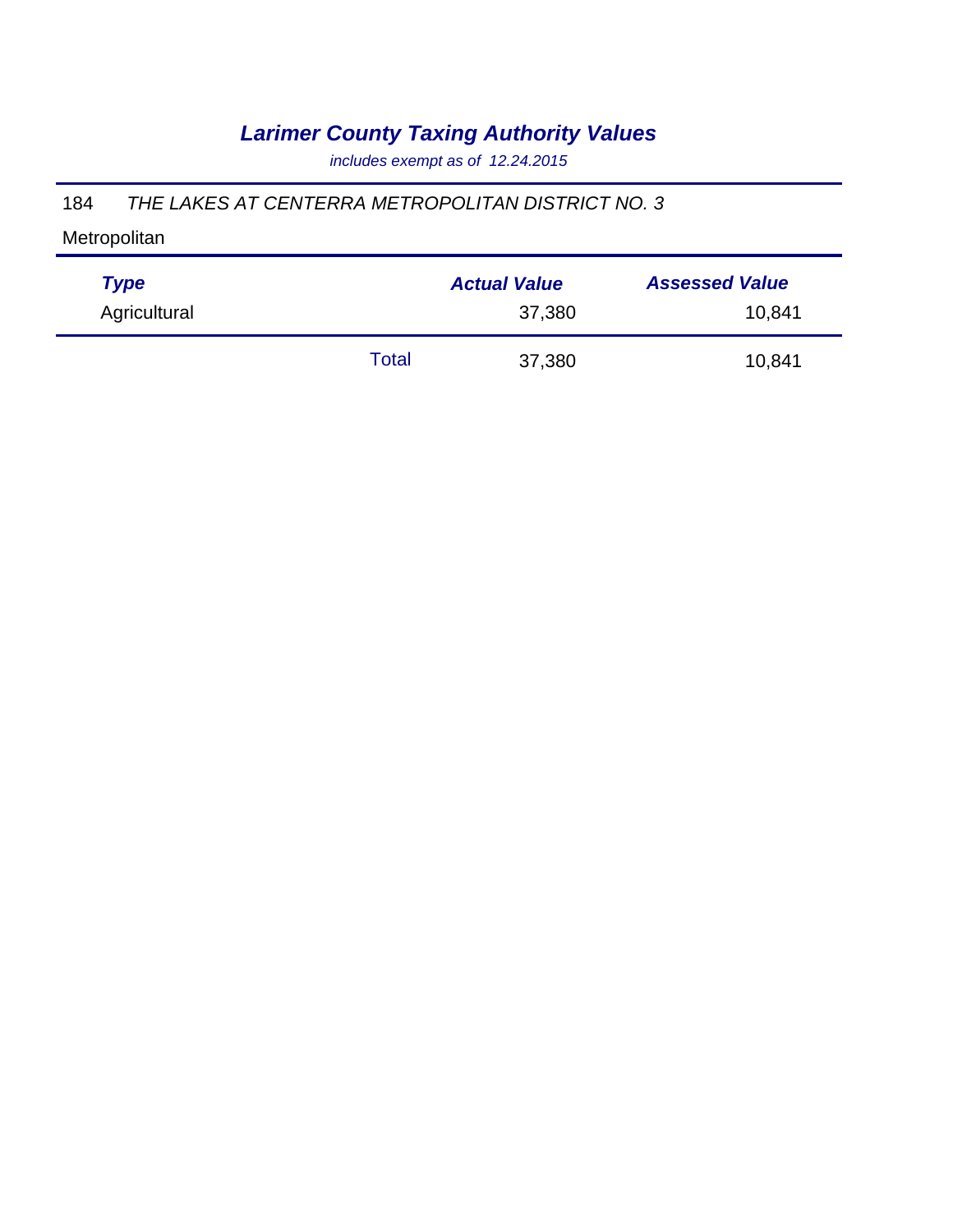# *Larimer County Taxing Authority Values*

*includes exempt as of 12.24.2015*

184 *THE LAKES AT CENTERRA METROPOLITAN DISTRICT NO. 3*

Metropolitan

| *Type* | | *Actual Value* | *Assessed Value* |
|---|---|---|---|
| Agricultural | | 37,380 | 10,841 |
| | Total | 37,380 | 10,841 |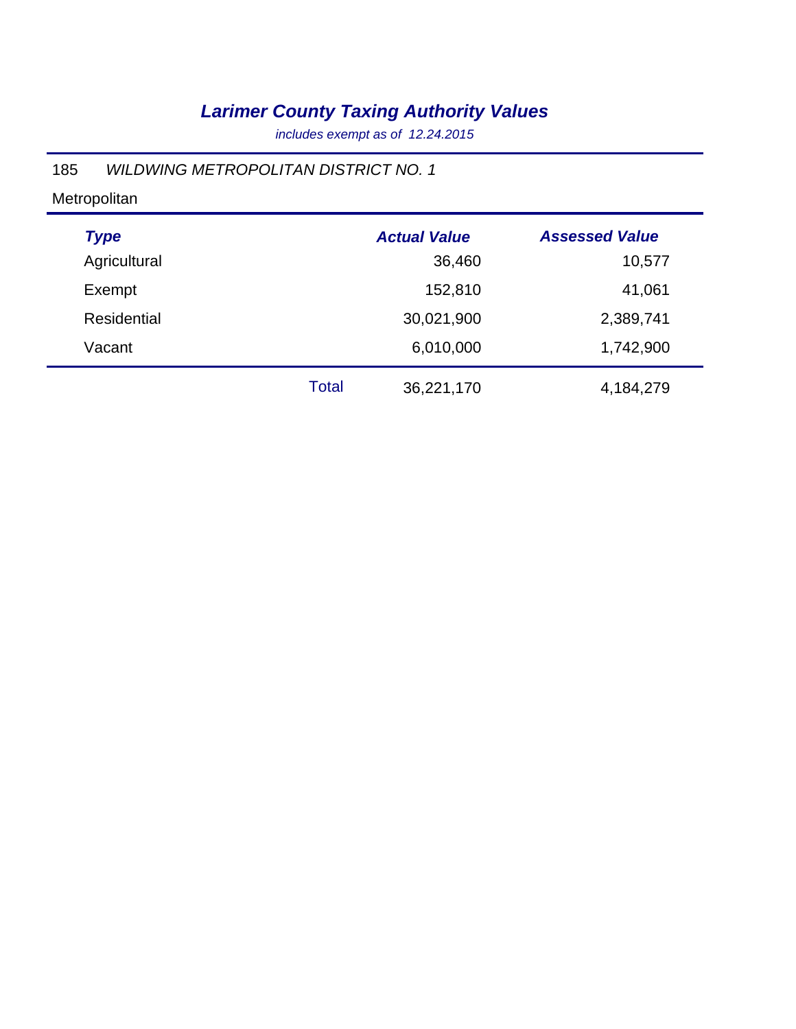# *Larimer County Taxing Authority Values*

*includes exempt as of 12.24.2015*

185 *WILDWING METROPOLITAN DISTRICT NO. 1*

Metropolitan

| *Type* | | *Actual Value* | *Assessed Value* |
|---|---|---|---|
| Agricultural | | 36,460 | 10,577 |
| Exempt | | 152,810 | 41,061 |
| Residential | | 30,021,900 | 2,389,741 |
| Vacant | | 6,010,000 | 1,742,900 |
| | Total | 36,221,170 | 4,184,279 |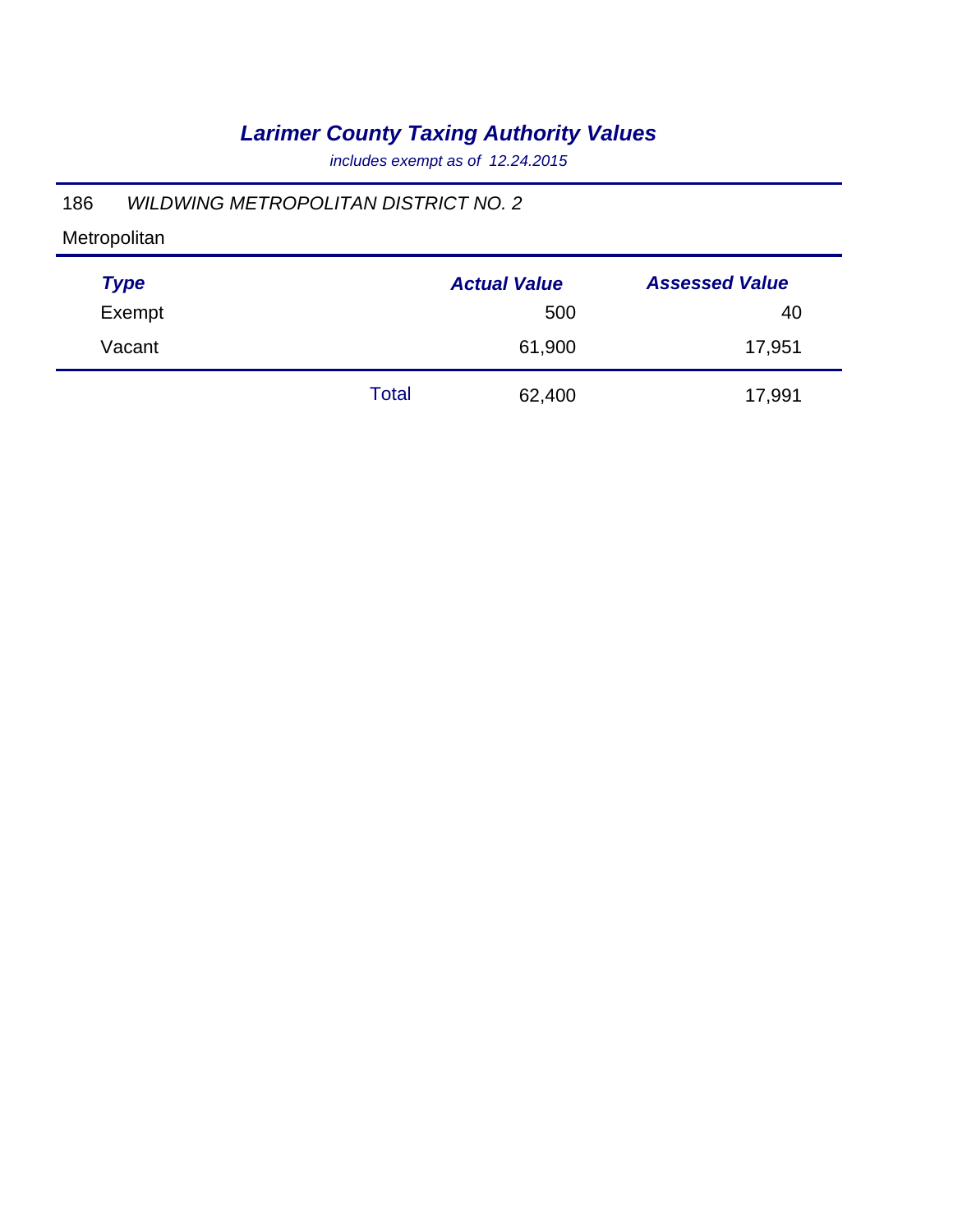# *Larimer County Taxing Authority Values*

*includes exempt as of 12.24.2015*

186 *WILDWING METROPOLITAN DISTRICT NO. 2*

Metropolitan

| *Type* | | *Actual Value* | *Assessed Value* |
|---|---|---|---|
| Exempt | | 500 | 40 |
| Vacant | | 61,900 | 17,951 |
| | Total | 62,400 | 17,991 |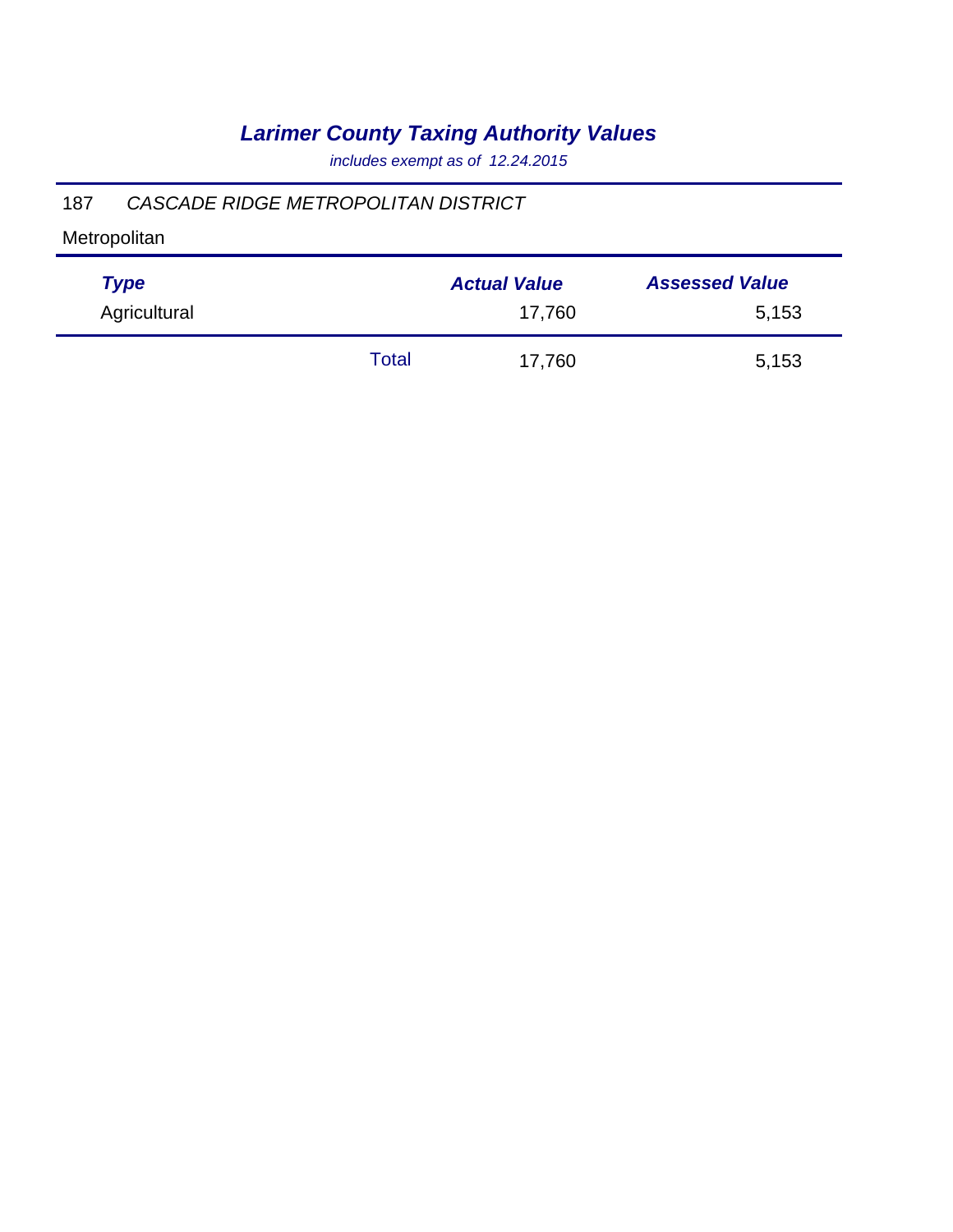# *Larimer County Taxing Authority Values*

*includes exempt as of 12.24.2015*

187 *CASCADE RIDGE METROPOLITAN DISTRICT*

Metropolitan

| *Type* | | *Actual Value* | *Assessed Value* |
|---|---|---|---|
| Agricultural | | 17,760 | 5,153 |
| | Total | 17,760 | 5,153 |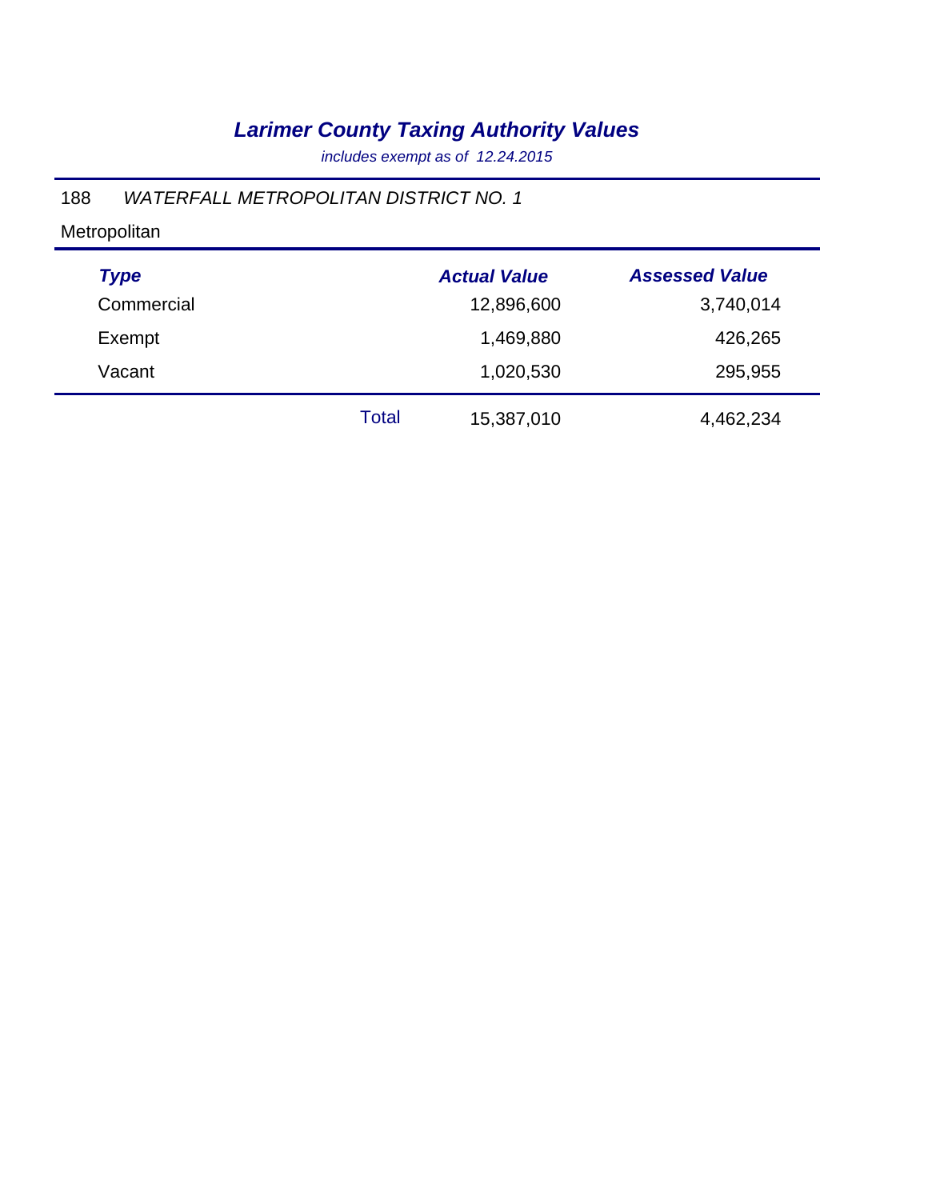# *Larimer County Taxing Authority Values*

*includes exempt as of 12.24.2015*

188 *WATERFALL METROPOLITAN DISTRICT NO. 1*

Metropolitan

| Type | | Actual Value | Assessed Value |
|---|---|---|---|
| Commercial | | 12,896,600 | 3,740,014 |
| Exempt | | 1,469,880 | 426,265 |
| Vacant | | 1,020,530 | 295,955 |
| | Total | 15,387,010 | 4,462,234 |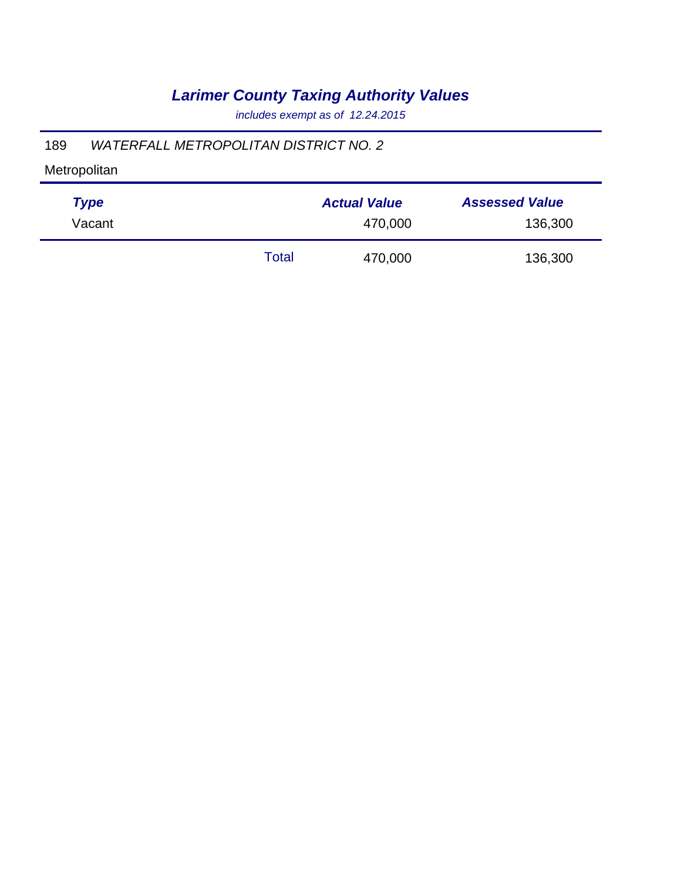# *Larimer County Taxing Authority Values*

*includes exempt as of 12.24.2015*

189 *WATERFALL METROPOLITAN DISTRICT NO. 2*

Metropolitan

| *Type* | | *Actual Value* | *Assessed Value* |
|---|---|---|---|
| Vacant | | 470,000 | 136,300 |
| | Total | 470,000 | 136,300 |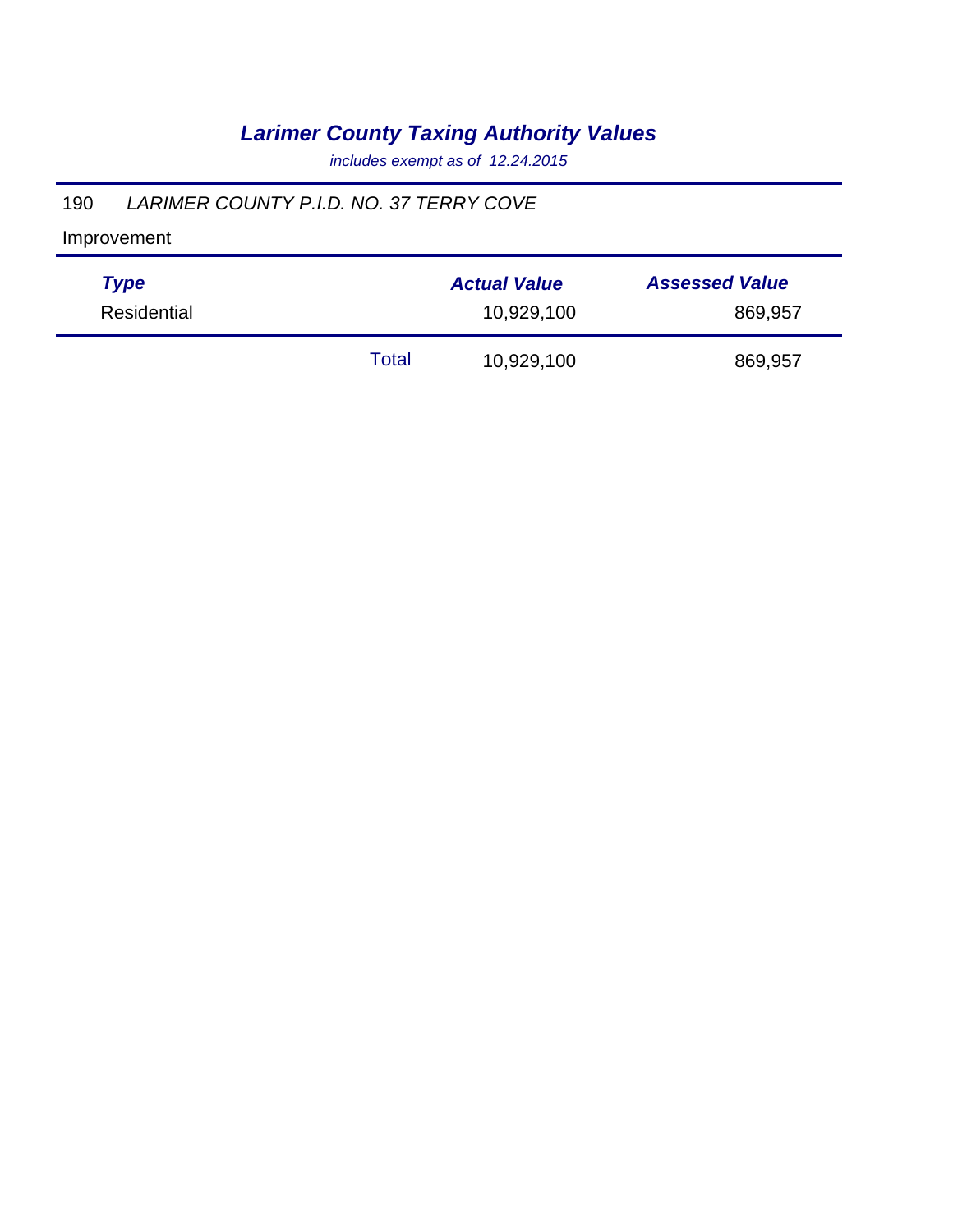# *Larimer County Taxing Authority Values*

*includes exempt as of 12.24.2015*

190 *LARIMER COUNTY P.I.D. NO. 37 TERRY COVE*

Improvement

| ***Type*** | | ***Actual Value*** | ***Assessed Value*** |
|---|---|---|---|
| Residential | | 10,929,100 | 869,957 |
| | Total | 10,929,100 | 869,957 |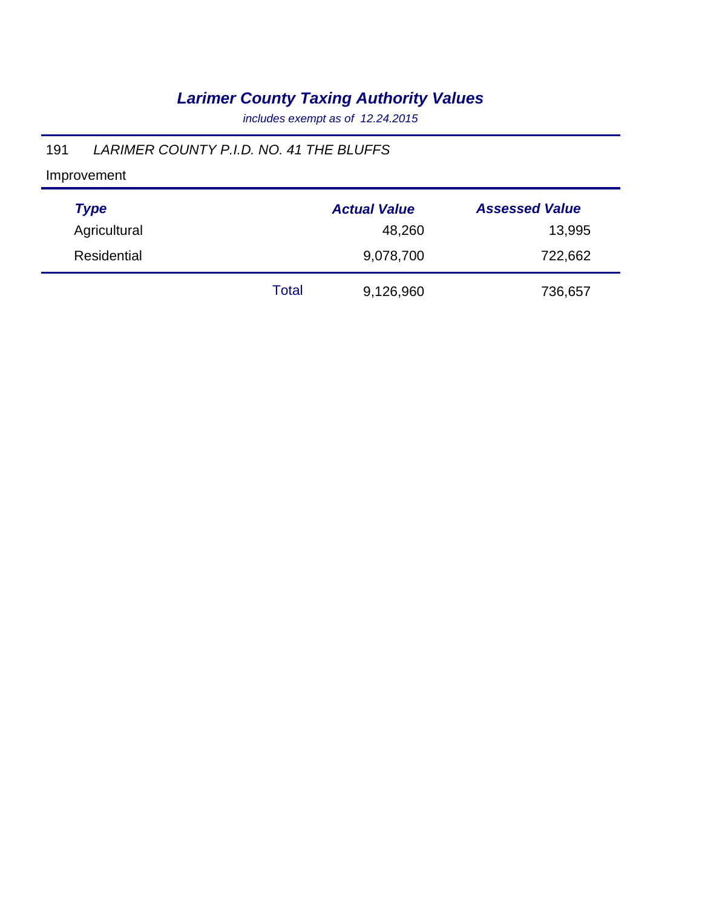# *Larimer County Taxing Authority Values*

*includes exempt as of 12.24.2015*

191 *LARIMER COUNTY P.I.D. NO. 41 THE BLUFFS*

Improvement

| *Type* | | *Actual Value* | *Assessed Value* |
|---|---|---|---|
| Agricultural | | 48,260 | 13,995 |
| Residential | | 9,078,700 | 722,662 |
| | Total | 9,126,960 | 736,657 |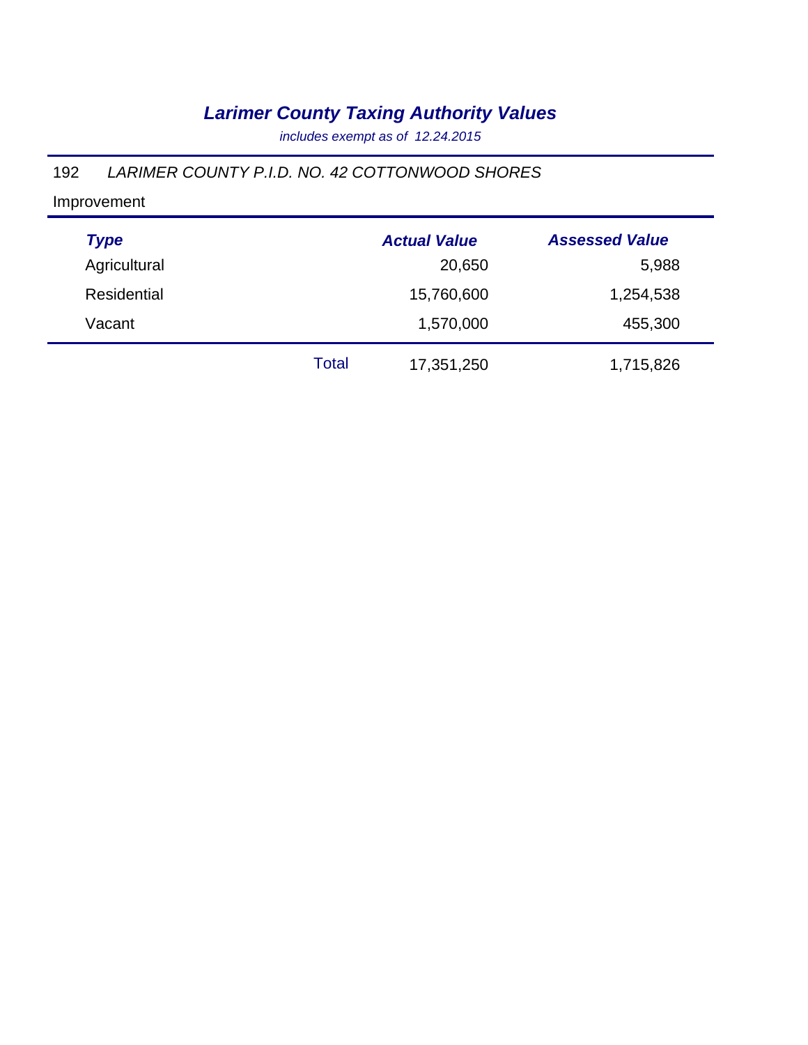# *Larimer County Taxing Authority Values*

*includes exempt as of 12.24.2015*

192 *LARIMER COUNTY P.I.D. NO. 42 COTTONWOOD SHORES*

Improvement

| *Type* | | *Actual Value* | *Assessed Value* |
|---|---|---|---|
| Agricultural | | 20,650 | 5,988 |
| Residential | | 15,760,600 | 1,254,538 |
| Vacant | | 1,570,000 | 455,300 |
| | Total | 17,351,250 | 1,715,826 |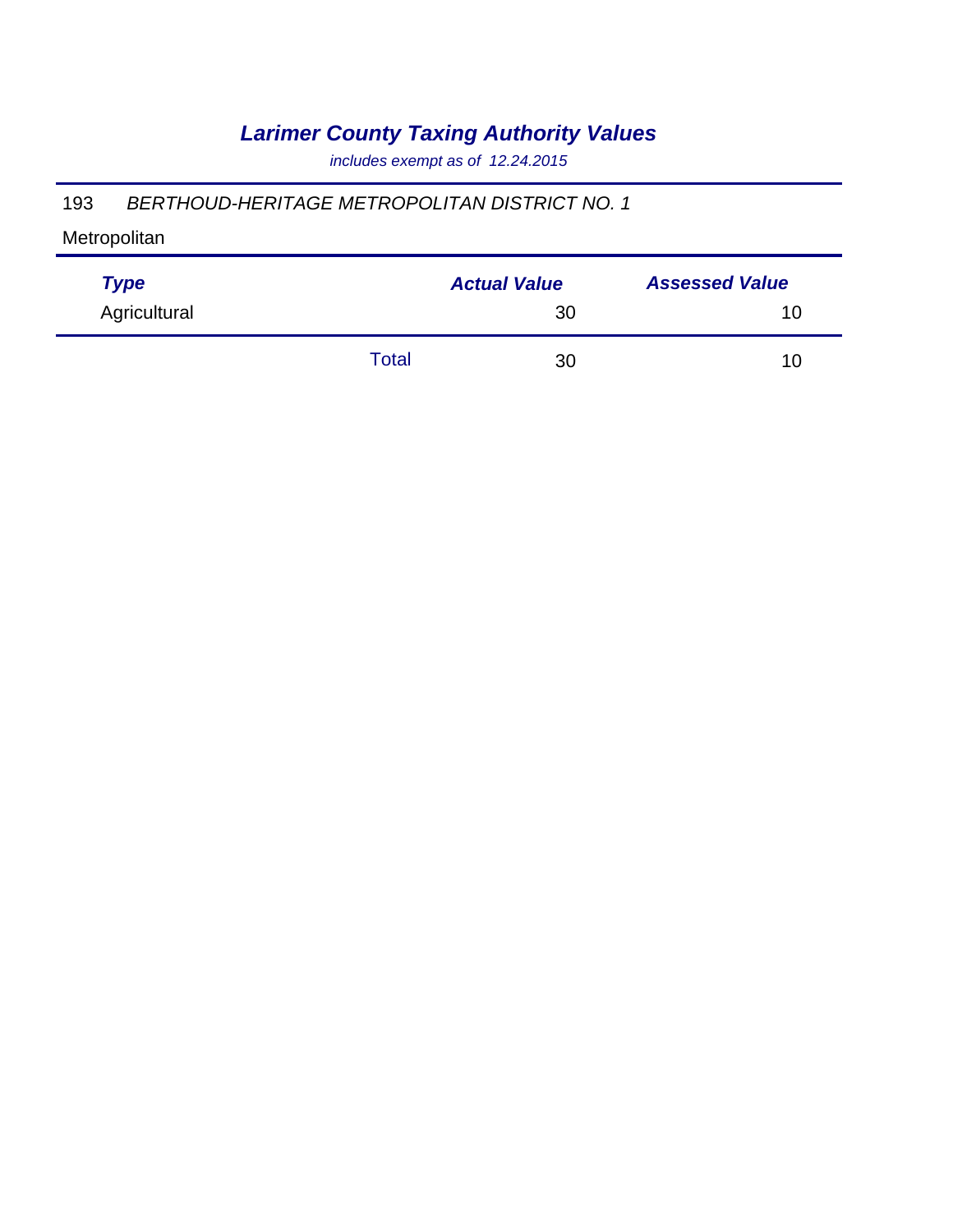# *Larimer County Taxing Authority Values*

*includes exempt as of 12.24.2015*

193 *BERTHOUD-HERITAGE METROPOLITAN DISTRICT NO. 1*

Metropolitan

| *Type* | | *Actual Value* | *Assessed Value* |
|---|---|---|---|
| Agricultural | | 30 | 10 |
| | Total | 30 | 10 |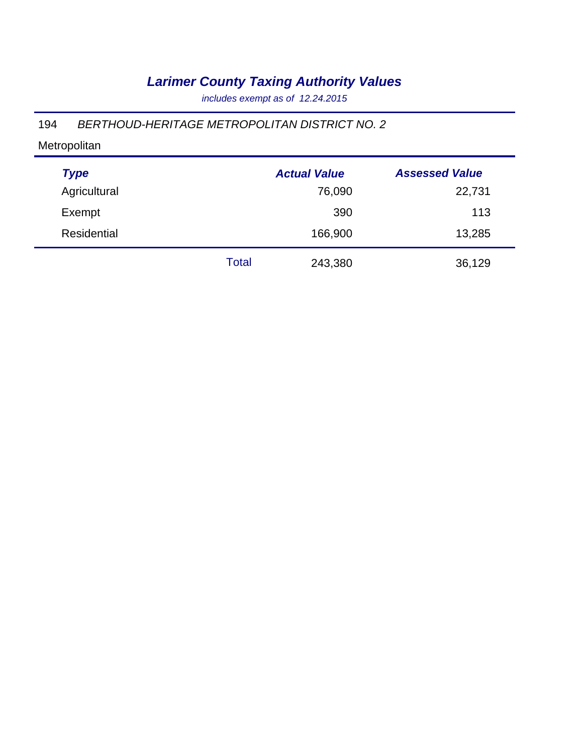# *Larimer County Taxing Authority Values*

*includes exempt as of 12.24.2015*

194 *BERTHOUD-HERITAGE METROPOLITAN DISTRICT NO. 2*

Metropolitan

| *Type* | | *Actual Value* | *Assessed Value* |
|---|---|---|---|
| Agricultural | | 76,090 | 22,731 |
| Exempt | | 390 | 113 |
| Residential | | 166,900 | 13,285 |
| | Total | 243,380 | 36,129 |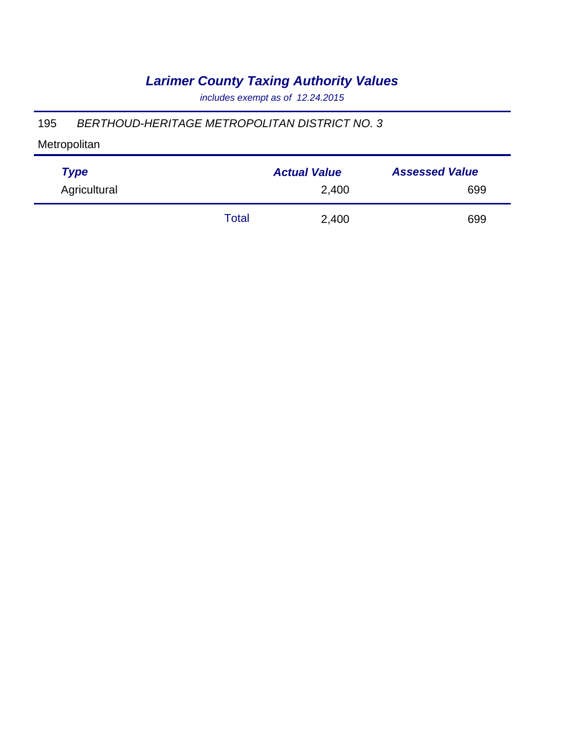# *Larimer County Taxing Authority Values*

*includes exempt as of 12.24.2015*

195 *BERTHOUD-HERITAGE METROPOLITAN DISTRICT NO. 3*

Metropolitan

| ***Type*** | | ***Actual Value*** | ***Assessed Value*** |
|---|---|---|---|
| Agricultural | | 2,400 | 699 |
| | Total | 2,400 | 699 |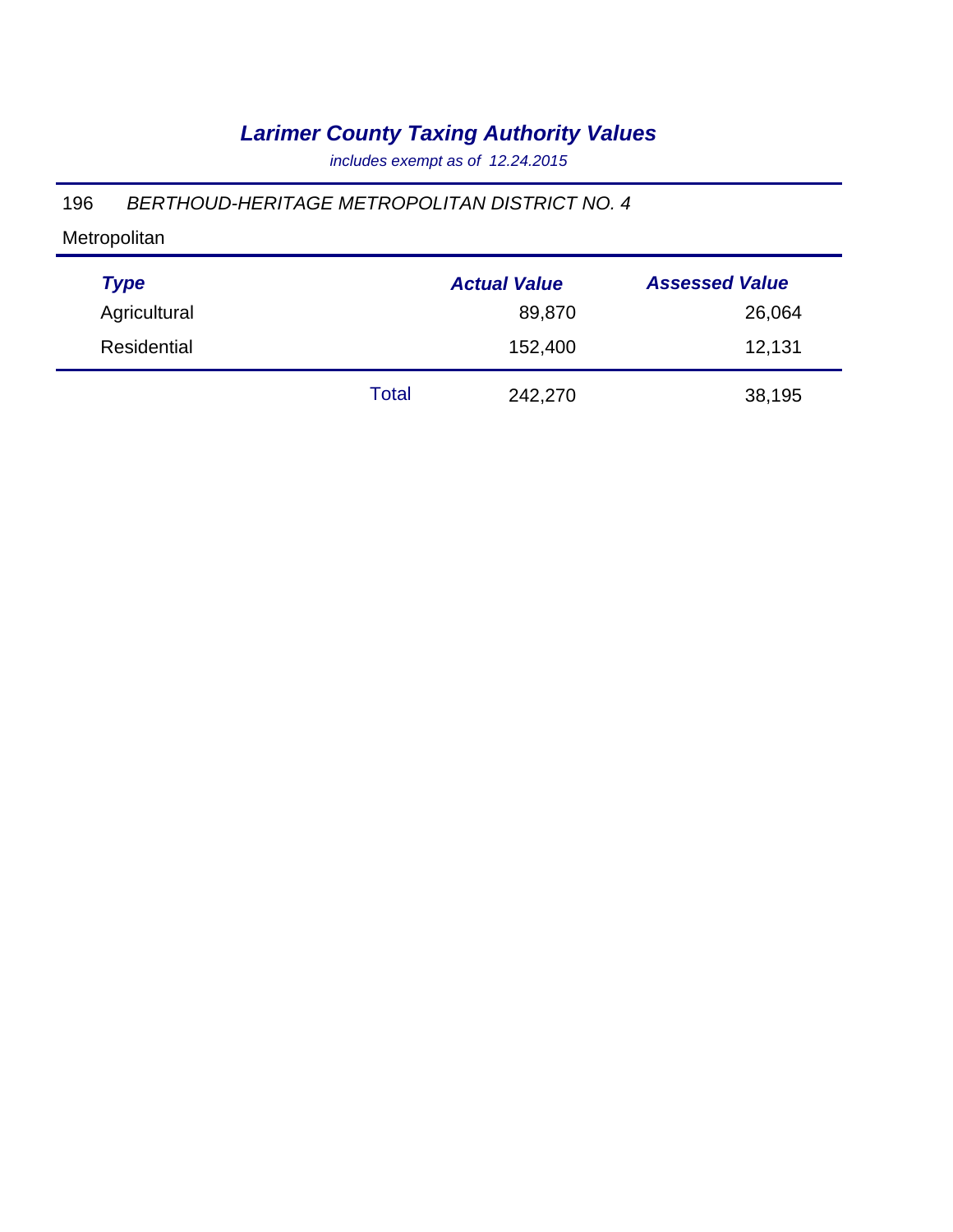# *Larimer County Taxing Authority Values*

*includes exempt as of 12.24.2015*

196 *BERTHOUD-HERITAGE METROPOLITAN DISTRICT NO. 4*

Metropolitan

| *Type* | | *Actual Value* | *Assessed Value* |
|---|---|---|---|
| Agricultural | | 89,870 | 26,064 |
| Residential | | 152,400 | 12,131 |
| | Total | 242,270 | 38,195 |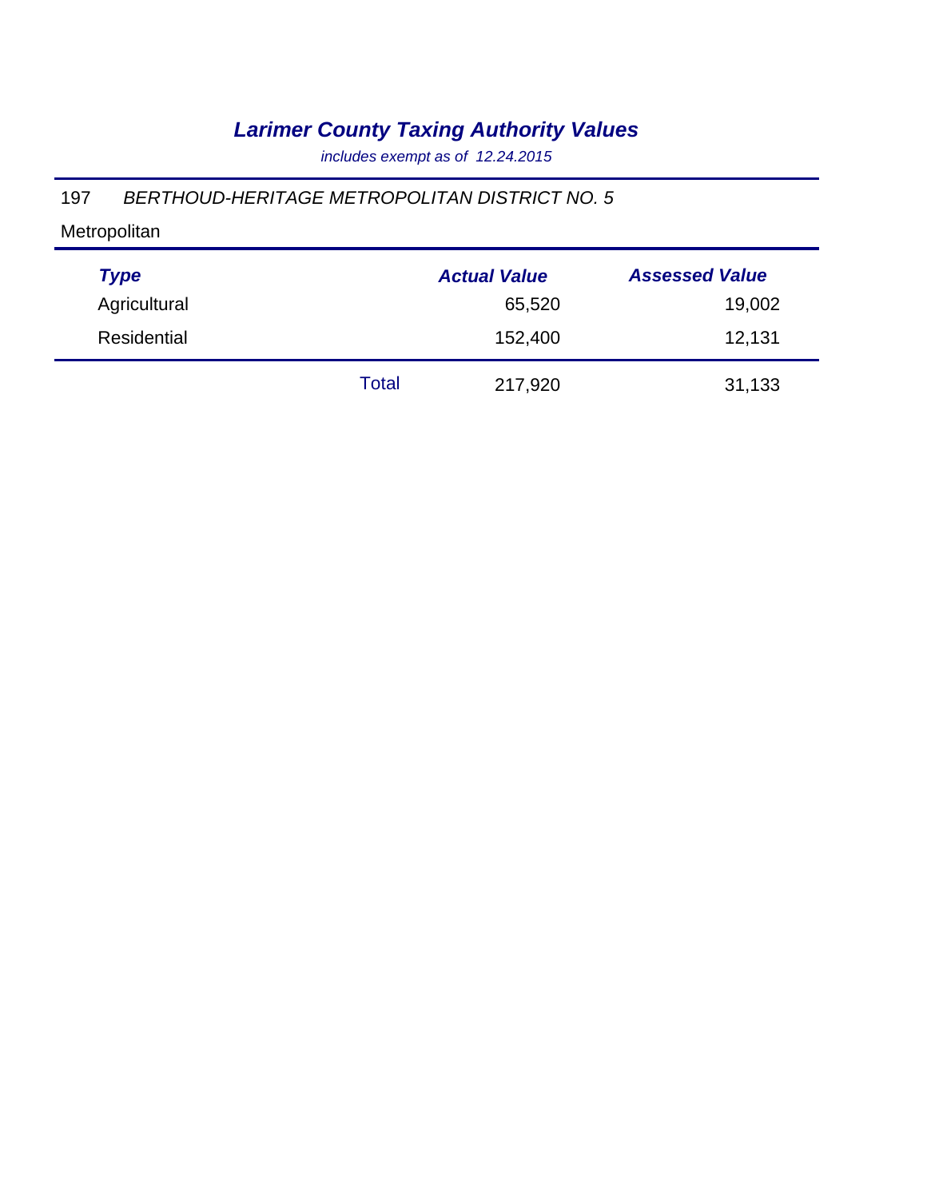# *Larimer County Taxing Authority Values*

*includes exempt as of 12.24.2015*

197 *BERTHOUD-HERITAGE METROPOLITAN DISTRICT NO. 5*

Metropolitan

| *Type* | | *Actual Value* | *Assessed Value* |
|---|---|---|---|
| Agricultural | | 65,520 | 19,002 |
| Residential | | 152,400 | 12,131 |
| | Total | 217,920 | 31,133 |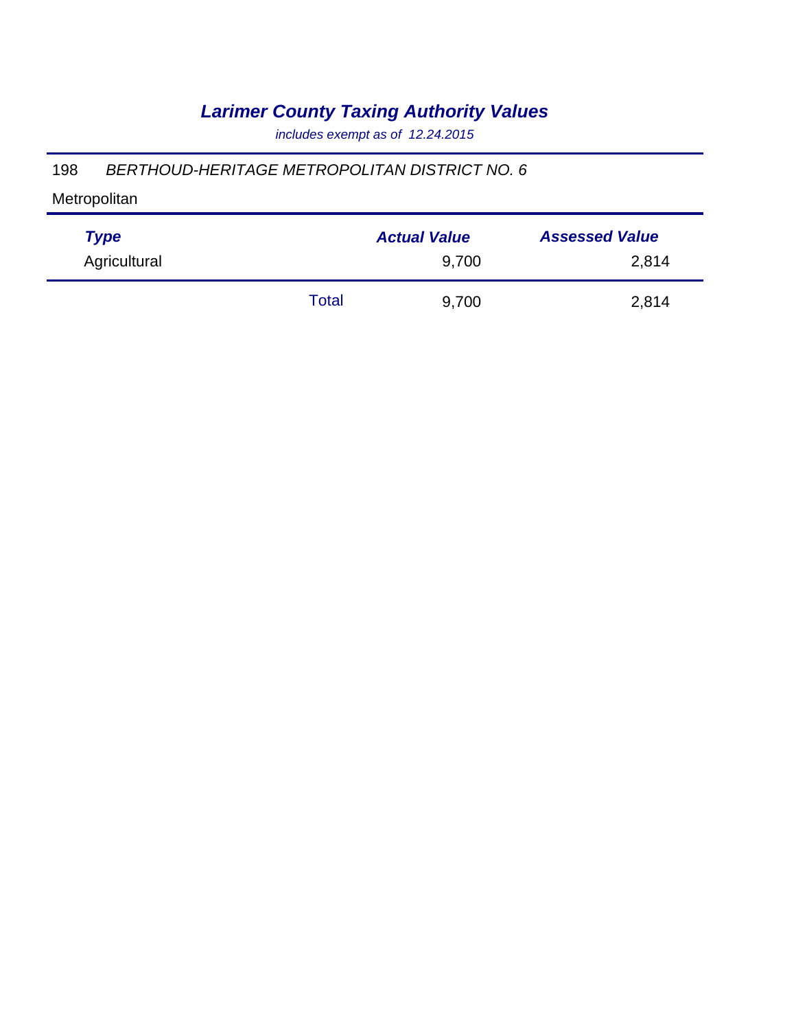# *Larimer County Taxing Authority Values*

*includes exempt as of 12.24.2015*

198 *BERTHOUD-HERITAGE METROPOLITAN DISTRICT NO. 6*

Metropolitan

| *Type* | | *Actual Value* | *Assessed Value* |
|---|---|---|---|
| Agricultural | | 9,700 | 2,814 |
| | Total | 9,700 | 2,814 |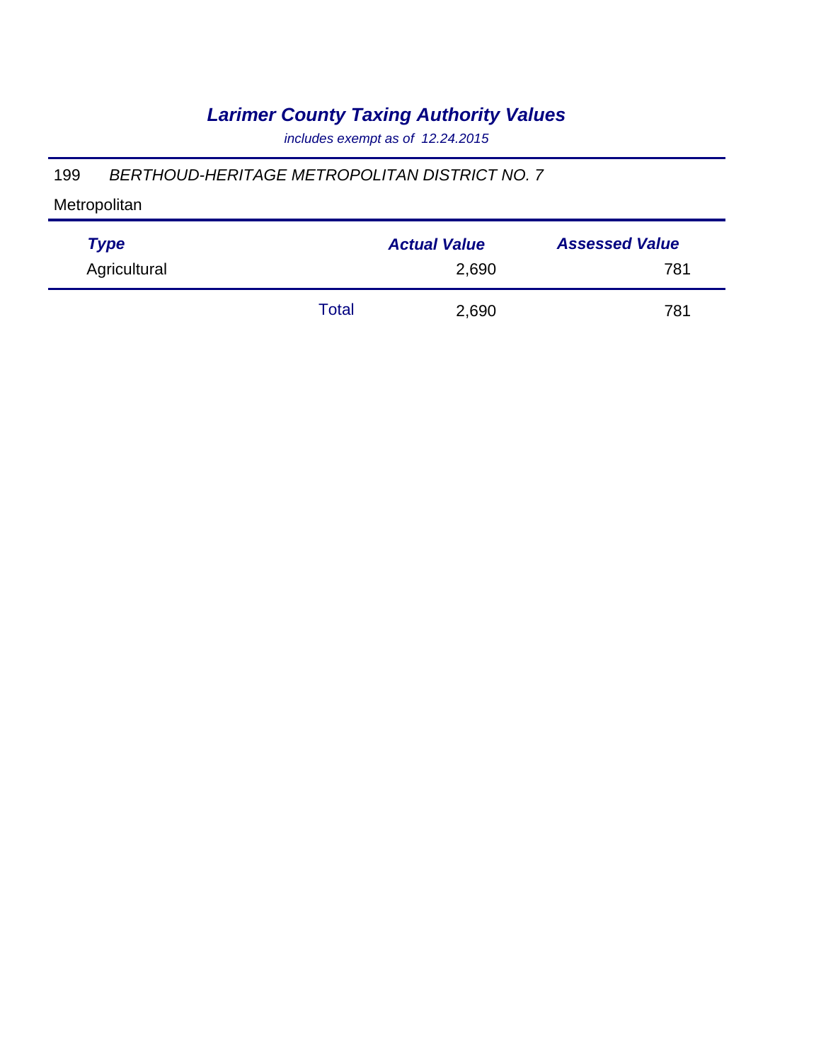# *Larimer County Taxing Authority Values*

*includes exempt as of 12.24.2015*

199 *BERTHOUD-HERITAGE METROPOLITAN DISTRICT NO. 7*

Metropolitan

| *Type* | | *Actual Value* | *Assessed Value* |
|---|---|---|---|
| Agricultural | | 2,690 | 781 |
| | Total | 2,690 | 781 |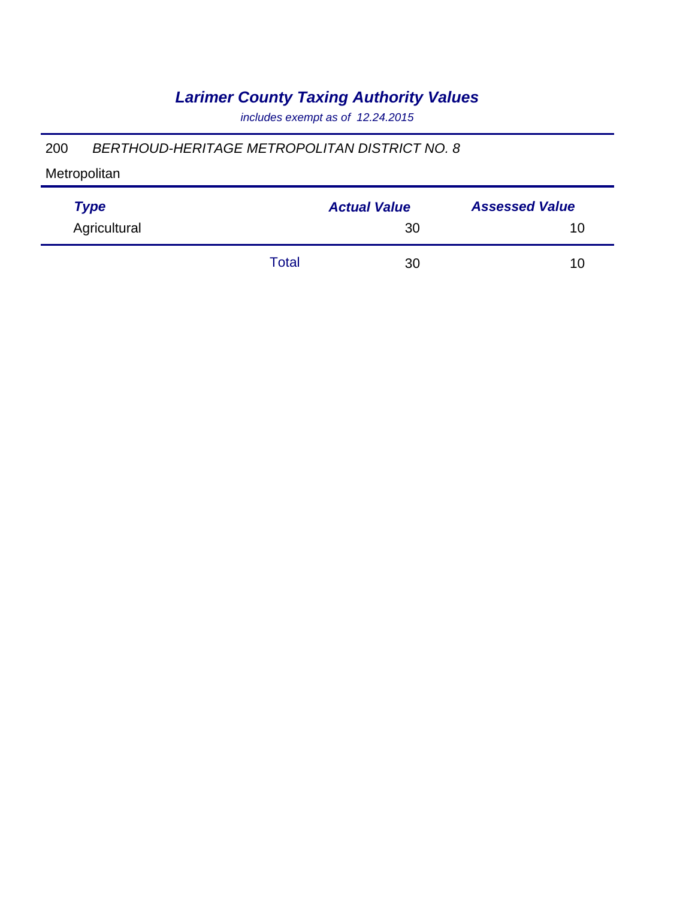# *Larimer County Taxing Authority Values*

*includes exempt as of 12.24.2015*

200 *BERTHOUD-HERITAGE METROPOLITAN DISTRICT NO. 8*

Metropolitan

| *Type* | | *Actual Value* | *Assessed Value* |
|---|---|---|---|
| Agricultural | | 30 | 10 |
| | Total | 30 | 10 |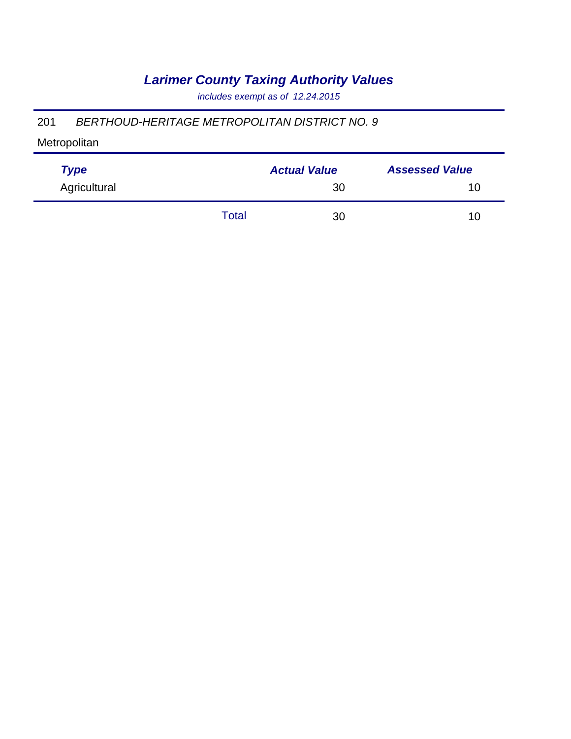# *Larimer County Taxing Authority Values*

*includes exempt as of 12.24.2015*

201 *BERTHOUD-HERITAGE METROPOLITAN DISTRICT NO. 9*

Metropolitan

| *Type* | | *Actual Value* | *Assessed Value* |
|---|---|---|---|
| Agricultural | | 30 | 10 |
| | Total | 30 | 10 |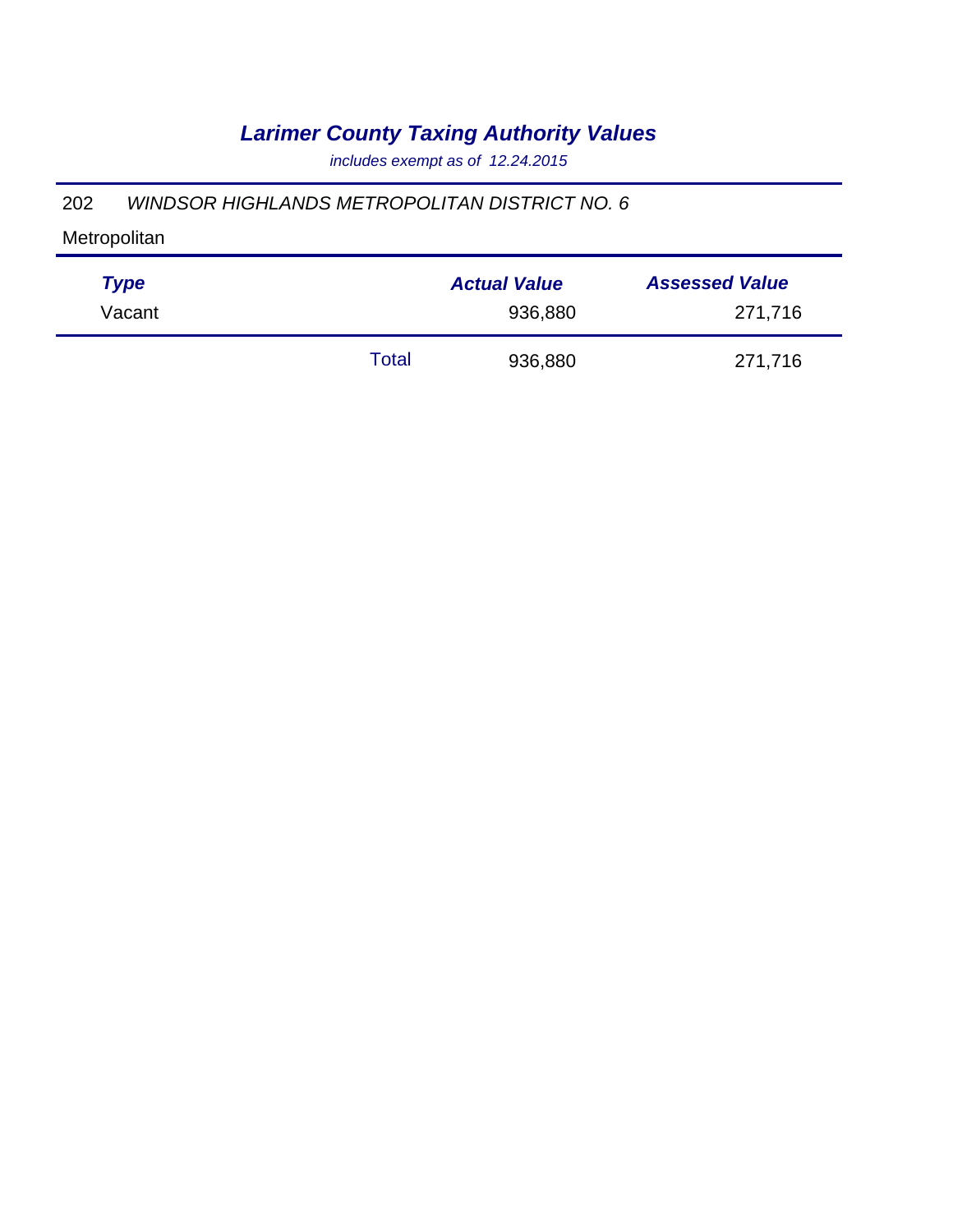# *Larimer County Taxing Authority Values*

*includes exempt as of 12.24.2015*

202 *WINDSOR HIGHLANDS METROPOLITAN DISTRICT NO. 6*

Metropolitan

| *Type* | | *Actual Value* | *Assessed Value* |
|---|---|---|---|
| Vacant | | 936,880 | 271,716 |
| | Total | 936,880 | 271,716 |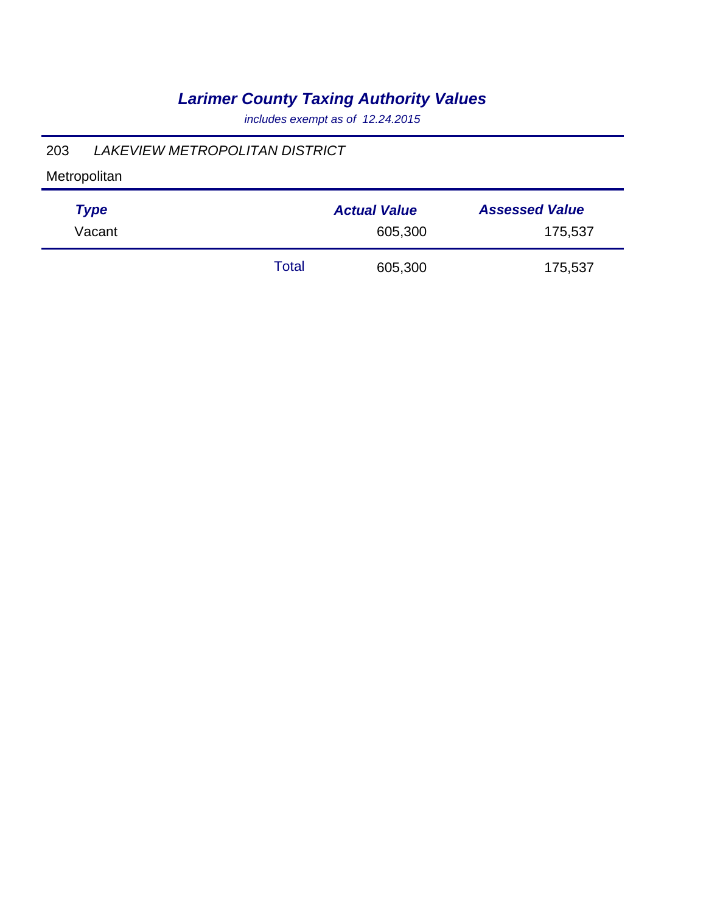# *Larimer County Taxing Authority Values*

*includes exempt as of 12.24.2015*

203 *LAKEVIEW METROPOLITAN DISTRICT*

Metropolitan

| *Type* | | *Actual Value* | *Assessed Value* |
|---|---|---|---|
| Vacant | | 605,300 | 175,537 |
| | Total | 605,300 | 175,537 |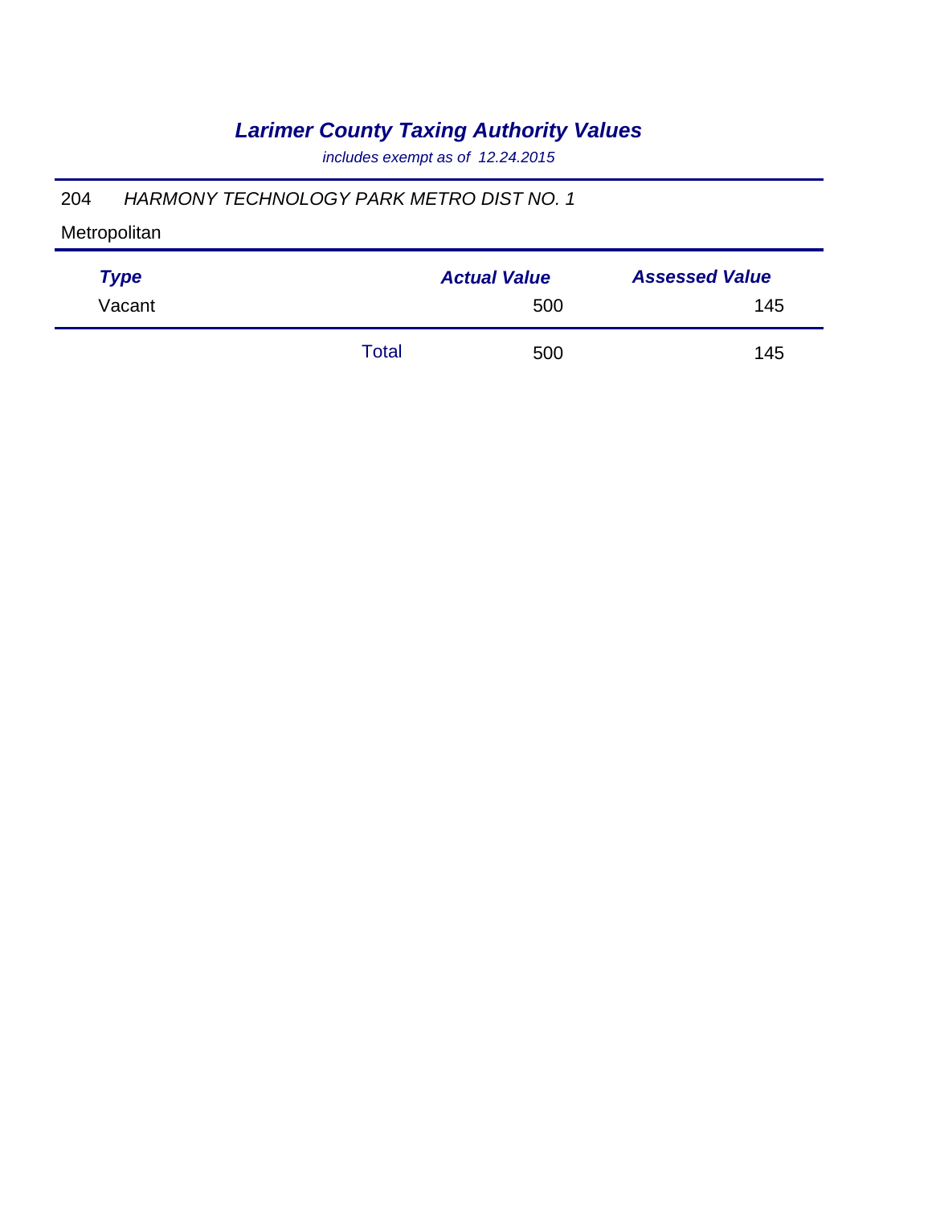# *Larimer County Taxing Authority Values*

*includes exempt as of 12.24.2015*

204 *HARMONY TECHNOLOGY PARK METRO DIST NO. 1*

Metropolitan

| Type | | Actual Value | Assessed Value |
|---|---|---|---|
| Vacant | | 500 | 145 |
| | Total | 500 | 145 |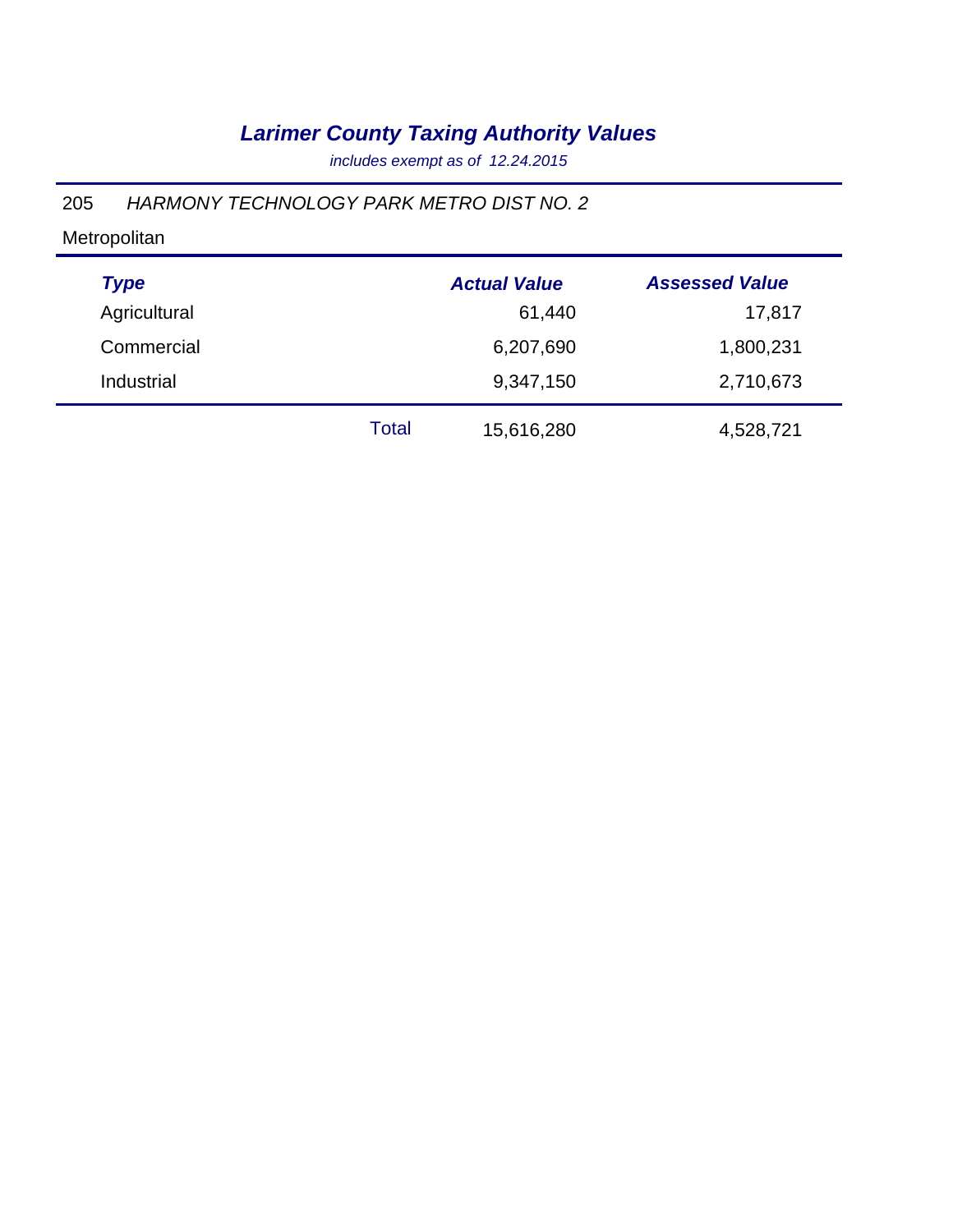# *Larimer County Taxing Authority Values*

*includes exempt as of 12.24.2015*

205 *HARMONY TECHNOLOGY PARK METRO DIST NO. 2*

Metropolitan

| *Type* | | *Actual Value* | *Assessed Value* |
|---|---|---|---|
| Agricultural | | 61,440 | 17,817 |
| Commercial | | 6,207,690 | 1,800,231 |
| Industrial | | 9,347,150 | 2,710,673 |
| | Total | 15,616,280 | 4,528,721 |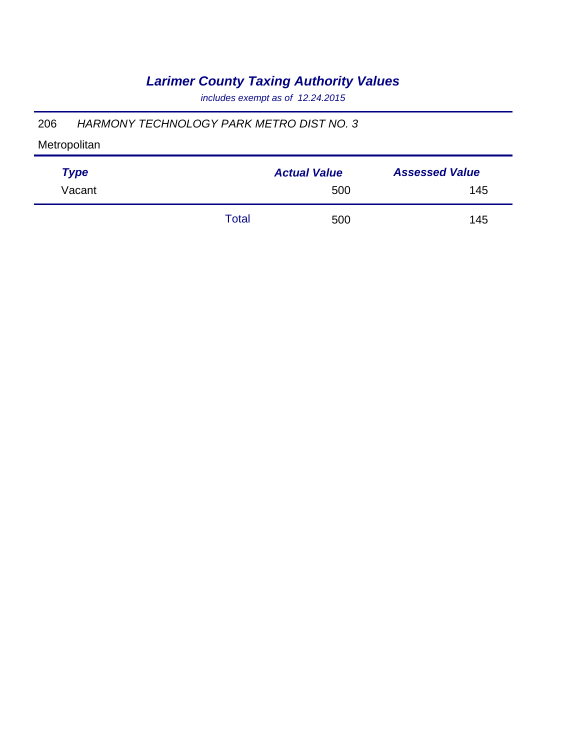# *Larimer County Taxing Authority Values*

*includes exempt as of 12.24.2015*

206 *HARMONY TECHNOLOGY PARK METRO DIST NO. 3*

Metropolitan

| *Type* | | *Actual Value* | *Assessed Value* |
|---|---|---|---|
| Vacant | | 500 | 145 |
| | Total | 500 | 145 |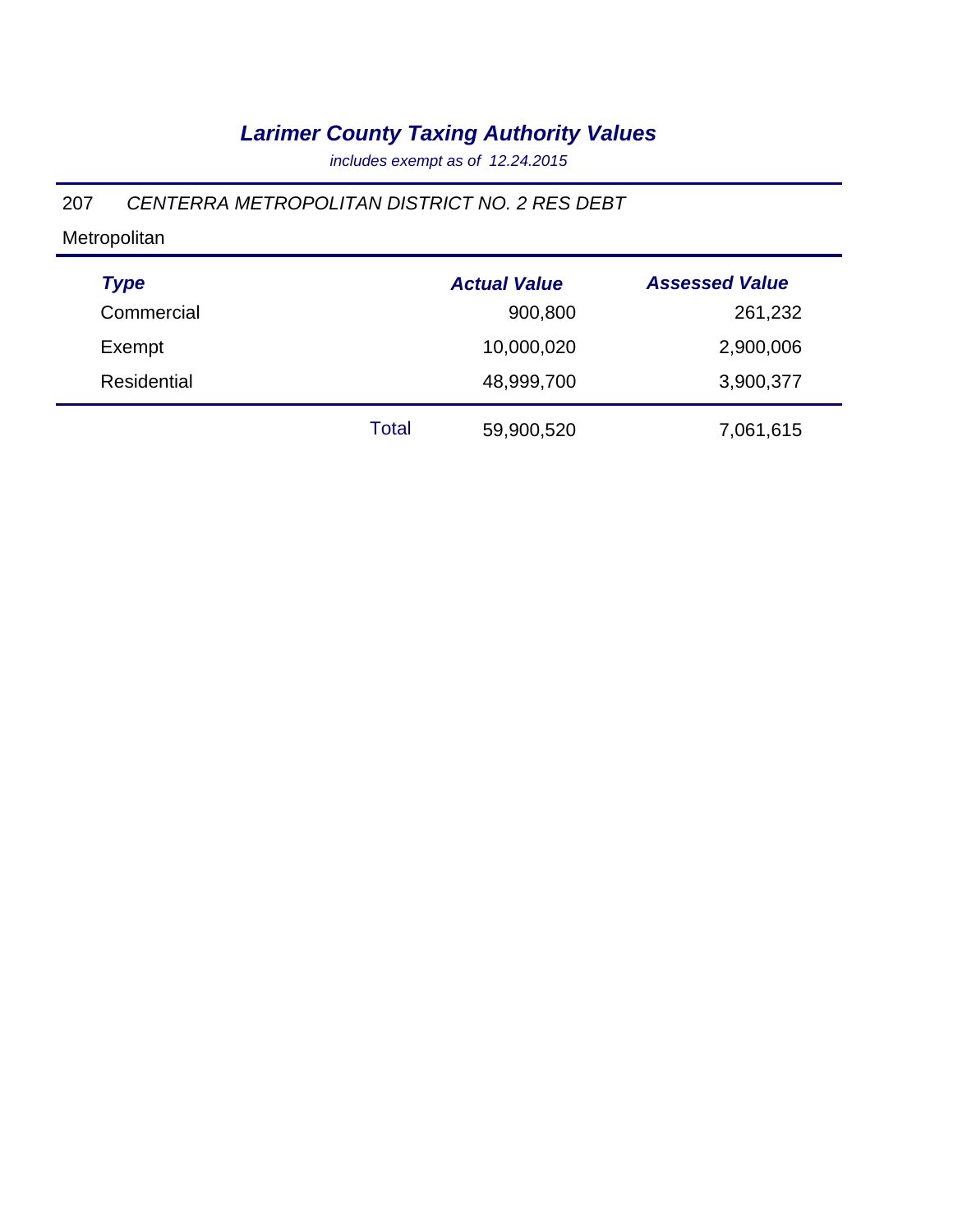# *Larimer County Taxing Authority Values*

*includes exempt as of 12.24.2015*

207 *CENTERRA METROPOLITAN DISTRICT NO. 2 RES DEBT*

Metropolitan

| *Type* | | *Actual Value* | *Assessed Value* |
|---|---|---|---|
| Commercial | | 900,800 | 261,232 |
| Exempt | | 10,000,020 | 2,900,006 |
| Residential | | 48,999,700 | 3,900,377 |
| | Total | 59,900,520 | 7,061,615 |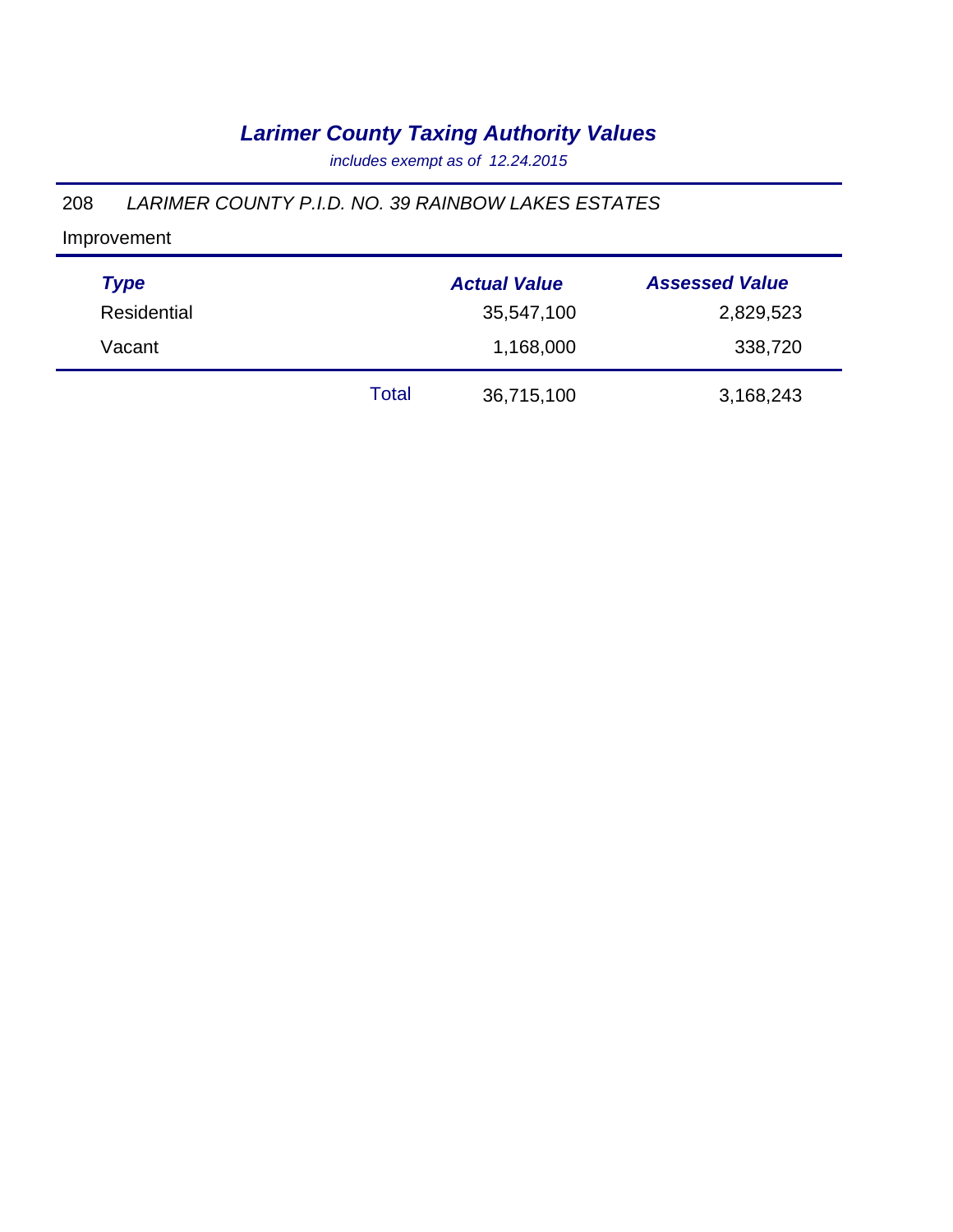# *Larimer County Taxing Authority Values*

*includes exempt as of 12.24.2015*

208 *LARIMER COUNTY P.I.D. NO. 39 RAINBOW LAKES ESTATES*

Improvement

| Type | | Actual Value | Assessed Value |
|---|---|---|---|
| Residential | | 35,547,100 | 2,829,523 |
| Vacant | | 1,168,000 | 338,720 |
| | Total | 36,715,100 | 3,168,243 |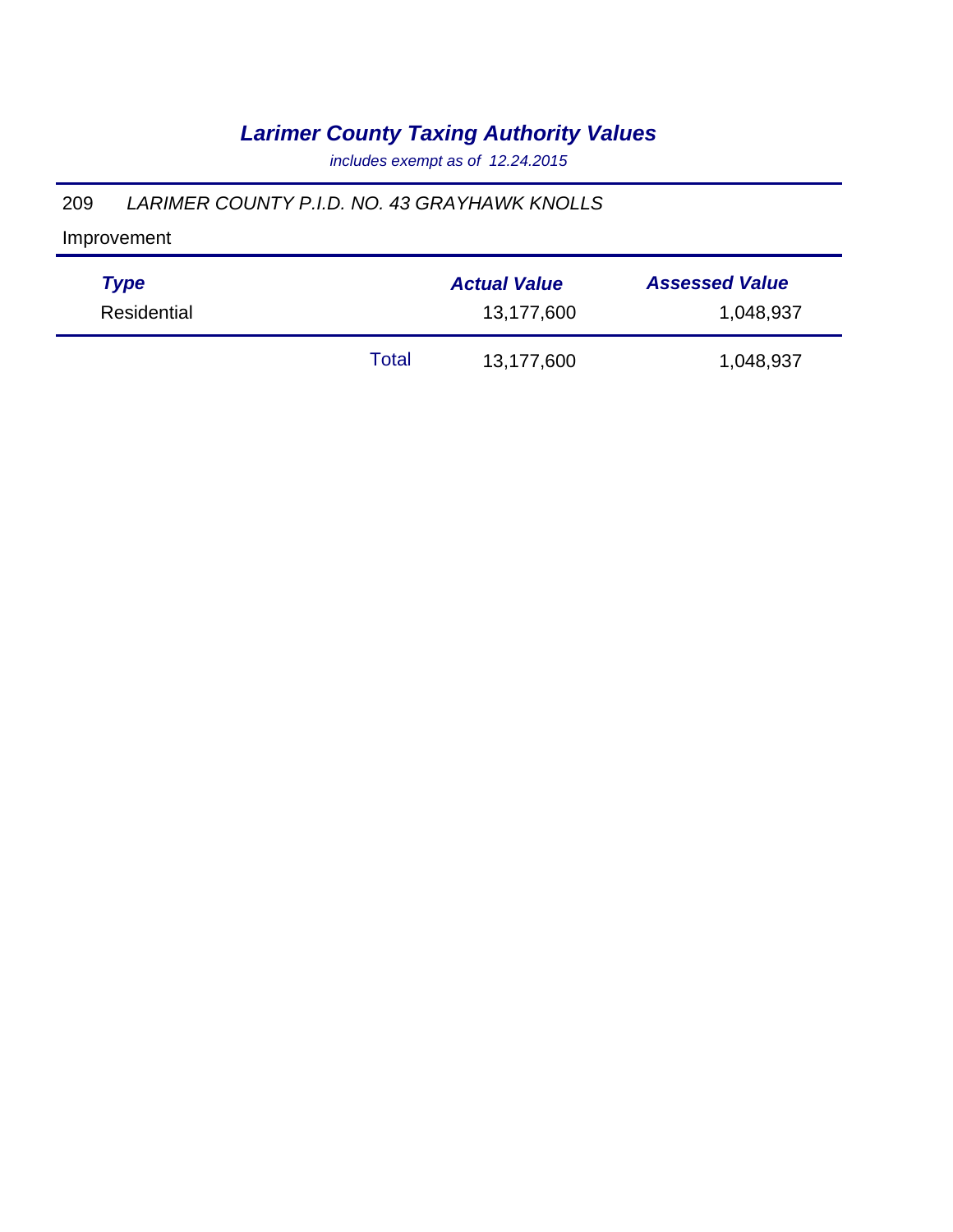## *Larimer County Taxing Authority Values*

*includes exempt as of 12.24.2015*

209 *LARIMER COUNTY P.I.D. NO. 43 GRAYHAWK KNOLLS*

Improvement

| *Type* | | *Actual Value* | *Assessed Value* |
|---|---|---|---|
| Residential | | 13,177,600 | 1,048,937 |
| | Total | 13,177,600 | 1,048,937 |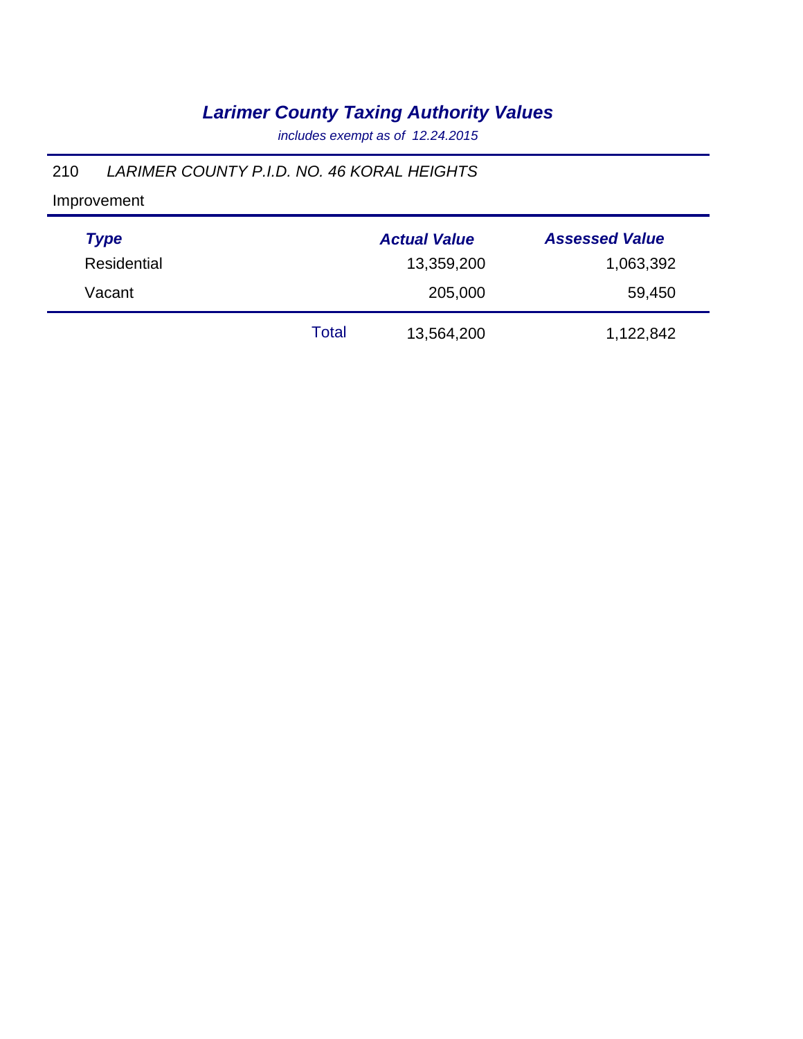# *Larimer County Taxing Authority Values*

*includes exempt as of 12.24.2015*

210 *LARIMER COUNTY P.I.D. NO. 46 KORAL HEIGHTS*

Improvement

| *Type* | | *Actual Value* | *Assessed Value* |
|---|---|---|---|
| Residential | | 13,359,200 | 1,063,392 |
| Vacant | | 205,000 | 59,450 |
| | Total | 13,564,200 | 1,122,842 |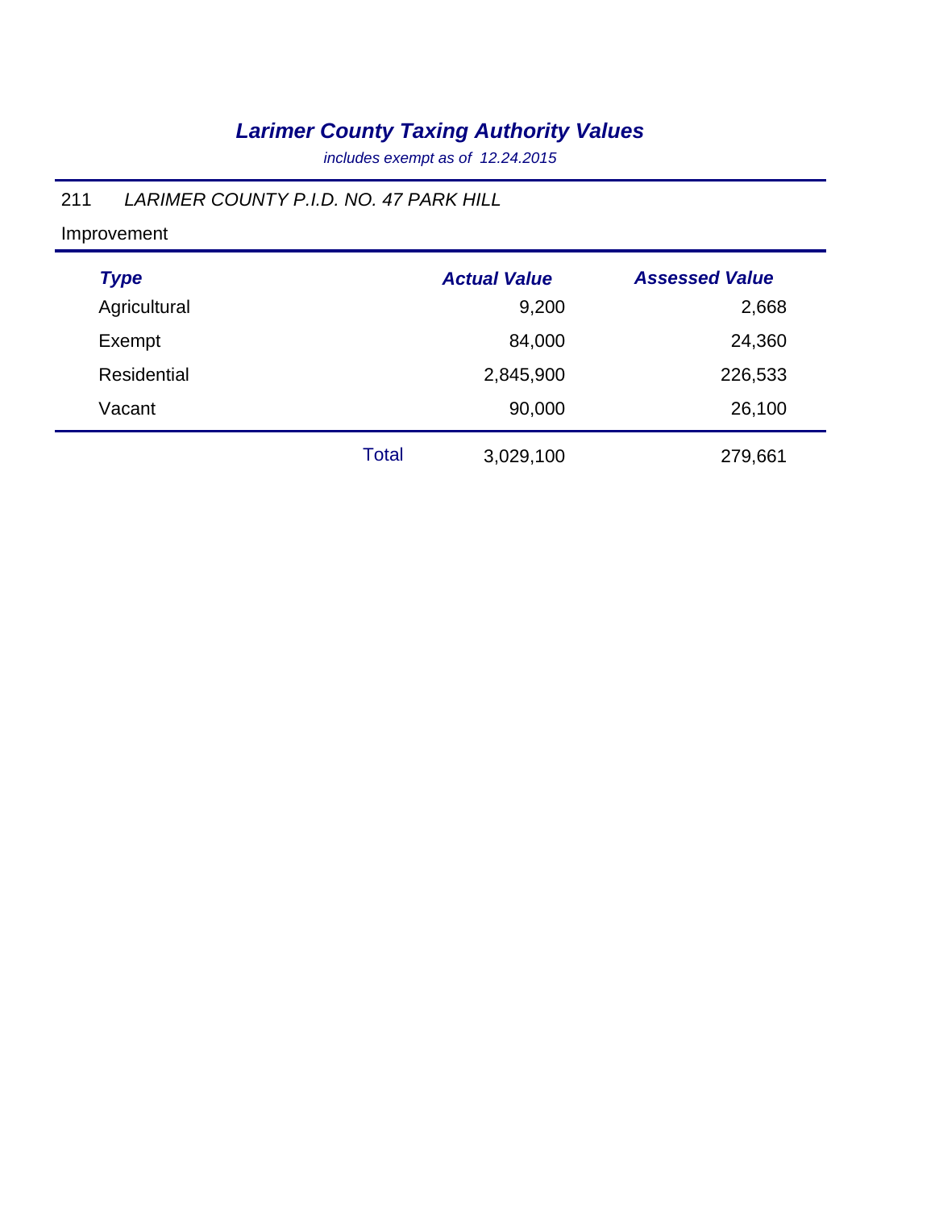# *Larimer County Taxing Authority Values*

*includes exempt as of 12.24.2015*

211 *LARIMER COUNTY P.I.D. NO. 47 PARK HILL*

Improvement

| *Type* | | *Actual Value* | *Assessed Value* |
|---|---|---|---|
| Agricultural | | 9,200 | 2,668 |
| Exempt | | 84,000 | 24,360 |
| Residential | | 2,845,900 | 226,533 |
| Vacant | | 90,000 | 26,100 |
| | Total | 3,029,100 | 279,661 |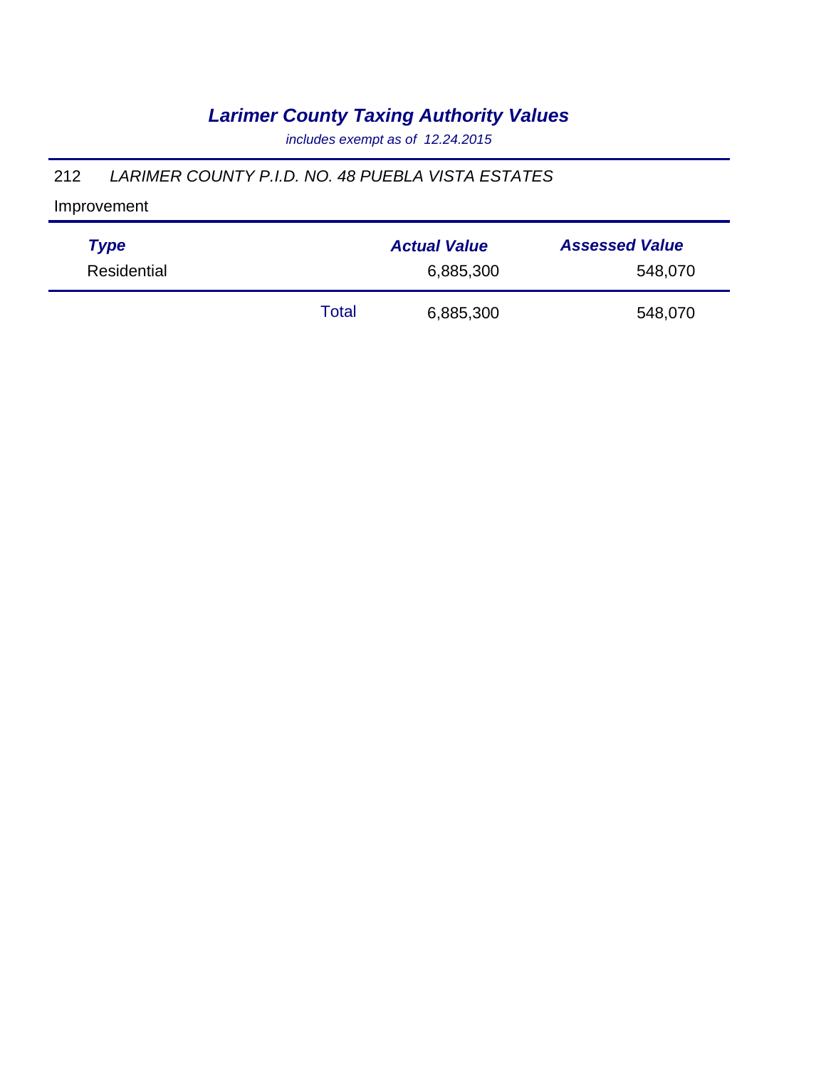# *Larimer County Taxing Authority Values*

*includes exempt as of 12.24.2015*

212 *LARIMER COUNTY P.I.D. NO. 48 PUEBLA VISTA ESTATES*

Improvement

| Type | | Actual Value | Assessed Value |
|---|---|---|---|
| Residential | | 6,885,300 | 548,070 |
| | Total | 6,885,300 | 548,070 |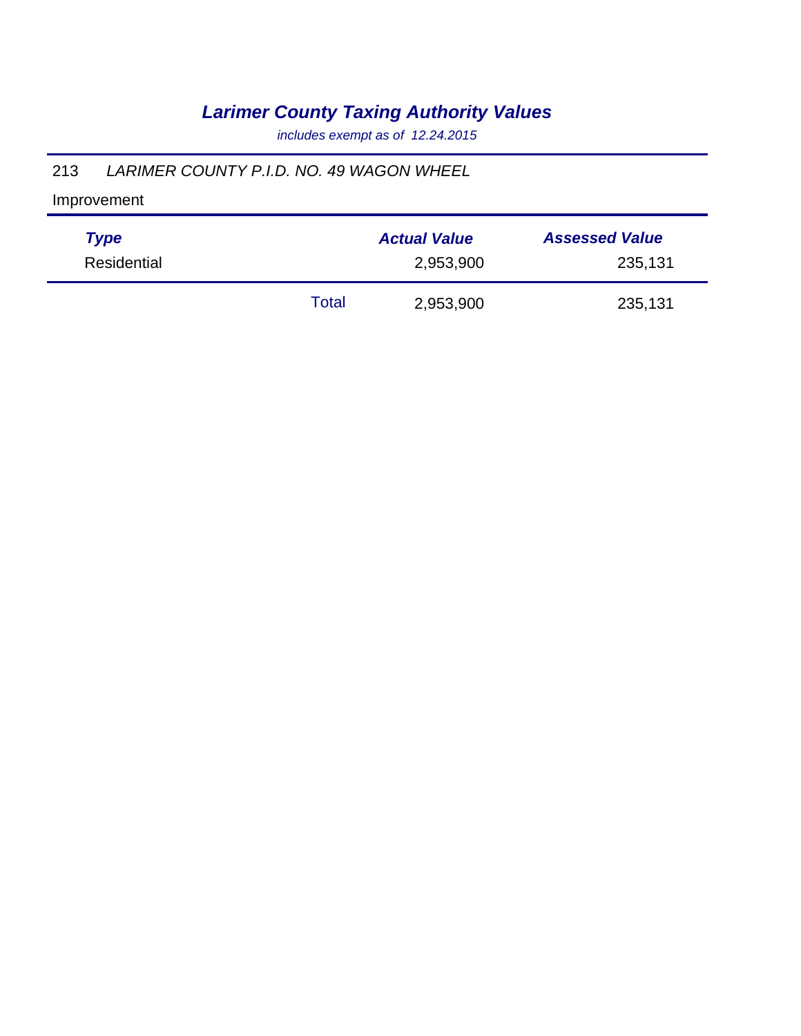# *Larimer County Taxing Authority Values*

*includes exempt as of 12.24.2015*

213 *LARIMER COUNTY P.I.D. NO. 49 WAGON WHEEL*

Improvement

| *Type* | | *Actual Value* | *Assessed Value* |
|---|---|---|---|
| Residential | | 2,953,900 | 235,131 |
| | Total | 2,953,900 | 235,131 |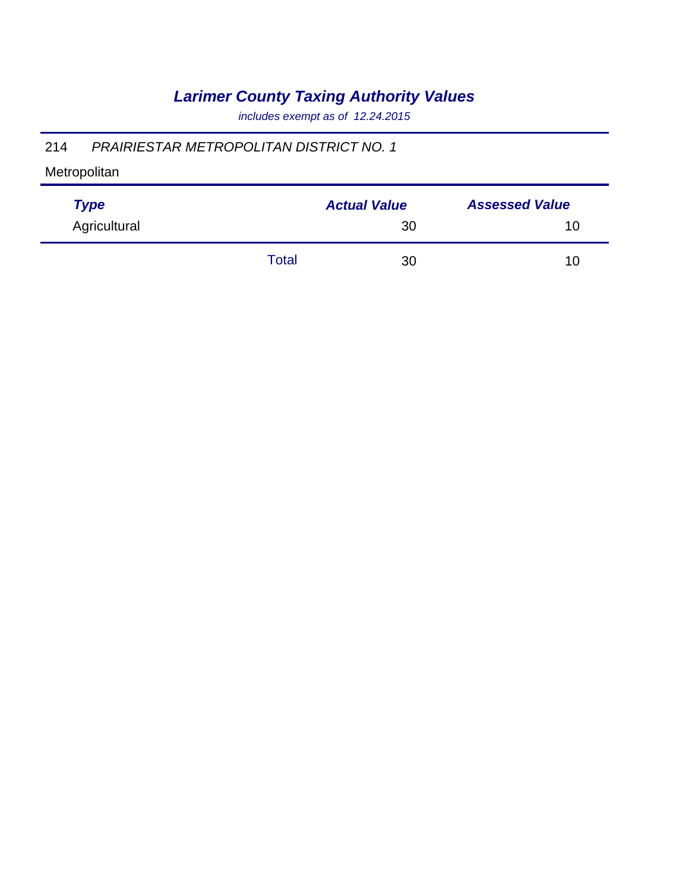# *Larimer County Taxing Authority Values*

*includes exempt as of 12.24.2015*

214 *PRAIRIESTAR METROPOLITAN DISTRICT NO. 1*

Metropolitan

| *Type* | | *Actual Value* | *Assessed Value* |
|---|---|---|---|
| Agricultural | | 30 | 10 |
| | Total | 30 | 10 |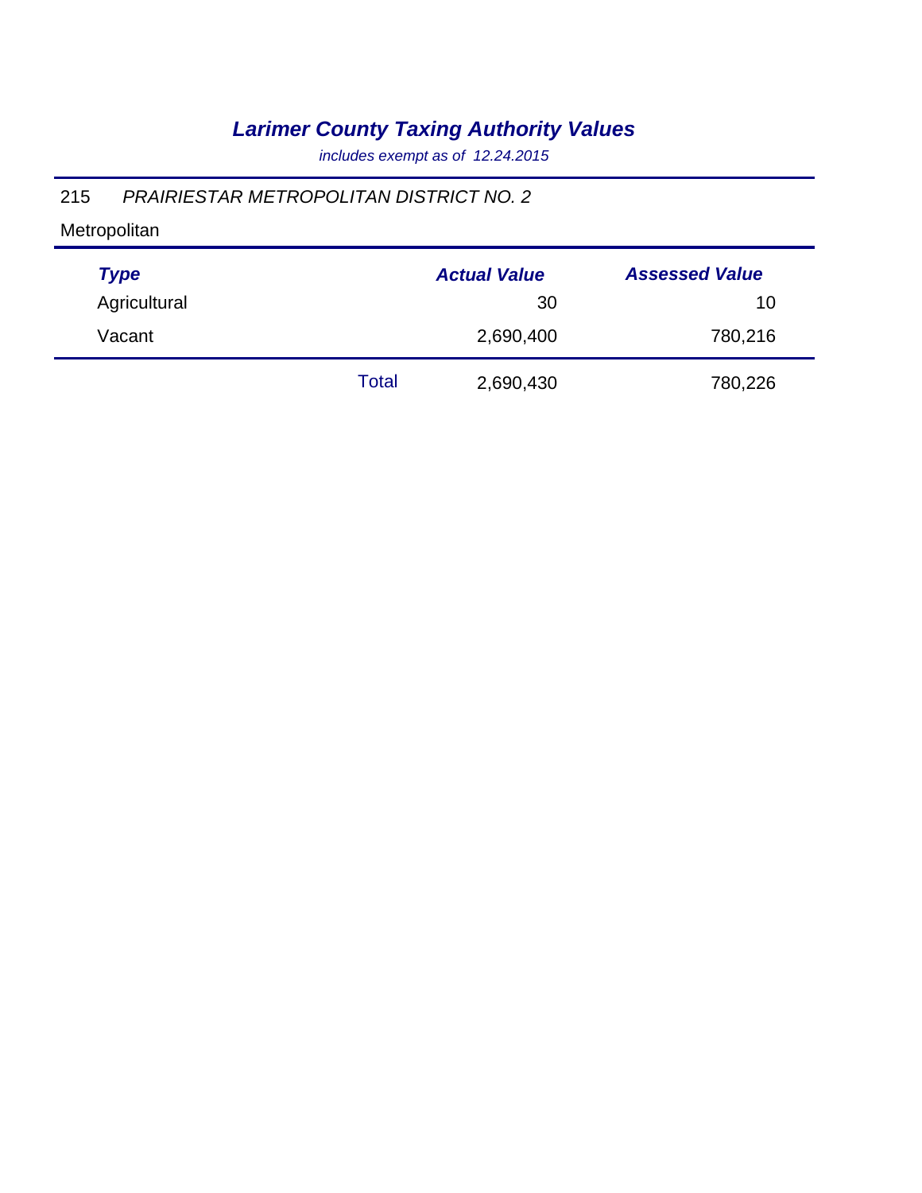# *Larimer County Taxing Authority Values*

*includes exempt as of 12.24.2015*

215 *PRAIRIESTAR METROPOLITAN DISTRICT NO. 2*

Metropolitan

| *Type* | | *Actual Value* | *Assessed Value* |
|---|---|---|---|
| Agricultural | | 30 | 10 |
| Vacant | | 2,690,400 | 780,216 |
| | Total | 2,690,430 | 780,226 |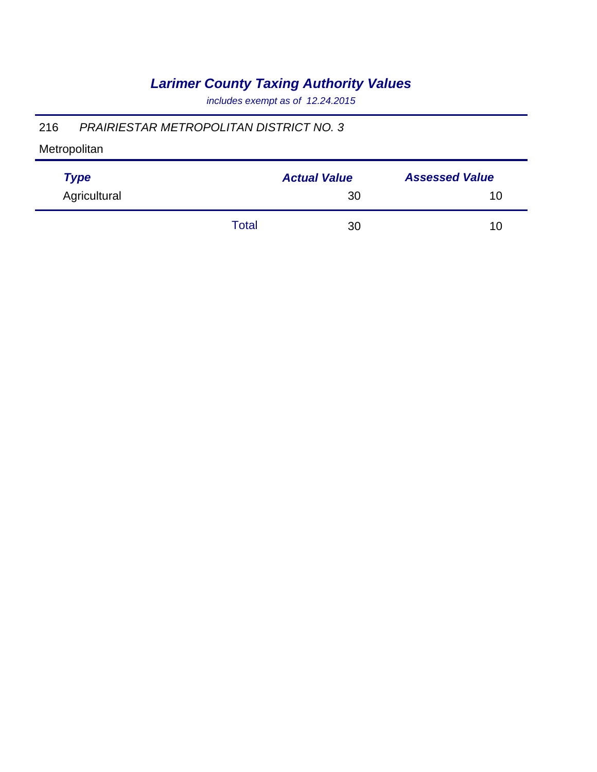# *Larimer County Taxing Authority Values*

*includes exempt as of 12.24.2015*

216 *PRAIRIESTAR METROPOLITAN DISTRICT NO. 3*

Metropolitan

| *Type* | | *Actual Value* | *Assessed Value* |
|---|---|---|---|
| Agricultural | | 30 | 10 |
| | Total | 30 | 10 |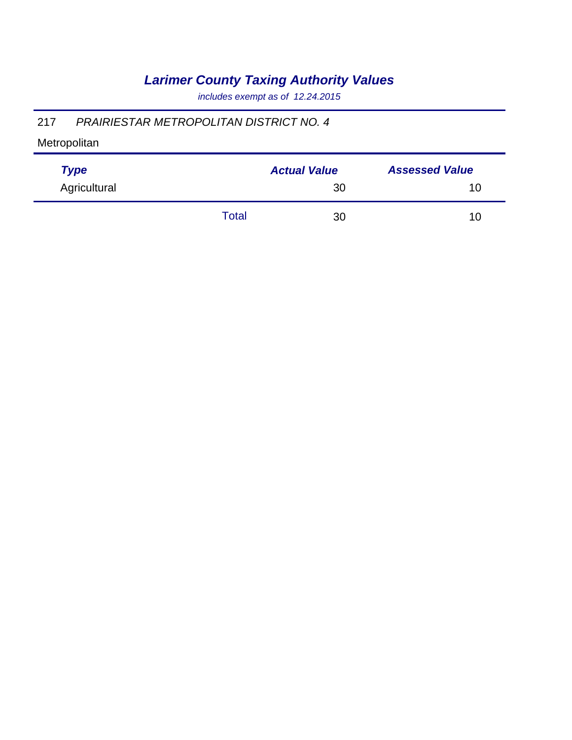# *Larimer County Taxing Authority Values*

*includes exempt as of 12.24.2015*

217 *PRAIRIESTAR METROPOLITAN DISTRICT NO. 4*

Metropolitan

| *Type* | | *Actual Value* | *Assessed Value* |
|---|---|---|---|
| Agricultural | | 30 | 10 |
| | Total | 30 | 10 |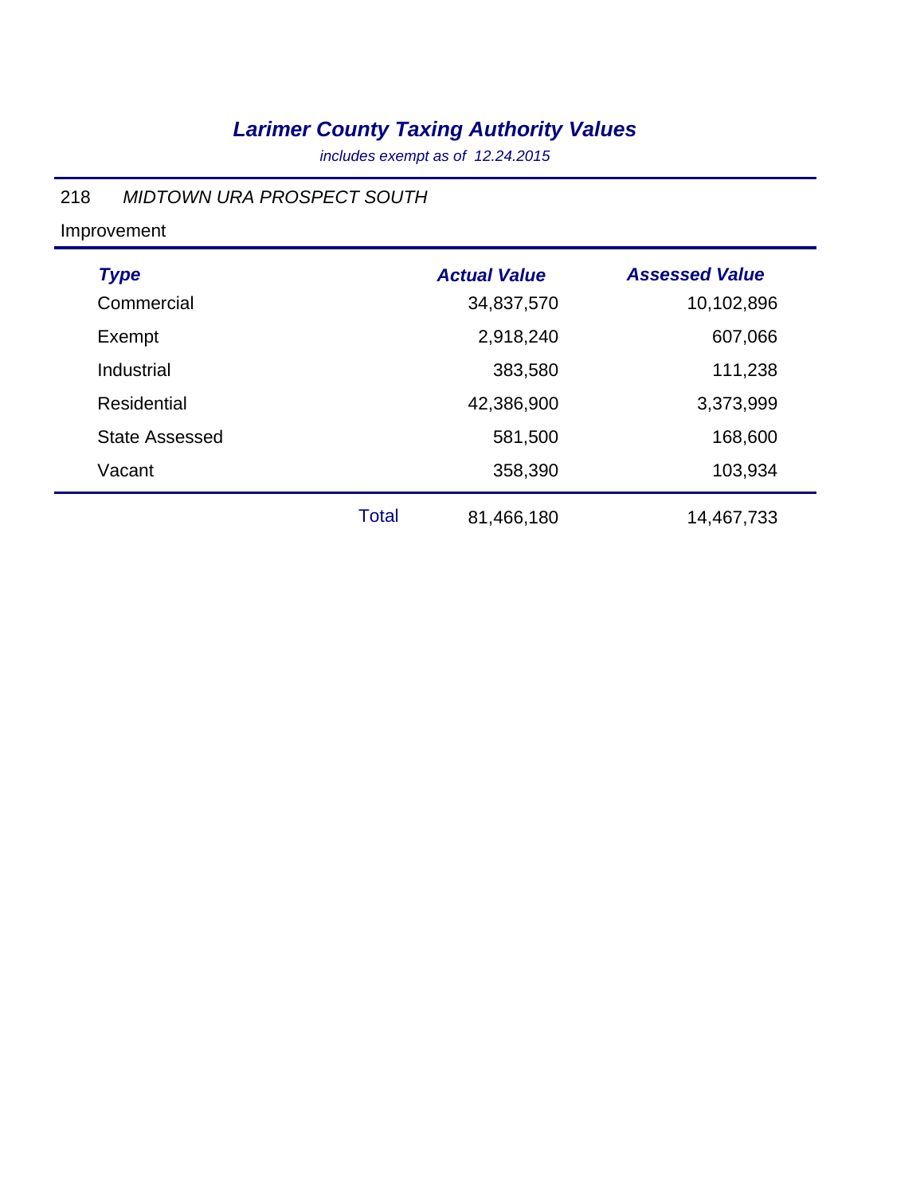# *Larimer County Taxing Authority Values*

*includes exempt as of 12.24.2015*

218 *MIDTOWN URA PROSPECT SOUTH*

Improvement

| *Type* | | *Actual Value* | *Assessed Value* |
|---|---|---|---|
| Commercial | | 34,837,570 | 10,102,896 |
| Exempt | | 2,918,240 | 607,066 |
| Industrial | | 383,580 | 111,238 |
| Residential | | 42,386,900 | 3,373,999 |
| State Assessed | | 581,500 | 168,600 |
| Vacant | | 358,390 | 103,934 |
| | Total | 81,466,180 | 14,467,733 |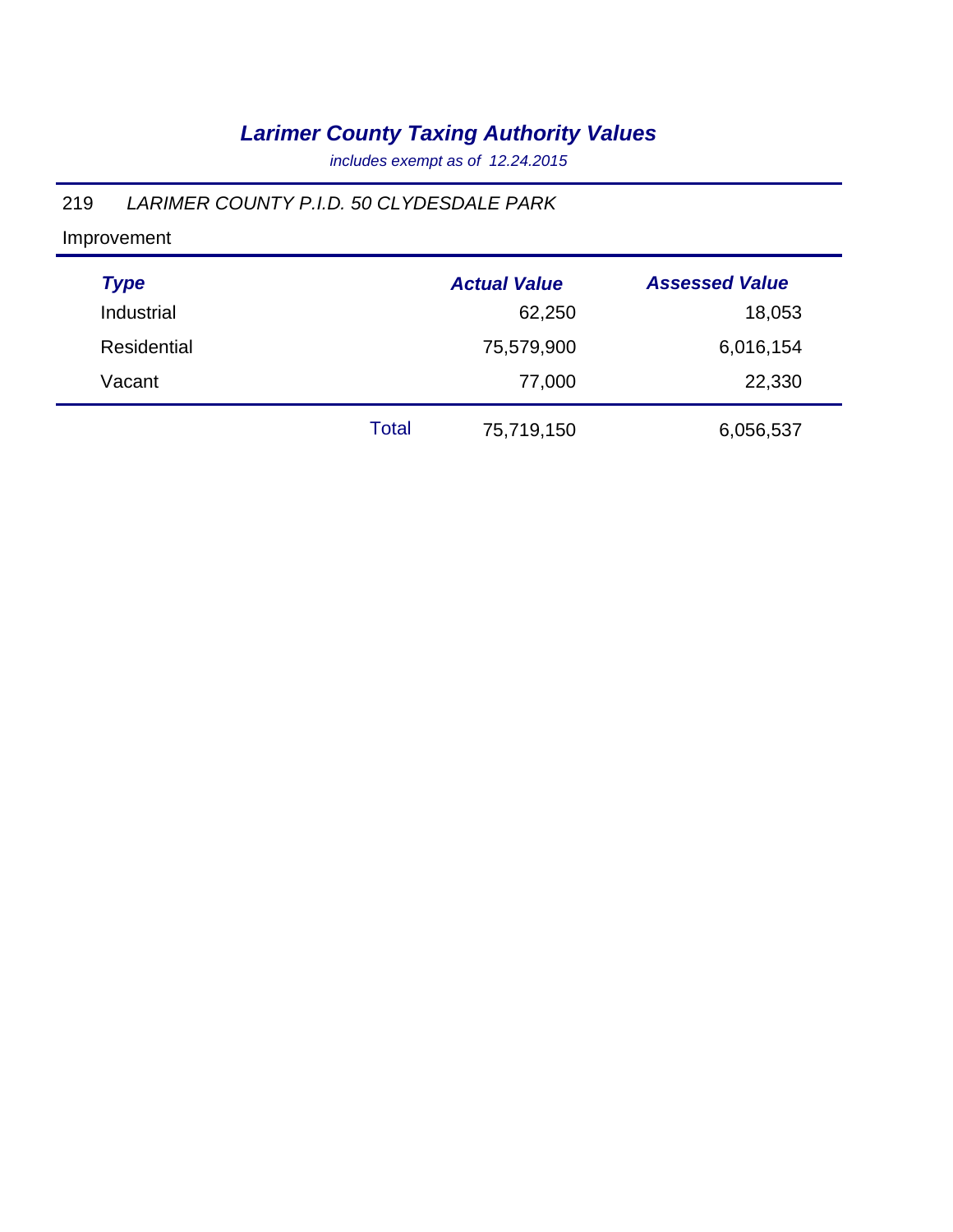# *Larimer County Taxing Authority Values*

*includes exempt as of 12.24.2015*

219 *LARIMER COUNTY P.I.D. 50 CLYDESDALE PARK*

Improvement

| *Type* | | *Actual Value* | *Assessed Value* |
|---|---|---|---|
| Industrial | | 62,250 | 18,053 |
| Residential | | 75,579,900 | 6,016,154 |
| Vacant | | 77,000 | 22,330 |
| | Total | 75,719,150 | 6,056,537 |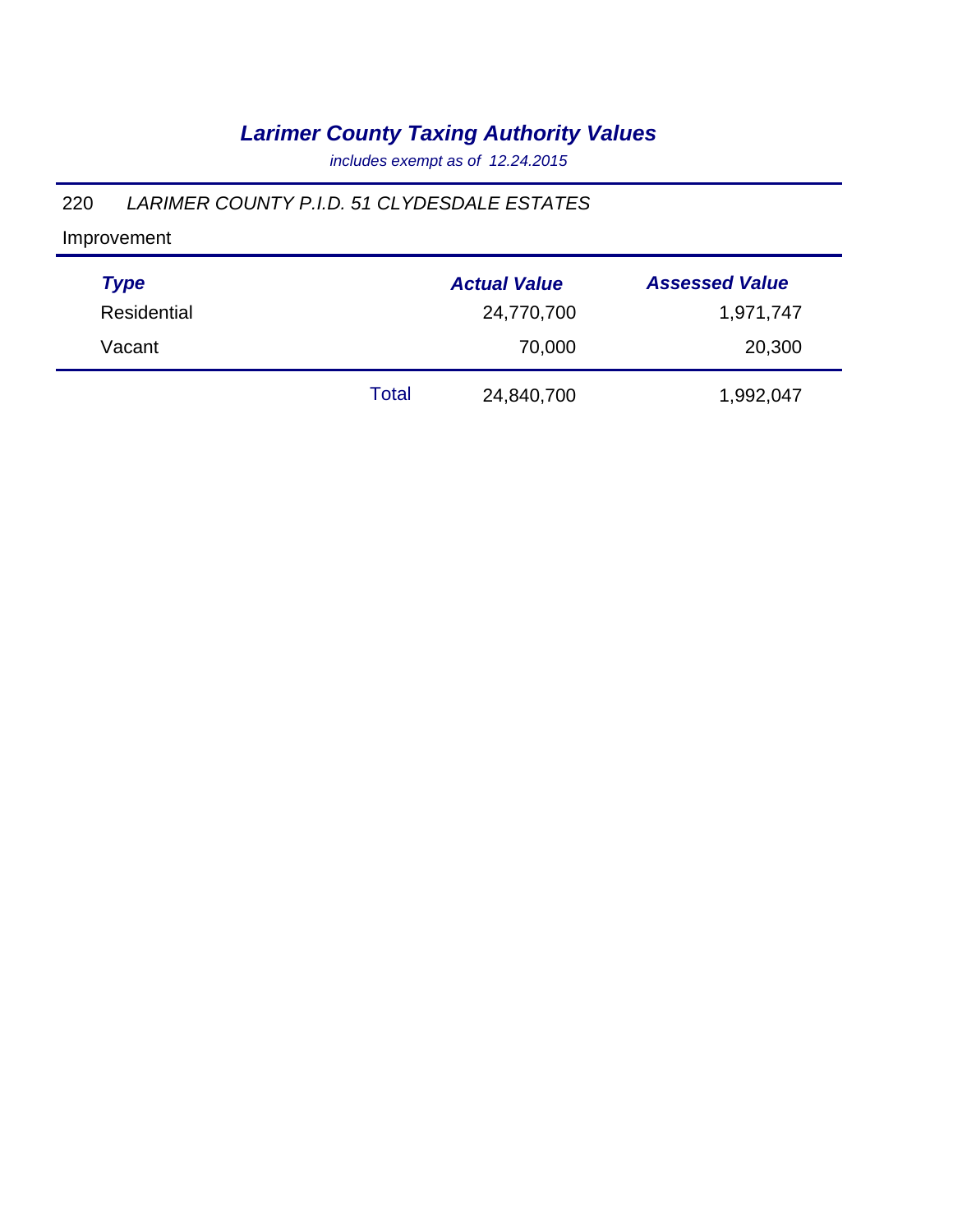# *Larimer County Taxing Authority Values*

*includes exempt as of 12.24.2015*

220 *LARIMER COUNTY P.I.D. 51 CLYDESDALE ESTATES*

Improvement

| *Type* | | *Actual Value* | *Assessed Value* |
|---|---|---|---|
| Residential | | 24,770,700 | 1,971,747 |
| Vacant | | 70,000 | 20,300 |
| | Total | 24,840,700 | 1,992,047 |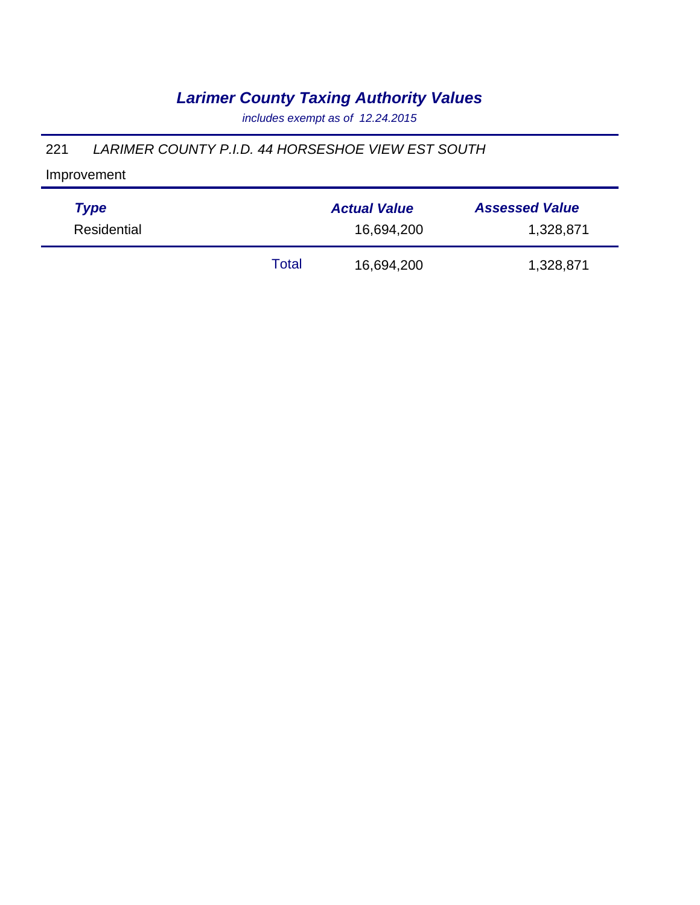# *Larimer County Taxing Authority Values*

*includes exempt as of 12.24.2015*

221 *LARIMER COUNTY P.I.D. 44 HORSESHOE VIEW EST SOUTH*

Improvement

| *Type* | | *Actual Value* | *Assessed Value* |
|---|---|---|---|
| Residential | | 16,694,200 | 1,328,871 |
| | Total | 16,694,200 | 1,328,871 |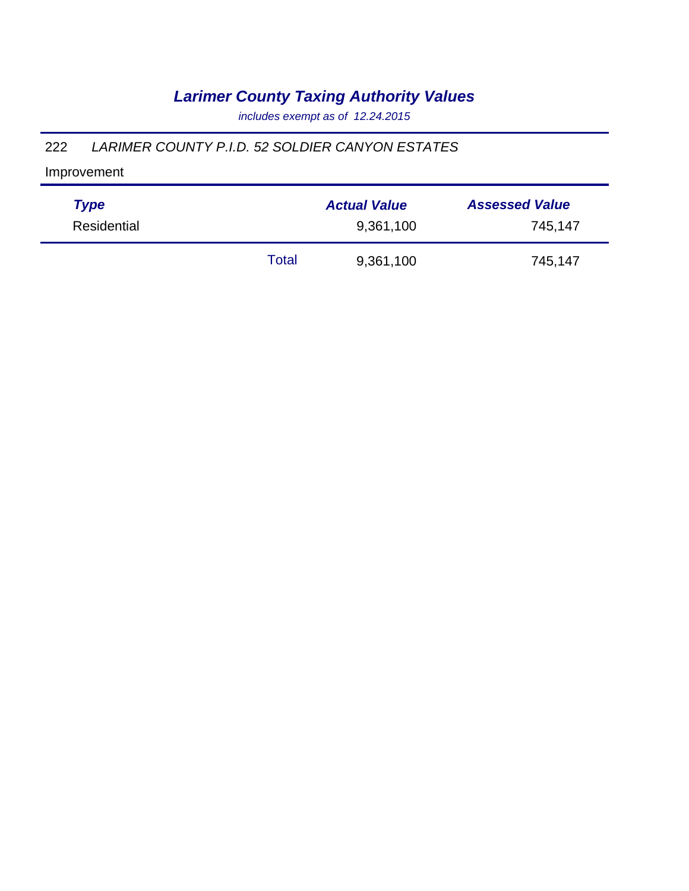# ***Larimer County Taxing Authority Values***

*includes exempt as of 12.24.2015*

222 *LARIMER COUNTY P.I.D. 52 SOLDIER CANYON ESTATES*

Improvement

| ***Type*** | | ***Actual Value*** | ***Assessed Value*** |
|---|---|---|---|
| Residential | | 9,361,100 | 745,147 |
| | Total | 9,361,100 | 745,147 |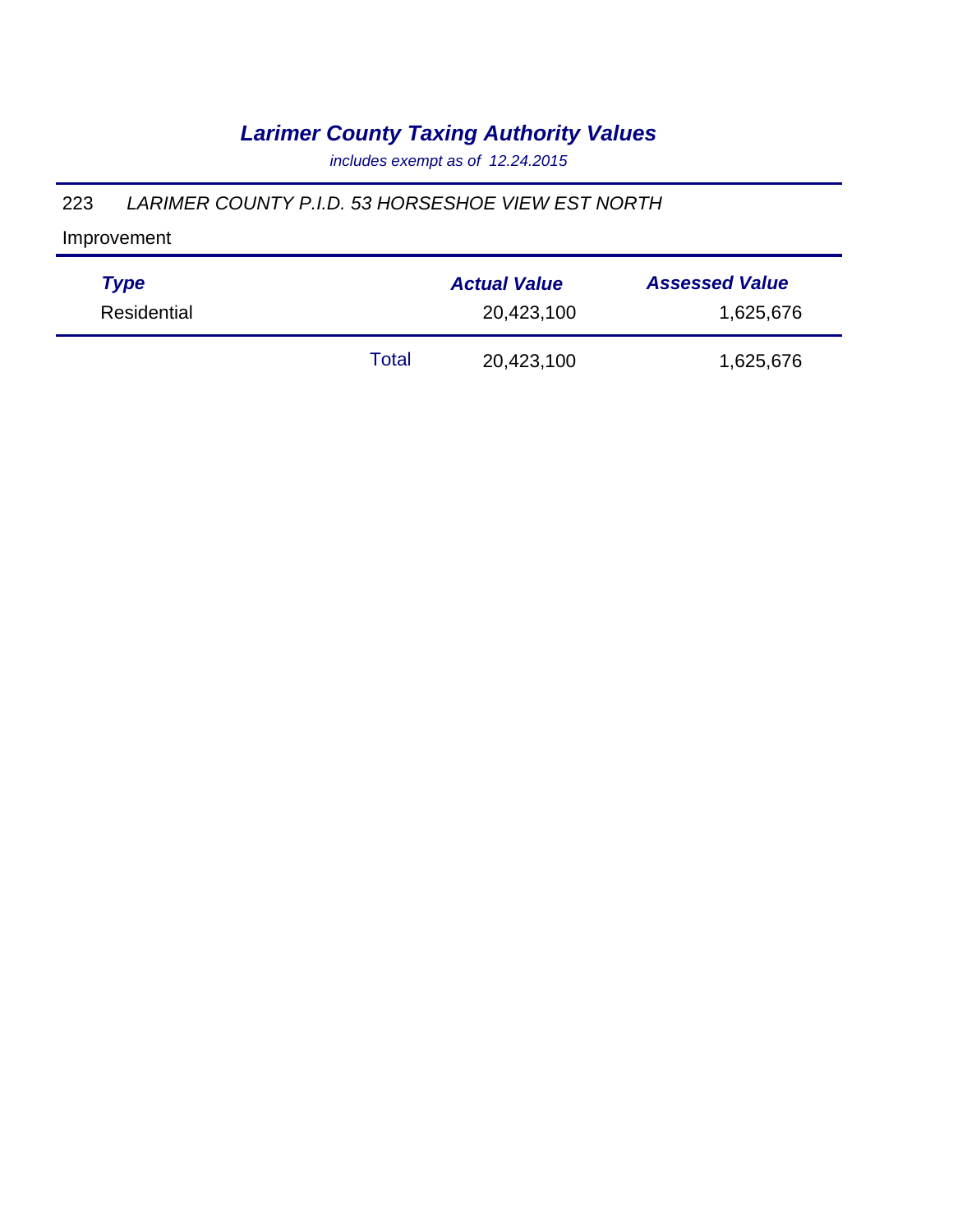# *Larimer County Taxing Authority Values*

*includes exempt as of 12.24.2015*

223 *LARIMER COUNTY P.I.D. 53 HORSESHOE VIEW EST NORTH*

Improvement

| Type | | Actual Value | Assessed Value |
|---|---|---|---|
| Residential | | 20,423,100 | 1,625,676 |
| | Total | 20,423,100 | 1,625,676 |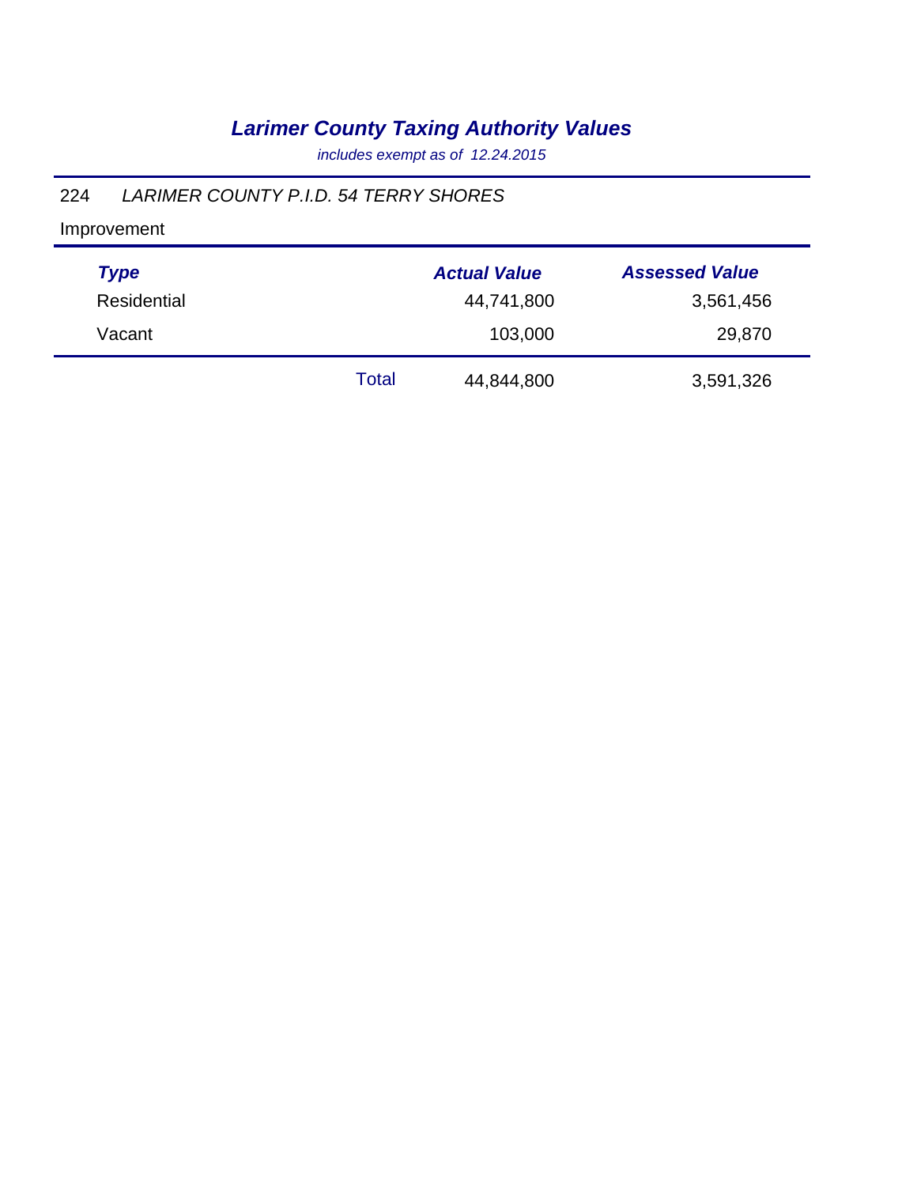# *Larimer County Taxing Authority Values*

*includes exempt as of 12.24.2015*

224 *LARIMER COUNTY P.I.D. 54 TERRY SHORES*

Improvement

| *Type* | | *Actual Value* | *Assessed Value* |
|---|---|---|---|
| Residential | | 44,741,800 | 3,561,456 |
| Vacant | | 103,000 | 29,870 |
| | Total | 44,844,800 | 3,591,326 |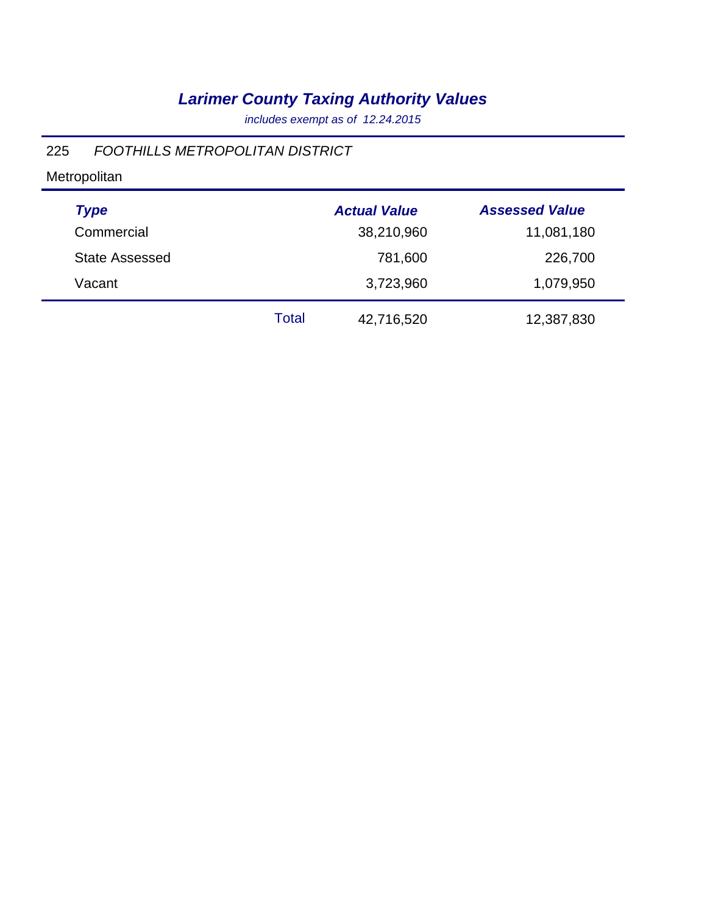# *Larimer County Taxing Authority Values*

*includes exempt as of 12.24.2015*

225 *FOOTHILLS METROPOLITAN DISTRICT*

Metropolitan

| *Type* | | *Actual Value* | *Assessed Value* |
|---|---|---|---|
| Commercial | | 38,210,960 | 11,081,180 |
| State Assessed | | 781,600 | 226,700 |
| Vacant | | 3,723,960 | 1,079,950 |
| | Total | 42,716,520 | 12,387,830 |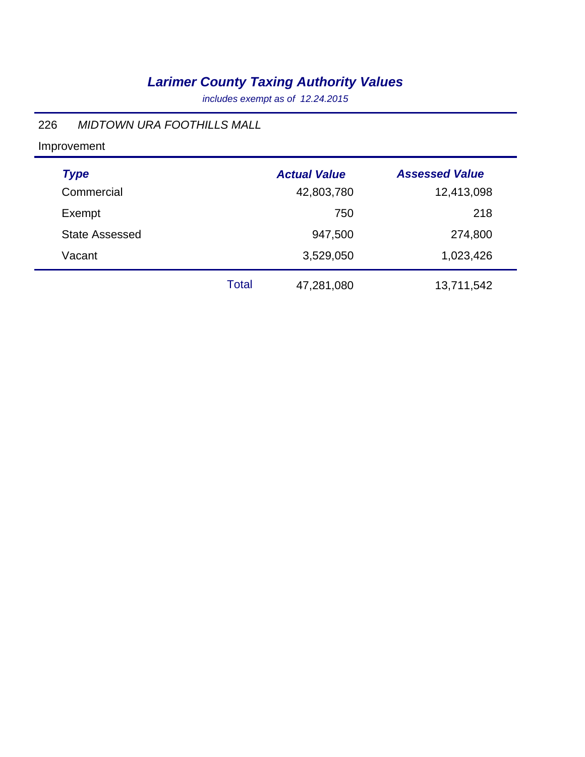# *Larimer County Taxing Authority Values*

*includes exempt as of 12.24.2015*

226 *MIDTOWN URA FOOTHILLS MALL*

Improvement

| *Type* | | *Actual Value* | *Assessed Value* |
|---|---|---|---|
| Commercial | | 42,803,780 | 12,413,098 |
| Exempt | | 750 | 218 |
| State Assessed | | 947,500 | 274,800 |
| Vacant | | 3,529,050 | 1,023,426 |
| | Total | 47,281,080 | 13,711,542 |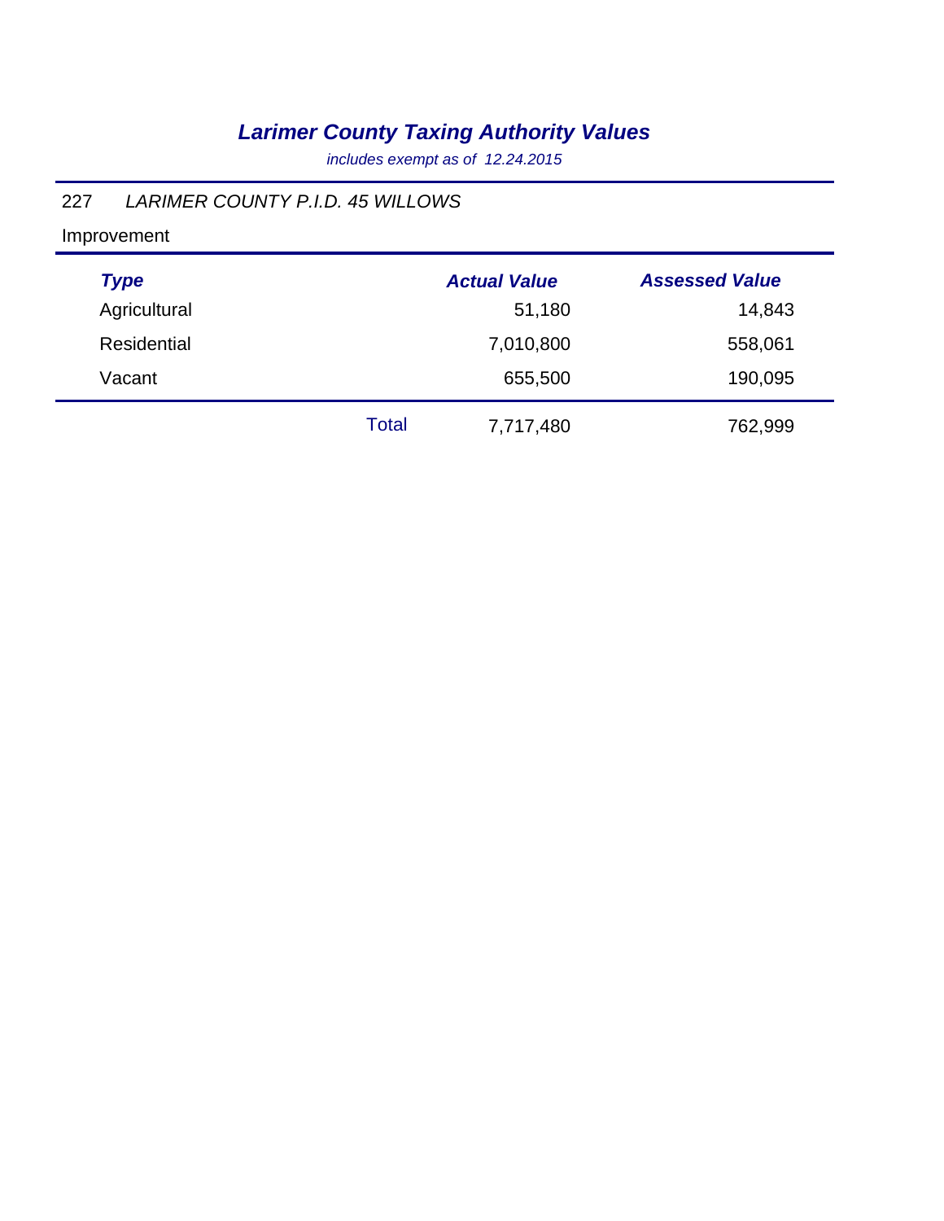# *Larimer County Taxing Authority Values*

*includes exempt as of 12.24.2015*

227 *LARIMER COUNTY P.I.D. 45 WILLOWS*

Improvement

| *Type* | | *Actual Value* | *Assessed Value* |
|---|---|---|---|
| Agricultural | | 51,180 | 14,843 |
| Residential | | 7,010,800 | 558,061 |
| Vacant | | 655,500 | 190,095 |
| | Total | 7,717,480 | 762,999 |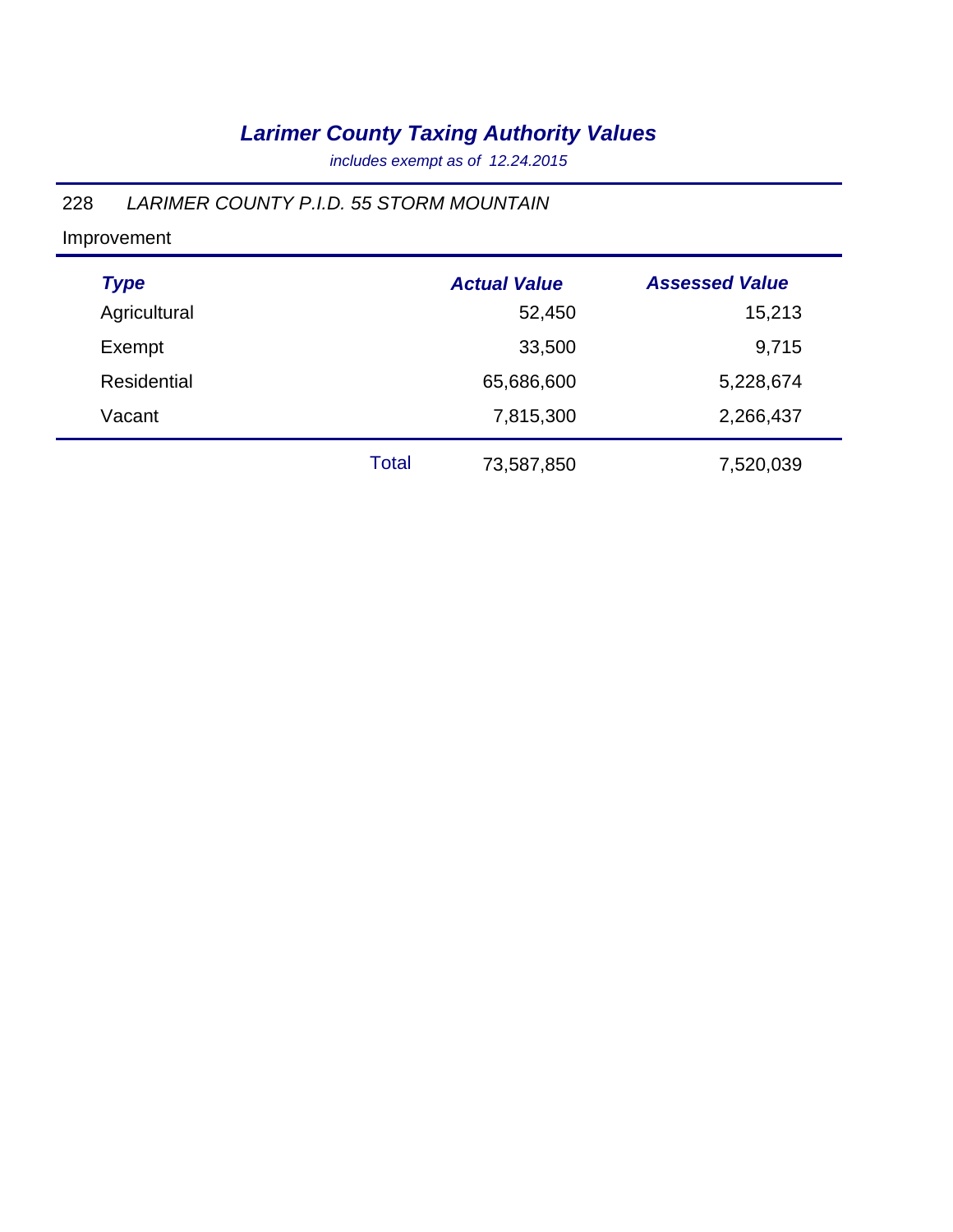# *Larimer County Taxing Authority Values*

*includes exempt as of 12.24.2015*

228 *LARIMER COUNTY P.I.D. 55 STORM MOUNTAIN*

Improvement

| *Type* | | *Actual Value* | *Assessed Value* |
|---|---|---|---|
| Agricultural | | 52,450 | 15,213 |
| Exempt | | 33,500 | 9,715 |
| Residential | | 65,686,600 | 5,228,674 |
| Vacant | | 7,815,300 | 2,266,437 |
| | Total | 73,587,850 | 7,520,039 |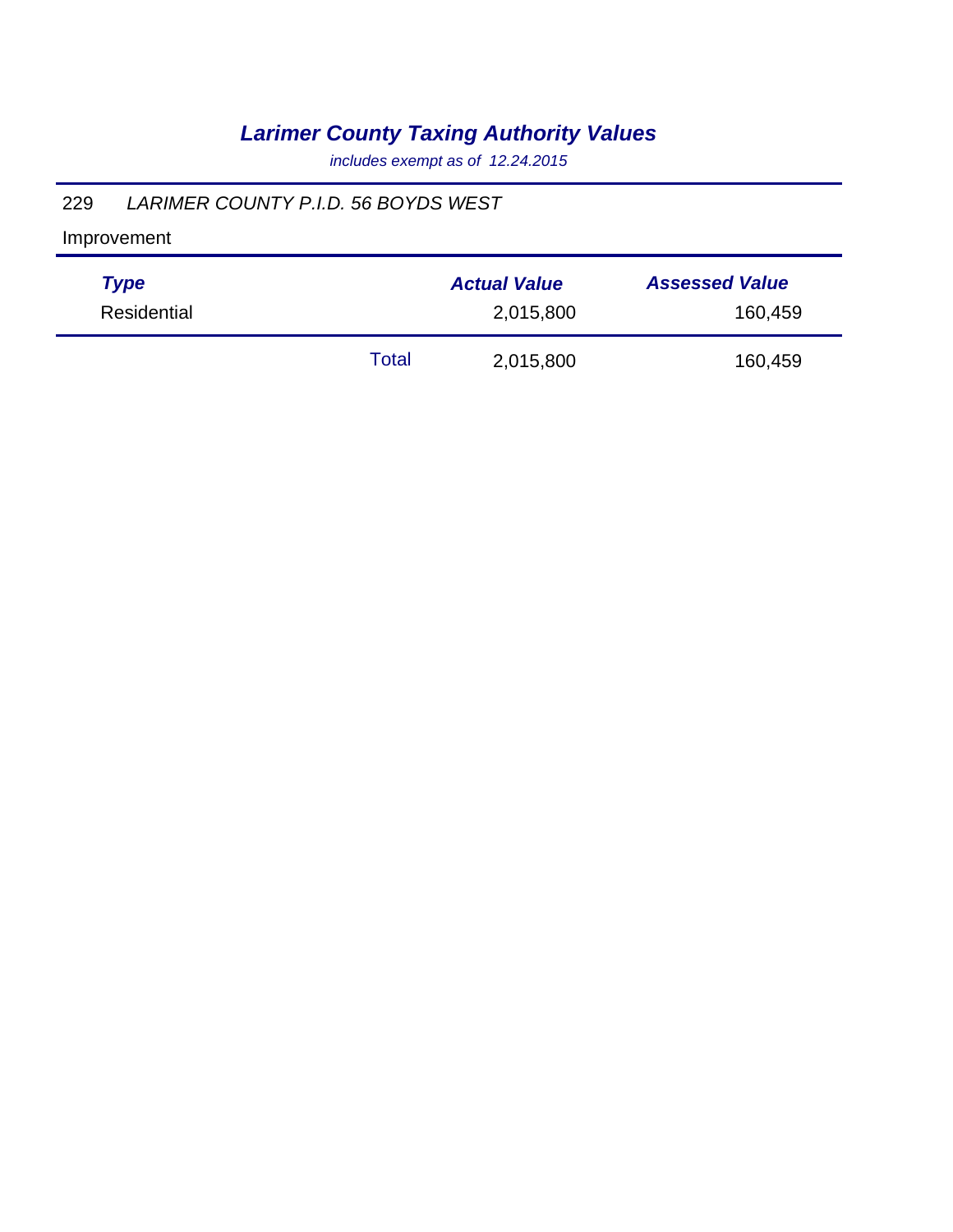# *Larimer County Taxing Authority Values*

*includes exempt as of 12.24.2015*

229 *LARIMER COUNTY P.I.D. 56 BOYDS WEST*

Improvement

| *Type* | | *Actual Value* | *Assessed Value* |
|---|---|---|---|
| Residential | | 2,015,800 | 160,459 |
| | Total | 2,015,800 | 160,459 |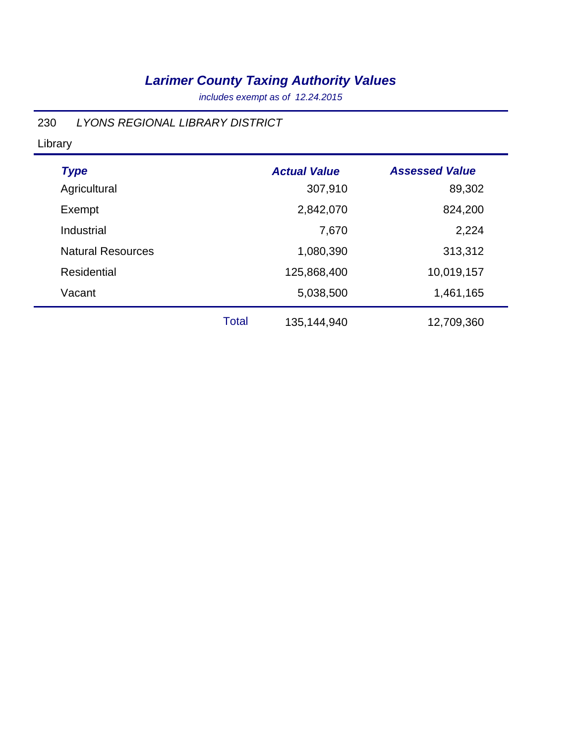# *Larimer County Taxing Authority Values*

*includes exempt as of 12.24.2015*

230 *LYONS REGIONAL LIBRARY DISTRICT*

Library

| Type | | Actual Value | Assessed Value |
|---|---|---|---|
| Agricultural | | 307,910 | 89,302 |
| Exempt | | 2,842,070 | 824,200 |
| Industrial | | 7,670 | 2,224 |
| Natural Resources | | 1,080,390 | 313,312 |
| Residential | | 125,868,400 | 10,019,157 |
| Vacant | | 5,038,500 | 1,461,165 |
| | Total | 135,144,940 | 12,709,360 |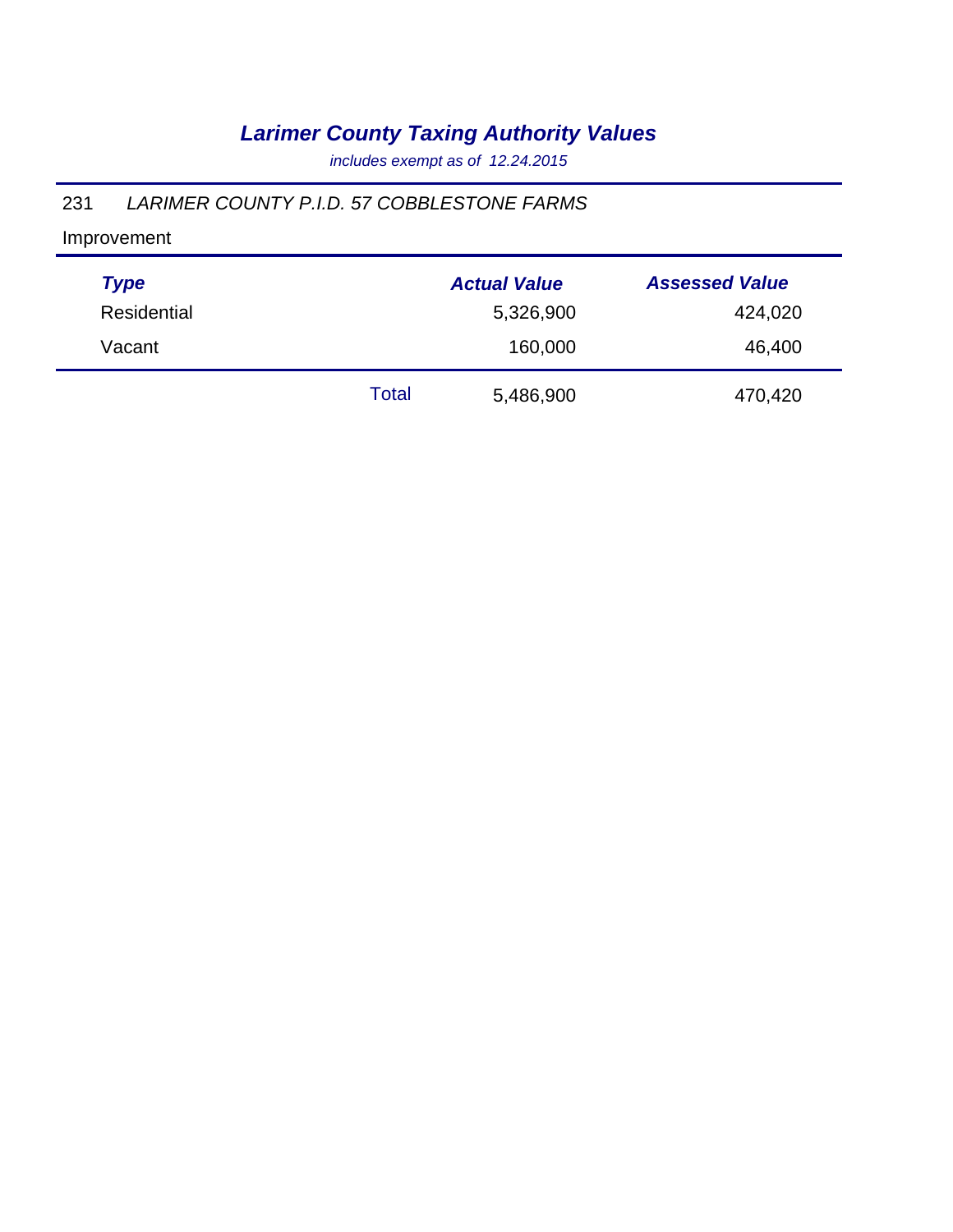# *Larimer County Taxing Authority Values*

*includes exempt as of 12.24.2015*

231 *LARIMER COUNTY P.I.D. 57 COBBLESTONE FARMS*

Improvement

| *Type* | | *Actual Value* | *Assessed Value* |
|---|---|---|---|
| Residential | | 5,326,900 | 424,020 |
| Vacant | | 160,000 | 46,400 |
| | Total | 5,486,900 | 470,420 |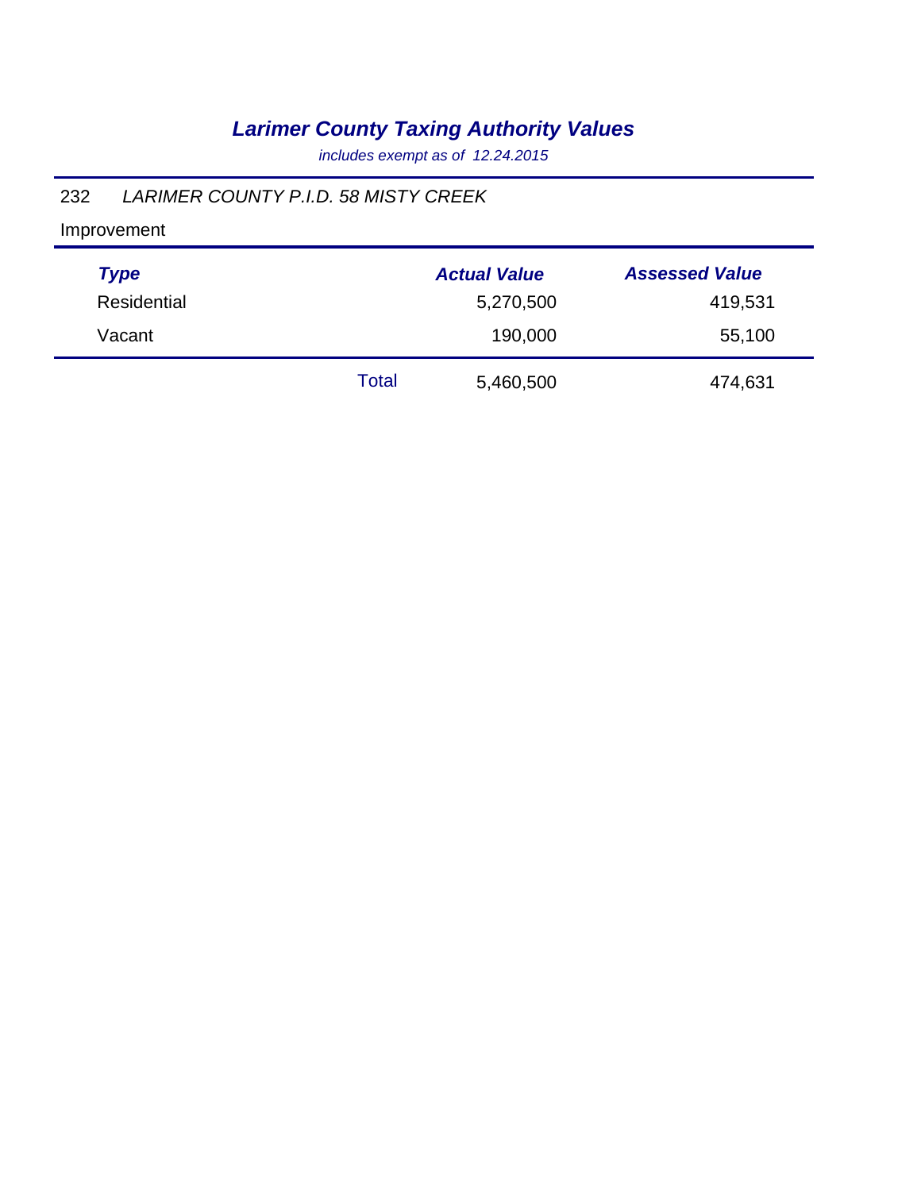# *Larimer County Taxing Authority Values*

*includes exempt as of 12.24.2015*

232 *LARIMER COUNTY P.I.D. 58 MISTY CREEK*

Improvement

| *Type* | | *Actual Value* | *Assessed Value* |
|---|---|---|---|
| Residential | | 5,270,500 | 419,531 |
| Vacant | | 190,000 | 55,100 |
| | Total | 5,460,500 | 474,631 |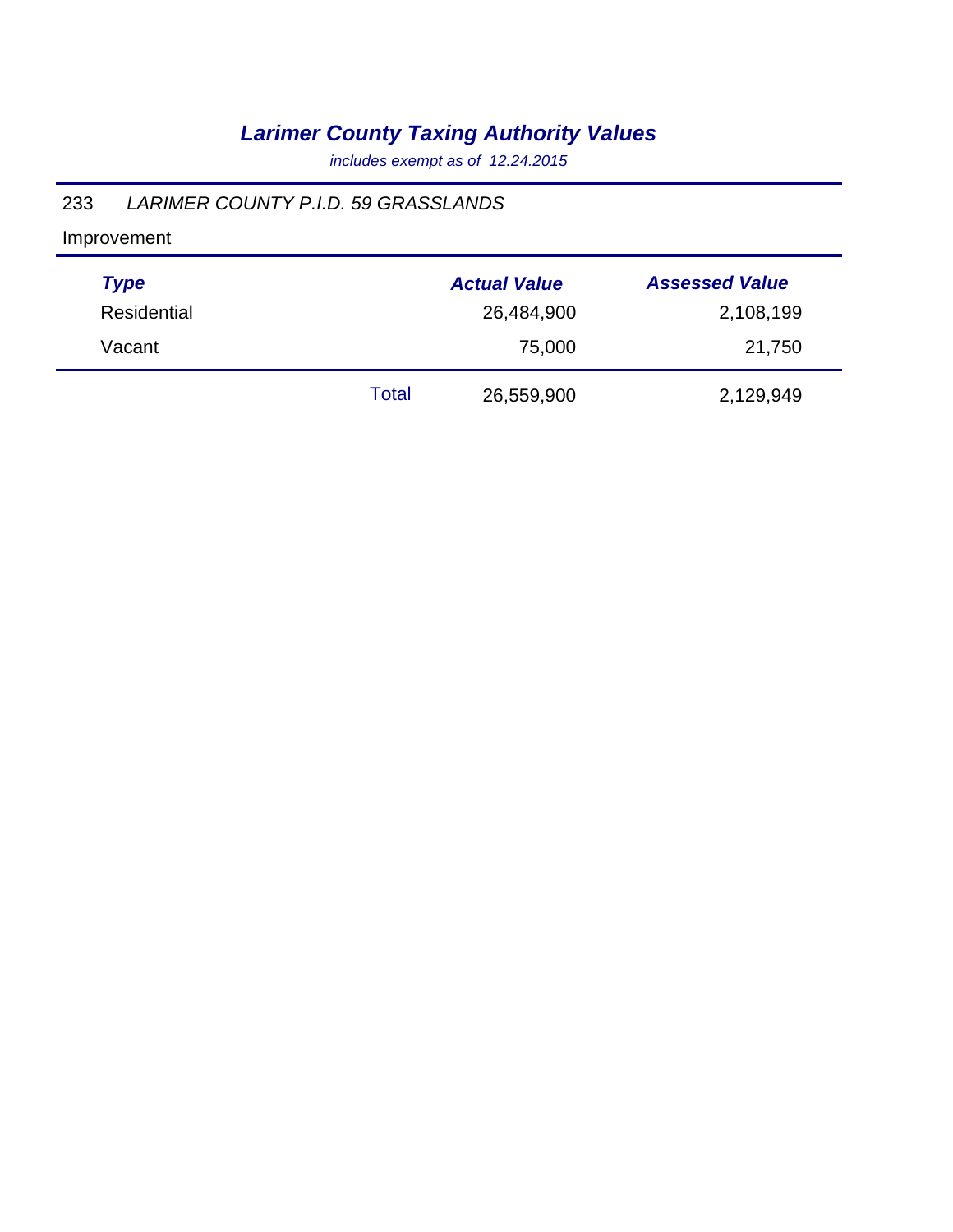# *Larimer County Taxing Authority Values*

*includes exempt as of 12.24.2015*

233 *LARIMER COUNTY P.I.D. 59 GRASSLANDS*

Improvement

| *Type* | | *Actual Value* | *Assessed Value* |
|---|---|---|---|
| Residential | | 26,484,900 | 2,108,199 |
| Vacant | | 75,000 | 21,750 |
| | Total | 26,559,900 | 2,129,949 |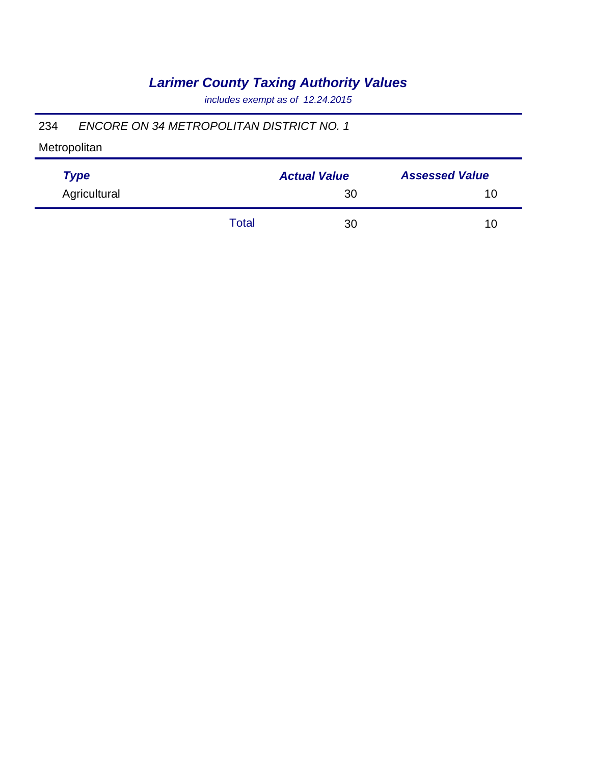# *Larimer County Taxing Authority Values*

*includes exempt as of 12.24.2015*

234 *ENCORE ON 34 METROPOLITAN DISTRICT NO. 1*

Metropolitan

| *Type* | | *Actual Value* | *Assessed Value* |
|---|---|---|---|
| Agricultural | | 30 | 10 |
| | Total | 30 | 10 |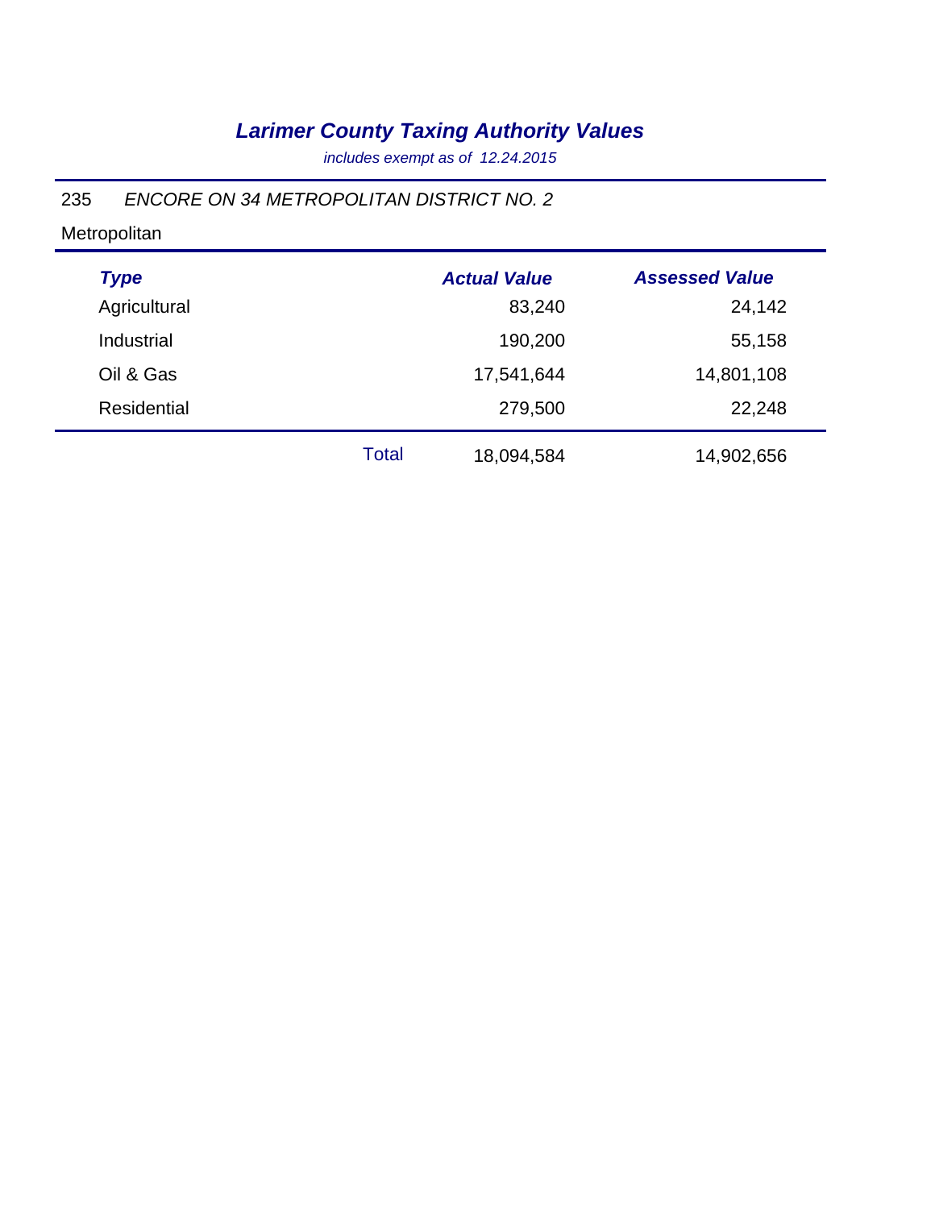# *Larimer County Taxing Authority Values*

*includes exempt as of 12.24.2015*

235 *ENCORE ON 34 METROPOLITAN DISTRICT NO. 2*

Metropolitan

| *Type* | | *Actual Value* | *Assessed Value* |
|---|---|---|---|
| Agricultural | | 83,240 | 24,142 |
| Industrial | | 190,200 | 55,158 |
| Oil & Gas | | 17,541,644 | 14,801,108 |
| Residential | | 279,500 | 22,248 |
| | Total | 18,094,584 | 14,902,656 |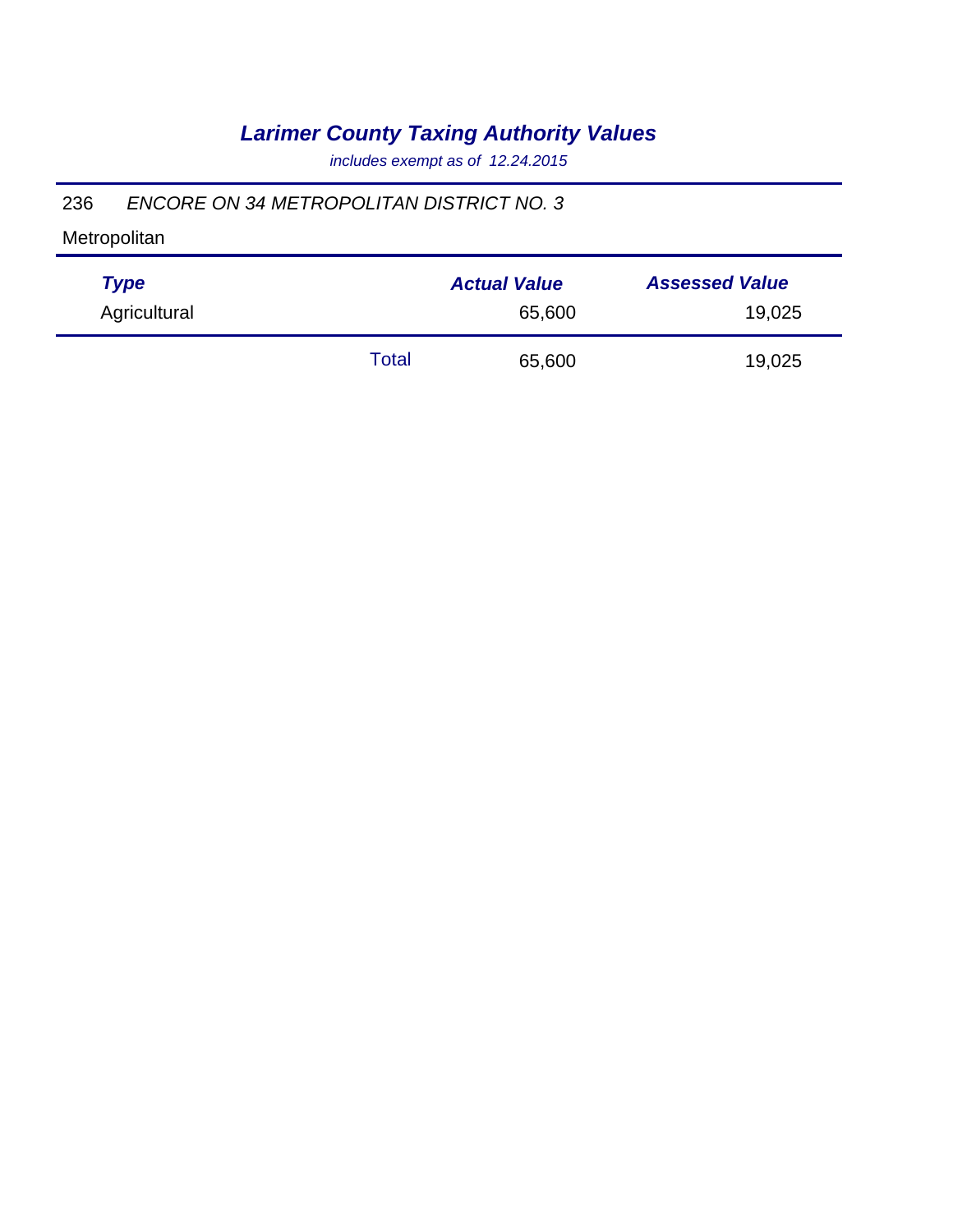# *Larimer County Taxing Authority Values*

*includes exempt as of 12.24.2015*

236 *ENCORE ON 34 METROPOLITAN DISTRICT NO. 3*

Metropolitan

| *Type* | | *Actual Value* | *Assessed Value* |
|---|---|---|---|
| Agricultural | | 65,600 | 19,025 |
| | Total | 65,600 | 19,025 |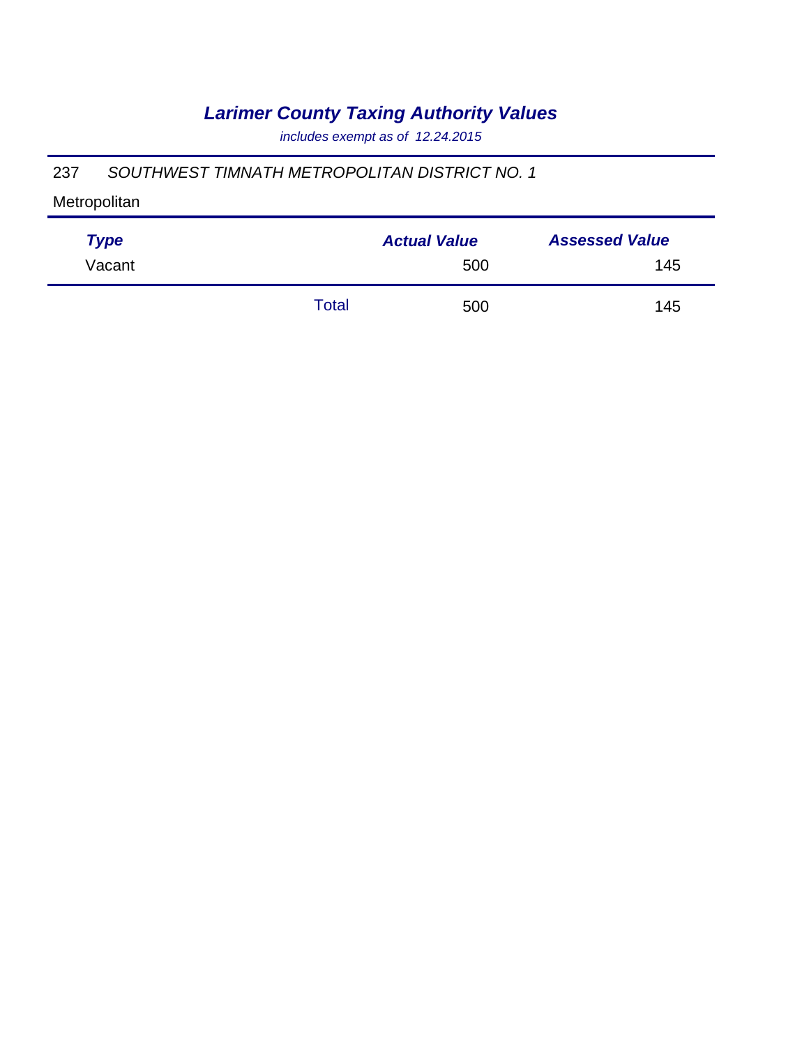# *Larimer County Taxing Authority Values*

*includes exempt as of 12.24.2015*

237 *SOUTHWEST TIMNATH METROPOLITAN DISTRICT NO. 1*

Metropolitan

| Type | | Actual Value | Assessed Value |
|---|---|---|---|
| Vacant | | 500 | 145 |
| | Total | 500 | 145 |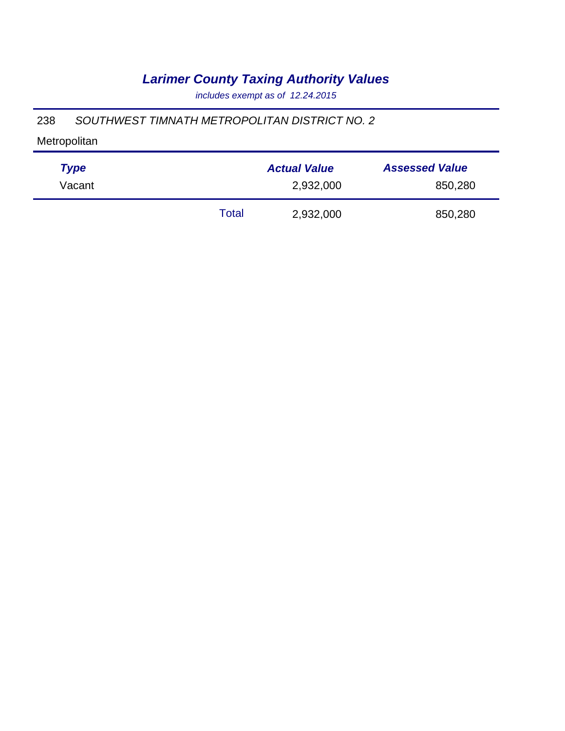# *Larimer County Taxing Authority Values*

*includes exempt as of 12.24.2015*

238 *SOUTHWEST TIMNATH METROPOLITAN DISTRICT NO. 2*

Metropolitan

| *Type* | | *Actual Value* | *Assessed Value* |
|---|---|---|---|
| Vacant | | 2,932,000 | 850,280 |
| | Total | 2,932,000 | 850,280 |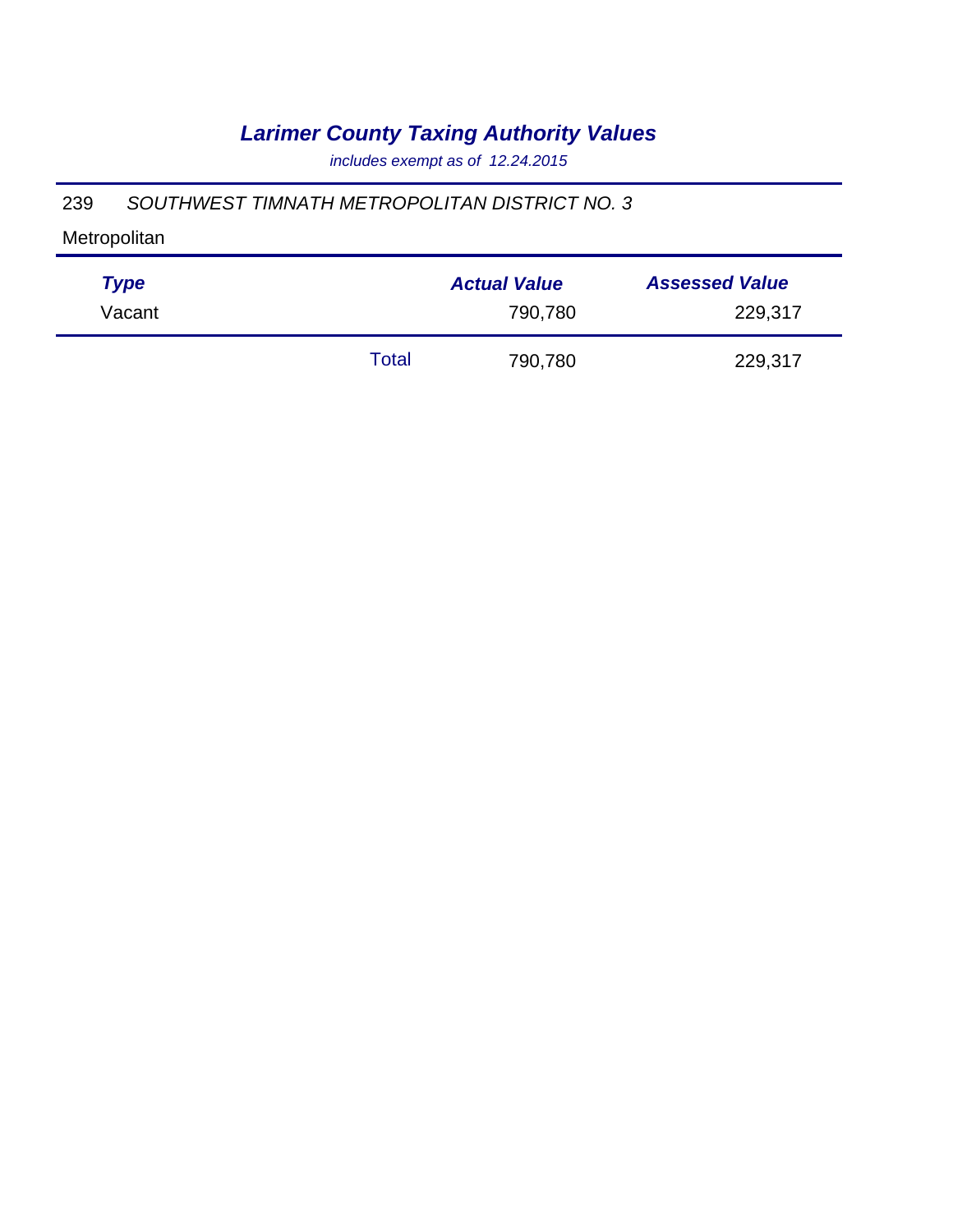# *Larimer County Taxing Authority Values*

*includes exempt as of 12.24.2015*

239 *SOUTHWEST TIMNATH METROPOLITAN DISTRICT NO. 3*

Metropolitan

| *Type* | | *Actual Value* | *Assessed Value* |
|---|---|---|---|
| Vacant | | 790,780 | 229,317 |
| | Total | 790,780 | 229,317 |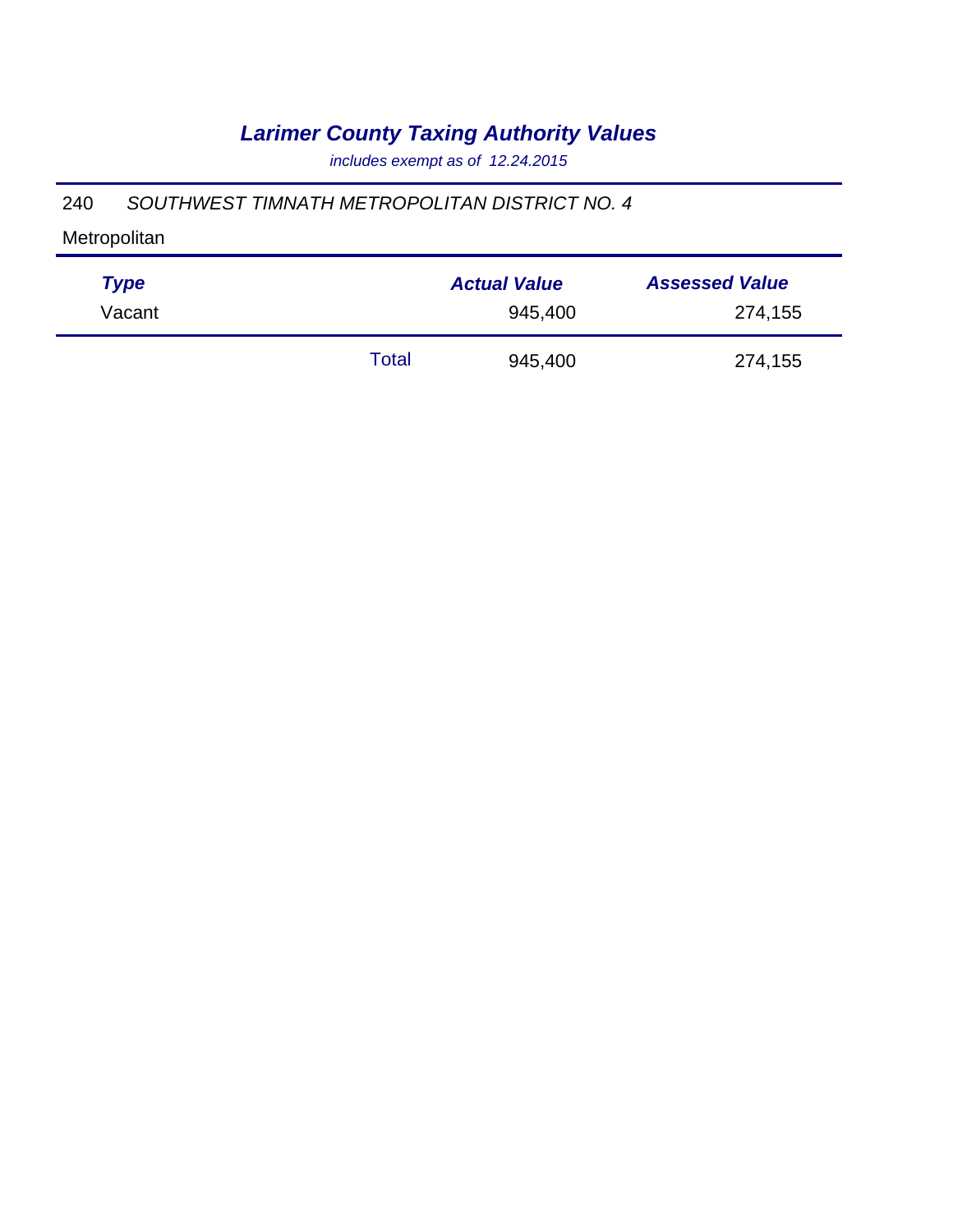# *Larimer County Taxing Authority Values*

*includes exempt as of 12.24.2015*

240 *SOUTHWEST TIMNATH METROPOLITAN DISTRICT NO. 4*

Metropolitan

| ***Type*** | | ***Actual Value*** | ***Assessed Value*** |
|---|---|---|---|
| Vacant | | 945,400 | 274,155 |
| | Total | 945,400 | 274,155 |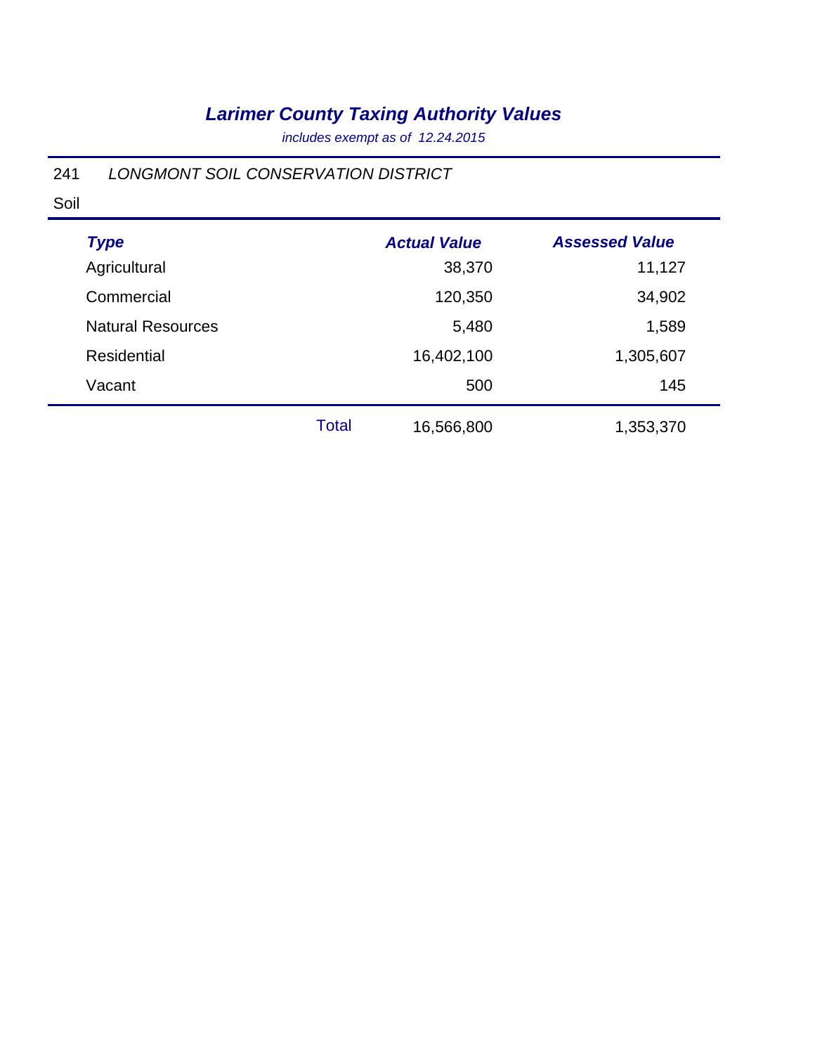# *Larimer County Taxing Authority Values*

*includes exempt as of 12.24.2015*

241 *LONGMONT SOIL CONSERVATION DISTRICT*

Soil

| *Type* | | *Actual Value* | *Assessed Value* |
|---|---|---|---|
| Agricultural | | 38,370 | 11,127 |
| Commercial | | 120,350 | 34,902 |
| Natural Resources | | 5,480 | 1,589 |
| Residential | | 16,402,100 | 1,305,607 |
| Vacant | | 500 | 145 |
| | Total | 16,566,800 | 1,353,370 |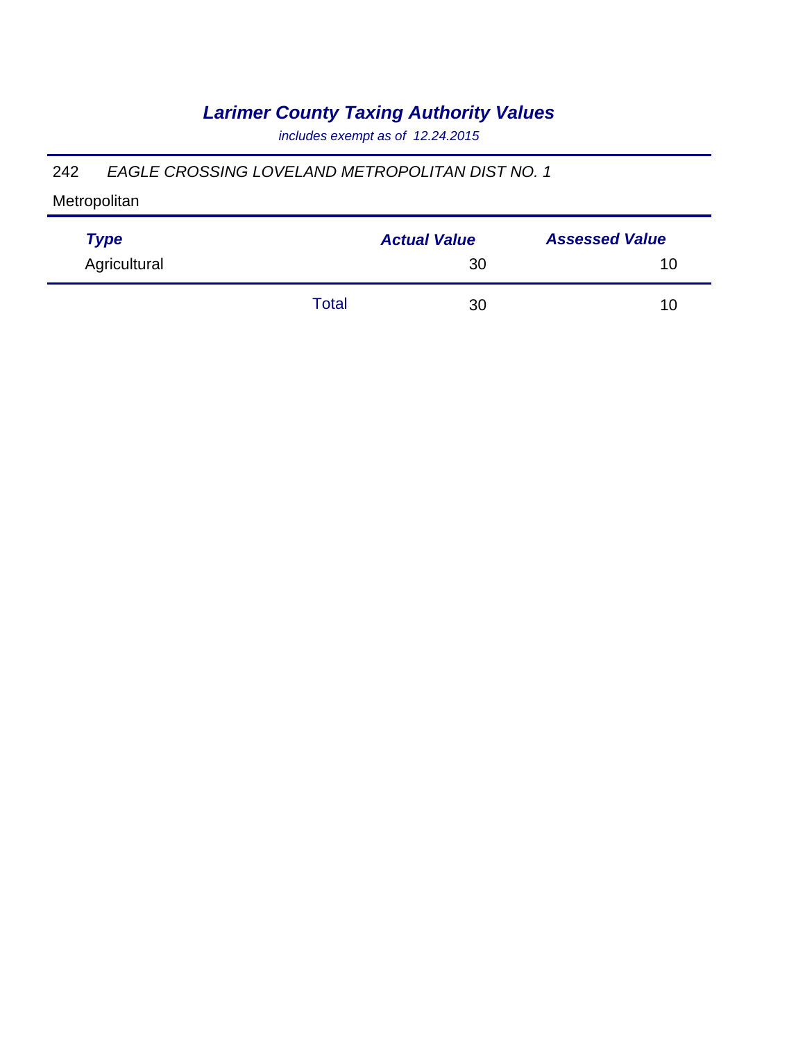# *Larimer County Taxing Authority Values*

*includes exempt as of 12.24.2015*

242 *EAGLE CROSSING LOVELAND METROPOLITAN DIST NO. 1*

Metropolitan

| *Type* | | *Actual Value* | *Assessed Value* |
|---|---|---|---|
| Agricultural | | 30 | 10 |
| | Total | 30 | 10 |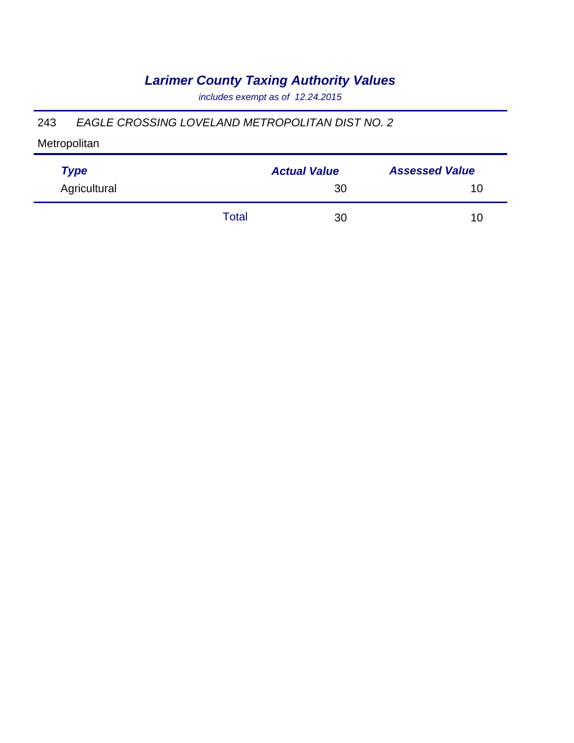# *Larimer County Taxing Authority Values*

*includes exempt as of 12.24.2015*

243 *EAGLE CROSSING LOVELAND METROPOLITAN DIST NO. 2*

Metropolitan

| *Type* | | *Actual Value* | *Assessed Value* |
|---|---|---|---|
| Agricultural | | 30 | 10 |
| | Total | 30 | 10 |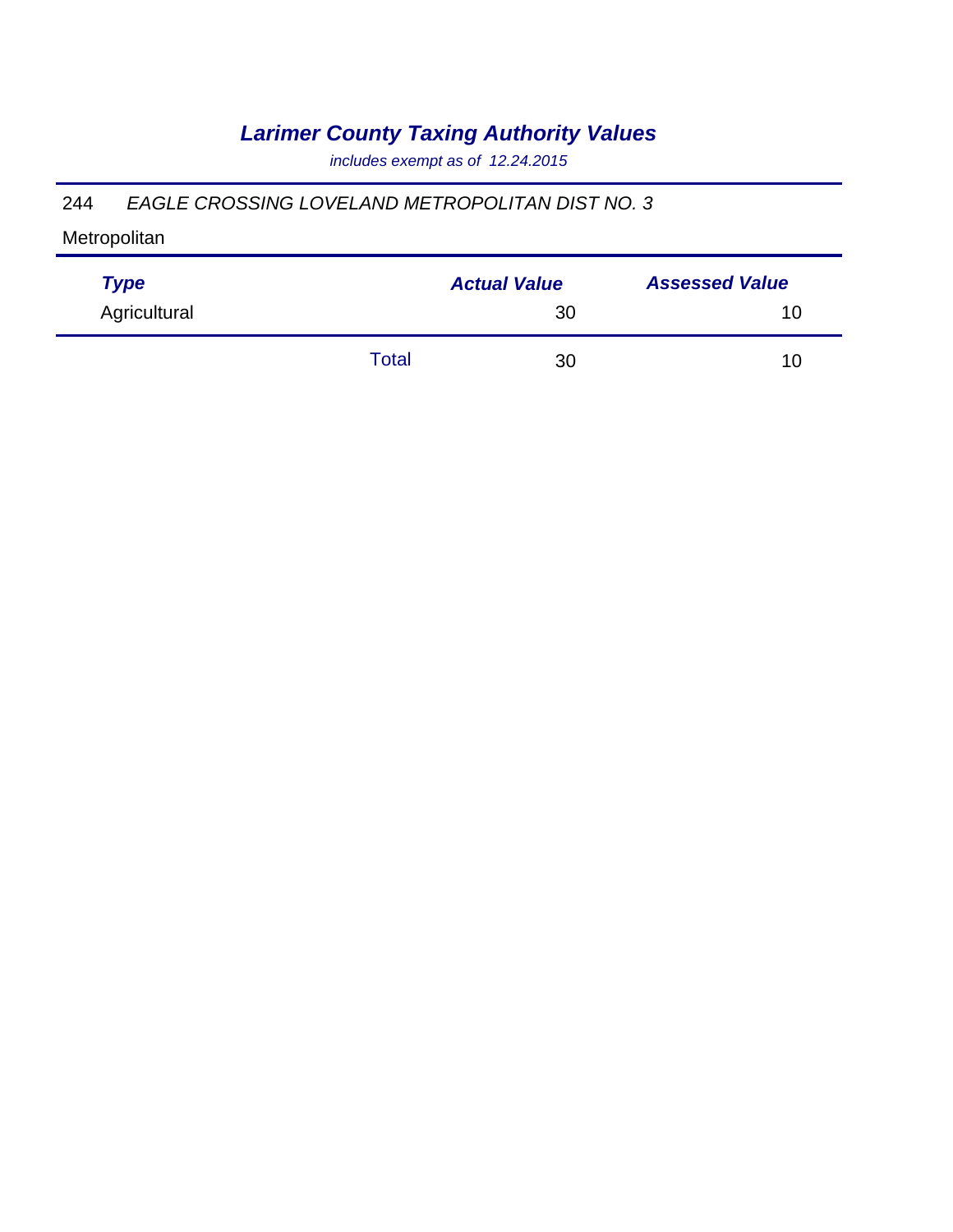# *Larimer County Taxing Authority Values*

*includes exempt as of 12.24.2015*

244 *EAGLE CROSSING LOVELAND METROPOLITAN DIST NO. 3*

Metropolitan

| *Type* | | *Actual Value* | *Assessed Value* |
|---|---|---|---|
| Agricultural | | 30 | 10 |
| | Total | 30 | 10 |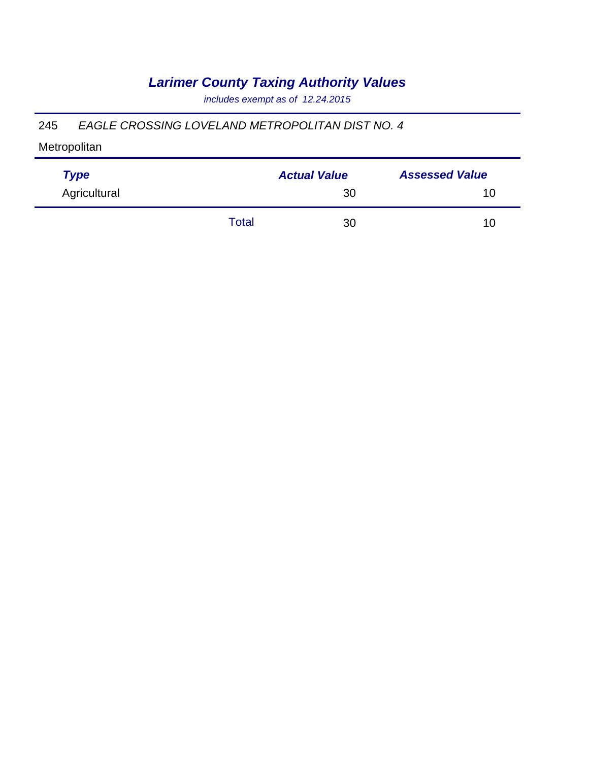# *Larimer County Taxing Authority Values*

*includes exempt as of 12.24.2015*

245 *EAGLE CROSSING LOVELAND METROPOLITAN DIST NO. 4*

Metropolitan

| *Type* | | *Actual Value* | *Assessed Value* |
|---|---|---|---|
| Agricultural | | 30 | 10 |
| | Total | 30 | 10 |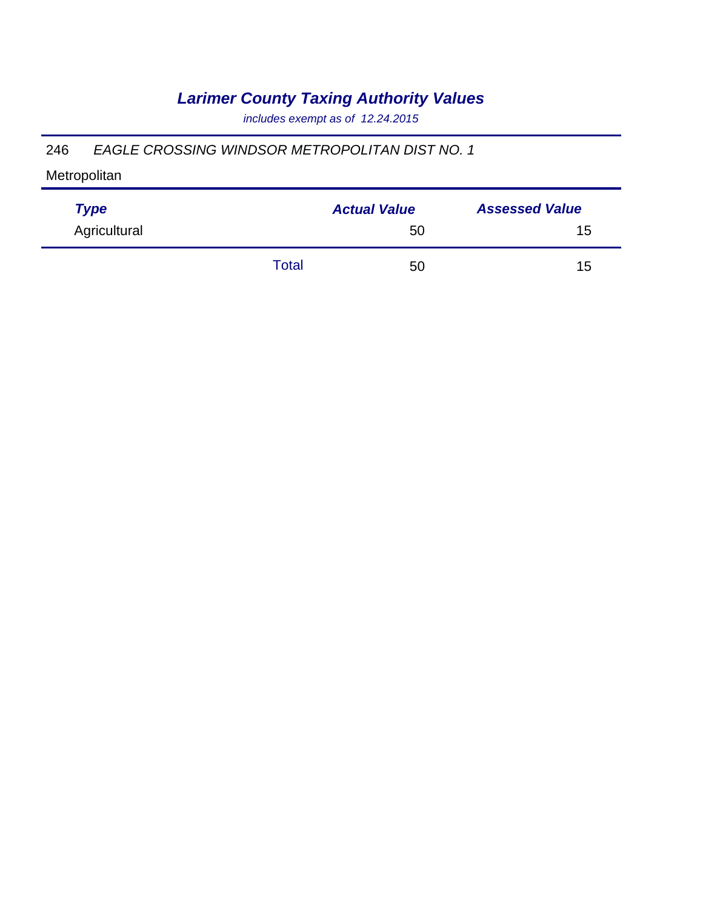# *Larimer County Taxing Authority Values*

*includes exempt as of 12.24.2015*

246 *EAGLE CROSSING WINDSOR METROPOLITAN DIST NO. 1*

Metropolitan

| *Type* | | *Actual Value* | *Assessed Value* |
|---|---|---|---|
| Agricultural | | 50 | 15 |
| | Total | 50 | 15 |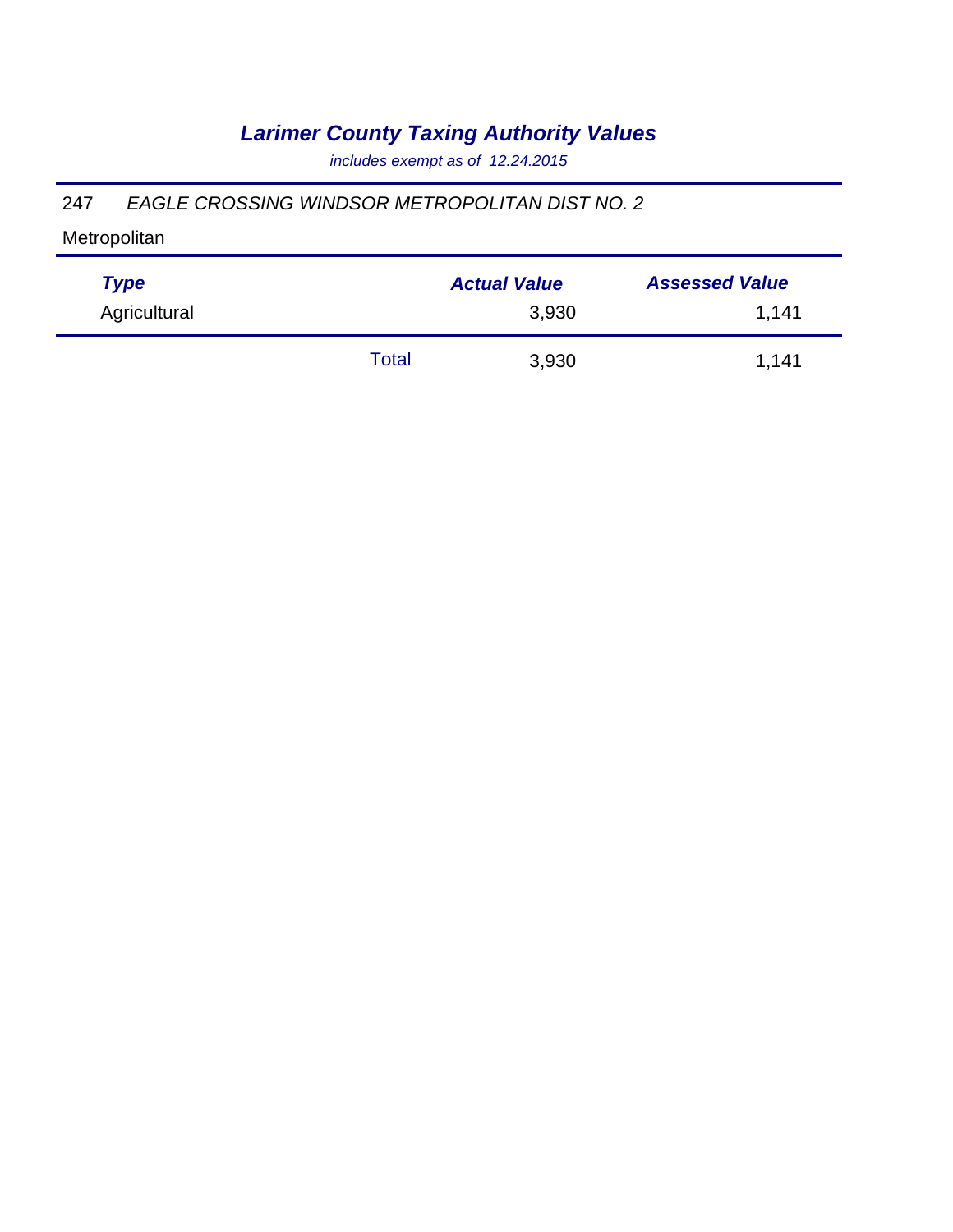# *Larimer County Taxing Authority Values*

*includes exempt as of 12.24.2015*

247 *EAGLE CROSSING WINDSOR METROPOLITAN DIST NO. 2*

Metropolitan

| *Type* | | *Actual Value* | *Assessed Value* |
|---|---|---|---|
| Agricultural | | 3,930 | 1,141 |
| | Total | 3,930 | 1,141 |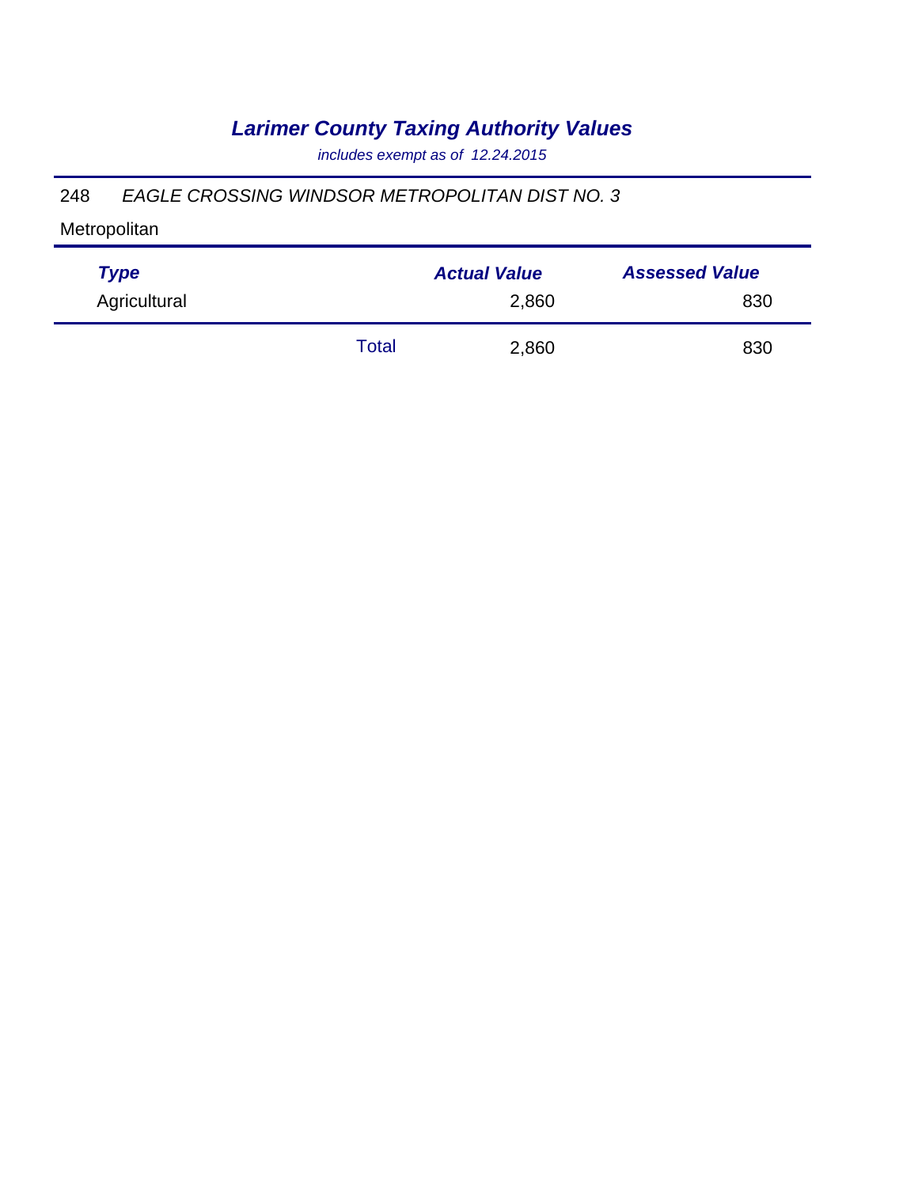# *Larimer County Taxing Authority Values*

*includes exempt as of 12.24.2015*

248 *EAGLE CROSSING WINDSOR METROPOLITAN DIST NO. 3*

Metropolitan

| *Type* | | *Actual Value* | *Assessed Value* |
|---|---|---|---|
| Agricultural | | 2,860 | 830 |
| | Total | 2,860 | 830 |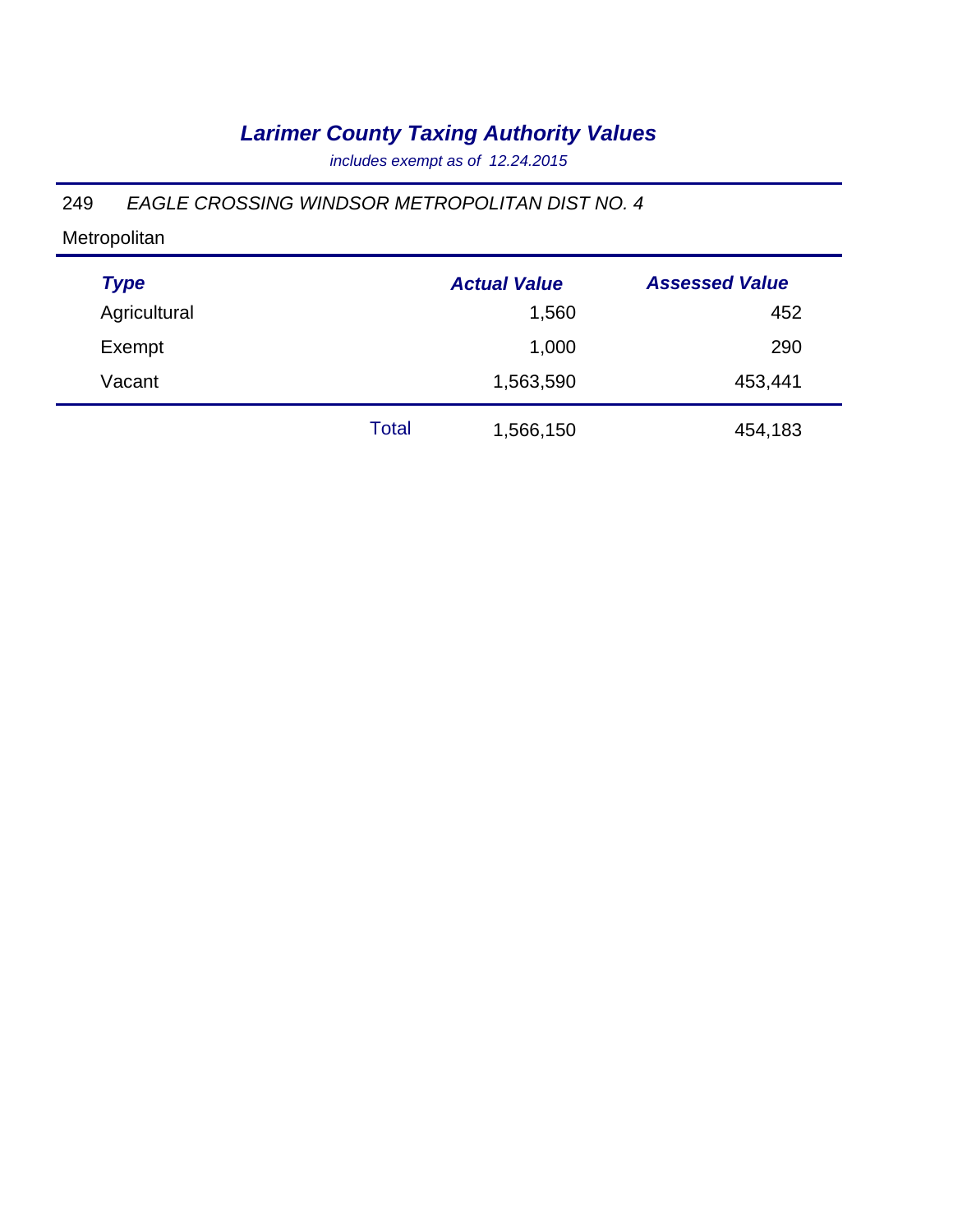# *Larimer County Taxing Authority Values*

*includes exempt as of 12.24.2015*

249 *EAGLE CROSSING WINDSOR METROPOLITAN DIST NO. 4*

Metropolitan

| *Type* | | *Actual Value* | *Assessed Value* |
|---|---|---|---|
| Agricultural | | 1,560 | 452 |
| Exempt | | 1,000 | 290 |
| Vacant | | 1,563,590 | 453,441 |
| | Total | 1,566,150 | 454,183 |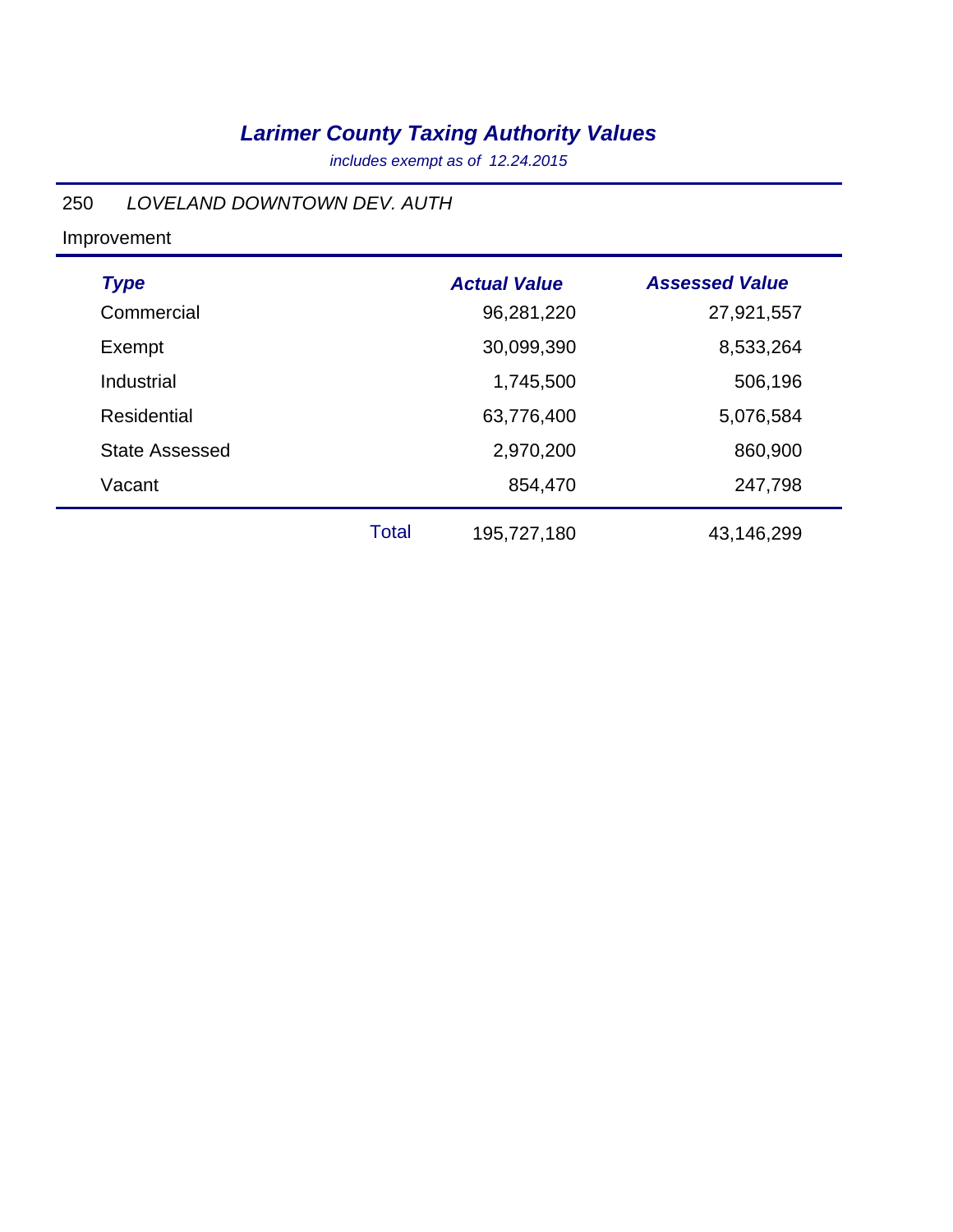# *Larimer County Taxing Authority Values*

*includes exempt as of 12.24.2015*

250 *LOVELAND DOWNTOWN DEV. AUTH*

Improvement

| *Type* | | *Actual Value* | *Assessed Value* |
|---|---|---|---|
| Commercial | | 96,281,220 | 27,921,557 |
| Exempt | | 30,099,390 | 8,533,264 |
| Industrial | | 1,745,500 | 506,196 |
| Residential | | 63,776,400 | 5,076,584 |
| State Assessed | | 2,970,200 | 860,900 |
| Vacant | | 854,470 | 247,798 |
| | Total | 195,727,180 | 43,146,299 |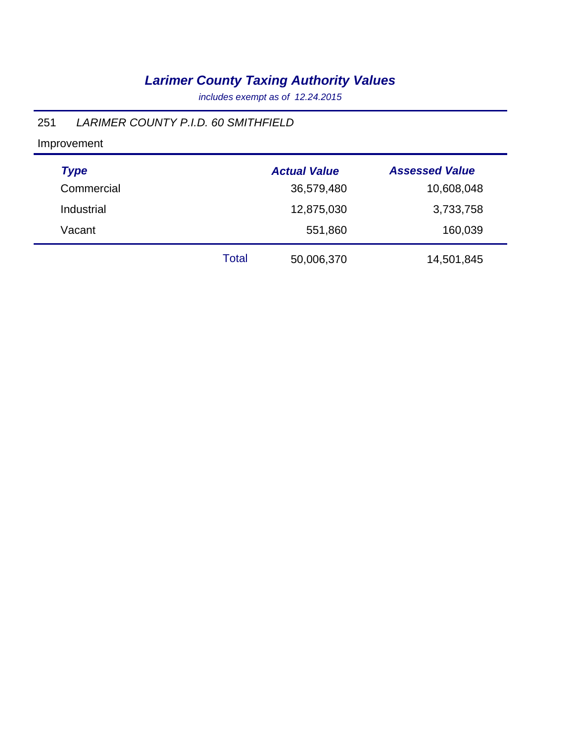# *Larimer County Taxing Authority Values*

*includes exempt as of 12.24.2015*

251 *LARIMER COUNTY P.I.D. 60 SMITHFIELD*

Improvement

| *Type* | | *Actual Value* | *Assessed Value* |
|---|---|---|---|
| Commercial | | 36,579,480 | 10,608,048 |
| Industrial | | 12,875,030 | 3,733,758 |
| Vacant | | 551,860 | 160,039 |
| | Total | 50,006,370 | 14,501,845 |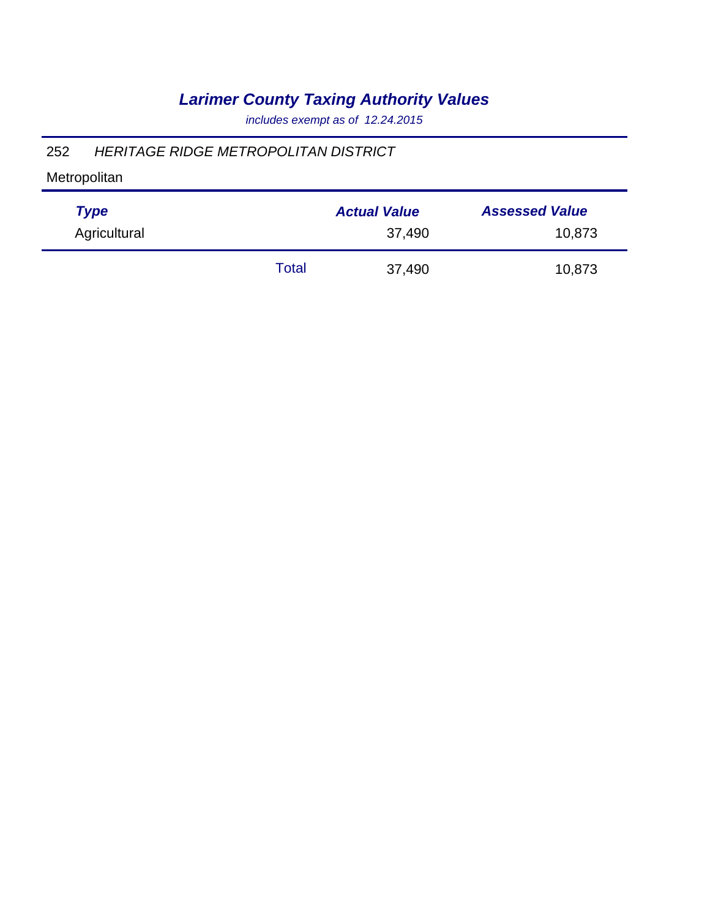# *Larimer County Taxing Authority Values*

*includes exempt as of 12.24.2015*

252 *HERITAGE RIDGE METROPOLITAN DISTRICT*

Metropolitan

| ***Type*** | | ***Actual Value*** | ***Assessed Value*** |
|---|---|---|---|
| Agricultural | | 37,490 | 10,873 |
| | Total | 37,490 | 10,873 |